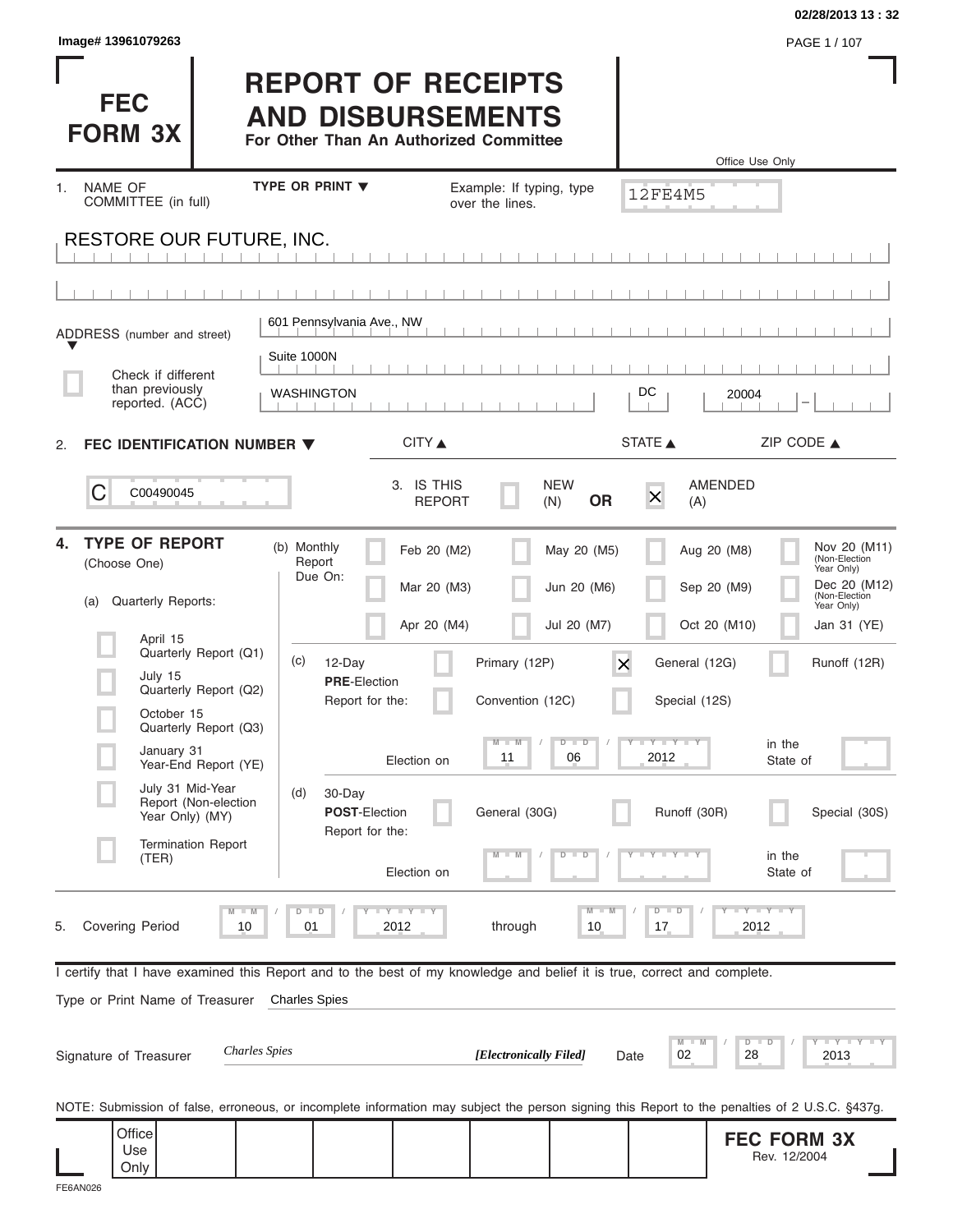Image# 13961079263

02/28/2013 13 : 32

# FEC FORM 3X

# REPORT OF RECEIPTS AND DISBURSEMENTS

**For Other Than An Authorized Committee**

Office Use Only

12FE4M5

1. NAME OF COMMITTEE (in full) — TYPE OR PRINT ▼ — Example: If typing, type over the lines.

RESTORE OUR FUTURE, INC.

ADDRESS (number and street)

601 Pennsylvania Ave., NW

Suite 1000N

☐ Check if different than previously reported. (ACC)

| CITY ▲ | STATE ▲ | ZIP CODE ▲ |
| --- | --- | --- |
| WASHINGTON | DC | 20004 |

2. **FEC IDENTIFICATION NUMBER ▼**

C C00490045

3. IS THIS REPORT ☐ NEW (N) **OR** ☒ AMENDED (A)

4. **TYPE OF REPORT** (Choose One)

(a) Quarterly Reports:

- ☐ April 15 Quarterly Report (Q1)
- ☐ July 15 Quarterly Report (Q2)
- ☐ October 15 Quarterly Report (Q3)
- ☐ January 31 Year-End Report (YE)
- ☐ July 31 Mid-Year Report (Non-election Year Only) (MY)
- ☐ Termination Report (TER)

(b) Monthly Report Due On:

| | | | |
| --- | --- | --- | --- |
| ☐ Feb 20 (M2) | ☐ May 20 (M5) | ☐ Aug 20 (M8) | ☐ Nov 20 (M11) (Non-Election Year Only) |
| ☐ Mar 20 (M3) | ☐ Jun 20 (M6) | ☐ Sep 20 (M9) | ☐ Dec 20 (M12) (Non-Election Year Only) |
| ☐ Apr 20 (M4) | ☐ Jul 20 (M7) | ☐ Oct 20 (M10) | ☐ Jan 31 (YE) |

(c) 12-Day **PRE**-Election Report for the:

- ☐ Primary (12P)
- ☒ General (12G)
- ☐ Runoff (12R)
- ☐ Convention (12C)
- ☐ Special (12S)

Election on 11 / 06 / 2012 in the State of

(d) 30-Day **POST**-Election Report for the:

- ☐ General (30G)
- ☐ Runoff (30R)
- ☐ Special (30S)

Election on __ / __ / ____ in the State of

5. Covering Period 10 / 01 / 2012 through 10 / 17 / 2012

I certify that I have examined this Report and to the best of my knowledge and belief it is true, correct and complete.

Type or Print Name of Treasurer: Charles Spies

Signature of Treasurer: *Charles Spies* ***[Electronically Filed]*** Date 02 / 28 / 2013

NOTE: Submission of false, erroneous, or incomplete information may subject the person signing this Report to the penalties of 2 U.S.C. §437g.

Office Use Only

**FEC FORM 3X**
Rev. 12/2004

FE6AN026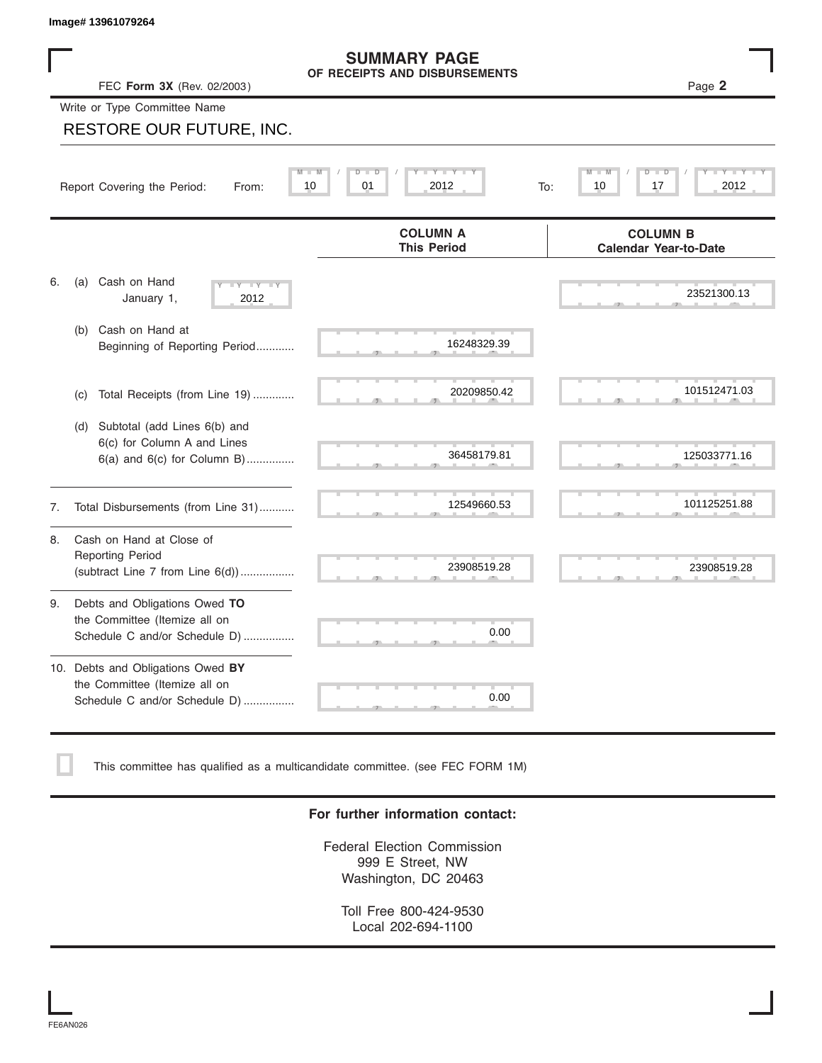Image# 13961079264

# SUMMARY PAGE
## OF RECEIPTS AND DISBURSEMENTS

FEC **Form 3X** (Rev. 02/2003)

Write or Type Committee Name

RESTORE OUR FUTURE, INC.

Report Covering the Period: From: 10 / 01 / 2012 To: 10 / 17 / 2012

| | COLUMN A This Period | COLUMN B Calendar Year-to-Date |
|---|---|---|
| 6. (a) Cash on Hand January 1, 2012 | | 23521300.13 |
| (b) Cash on Hand at Beginning of Reporting Period............ | 16248329.39 | |
| (c) Total Receipts (from Line 19) ............. | 20209850.42 | 101512471.03 |
| (d) Subtotal (add Lines 6(b) and 6(c) for Column A and Lines 6(a) and 6(c) for Column B)............... | 36458179.81 | 125033771.16 |
| 7. Total Disbursements (from Line 31)........... | 12549660.53 | 101125251.88 |
| 8. Cash on Hand at Close of Reporting Period (subtract Line 7 from Line 6(d))................. | 23908519.28 | 23908519.28 |
| 9. Debts and Obligations Owed **TO** the Committee (Itemize all on Schedule C and/or Schedule D) ................ | 0.00 | |
| 10. Debts and Obligations Owed **BY** the Committee (Itemize all on Schedule C and/or Schedule D) ................ | 0.00 | |

☐ This committee has qualified as a multicandidate committee. (see FEC FORM 1M)

**For further information contact:**

Federal Election Commission
999 E Street, NW
Washington, DC 20463

Toll Free 800-424-9530
Local 202-694-1100

FE6AN026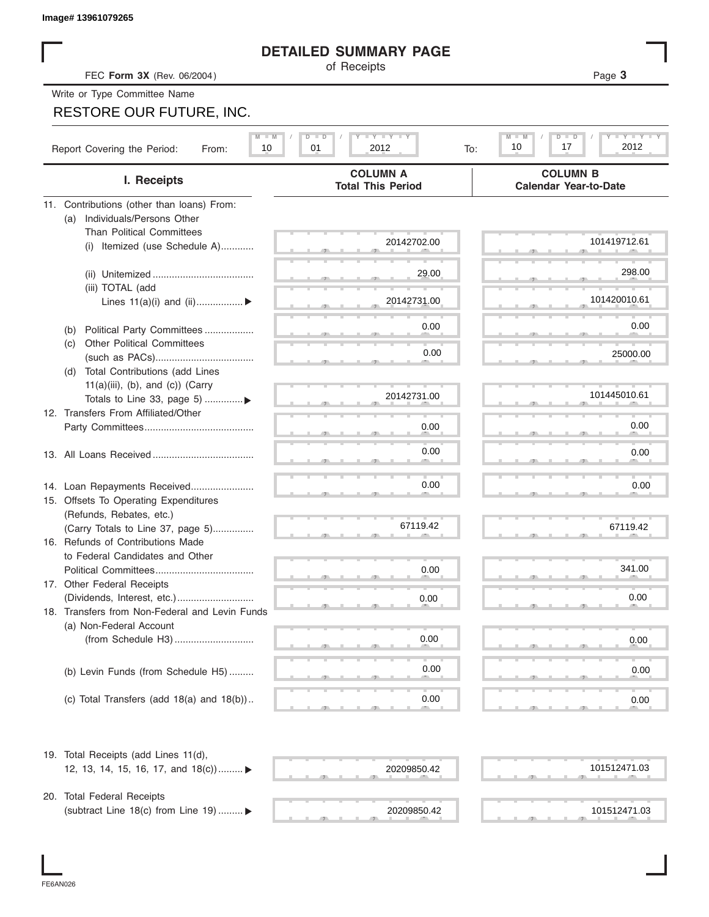Image# 13961079265

# DETAILED SUMMARY PAGE

of Receipts

FEC **Form 3X** (Rev. 06/2004)

Write or Type Committee Name

RESTORE OUR FUTURE, INC.

Report Covering the Period: From: 10 / 01 / 2012 To: 10 / 17 / 2012

| I. Receipts | COLUMN A Total This Period | COLUMN B Calendar Year-to-Date |
|---|---|---|
| 11. Contributions (other than loans) From: | | |
| (a) Individuals/Persons Other Than Political Committees | | |
| (i) Itemized (use Schedule A)............ | 20142702.00 | 101419712.61 |
| (ii) Unitemized .................................... | 29.00 | 298.00 |
| (iii) TOTAL (add Lines 11(a)(i) and (ii).................▶ | 20142731.00 | 101420010.61 |
| (b) Political Party Committees .................. | 0.00 | 0.00 |
| (c) Other Political Committees (such as PACs).................................... | 0.00 | 25000.00 |
| (d) Total Contributions (add Lines 11(a)(iii), (b), and (c)) (Carry Totals to Line 33, page 5) ..............▶ | 20142731.00 | 101445010.61 |
| 12. Transfers From Affiliated/Other Party Committees........................................ | 0.00 | 0.00 |
| 13. All Loans Received..................................... | 0.00 | 0.00 |
| 14. Loan Repayments Received....................... | 0.00 | 0.00 |
| 15. Offsets To Operating Expenditures (Refunds, Rebates, etc.) (Carry Totals to Line 37, page 5)............... | 67119.42 | 67119.42 |
| 16. Refunds of Contributions Made to Federal Candidates and Other Political Committees.................................... | 0.00 | 341.00 |
| 17. Other Federal Receipts (Dividends, Interest, etc.)............................ | 0.00 | 0.00 |
| 18. Transfers from Non-Federal and Levin Funds | | |
| (a) Non-Federal Account (from Schedule H3)............................. | 0.00 | 0.00 |
| (b) Levin Funds (from Schedule H5) ......... | 0.00 | 0.00 |
| (c) Total Transfers (add 18(a) and 18(b)).. | 0.00 | 0.00 |
| 19. Total Receipts (add Lines 11(d), 12, 13, 14, 15, 16, 17, and 18(c)).........▶ | 20209850.42 | 101512471.03 |
| 20. Total Federal Receipts (subtract Line 18(c) from Line 19) .........▶ | 20209850.42 | 101512471.03 |

FE6AN026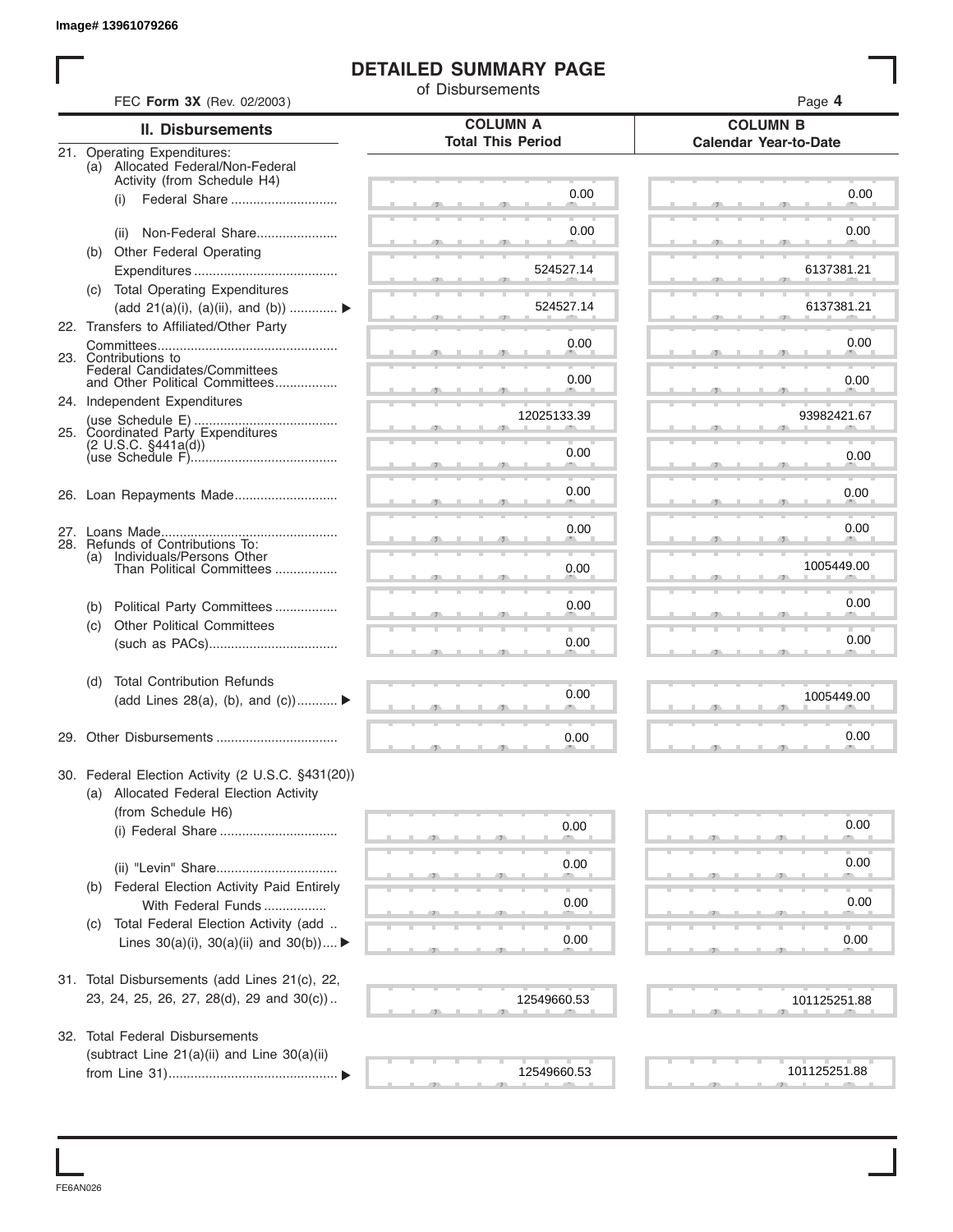Image# 13961079266

# DETAILED SUMMARY PAGE

of Disbursements

FEC **Form 3X** (Rev. 02/2003)

| II. Disbursements | COLUMN A Total This Period | COLUMN B Calendar Year-to-Date |
|---|---|---|
| 21. Operating Expenditures: | | |
| (a) Allocated Federal/Non-Federal Activity (from Schedule H4) | | |
| (i) Federal Share | 0.00 | 0.00 |
| (ii) Non-Federal Share | 0.00 | 0.00 |
| (b) Other Federal Operating Expenditures | 524527.14 | 6137381.21 |
| (c) Total Operating Expenditures (add 21(a)(i), (a)(ii), and (b)) ▶ | 524527.14 | 6137381.21 |
| 22. Transfers to Affiliated/Other Party Committees | 0.00 | 0.00 |
| 23. Contributions to Federal Candidates/Committees and Other Political Committees | 0.00 | 0.00 |
| 24. Independent Expenditures (use Schedule E) | 12025133.39 | 93982421.67 |
| 25. Coordinated Party Expenditures (2 U.S.C. §441a(d)) (use Schedule F) | 0.00 | 0.00 |
| 26. Loan Repayments Made | 0.00 | 0.00 |
| 27. Loans Made | 0.00 | 0.00 |
| 28. Refunds of Contributions To: | | |
| (a) Individuals/Persons Other Than Political Committees | 0.00 | 1005449.00 |
| (b) Political Party Committees | 0.00 | 0.00 |
| (c) Other Political Committees (such as PACs) | 0.00 | 0.00 |
| (d) Total Contribution Refunds (add Lines 28(a), (b), and (c)) ▶ | 0.00 | 1005449.00 |
| 29. Other Disbursements | 0.00 | 0.00 |
| 30. Federal Election Activity (2 U.S.C. §431(20)) | | |
| (a) Allocated Federal Election Activity (from Schedule H6) | | |
| (i) Federal Share | 0.00 | 0.00 |
| (ii) "Levin" Share | 0.00 | 0.00 |
| (b) Federal Election Activity Paid Entirely With Federal Funds | 0.00 | 0.00 |
| (c) Total Federal Election Activity (add Lines 30(a)(i), 30(a)(ii) and 30(b)) ▶ | 0.00 | 0.00 |
| 31. Total Disbursements (add Lines 21(c), 22, 23, 24, 25, 26, 27, 28(d), 29 and 30(c)) | 12549660.53 | 101125251.88 |
| 32. Total Federal Disbursements (subtract Line 21(a)(ii) and Line 30(a)(ii) from Line 31) ▶ | 12549660.53 | 101125251.88 |

FE6AN026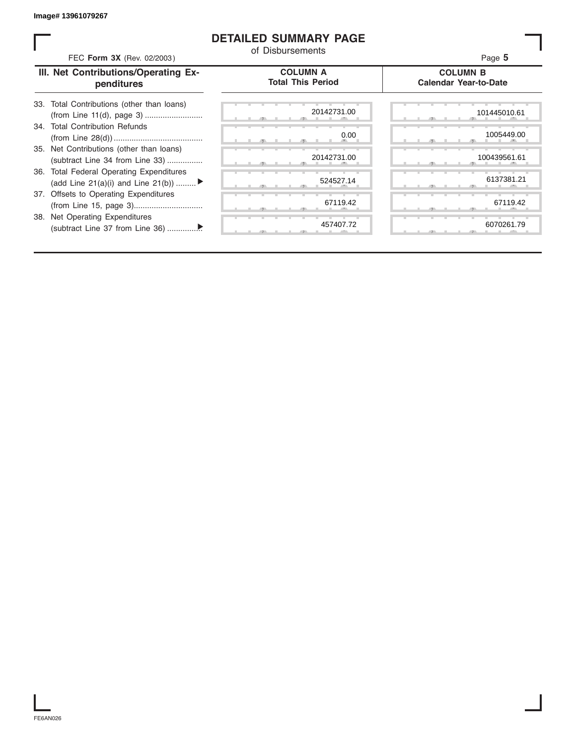Image# 13961079267

# DETAILED SUMMARY PAGE

of Disbursements

FEC **Form 3X** (Rev. 02/2003)

Page **5**

| III. Net Contributions/Operating Expenditures | COLUMN A Total This Period | COLUMN B Calendar Year-to-Date |
|---|---|---|
| 33. Total Contributions (other than loans) (from Line 11(d), page 3) | 20142731.00 | 101445010.61 |
| 34. Total Contribution Refunds (from Line 28(d)) | 0.00 | 1005449.00 |
| 35. Net Contributions (other than loans) (subtract Line 34 from Line 33) | 20142731.00 | 100439561.61 |
| 36. Total Federal Operating Expenditures (add Line 21(a)(i) and Line 21(b)) ▶ | 524527.14 | 6137381.21 |
| 37. Offsets to Operating Expenditures (from Line 15, page 3) | 67119.42 | 67119.42 |
| 38. Net Operating Expenditures (subtract Line 37 from Line 36) ▶ | 457407.72 | 6070261.79 |

FE6AN026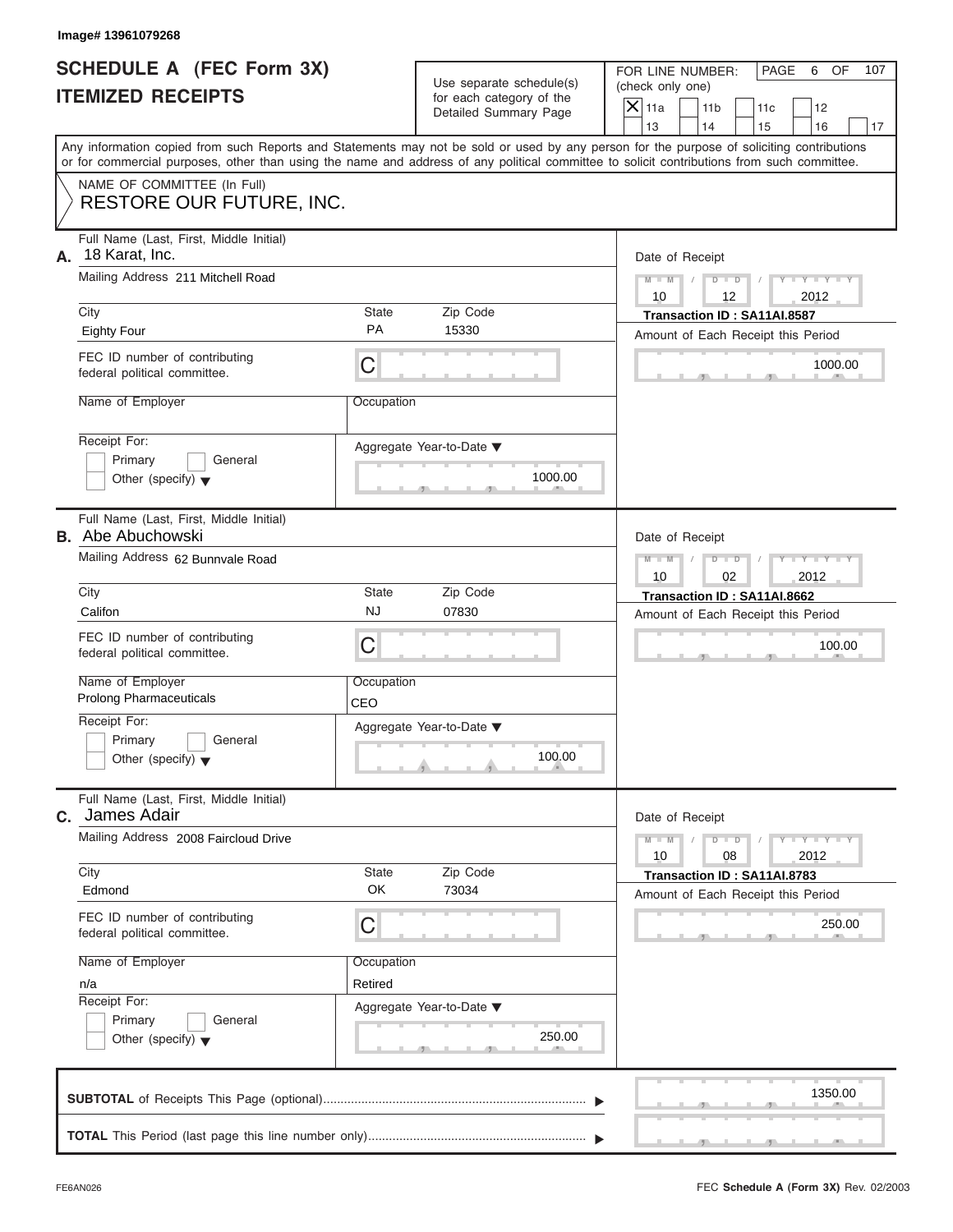Image# 13961079268

# SCHEDULE A (FEC Form 3X)
# ITEMIZED RECEIPTS

Use separate schedule(s) for each category of the Detailed Summary Page

FOR LINE NUMBER: (check only one)

- [X] 11a
- [ ] 11b
- [ ] 11c
- [ ] 12
- [ ] 13
- [ ] 14
- [ ] 15
- [ ] 16
- [ ] 17

PAGE 6 OF 107

Any information copied from such Reports and Statements may not be sold or used by any person for the purpose of soliciting contributions or for commercial purposes, other than using the name and address of any political committee to solicit contributions from such committee.

NAME OF COMMITTEE (In Full)
RESTORE OUR FUTURE, INC.

---

**A.** Full Name (Last, First, Middle Initial): 18 Karat, Inc.

Mailing Address: 211 Mitchell Road

City: Eighty Four | State: PA | Zip Code: 15330

FEC ID number of contributing federal political committee: C

Name of Employer: 

Occupation: 

Receipt For: Primary / General / Other (specify)

Aggregate Year-to-Date: 1000.00

Date of Receipt: 10 / 12 / 2012

Transaction ID : SA11AI.8587

Amount of Each Receipt this Period: 1000.00

---

**B.** Full Name (Last, First, Middle Initial): Abe Abuchowski

Mailing Address: 62 Bunnvale Road

City: Califon | State: NJ | Zip Code: 07830

FEC ID number of contributing federal political committee: C

Name of Employer: Prolong Pharmaceuticals

Occupation: CEO

Receipt For: Primary / General / Other (specify)

Aggregate Year-to-Date: 100.00

Date of Receipt: 10 / 02 / 2012

Transaction ID : SA11AI.8662

Amount of Each Receipt this Period: 100.00

---

**C.** Full Name (Last, First, Middle Initial): James Adair

Mailing Address: 2008 Faircloud Drive

City: Edmond | State: OK | Zip Code: 73034

FEC ID number of contributing federal political committee: C

Name of Employer: n/a

Occupation: Retired

Receipt For: Primary / General / Other (specify)

Aggregate Year-to-Date: 250.00

Date of Receipt: 10 / 08 / 2012

Transaction ID : SA11AI.8783

Amount of Each Receipt this Period: 250.00

---

**SUBTOTAL** of Receipts This Page (optional): 1350.00

**TOTAL** This Period (last page this line number only): 

FE6AN026 — FEC **Schedule A** (Form 3X) Rev. 02/2003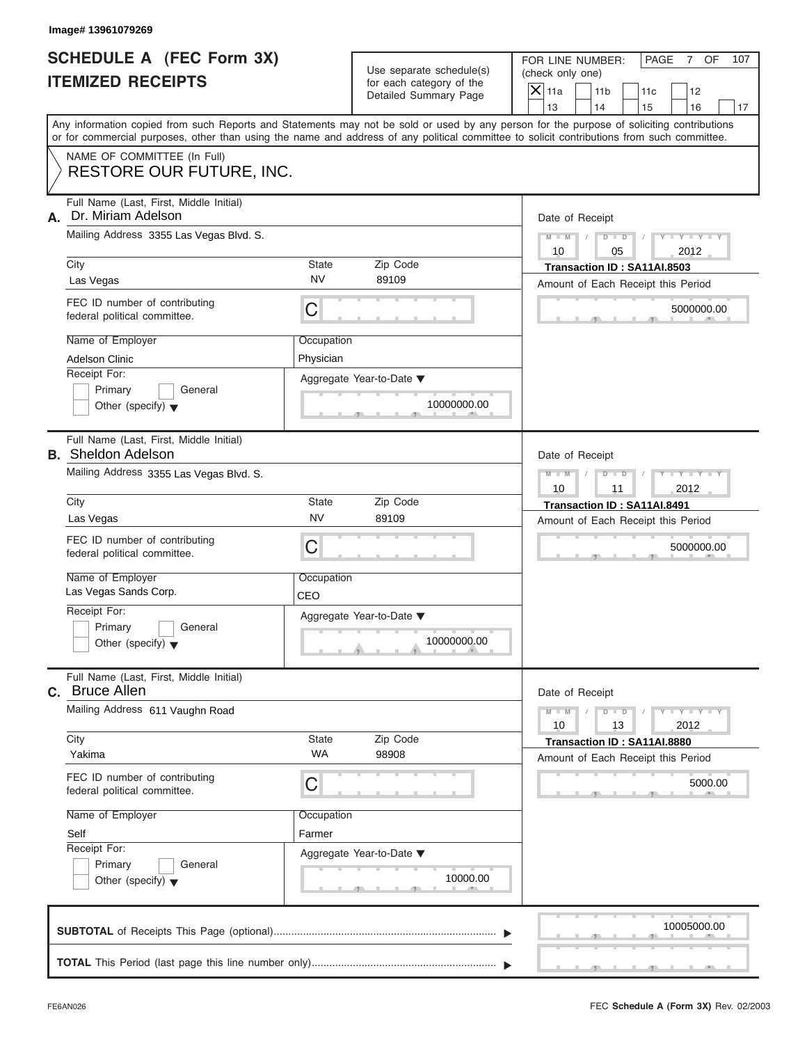Image# 13961079269

# SCHEDULE A (FEC Form 3X) ITEMIZED RECEIPTS

Use separate schedule(s) for each category of the Detailed Summary Page

FOR LINE NUMBER: (check only one)

- [X] 11a
- [ ] 11b
- [ ] 11c
- [ ] 12
- [ ] 13
- [ ] 14
- [ ] 15
- [ ] 16
- [ ] 17

PAGE 7 OF 107

Any information copied from such Reports and Statements may not be sold or used by any person for the purpose of soliciting contributions or for commercial purposes, other than using the name and address of any political committee to solicit contributions from such committee.

NAME OF COMMITTEE (In Full)
RESTORE OUR FUTURE, INC.

---

**A.** Full Name (Last, First, Middle Initial): Dr. Miriam Adelson

Mailing Address: 3355 Las Vegas Blvd. S.

| City | State | Zip Code |
|---|---|---|
| Las Vegas | NV | 89109 |

FEC ID number of contributing federal political committee: C

| Name of Employer | Occupation |
|---|---|
| Adelson Clinic | Physician |

Receipt For: [ ] Primary [ ] General [ ] Other (specify)

Aggregate Year-to-Date: 10000000.00

Date of Receipt: 10 / 05 / 2012

Transaction ID : SA11AI.8503

Amount of Each Receipt this Period: 5000000.00

---

**B.** Full Name (Last, First, Middle Initial): Sheldon Adelson

Mailing Address: 3355 Las Vegas Blvd. S.

| City | State | Zip Code |
|---|---|---|
| Las Vegas | NV | 89109 |

FEC ID number of contributing federal political committee: C

| Name of Employer | Occupation |
|---|---|
| Las Vegas Sands Corp. | CEO |

Receipt For: [ ] Primary [ ] General [ ] Other (specify)

Aggregate Year-to-Date: 10000000.00

Date of Receipt: 10 / 11 / 2012

Transaction ID : SA11AI.8491

Amount of Each Receipt this Period: 5000000.00

---

**C.** Full Name (Last, First, Middle Initial): Bruce Allen

Mailing Address: 611 Vaughn Road

| City | State | Zip Code |
|---|---|---|
| Yakima | WA | 98908 |

FEC ID number of contributing federal political committee: C

| Name of Employer | Occupation |
|---|---|
| Self | Farmer |

Receipt For: [ ] Primary [ ] General [ ] Other (specify)

Aggregate Year-to-Date: 10000.00

Date of Receipt: 10 / 13 / 2012

Transaction ID : SA11AI.8880

Amount of Each Receipt this Period: 5000.00

---

**SUBTOTAL** of Receipts This Page (optional): 10005000.00

**TOTAL** This Period (last page this line number only):

FE6AN026

FEC **Schedule A** (Form 3X) Rev. 02/2003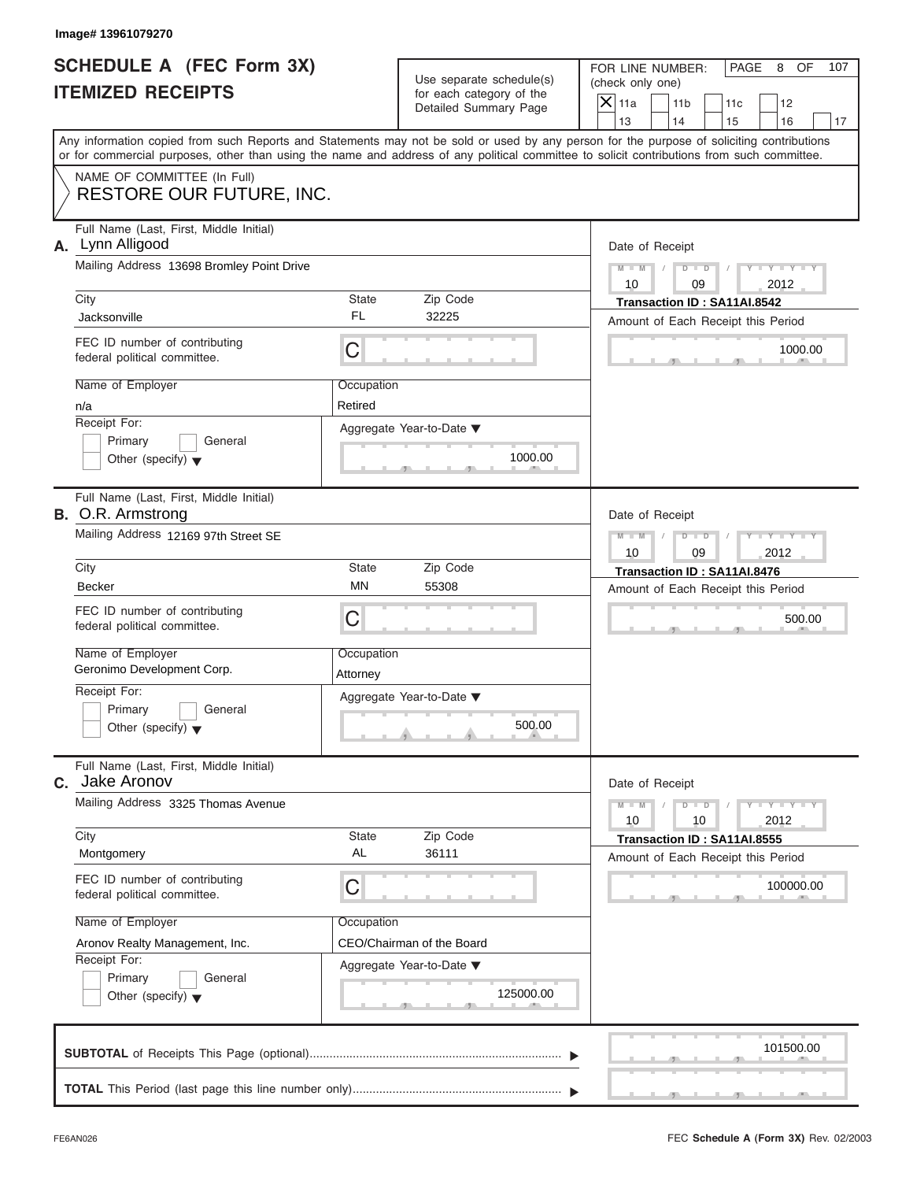Image# 13961079270

# SCHEDULE A (FEC Form 3X)
# ITEMIZED RECEIPTS

Use separate schedule(s) for each category of the Detailed Summary Page

FOR LINE NUMBER: (check only one)
[X] 11a [ ] 11b [ ] 11c [ ] 12 [ ] 13 [ ] 14 [ ] 15 [ ] 16 [ ] 17

PAGE 8 OF 107

Any information copied from such Reports and Statements may not be sold or used by any person for the purpose of soliciting contributions or for commercial purposes, other than using the name and address of any political committee to solicit contributions from such committee.

NAME OF COMMITTEE (In Full)
RESTORE OUR FUTURE, INC.

---

**A.** Full Name (Last, First, Middle Initial): Lynn Alligood
Mailing Address: 13698 Bromley Point Drive
City: Jacksonville | State: FL | Zip Code: 32225
FEC ID number of contributing federal political committee: C
Name of Employer: n/a
Occupation: Retired
Receipt For: [ ] Primary [ ] General [ ] Other (specify)
Aggregate Year-to-Date: 1000.00
Date of Receipt: 10 / 09 / 2012
Transaction ID : SA11AI.8542
Amount of Each Receipt this Period: 1000.00

---

**B.** Full Name (Last, First, Middle Initial): O.R. Armstrong
Mailing Address: 12169 97th Street SE
City: Becker | State: MN | Zip Code: 55308
FEC ID number of contributing federal political committee: C
Name of Employer: Geronimo Development Corp.
Occupation: Attorney
Receipt For: [ ] Primary [ ] General [ ] Other (specify)
Aggregate Year-to-Date: 500.00
Date of Receipt: 10 / 09 / 2012
Transaction ID : SA11AI.8476
Amount of Each Receipt this Period: 500.00

---

**C.** Full Name (Last, First, Middle Initial): Jake Aronov
Mailing Address: 3325 Thomas Avenue
City: Montgomery | State: AL | Zip Code: 36111
FEC ID number of contributing federal political committee: C
Name of Employer: Aronov Realty Management, Inc.
Occupation: CEO/Chairman of the Board
Receipt For: [ ] Primary [ ] General [ ] Other (specify)
Aggregate Year-to-Date: 125000.00
Date of Receipt: 10 / 10 / 2012
Transaction ID : SA11AI.8555
Amount of Each Receipt this Period: 100000.00

---

**SUBTOTAL** of Receipts This Page (optional): 101500.00

**TOTAL** This Period (last page this line number only):

FE6AN026 FEC **Schedule A** (Form 3X) Rev. 02/2003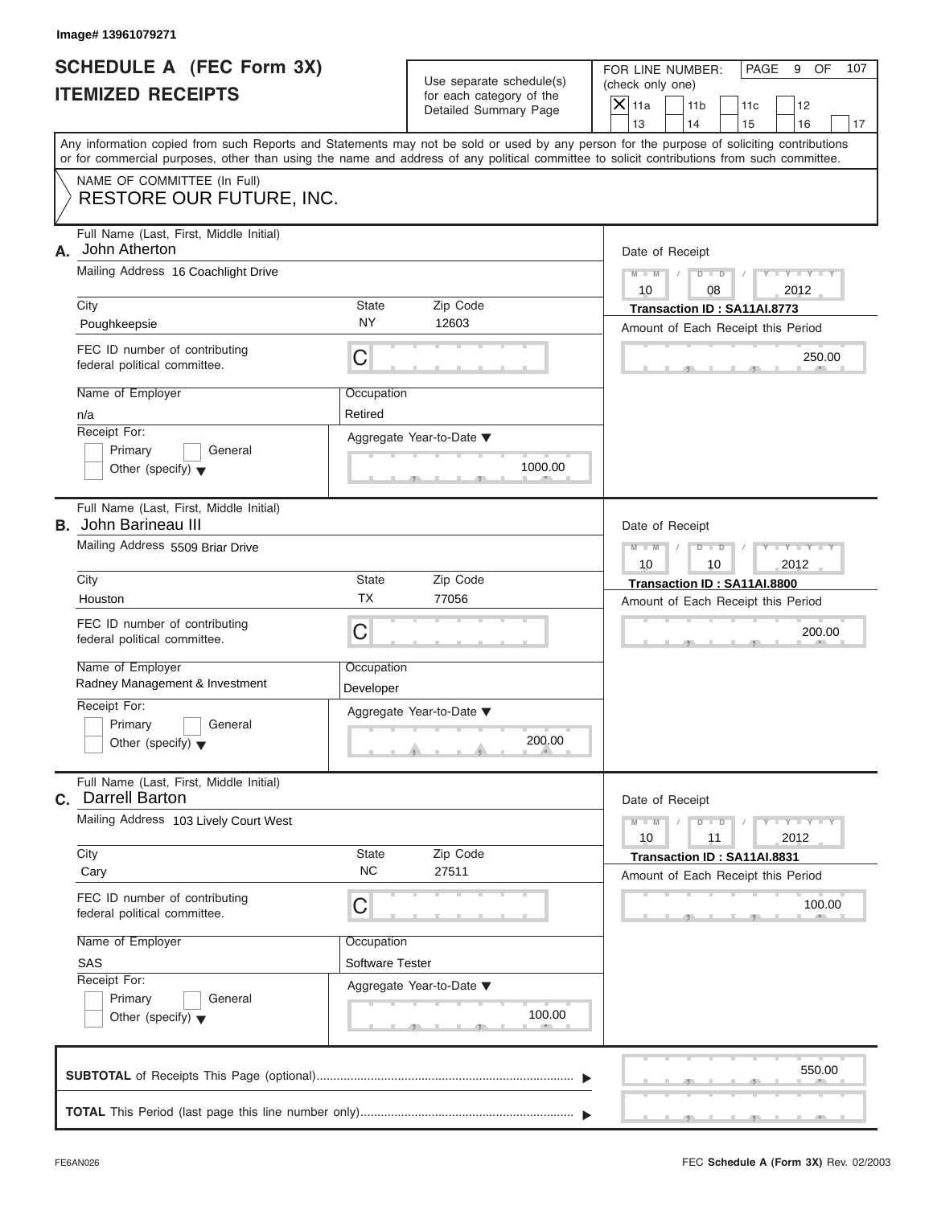Image# 13961079271

# SCHEDULE A (FEC Form 3X) ITEMIZED RECEIPTS

Use separate schedule(s) for each category of the Detailed Summary Page

FOR LINE NUMBER: (check only one)

[X] 11a [ ] 11b [ ] 11c [ ] 12 [ ] 13 [ ] 14 [ ] 15 [ ] 16 [ ] 17

Any information copied from such Reports and Statements may not be sold or used by any person for the purpose of soliciting contributions or for commercial purposes, other than using the name and address of any political committee to solicit contributions from such committee.

NAME OF COMMITTEE (In Full)
RESTORE OUR FUTURE, INC.

---

**A.** Full Name (Last, First, Middle Initial): John Atherton

Mailing Address: 16 Coachlight Drive

| City | State | Zip Code |
|---|---|---|
| Poughkeepsie | NY | 12603 |

FEC ID number of contributing federal political committee: C

| Name of Employer | Occupation |
|---|---|
| n/a | Retired |

Receipt For: [ ] Primary [ ] General [ ] Other (specify)

Aggregate Year-to-Date: 1000.00

Date of Receipt: 10 / 08 / 2012

Transaction ID : SA11AI.8773

Amount of Each Receipt this Period: 250.00

---

**B.** Full Name (Last, First, Middle Initial): John Barineau III

Mailing Address: 5509 Briar Drive

| City | State | Zip Code |
|---|---|---|
| Houston | TX | 77056 |

FEC ID number of contributing federal political committee: C

| Name of Employer | Occupation |
|---|---|
| Radney Management & Investment | Developer |

Receipt For: [ ] Primary [ ] General [ ] Other (specify)

Aggregate Year-to-Date: 200.00

Date of Receipt: 10 / 10 / 2012

Transaction ID : SA11AI.8800

Amount of Each Receipt this Period: 200.00

---

**C.** Full Name (Last, First, Middle Initial): Darrell Barton

Mailing Address: 103 Lively Court West

| City | State | Zip Code |
|---|---|---|
| Cary | NC | 27511 |

FEC ID number of contributing federal political committee: C

| Name of Employer | Occupation |
|---|---|
| SAS | Software Tester |

Receipt For: [ ] Primary [ ] General [ ] Other (specify)

Aggregate Year-to-Date: 100.00

Date of Receipt: 10 / 11 / 2012

Transaction ID : SA11AI.8831

Amount of Each Receipt this Period: 100.00

---

**SUBTOTAL** of Receipts This Page (optional): 550.00

**TOTAL** This Period (last page this line number only):

FE6AN026 FEC **Schedule A** (Form 3X) Rev. 02/2003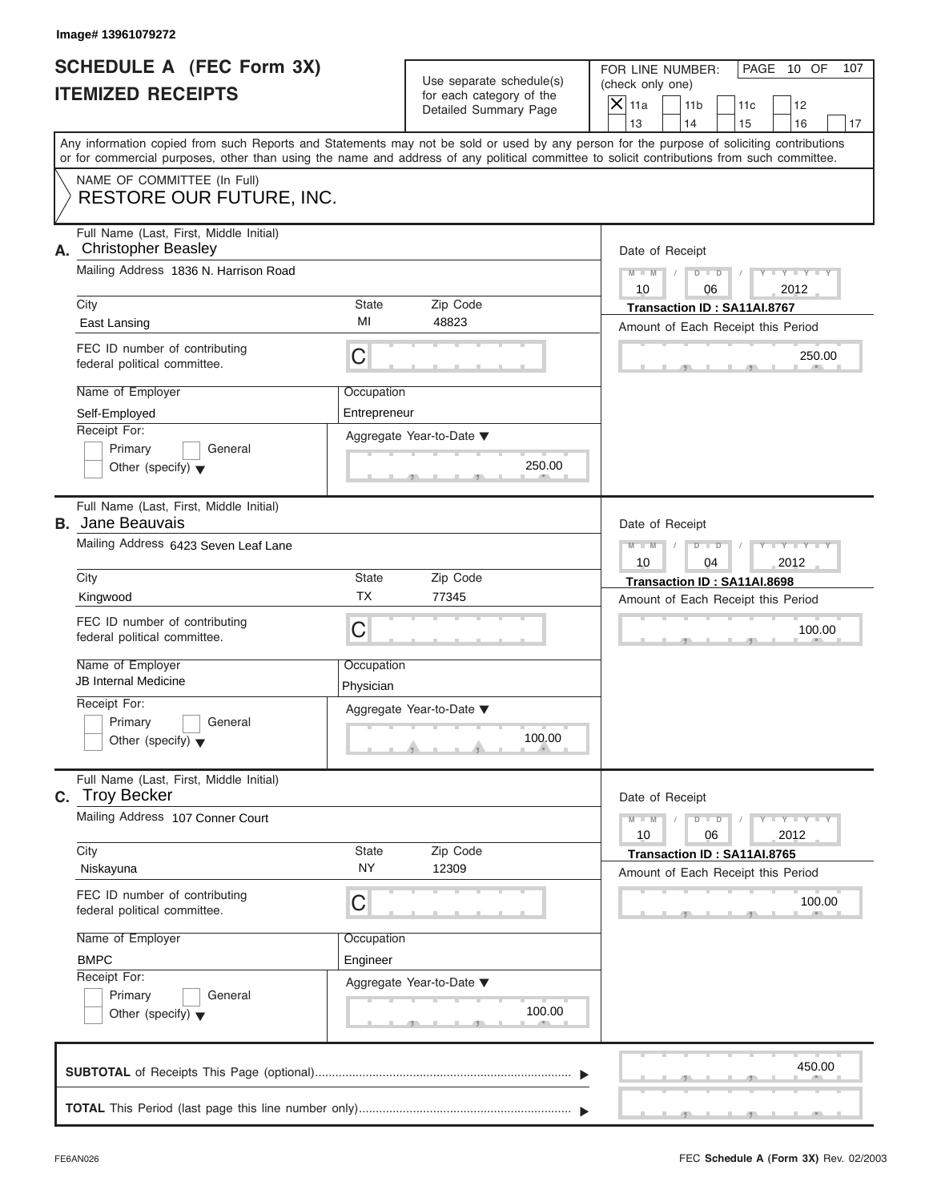Image# 13961079272

# SCHEDULE A (FEC Form 3X)
# ITEMIZED RECEIPTS

Use separate schedule(s) for each category of the Detailed Summary Page

FOR LINE NUMBER: (check only one)

| | | | | |
|---|---|---|---|---|
| X 11a | 11b | 11c | 12 | |
| 13 | 14 | 15 | 16 | 17 |

PAGE 10 OF 107

Any information copied from such Reports and Statements may not be sold or used by any person for the purpose of soliciting contributions or for commercial purposes, other than using the name and address of any political committee to solicit contributions from such committee.

NAME OF COMMITTEE (In Full)
RESTORE OUR FUTURE, INC.

---

**A.** Full Name (Last, First, Middle Initial): Christopher Beasley

Mailing Address: 1836 N. Harrison Road

City: East Lansing | State: MI | Zip Code: 48823

FEC ID number of contributing federal political committee: C

Name of Employer: Self-Employed | Occupation: Entrepreneur

Receipt For: Primary / General / Other (specify)

Aggregate Year-to-Date: 250.00

Date of Receipt: 10 / 06 / 2012

Transaction ID : SA11AI.8767

Amount of Each Receipt this Period: 250.00

---

**B.** Full Name (Last, First, Middle Initial): Jane Beauvais

Mailing Address: 6423 Seven Leaf Lane

City: Kingwood | State: TX | Zip Code: 77345

FEC ID number of contributing federal political committee: C

Name of Employer: JB Internal Medicine | Occupation: Physician

Receipt For: Primary / General / Other (specify)

Aggregate Year-to-Date: 100.00

Date of Receipt: 10 / 04 / 2012

Transaction ID : SA11AI.8698

Amount of Each Receipt this Period: 100.00

---

**C.** Full Name (Last, First, Middle Initial): Troy Becker

Mailing Address: 107 Conner Court

City: Niskayuna | State: NY | Zip Code: 12309

FEC ID number of contributing federal political committee: C

Name of Employer: BMPC | Occupation: Engineer

Receipt For: Primary / General / Other (specify)

Aggregate Year-to-Date: 100.00

Date of Receipt: 10 / 06 / 2012

Transaction ID : SA11AI.8765

Amount of Each Receipt this Period: 100.00

---

**SUBTOTAL** of Receipts This Page (optional): 450.00

**TOTAL** This Period (last page this line number only):

FE6AN026 | FEC **Schedule A** (Form 3X) Rev. 02/2003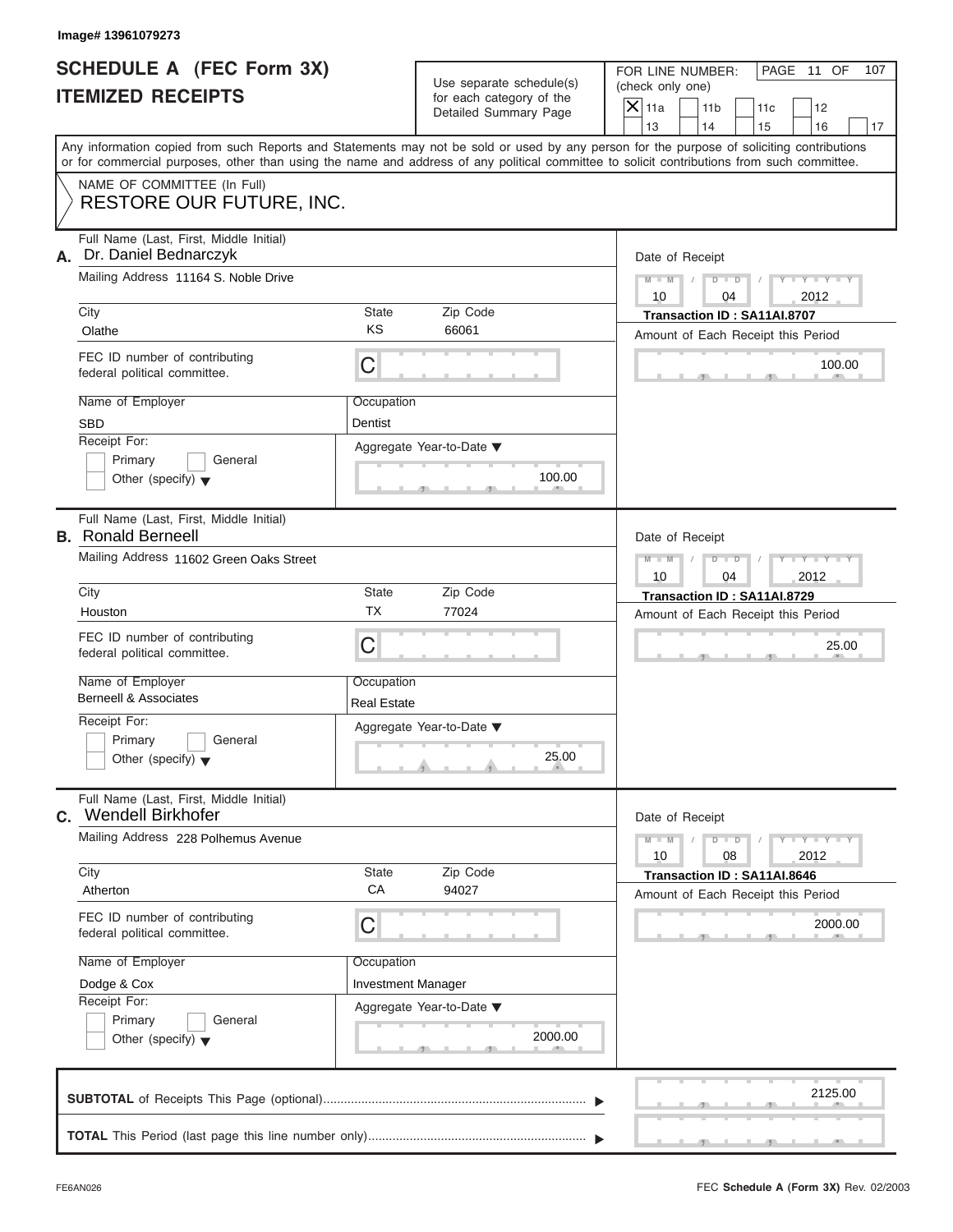Image# 13961079273

# SCHEDULE A (FEC Form 3X)
# ITEMIZED RECEIPTS

Use separate schedule(s) for each category of the Detailed Summary Page

FOR LINE NUMBER: (check only one)

[X] 11a [ ] 11b [ ] 11c [ ] 12 [ ] 13 [ ] 14 [ ] 15 [ ] 16 [ ] 17

Any information copied from such Reports and Statements may not be sold or used by any person for the purpose of soliciting contributions or for commercial purposes, other than using the name and address of any political committee to solicit contributions from such committee.

NAME OF COMMITTEE (In Full)
RESTORE OUR FUTURE, INC.

---

**A.** Full Name (Last, First, Middle Initial): Dr. Daniel Bednarczyk

Mailing Address: 11164 S. Noble Drive

City: Olathe | State: KS | Zip Code: 66061

FEC ID number of contributing federal political committee: C

Name of Employer: SBD | Occupation: Dentist

Receipt For: [ ] Primary [ ] General [ ] Other (specify)

Aggregate Year-to-Date: 100.00

Date of Receipt: 10/04/2012

Transaction ID : SA11AI.8707

Amount of Each Receipt this Period: 100.00

---

**B.** Full Name (Last, First, Middle Initial): Ronald Berneell

Mailing Address: 11602 Green Oaks Street

City: Houston | State: TX | Zip Code: 77024

FEC ID number of contributing federal political committee: C

Name of Employer: Berneell & Associates | Occupation: Real Estate

Receipt For: [ ] Primary [ ] General [ ] Other (specify)

Aggregate Year-to-Date: 25.00

Date of Receipt: 10/04/2012

Transaction ID : SA11AI.8729

Amount of Each Receipt this Period: 25.00

---

**C.** Full Name (Last, First, Middle Initial): Wendell Birkhofer

Mailing Address: 228 Polhemus Avenue

City: Atherton | State: CA | Zip Code: 94027

FEC ID number of contributing federal political committee: C

Name of Employer: Dodge & Cox | Occupation: Investment Manager

Receipt For: [ ] Primary [ ] General [ ] Other (specify)

Aggregate Year-to-Date: 2000.00

Date of Receipt: 10/08/2012

Transaction ID : SA11AI.8646

Amount of Each Receipt this Period: 2000.00

---

**SUBTOTAL** of Receipts This Page (optional): 2125.00

**TOTAL** This Period (last page this line number only):

FE6AN026 | FEC Schedule A (Form 3X) Rev. 02/2003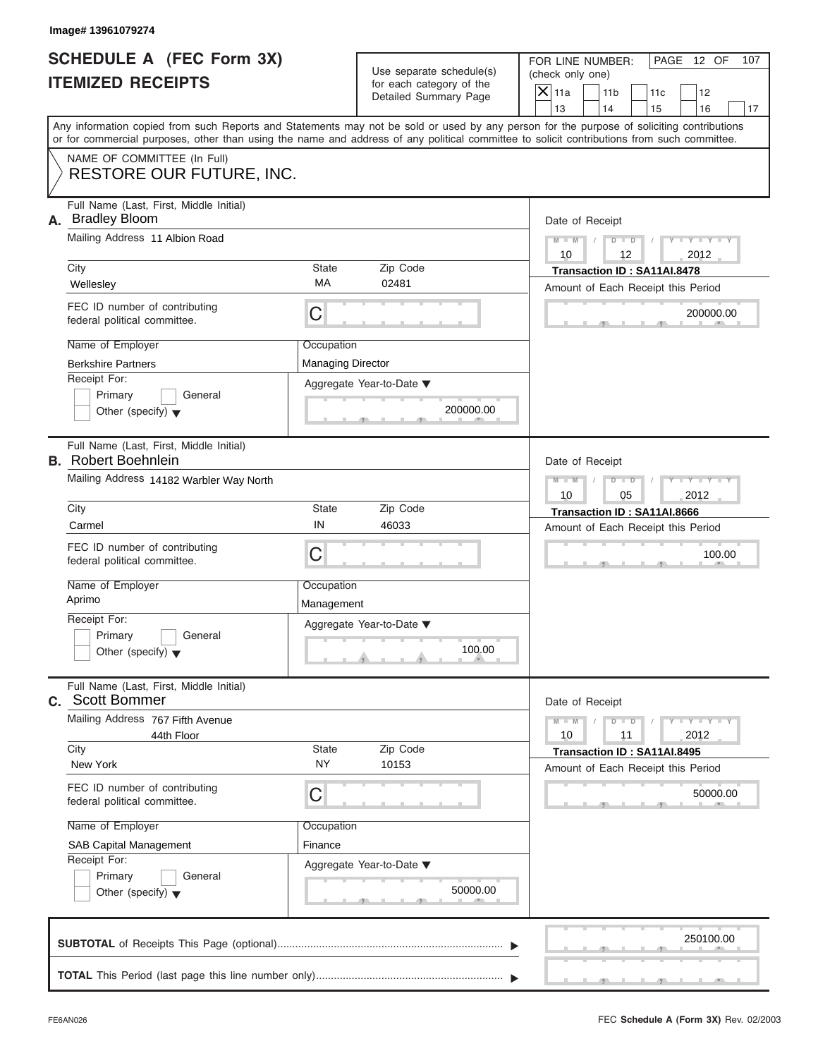Image# 13961079274

# SCHEDULE A (FEC Form 3X) ITEMIZED RECEIPTS

Use separate schedule(s) for each category of the Detailed Summary Page

FOR LINE NUMBER: (check only one)

- [X] 11a
- [ ] 11b
- [ ] 11c
- [ ] 12
- [ ] 13
- [ ] 14
- [ ] 15
- [ ] 16
- [ ] 17

PAGE 12 OF 107

Any information copied from such Reports and Statements may not be sold or used by any person for the purpose of soliciting contributions or for commercial purposes, other than using the name and address of any political committee to solicit contributions from such committee.

NAME OF COMMITTEE (In Full)
RESTORE OUR FUTURE, INC.

## A.

Full Name (Last, First, Middle Initial): Bradley Bloom

Mailing Address: 11 Albion Road

City: Wellesley | State: MA | Zip Code: 02481

FEC ID number of contributing federal political committee: C

Name of Employer: Berkshire Partners

Occupation: Managing Director

Receipt For: Primary / General / Other (specify)

Aggregate Year-to-Date: 200000.00

Date of Receipt: 10 / 12 / 2012

Transaction ID : SA11AI.8478

Amount of Each Receipt this Period: 200000.00

## B.

Full Name (Last, First, Middle Initial): Robert Boehnlein

Mailing Address: 14182 Warbler Way North

City: Carmel | State: IN | Zip Code: 46033

FEC ID number of contributing federal political committee: C

Name of Employer: Aprimo

Occupation: Management

Receipt For: Primary / General / Other (specify)

Aggregate Year-to-Date: 100.00

Date of Receipt: 10 / 05 / 2012

Transaction ID : SA11AI.8666

Amount of Each Receipt this Period: 100.00

## C.

Full Name (Last, First, Middle Initial): Scott Bommer

Mailing Address: 767 Fifth Avenue, 44th Floor

City: New York | State: NY | Zip Code: 10153

FEC ID number of contributing federal political committee: C

Name of Employer: SAB Capital Management

Occupation: Finance

Receipt For: Primary / General / Other (specify)

Aggregate Year-to-Date: 50000.00

Date of Receipt: 10 / 11 / 2012

Transaction ID : SA11AI.8495

Amount of Each Receipt this Period: 50000.00

**SUBTOTAL** of Receipts This Page (optional): 250100.00

**TOTAL** This Period (last page this line number only):

FE6AN026

FEC **Schedule A** (Form 3X) Rev. 02/2003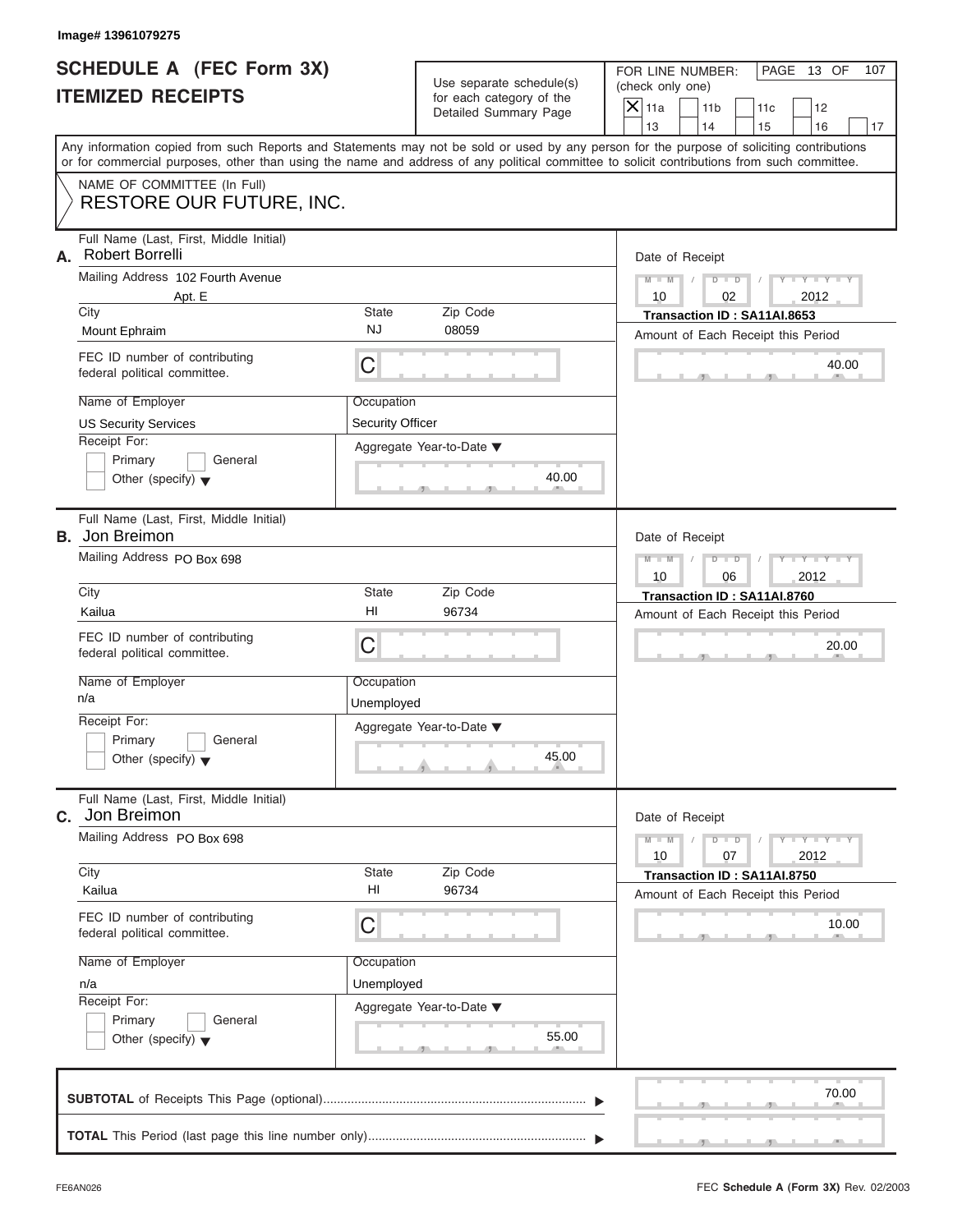Image# 13961079275

# SCHEDULE A (FEC Form 3X)
## ITEMIZED RECEIPTS

Use separate schedule(s) for each category of the Detailed Summary Page

FOR LINE NUMBER: (check only one)

[X] 11a [ ] 11b [ ] 11c [ ] 12 [ ] 13 [ ] 14 [ ] 15 [ ] 16 [ ] 17

Any information copied from such Reports and Statements may not be sold or used by any person for the purpose of soliciting contributions or for commercial purposes, other than using the name and address of any political committee to solicit contributions from such committee.

NAME OF COMMITTEE (In Full)
RESTORE OUR FUTURE, INC.

---

**A.** Full Name (Last, First, Middle Initial): Robert Borrelli

Mailing Address: 102 Fourth Avenue, Apt. E

City: Mount Ephraim | State: NJ | Zip Code: 08059

FEC ID number of contributing federal political committee: C

Name of Employer: US Security Services

Occupation: Security Officer

Receipt For: [ ] Primary [ ] General [ ] Other (specify)

Aggregate Year-to-Date: 40.00

Date of Receipt: 10/02/2012

Transaction ID : SA11AI.8653

Amount of Each Receipt this Period: 40.00

---

**B.** Full Name (Last, First, Middle Initial): Jon Breimon

Mailing Address: PO Box 698

City: Kailua | State: HI | Zip Code: 96734

FEC ID number of contributing federal political committee: C

Name of Employer: n/a

Occupation: Unemployed

Receipt For: [ ] Primary [ ] General [ ] Other (specify)

Aggregate Year-to-Date: 45.00

Date of Receipt: 10/06/2012

Transaction ID : SA11AI.8760

Amount of Each Receipt this Period: 20.00

---

**C.** Full Name (Last, First, Middle Initial): Jon Breimon

Mailing Address: PO Box 698

City: Kailua | State: HI | Zip Code: 96734

FEC ID number of contributing federal political committee: C

Name of Employer: n/a

Occupation: Unemployed

Receipt For: [ ] Primary [ ] General [ ] Other (specify)

Aggregate Year-to-Date: 55.00

Date of Receipt: 10/07/2012

Transaction ID : SA11AI.8750

Amount of Each Receipt this Period: 10.00

---

**SUBTOTAL** of Receipts This Page (optional): 70.00

**TOTAL** This Period (last page this line number only):

FE6AN026 — FEC **Schedule A** (Form 3X) Rev. 02/2003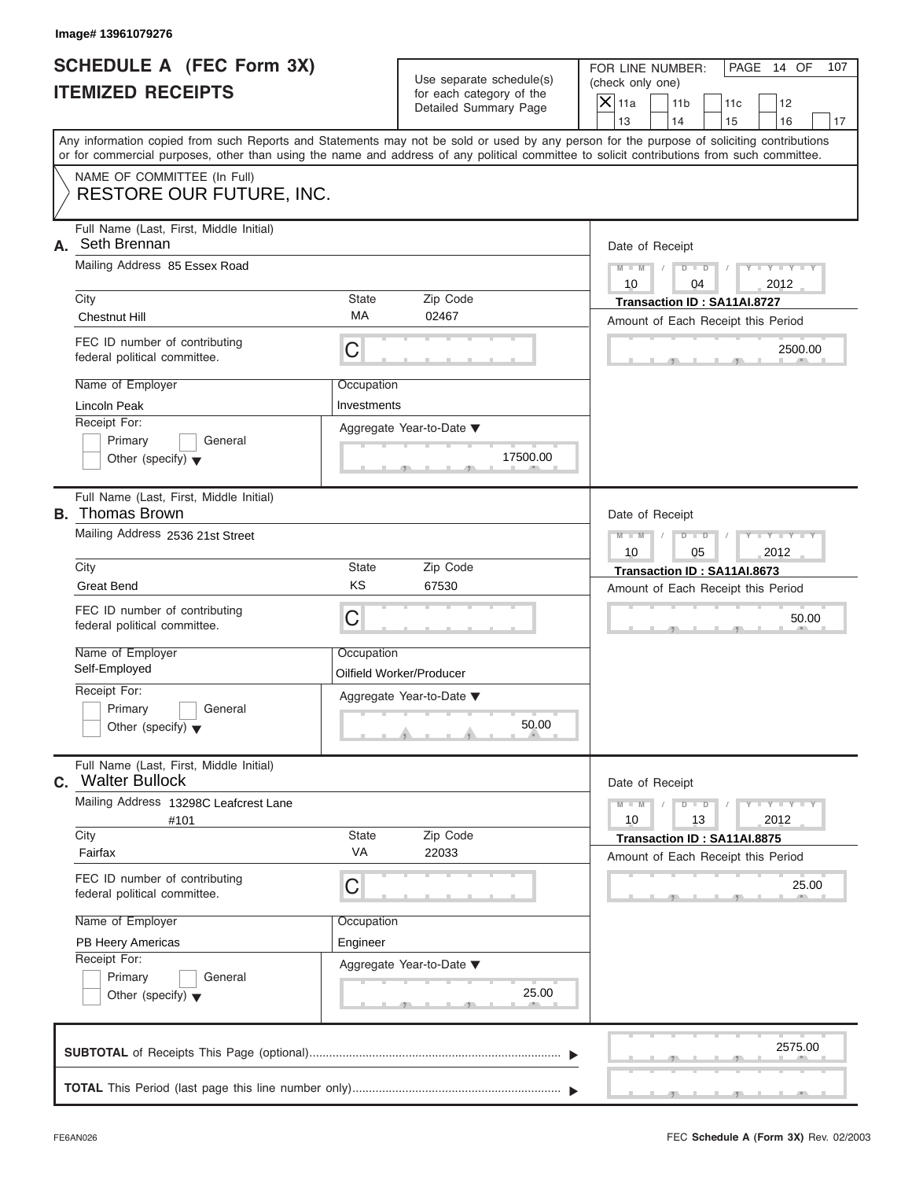Image# 13961079276

# SCHEDULE A (FEC Form 3X) ITEMIZED RECEIPTS

Use separate schedule(s) for each category of the Detailed Summary Page

FOR LINE NUMBER: (check only one)

- [X] 11a
- [ ] 11b
- [ ] 11c
- [ ] 12
- [ ] 13
- [ ] 14
- [ ] 15
- [ ] 16
- [ ] 17

Any information copied from such Reports and Statements may not be sold or used by any person for the purpose of soliciting contributions or for commercial purposes, other than using the name and address of any political committee to solicit contributions from such committee.

NAME OF COMMITTEE (In Full)

RESTORE OUR FUTURE, INC.

---

**A.** Full Name (Last, First, Middle Initial): Seth Brennan

Mailing Address: 85 Essex Road

City: Chestnut Hill | State: MA | Zip Code: 02467

FEC ID number of contributing federal political committee: C

Name of Employer: Lincoln Peak

Occupation: Investments

Receipt For: Primary / General / Other (specify)

Aggregate Year-to-Date: 17500.00

Date of Receipt: 10 / 04 / 2012

Transaction ID : SA11AI.8727

Amount of Each Receipt this Period: 2500.00

---

**B.** Full Name (Last, First, Middle Initial): Thomas Brown

Mailing Address: 2536 21st Street

City: Great Bend | State: KS | Zip Code: 67530

FEC ID number of contributing federal political committee: C

Name of Employer: Self-Employed

Occupation: Oilfield Worker/Producer

Receipt For: Primary / General / Other (specify)

Aggregate Year-to-Date: 50.00

Date of Receipt: 10 / 05 / 2012

Transaction ID : SA11AI.8673

Amount of Each Receipt this Period: 50.00

---

**C.** Full Name (Last, First, Middle Initial): Walter Bullock

Mailing Address: 13298C Leafcrest Lane #101

City: Fairfax | State: VA | Zip Code: 22033

FEC ID number of contributing federal political committee: C

Name of Employer: PB Heery Americas

Occupation: Engineer

Receipt For: Primary / General / Other (specify)

Aggregate Year-to-Date: 25.00

Date of Receipt: 10 / 13 / 2012

Transaction ID : SA11AI.8875

Amount of Each Receipt this Period: 25.00

---

**SUBTOTAL** of Receipts This Page (optional): 2575.00

**TOTAL** This Period (last page this line number only):

FE6AN026 — FEC Schedule A (Form 3X) Rev. 02/2003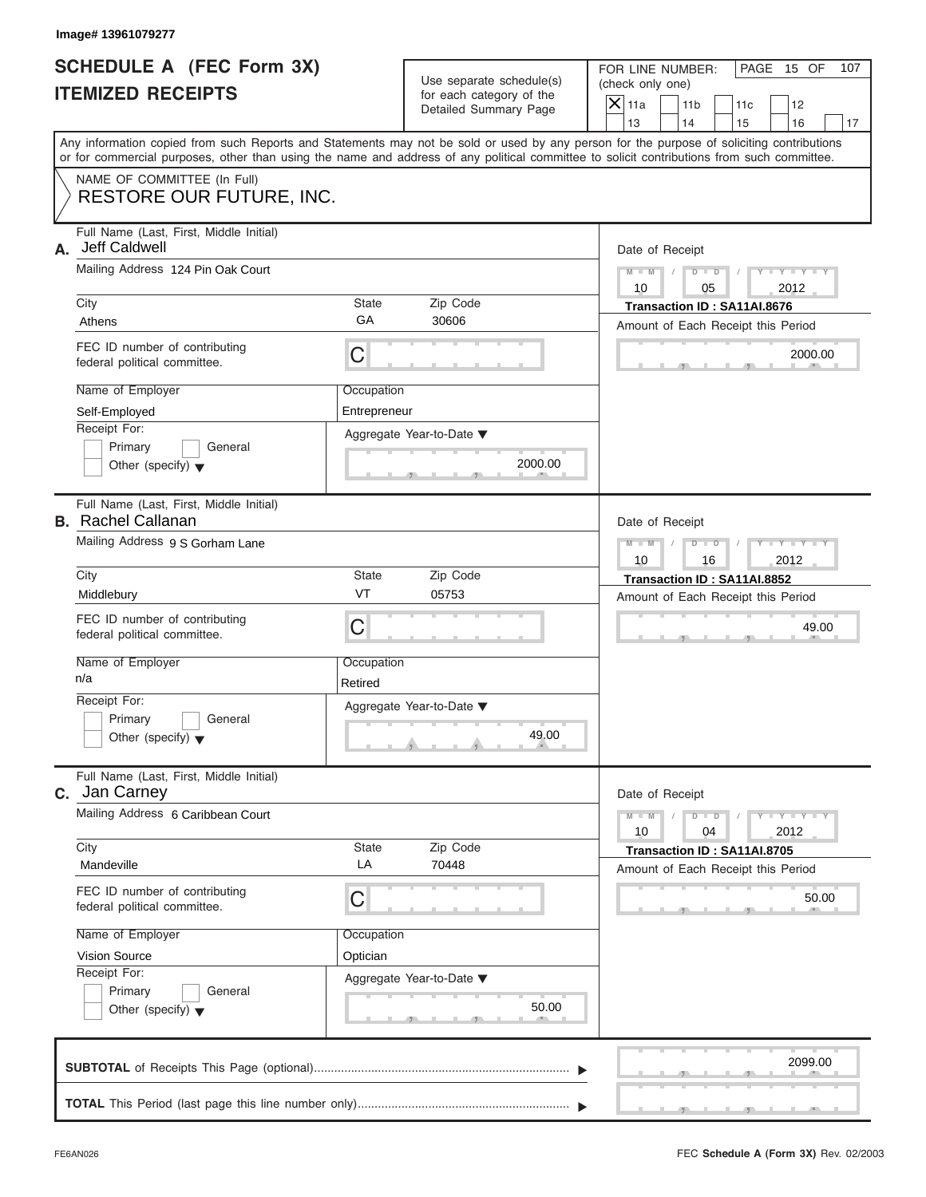Image# 13961079277

# SCHEDULE A (FEC Form 3X)
# ITEMIZED RECEIPTS

Use separate schedule(s) for each category of the Detailed Summary Page

FOR LINE NUMBER: (check only one)

- [X] 11a
- [ ] 11b
- [ ] 11c
- [ ] 12
- [ ] 13
- [ ] 14
- [ ] 15
- [ ] 16
- [ ] 17

PAGE 15 OF 107

Any information copied from such Reports and Statements may not be sold or used by any person for the purpose of soliciting contributions or for commercial purposes, other than using the name and address of any political committee to solicit contributions from such committee.

NAME OF COMMITTEE (In Full)
RESTORE OUR FUTURE, INC.

---

**A.** Full Name (Last, First, Middle Initial): Jeff Caldwell

Mailing Address: 124 Pin Oak Court

City: Athens | State: GA | Zip Code: 30606

FEC ID number of contributing federal political committee: C

Name of Employer: Self-Employed

Occupation: Entrepreneur

Receipt For: [ ] Primary [ ] General [ ] Other (specify)

Aggregate Year-to-Date: 2000.00

Date of Receipt: 10 / 05 / 2012

Transaction ID : SA11AI.8676

Amount of Each Receipt this Period: 2000.00

---

**B.** Full Name (Last, First, Middle Initial): Rachel Callanan

Mailing Address: 9 S Gorham Lane

City: Middlebury | State: VT | Zip Code: 05753

FEC ID number of contributing federal political committee: C

Name of Employer: n/a

Occupation: Retired

Receipt For: [ ] Primary [ ] General [ ] Other (specify)

Aggregate Year-to-Date: 49.00

Date of Receipt: 10 / 16 / 2012

Transaction ID : SA11AI.8852

Amount of Each Receipt this Period: 49.00

---

**C.** Full Name (Last, First, Middle Initial): Jan Carney

Mailing Address: 6 Caribbean Court

City: Mandeville | State: LA | Zip Code: 70448

FEC ID number of contributing federal political committee: C

Name of Employer: Vision Source

Occupation: Optician

Receipt For: [ ] Primary [ ] General [ ] Other (specify)

Aggregate Year-to-Date: 50.00

Date of Receipt: 10 / 04 / 2012

Transaction ID : SA11AI.8705

Amount of Each Receipt this Period: 50.00

---

**SUBTOTAL** of Receipts This Page (optional): 2099.00

**TOTAL** This Period (last page this line number only):

FE6AN026

FEC **Schedule A** (Form 3X) Rev. 02/2003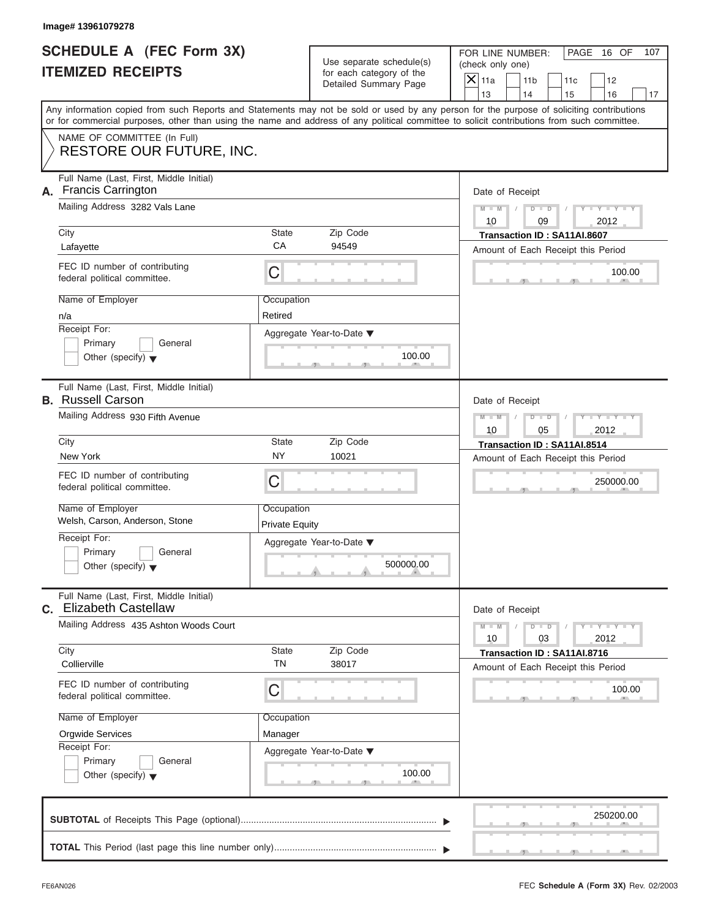Image# 13961079278

# SCHEDULE A (FEC Form 3X)
# ITEMIZED RECEIPTS

Use separate schedule(s) for each category of the Detailed Summary Page

FOR LINE NUMBER: (check only one)

- [X] 11a
- [ ] 11b
- [ ] 11c
- [ ] 12
- [ ] 13
- [ ] 14
- [ ] 15
- [ ] 16
- [ ] 17

PAGE 16 OF 107

Any information copied from such Reports and Statements may not be sold or used by any person for the purpose of soliciting contributions or for commercial purposes, other than using the name and address of any political committee to solicit contributions from such committee.

NAME OF COMMITTEE (In Full)
RESTORE OUR FUTURE, INC.

---

**A.** Full Name (Last, First, Middle Initial): Francis Carrington

Mailing Address: 3282 Vals Lane

| City | State | Zip Code |
|---|---|---|
| Lafayette | CA | 94549 |

FEC ID number of contributing federal political committee: C

| Name of Employer | Occupation |
|---|---|
| n/a | Retired |

Receipt For: [ ] Primary [ ] General [ ] Other (specify)

Aggregate Year-to-Date: 100.00

Date of Receipt: 10 / 09 / 2012

Transaction ID : SA11AI.8607

Amount of Each Receipt this Period: 100.00

---

**B.** Full Name (Last, First, Middle Initial): Russell Carson

Mailing Address: 930 Fifth Avenue

| City | State | Zip Code |
|---|---|---|
| New York | NY | 10021 |

FEC ID number of contributing federal political committee: C

| Name of Employer | Occupation |
|---|---|
| Welsh, Carson, Anderson, Stone | Private Equity |

Receipt For: [ ] Primary [ ] General [ ] Other (specify)

Aggregate Year-to-Date: 500000.00

Date of Receipt: 10 / 05 / 2012

Transaction ID : SA11AI.8514

Amount of Each Receipt this Period: 250000.00

---

**C.** Full Name (Last, First, Middle Initial): Elizabeth Castellaw

Mailing Address: 435 Ashton Woods Court

| City | State | Zip Code |
|---|---|---|
| Collierville | TN | 38017 |

FEC ID number of contributing federal political committee: C

| Name of Employer | Occupation |
|---|---|
| Orgwide Services | Manager |

Receipt For: [ ] Primary [ ] General [ ] Other (specify)

Aggregate Year-to-Date: 100.00

Date of Receipt: 10 / 03 / 2012

Transaction ID : SA11AI.8716

Amount of Each Receipt this Period: 100.00

---

**SUBTOTAL** of Receipts This Page (optional): 250200.00

**TOTAL** This Period (last page this line number only):

FE6AN026

FEC **Schedule A** (Form 3X) Rev. 02/2003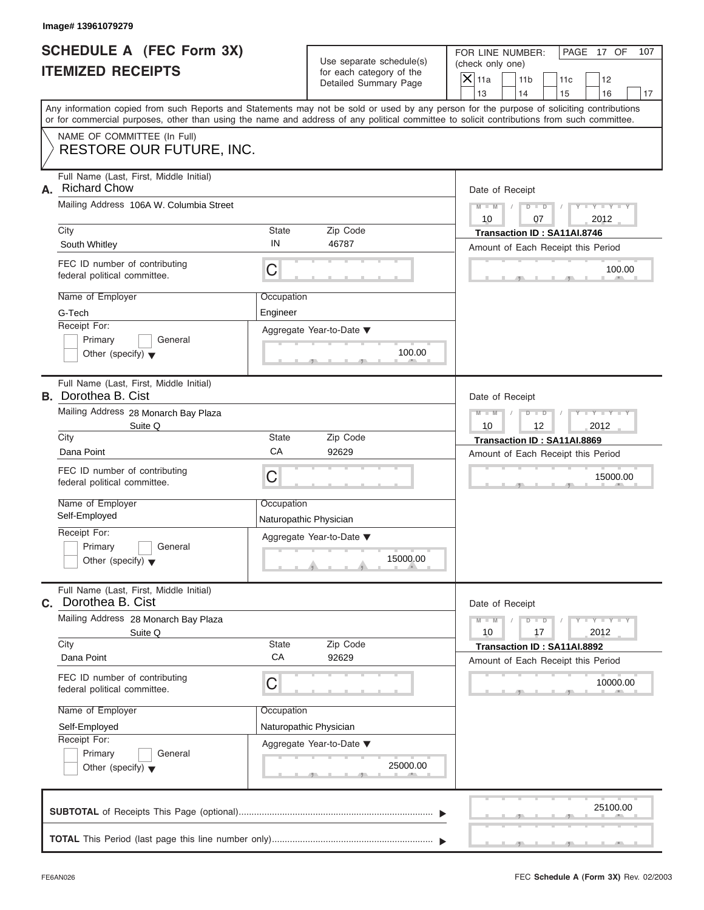Image# 13961079279

# SCHEDULE A (FEC Form 3X) ITEMIZED RECEIPTS

Use separate schedule(s) for each category of the Detailed Summary Page

FOR LINE NUMBER: (check only one)

- [X] 11a
- [ ] 11b
- [ ] 11c
- [ ] 12
- [ ] 13
- [ ] 14
- [ ] 15
- [ ] 16
- [ ] 17

Any information copied from such Reports and Statements may not be sold or used by any person for the purpose of soliciting contributions or for commercial purposes, other than using the name and address of any political committee to solicit contributions from such committee.

NAME OF COMMITTEE (In Full)
**RESTORE OUR FUTURE, INC.**

---

**A.** Full Name (Last, First, Middle Initial): Richard Chow

Mailing Address: 106A W. Columbia Street

| City | State | Zip Code |
|---|---|---|
| South Whitley | IN | 46787 |

FEC ID number of contributing federal political committee: C

Name of Employer: G-Tech
Occupation: Engineer

Receipt For: Primary / General / Other (specify)

Aggregate Year-to-Date: 100.00

Date of Receipt: 10 / 07 / 2012
Transaction ID : SA11AI.8746
Amount of Each Receipt this Period: 100.00

---

**B.** Full Name (Last, First, Middle Initial): Dorothea B. Cist

Mailing Address: 28 Monarch Bay Plaza, Suite Q

| City | State | Zip Code |
|---|---|---|
| Dana Point | CA | 92629 |

FEC ID number of contributing federal political committee: C

Name of Employer: Self-Employed
Occupation: Naturopathic Physician

Receipt For: Primary / General / Other (specify)

Aggregate Year-to-Date: 15000.00

Date of Receipt: 10 / 12 / 2012
Transaction ID : SA11AI.8869
Amount of Each Receipt this Period: 15000.00

---

**C.** Full Name (Last, First, Middle Initial): Dorothea B. Cist

Mailing Address: 28 Monarch Bay Plaza, Suite Q

| City | State | Zip Code |
|---|---|---|
| Dana Point | CA | 92629 |

FEC ID number of contributing federal political committee: C

Name of Employer: Self-Employed
Occupation: Naturopathic Physician

Receipt For: Primary / General / Other (specify)

Aggregate Year-to-Date: 25000.00

Date of Receipt: 10 / 17 / 2012
Transaction ID : SA11AI.8892
Amount of Each Receipt this Period: 10000.00

---

**SUBTOTAL** of Receipts This Page (optional): 25100.00

**TOTAL** This Period (last page this line number only):

FE6AN026

FEC **Schedule A (Form 3X)** Rev. 02/2003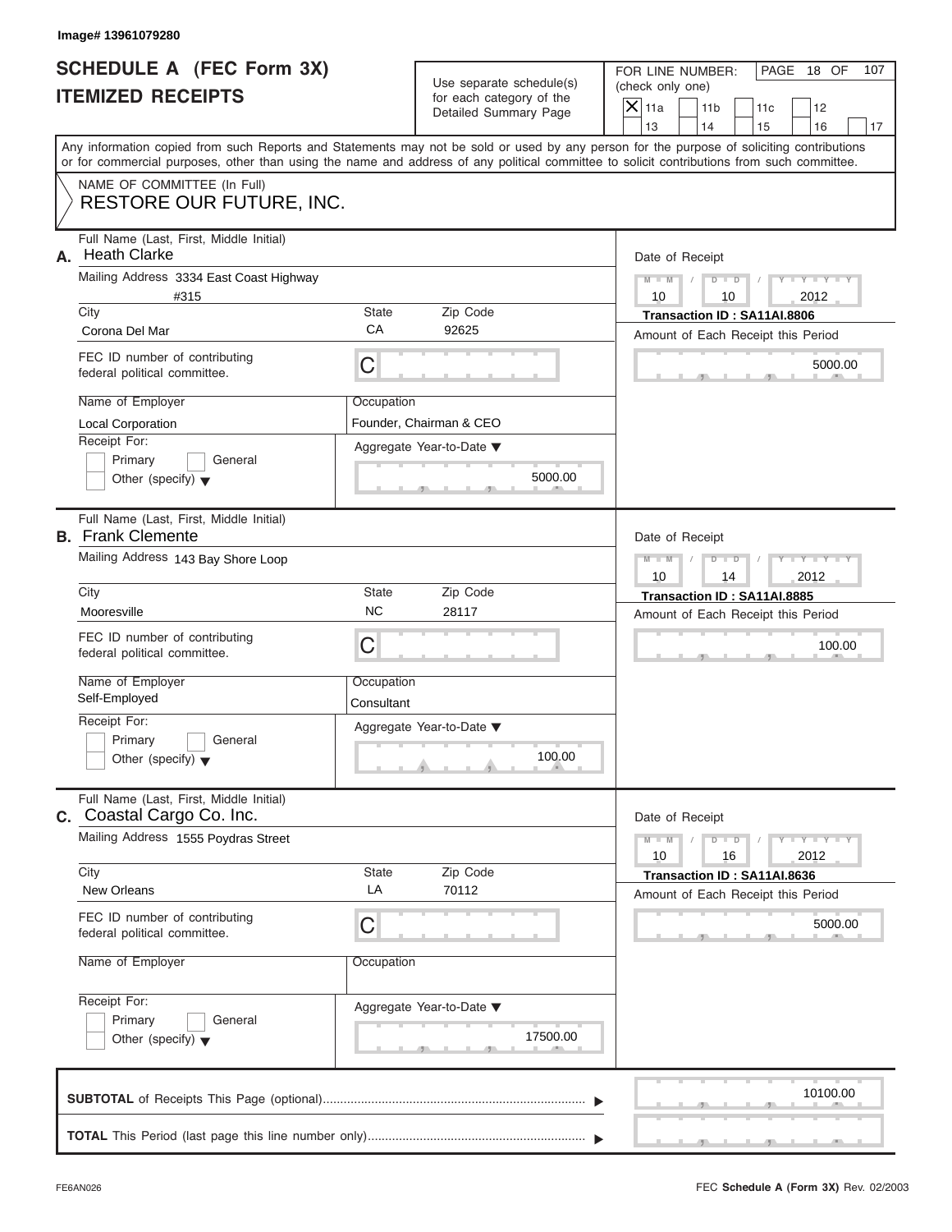Image# 13961079280

# SCHEDULE A (FEC Form 3X)
# ITEMIZED RECEIPTS

Use separate schedule(s) for each category of the Detailed Summary Page

FOR LINE NUMBER: (check only one)

- [X] 11a
- [ ] 11b
- [ ] 11c
- [ ] 12
- [ ] 13
- [ ] 14
- [ ] 15
- [ ] 16
- [ ] 17

PAGE 18 OF 107

Any information copied from such Reports and Statements may not be sold or used by any person for the purpose of soliciting contributions or for commercial purposes, other than using the name and address of any political committee to solicit contributions from such committee.

NAME OF COMMITTEE (In Full)
RESTORE OUR FUTURE, INC.

---

**A.** Full Name (Last, First, Middle Initial): Heath Clarke

Mailing Address: 3334 East Coast Highway #315

| City | State | Zip Code |
|---|---|---|
| Corona Del Mar | CA | 92625 |

FEC ID number of contributing federal political committee: C

| Name of Employer | Occupation |
|---|---|
| Local Corporation | Founder, Chairman & CEO |

Receipt For: Primary / General / Other (specify)

Aggregate Year-to-Date: 5000.00

Date of Receipt: 10 / 10 / 2012

Transaction ID : SA11AI.8806

Amount of Each Receipt this Period: 5000.00

---

**B.** Full Name (Last, First, Middle Initial): Frank Clemente

Mailing Address: 143 Bay Shore Loop

| City | State | Zip Code |
|---|---|---|
| Mooresville | NC | 28117 |

FEC ID number of contributing federal political committee: C

| Name of Employer | Occupation |
|---|---|
| Self-Employed | Consultant |

Receipt For: Primary / General / Other (specify)

Aggregate Year-to-Date: 100.00

Date of Receipt: 10 / 14 / 2012

Transaction ID : SA11AI.8885

Amount of Each Receipt this Period: 100.00

---

**C.** Full Name (Last, First, Middle Initial): Coastal Cargo Co. Inc.

Mailing Address: 1555 Poydras Street

| City | State | Zip Code |
|---|---|---|
| New Orleans | LA | 70112 |

FEC ID number of contributing federal political committee: C

| Name of Employer | Occupation |
|---|---|
| | |

Receipt For: Primary / General / Other (specify)

Aggregate Year-to-Date: 17500.00

Date of Receipt: 10 / 16 / 2012

Transaction ID : SA11AI.8636

Amount of Each Receipt this Period: 5000.00

---

**SUBTOTAL** of Receipts This Page (optional): 10100.00

**TOTAL** This Period (last page this line number only):

FE6AN026

FEC **Schedule A** (Form 3X) Rev. 02/2003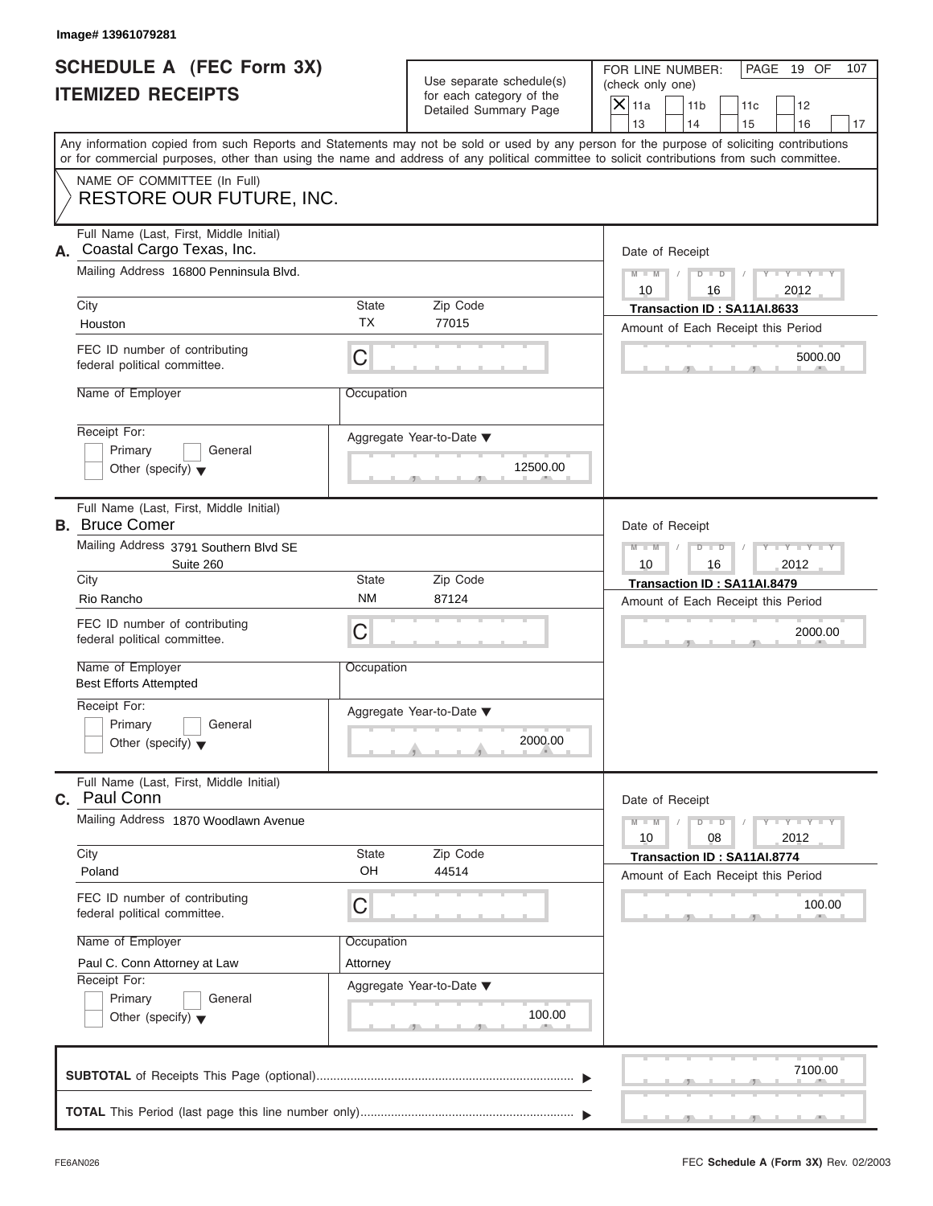Image# 13961079281

# SCHEDULE A (FEC Form 3X) ITEMIZED RECEIPTS

Use separate schedule(s) for each category of the Detailed Summary Page

FOR LINE NUMBER: (check only one)

- [X] 11a
- [ ] 11b
- [ ] 11c
- [ ] 12
- [ ] 13
- [ ] 14
- [ ] 15
- [ ] 16
- [ ] 17

Any information copied from such Reports and Statements may not be sold or used by any person for the purpose of soliciting contributions or for commercial purposes, other than using the name and address of any political committee to solicit contributions from such committee.

NAME OF COMMITTEE (In Full)
RESTORE OUR FUTURE, INC.

---

**A.** Full Name (Last, First, Middle Initial): Coastal Cargo Texas, Inc.

Mailing Address: 16800 Penninsula Blvd.

City: Houston | State: TX | Zip Code: 77015

FEC ID number of contributing federal political committee: C

Name of Employer:

Occupation:

Receipt For: Primary / General / Other (specify)

Date of Receipt: 10 / 16 / 2012

Transaction ID : SA11AI.8633

Amount of Each Receipt this Period: 5000.00

Aggregate Year-to-Date: 12500.00

---

**B.** Full Name (Last, First, Middle Initial): Bruce Comer

Mailing Address: 3791 Southern Blvd SE Suite 260

City: Rio Rancho | State: NM | Zip Code: 87124

FEC ID number of contributing federal political committee: C

Name of Employer: Best Efforts Attempted

Occupation:

Receipt For: Primary / General / Other (specify)

Date of Receipt: 10 / 16 / 2012

Transaction ID : SA11AI.8479

Amount of Each Receipt this Period: 2000.00

Aggregate Year-to-Date: 2000.00

---

**C.** Full Name (Last, First, Middle Initial): Paul Conn

Mailing Address: 1870 Woodlawn Avenue

City: Poland | State: OH | Zip Code: 44514

FEC ID number of contributing federal political committee: C

Name of Employer: Paul C. Conn Attorney at Law

Occupation: Attorney

Receipt For: Primary / General / Other (specify)

Date of Receipt: 10 / 08 / 2012

Transaction ID : SA11AI.8774

Amount of Each Receipt this Period: 100.00

Aggregate Year-to-Date: 100.00

---

**SUBTOTAL** of Receipts This Page (optional): 7100.00

**TOTAL** This Period (last page this line number only):

FE6AN026

FEC **Schedule A** (Form 3X) Rev. 02/2003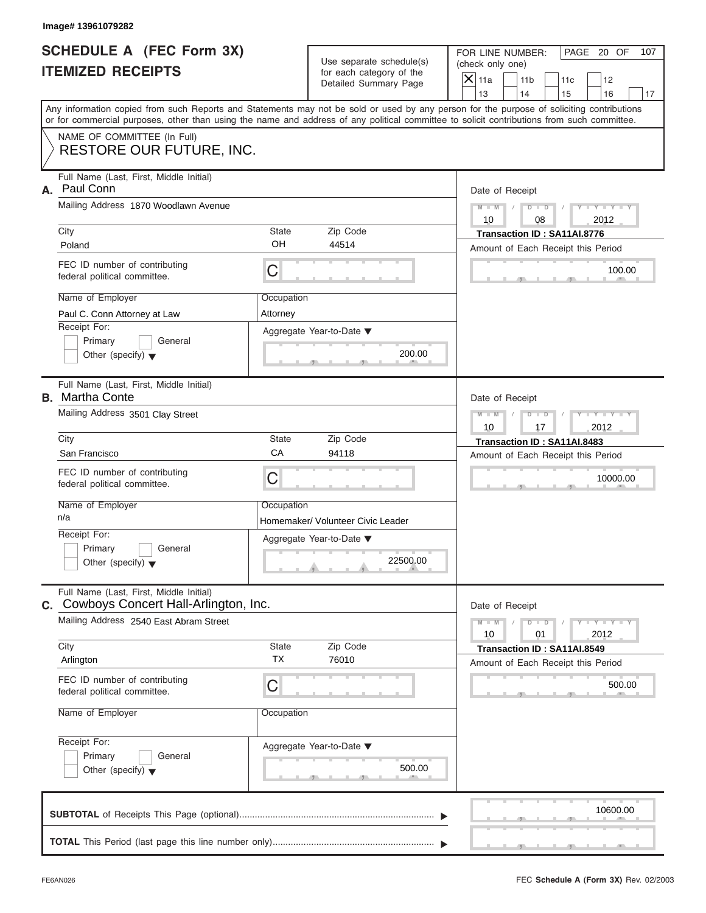Image# 13961079282

# SCHEDULE A (FEC Form 3X)
# ITEMIZED RECEIPTS

Use separate schedule(s) for each category of the Detailed Summary Page

FOR LINE NUMBER: (check only one)

- [X] 11a
- [ ] 11b
- [ ] 11c
- [ ] 12
- [ ] 13
- [ ] 14
- [ ] 15
- [ ] 16
- [ ] 17

Any information copied from such Reports and Statements may not be sold or used by any person for the purpose of soliciting contributions or for commercial purposes, other than using the name and address of any political committee to solicit contributions from such committee.

NAME OF COMMITTEE (In Full)
RESTORE OUR FUTURE, INC.

---

**A.** Full Name (Last, First, Middle Initial): Paul Conn

Mailing Address: 1870 Woodlawn Avenue

| City | State | Zip Code |
|---|---|---|
| Poland | OH | 44514 |

FEC ID number of contributing federal political committee: C

Name of Employer: Paul C. Conn Attorney at Law

Occupation: Attorney

Receipt For: Primary / General / Other (specify)

Aggregate Year-to-Date: 200.00

Date of Receipt: 10 / 08 / 2012

Transaction ID : SA11AI.8776

Amount of Each Receipt this Period: 100.00

---

**B.** Full Name (Last, First, Middle Initial): Martha Conte

Mailing Address: 3501 Clay Street

| City | State | Zip Code |
|---|---|---|
| San Francisco | CA | 94118 |

FEC ID number of contributing federal political committee: C

Name of Employer: n/a

Occupation: Homemaker/ Volunteer Civic Leader

Receipt For: Primary / General / Other (specify)

Aggregate Year-to-Date: 22500.00

Date of Receipt: 10 / 17 / 2012

Transaction ID : SA11AI.8483

Amount of Each Receipt this Period: 10000.00

---

**C.** Full Name (Last, First, Middle Initial): Cowboys Concert Hall-Arlington, Inc.

Mailing Address: 2540 East Abram Street

| City | State | Zip Code |
|---|---|---|
| Arlington | TX | 76010 |

FEC ID number of contributing federal political committee: C

Name of Employer:

Occupation:

Receipt For: Primary / General / Other (specify)

Aggregate Year-to-Date: 500.00

Date of Receipt: 10 / 01 / 2012

Transaction ID : SA11AI.8549

Amount of Each Receipt this Period: 500.00

---

**SUBTOTAL** of Receipts This Page (optional): 10600.00

**TOTAL** This Period (last page this line number only):

FE6AN026

FEC **Schedule A** (Form 3X) Rev. 02/2003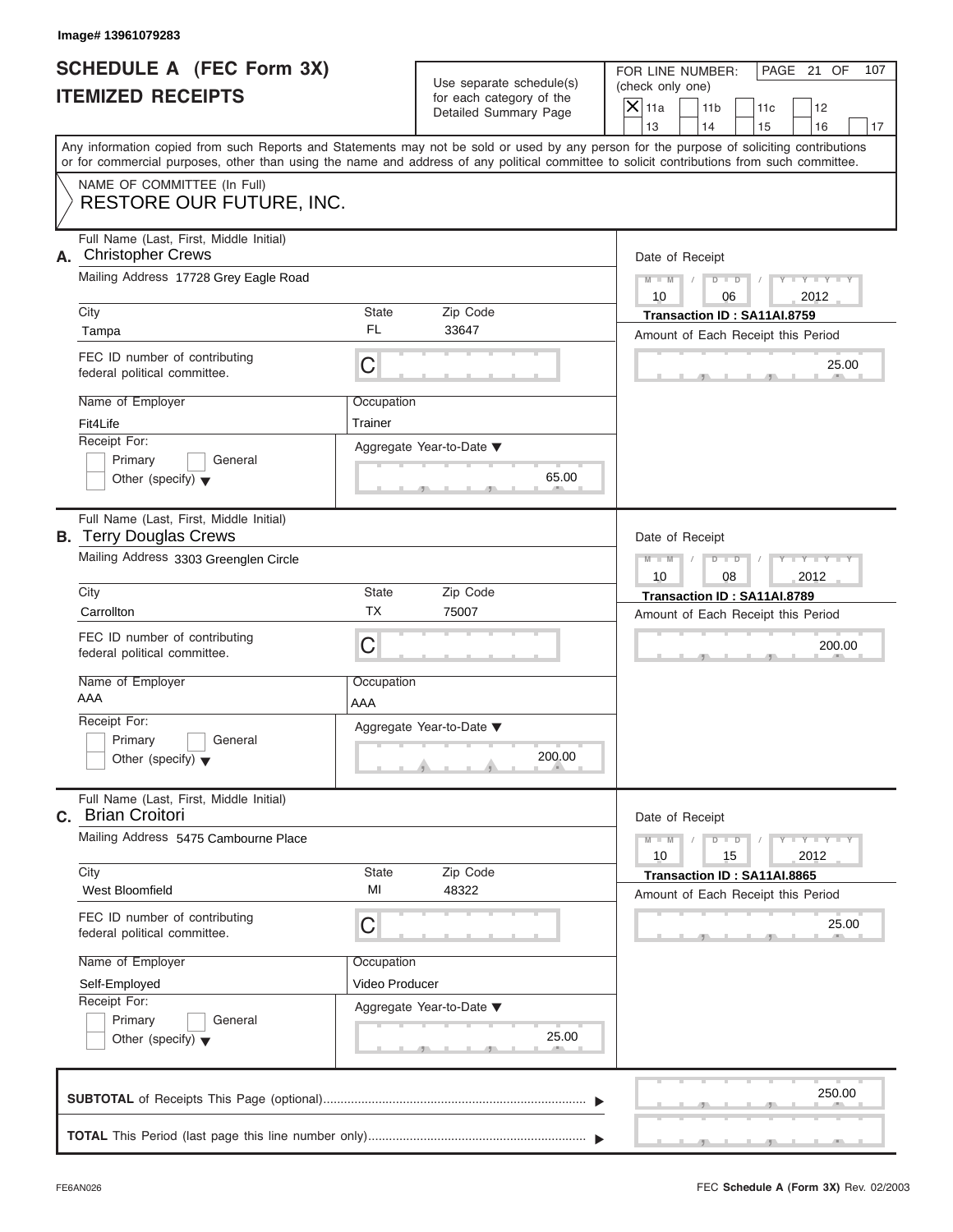Image# 13961079283

# SCHEDULE A (FEC Form 3X)
# ITEMIZED RECEIPTS

Use separate schedule(s) for each category of the Detailed Summary Page

FOR LINE NUMBER: (check only one)

| | | | | |
|---|---|---|---|---|
| [X] 11a | [ ] 11b | [ ] 11c | [ ] 12 | |
| [ ] 13 | [ ] 14 | [ ] 15 | [ ] 16 | [ ] 17 |

Any information copied from such Reports and Statements may not be sold or used by any person for the purpose of soliciting contributions or for commercial purposes, other than using the name and address of any political committee to solicit contributions from such committee.

NAME OF COMMITTEE (In Full)
RESTORE OUR FUTURE, INC.

---

**A.** Full Name (Last, First, Middle Initial): Christopher Crews

Mailing Address: 17728 Grey Eagle Road

City: Tampa | State: FL | Zip Code: 33647

FEC ID number of contributing federal political committee: C

Name of Employer: Fit4Life | Occupation: Trainer

Receipt For: [ ] Primary [ ] General [ ] Other (specify)

Aggregate Year-to-Date: 65.00

Date of Receipt: 10 / 06 / 2012

Transaction ID : SA11AI.8759

Amount of Each Receipt this Period: 25.00

---

**B.** Full Name (Last, First, Middle Initial): Terry Douglas Crews

Mailing Address: 3303 Greenglen Circle

City: Carrollton | State: TX | Zip Code: 75007

FEC ID number of contributing federal political committee: C

Name of Employer: AAA | Occupation: AAA

Receipt For: [ ] Primary [ ] General [ ] Other (specify)

Aggregate Year-to-Date: 200.00

Date of Receipt: 10 / 08 / 2012

Transaction ID : SA11AI.8789

Amount of Each Receipt this Period: 200.00

---

**C.** Full Name (Last, First, Middle Initial): Brian Croitori

Mailing Address: 5475 Cambourne Place

City: West Bloomfield | State: MI | Zip Code: 48322

FEC ID number of contributing federal political committee: C

Name of Employer: Self-Employed | Occupation: Video Producer

Receipt For: [ ] Primary [ ] General [ ] Other (specify)

Aggregate Year-to-Date: 25.00

Date of Receipt: 10 / 15 / 2012

Transaction ID : SA11AI.8865

Amount of Each Receipt this Period: 25.00

---

**SUBTOTAL** of Receipts This Page (optional): 250.00

**TOTAL** This Period (last page this line number only):

FE6AN026

FEC **Schedule A** (Form 3X) Rev. 02/2003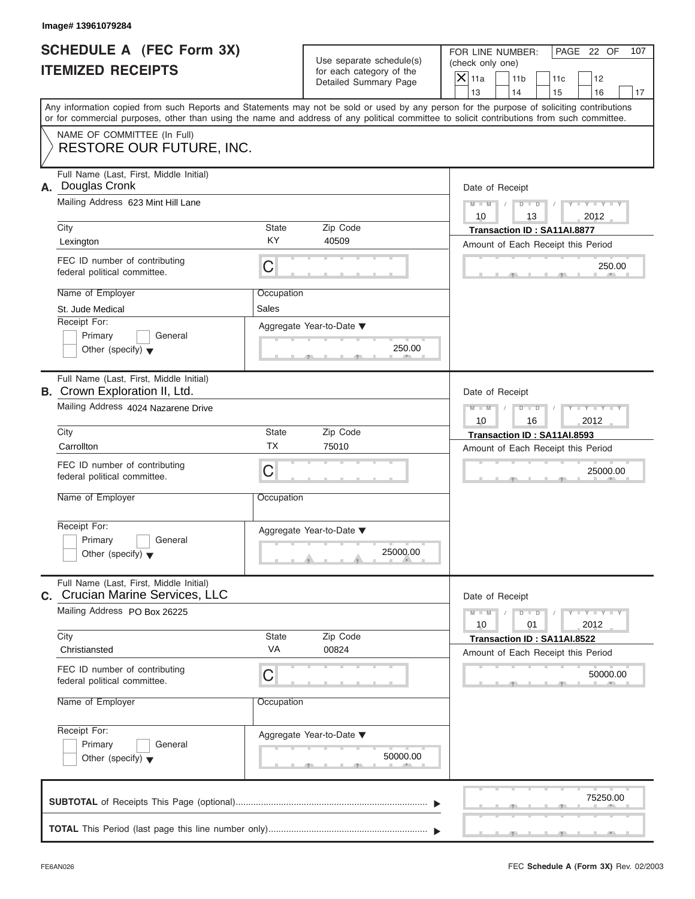Image# 13961079284

# SCHEDULE A (FEC Form 3X)
# ITEMIZED RECEIPTS

Use separate schedule(s) for each category of the Detailed Summary Page

FOR LINE NUMBER: (check only one)

- [X] 11a
- [ ] 11b
- [ ] 11c
- [ ] 12
- [ ] 13
- [ ] 14
- [ ] 15
- [ ] 16
- [ ] 17

Any information copied from such Reports and Statements may not be sold or used by any person for the purpose of soliciting contributions or for commercial purposes, other than using the name and address of any political committee to solicit contributions from such committee.

NAME OF COMMITTEE (In Full)
RESTORE OUR FUTURE, INC.

---

**A.** Full Name (Last, First, Middle Initial): Douglas Cronk

Mailing Address: 623 Mint Hill Lane

City: Lexington | State: KY | Zip Code: 40509

FEC ID number of contributing federal political committee: C

Name of Employer: St. Jude Medical | Occupation: Sales

Receipt For: Primary / General / Other (specify)

Aggregate Year-to-Date: 250.00

Date of Receipt: 10 / 13 / 2012

Transaction ID : SA11AI.8877

Amount of Each Receipt this Period: 250.00

---

**B.** Full Name (Last, First, Middle Initial): Crown Exploration II, Ltd.

Mailing Address: 4024 Nazarene Drive

City: Carrollton | State: TX | Zip Code: 75010

FEC ID number of contributing federal political committee: C

Name of Employer: | Occupation:

Receipt For: Primary / General / Other (specify)

Aggregate Year-to-Date: 25000.00

Date of Receipt: 10 / 16 / 2012

Transaction ID : SA11AI.8593

Amount of Each Receipt this Period: 25000.00

---

**C.** Full Name (Last, First, Middle Initial): Crucian Marine Services, LLC

Mailing Address: PO Box 26225

City: Christiansted | State: VA | Zip Code: 00824

FEC ID number of contributing federal political committee: C

Name of Employer: | Occupation:

Receipt For: Primary / General / Other (specify)

Aggregate Year-to-Date: 50000.00

Date of Receipt: 10 / 01 / 2012

Transaction ID : SA11AI.8522

Amount of Each Receipt this Period: 50000.00

---

**SUBTOTAL** of Receipts This Page (optional): 75250.00

**TOTAL** This Period (last page this line number only):

FE6AN026

FEC Schedule A (Form 3X) Rev. 02/2003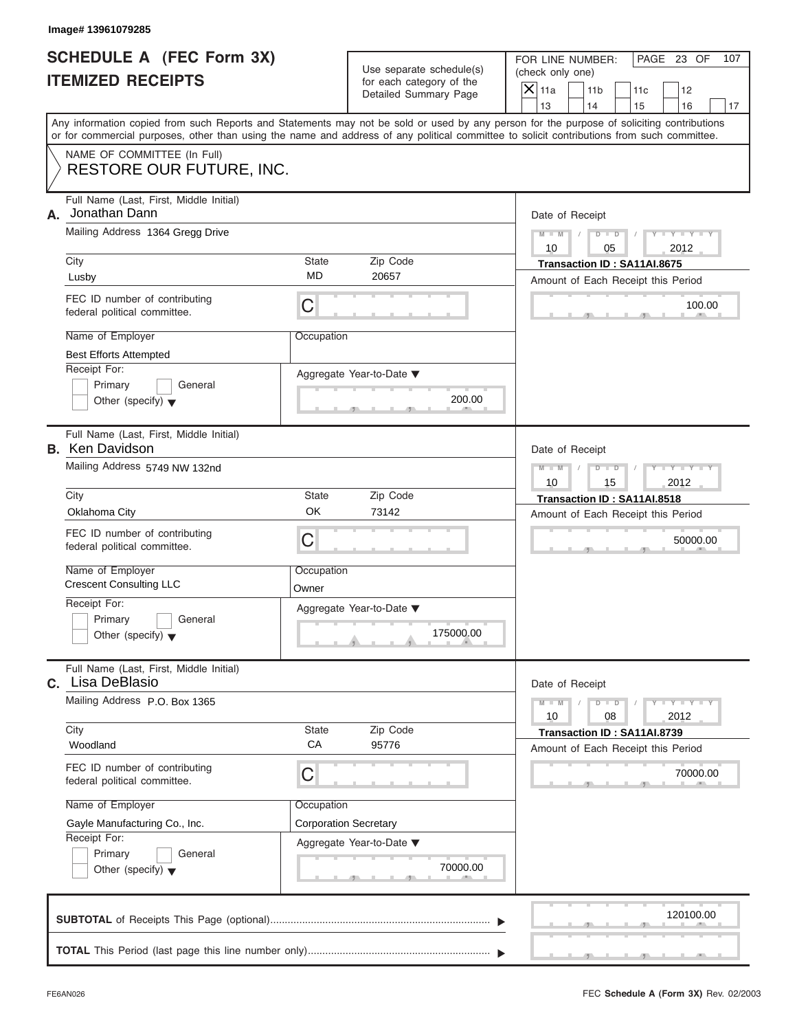Image# 13961079285

# SCHEDULE A (FEC Form 3X)
## ITEMIZED RECEIPTS

Use separate schedule(s) for each category of the Detailed Summary Page

FOR LINE NUMBER: (check only one)

- [X] 11a
- [ ] 11b
- [ ] 11c
- [ ] 12
- [ ] 13
- [ ] 14
- [ ] 15
- [ ] 16
- [ ] 17

PAGE 23 OF 107

Any information copied from such Reports and Statements may not be sold or used by any person for the purpose of soliciting contributions or for commercial purposes, other than using the name and address of any political committee to solicit contributions from such committee.

NAME OF COMMITTEE (In Full)
**RESTORE OUR FUTURE, INC.**

---

**A.** Full Name (Last, First, Middle Initial): Jonathan Dann

Mailing Address: 1364 Gregg Drive

City: Lusby | State: MD | Zip Code: 20657

FEC ID number of contributing federal political committee: C

Name of Employer: Best Efforts Attempted

Occupation:

Receipt For: [ ] Primary [ ] General [ ] Other (specify)

Aggregate Year-to-Date: 200.00

Date of Receipt: 10 / 05 / 2012

Transaction ID : SA11AI.8675

Amount of Each Receipt this Period: 100.00

---

**B.** Full Name (Last, First, Middle Initial): Ken Davidson

Mailing Address: 5749 NW 132nd

City: Oklahoma City | State: OK | Zip Code: 73142

FEC ID number of contributing federal political committee: C

Name of Employer: Crescent Consulting LLC

Occupation: Owner

Receipt For: [ ] Primary [ ] General [ ] Other (specify)

Aggregate Year-to-Date: 175000.00

Date of Receipt: 10 / 15 / 2012

Transaction ID : SA11AI.8518

Amount of Each Receipt this Period: 50000.00

---

**C.** Full Name (Last, First, Middle Initial): Lisa DeBlasio

Mailing Address: P.O. Box 1365

City: Woodland | State: CA | Zip Code: 95776

FEC ID number of contributing federal political committee: C

Name of Employer: Gayle Manufacturing Co., Inc.

Occupation: Corporation Secretary

Receipt For: [ ] Primary [ ] General [ ] Other (specify)

Aggregate Year-to-Date: 70000.00

Date of Receipt: 10 / 08 / 2012

Transaction ID : SA11AI.8739

Amount of Each Receipt this Period: 70000.00

---

**SUBTOTAL** of Receipts This Page (optional): 120100.00

**TOTAL** This Period (last page this line number only):

FE6AN026

FEC **Schedule A (Form 3X)** Rev. 02/2003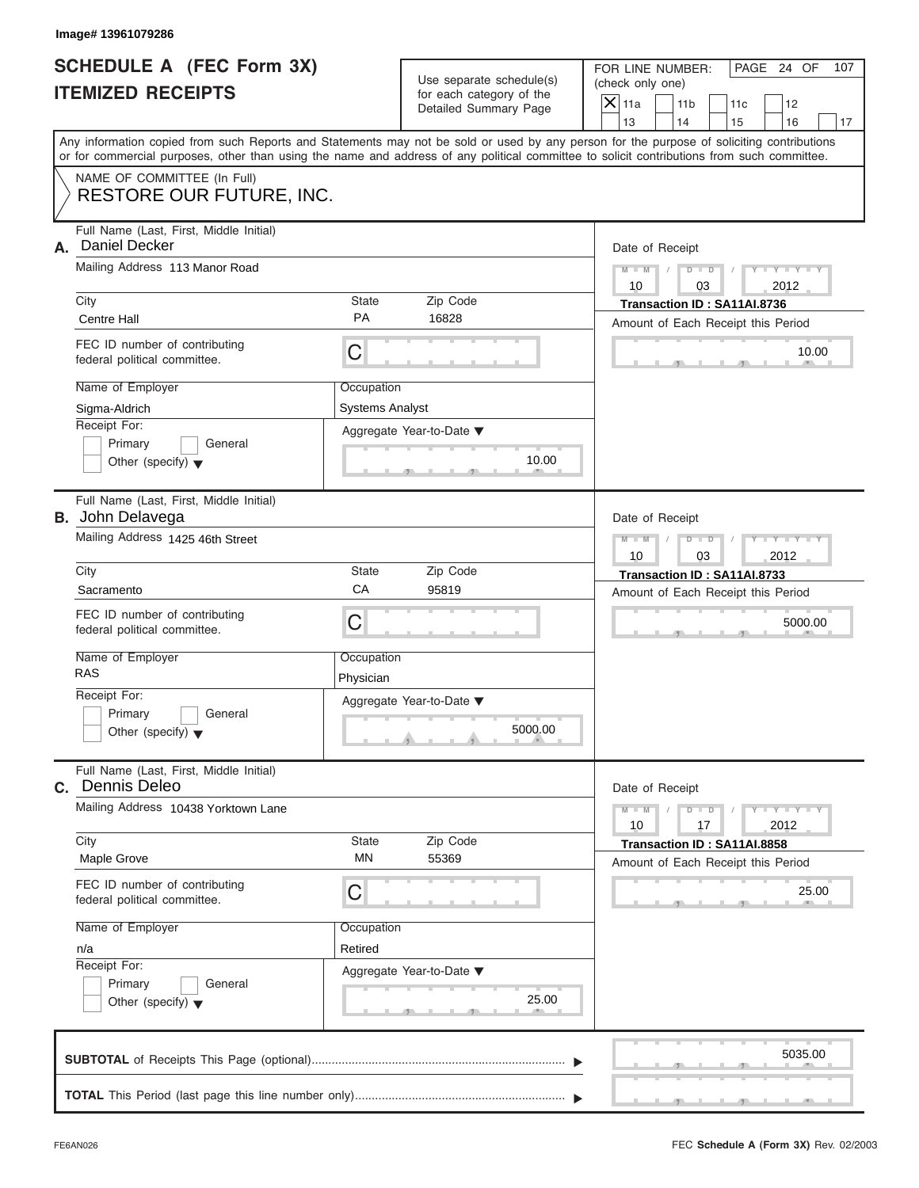Image# 13961079286

# SCHEDULE A (FEC Form 3X) ITEMIZED RECEIPTS

Use separate schedule(s) for each category of the Detailed Summary Page

FOR LINE NUMBER: (check only one)

- [X] 11a
- [ ] 11b
- [ ] 11c
- [ ] 12
- [ ] 13
- [ ] 14
- [ ] 15
- [ ] 16
- [ ] 17

Any information copied from such Reports and Statements may not be sold or used by any person for the purpose of soliciting contributions or for commercial purposes, other than using the name and address of any political committee to solicit contributions from such committee.

NAME OF COMMITTEE (In Full)
**RESTORE OUR FUTURE, INC.**

---

**A.** Full Name (Last, First, Middle Initial): Daniel Decker

Mailing Address: 113 Manor Road

| City | State | Zip Code |
|---|---|---|
| Centre Hall | PA | 16828 |

FEC ID number of contributing federal political committee: C

Name of Employer: Sigma-Aldrich

Occupation: Systems Analyst

Receipt For: Primary / General / Other (specify)

Aggregate Year-to-Date: 10.00

Date of Receipt: 10 / 03 / 2012

Transaction ID : SA11AI.8736

Amount of Each Receipt this Period: 10.00

---

**B.** Full Name (Last, First, Middle Initial): John Delavega

Mailing Address: 1425 46th Street

| City | State | Zip Code |
|---|---|---|
| Sacramento | CA | 95819 |

FEC ID number of contributing federal political committee: C

Name of Employer: RAS

Occupation: Physician

Receipt For: Primary / General / Other (specify)

Aggregate Year-to-Date: 5000.00

Date of Receipt: 10 / 03 / 2012

Transaction ID : SA11AI.8733

Amount of Each Receipt this Period: 5000.00

---

**C.** Full Name (Last, First, Middle Initial): Dennis Deleo

Mailing Address: 10438 Yorktown Lane

| City | State | Zip Code |
|---|---|---|
| Maple Grove | MN | 55369 |

FEC ID number of contributing federal political committee: C

Name of Employer: n/a

Occupation: Retired

Receipt For: Primary / General / Other (specify)

Aggregate Year-to-Date: 25.00

Date of Receipt: 10 / 17 / 2012

Transaction ID : SA11AI.8858

Amount of Each Receipt this Period: 25.00

---

**SUBTOTAL** of Receipts This Page (optional): 5035.00

**TOTAL** This Period (last page this line number only):

FE6AN026

FEC **Schedule A** (Form 3X) Rev. 02/2003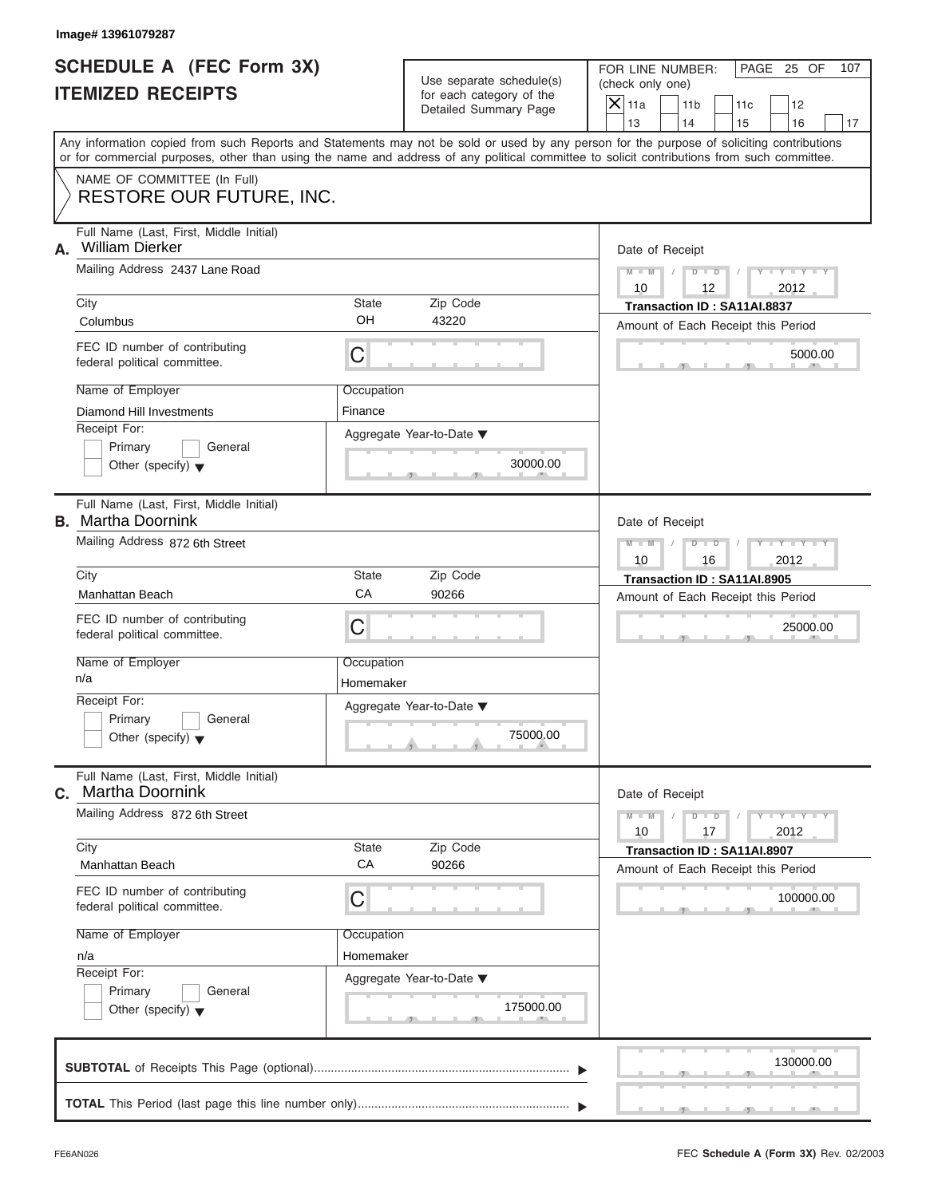Image# 13961079287

# SCHEDULE A (FEC Form 3X)
# ITEMIZED RECEIPTS

Use separate schedule(s) for each category of the Detailed Summary Page

FOR LINE NUMBER: (check only one)

| | | | | |
|---|---|---|---|---|
| X 11a | 11b | 11c | 12 | |
| 13 | 14 | 15 | 16 | 17 |

Any information copied from such Reports and Statements may not be sold or used by any person for the purpose of soliciting contributions or for commercial purposes, other than using the name and address of any political committee to solicit contributions from such committee.

NAME OF COMMITTEE (In Full)
RESTORE OUR FUTURE, INC.

---

**A.** Full Name (Last, First, Middle Initial): William Dierker

Mailing Address: 2437 Lane Road

City: Columbus | State: OH | Zip Code: 43220

FEC ID number of contributing federal political committee: C

Name of Employer: Diamond Hill Investments

Occupation: Finance

Receipt For: Primary / General / Other (specify)

Aggregate Year-to-Date: 30000.00

Date of Receipt: 10 / 12 / 2012

Transaction ID : SA11AI.8837

Amount of Each Receipt this Period: 5000.00

---

**B.** Full Name (Last, First, Middle Initial): Martha Doornink

Mailing Address: 872 6th Street

City: Manhattan Beach | State: CA | Zip Code: 90266

FEC ID number of contributing federal political committee: C

Name of Employer: n/a

Occupation: Homemaker

Receipt For: Primary / General / Other (specify)

Aggregate Year-to-Date: 75000.00

Date of Receipt: 10 / 16 / 2012

Transaction ID : SA11AI.8905

Amount of Each Receipt this Period: 25000.00

---

**C.** Full Name (Last, First, Middle Initial): Martha Doornink

Mailing Address: 872 6th Street

City: Manhattan Beach | State: CA | Zip Code: 90266

FEC ID number of contributing federal political committee: C

Name of Employer: n/a

Occupation: Homemaker

Receipt For: Primary / General / Other (specify)

Aggregate Year-to-Date: 175000.00

Date of Receipt: 10 / 17 / 2012

Transaction ID : SA11AI.8907

Amount of Each Receipt this Period: 100000.00

---

**SUBTOTAL** of Receipts This Page (optional): 130000.00

**TOTAL** This Period (last page this line number only):

FE6AN026

FEC **Schedule A** (Form 3X) Rev. 02/2003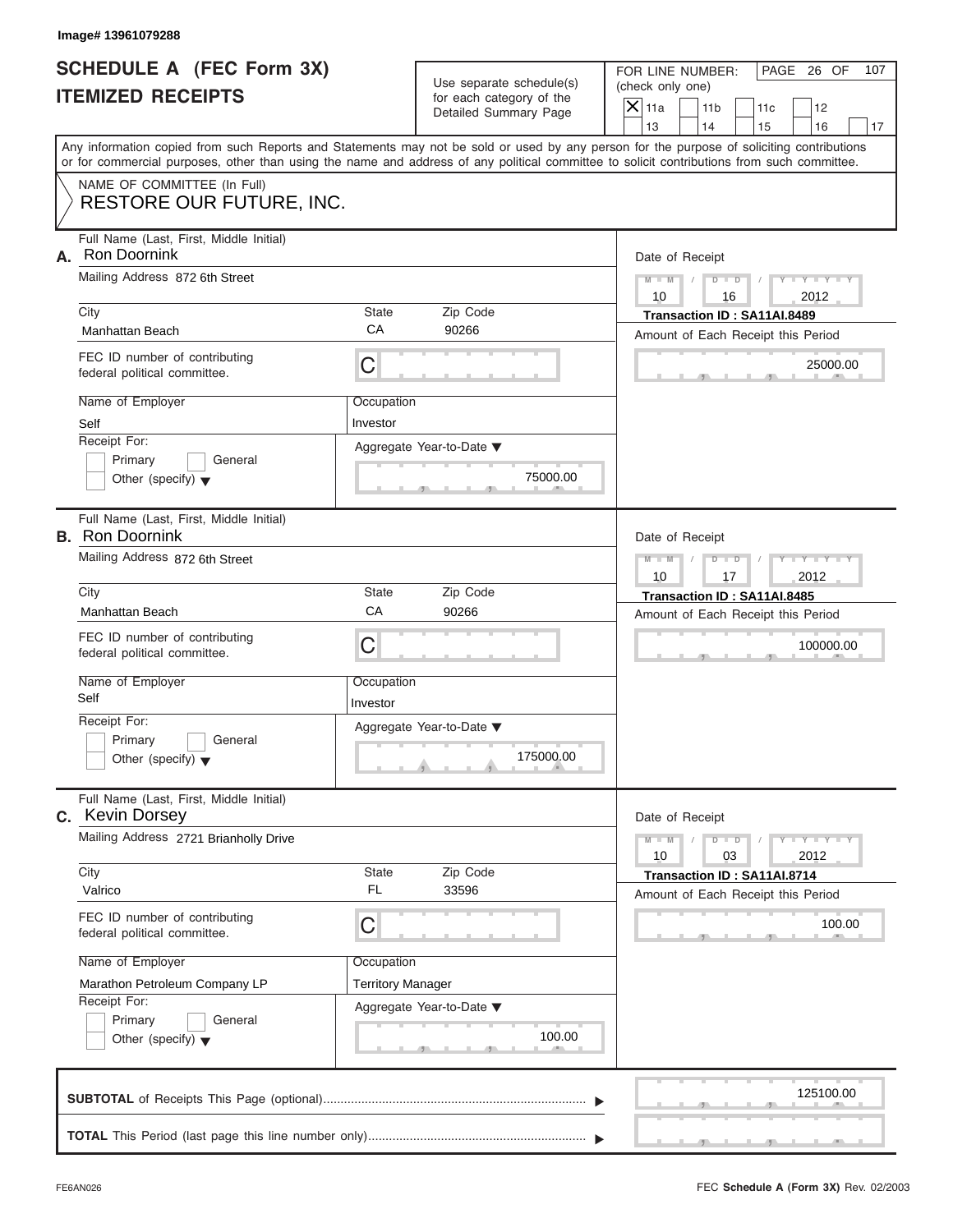Image# 13961079288

# SCHEDULE A (FEC Form 3X) ITEMIZED RECEIPTS

Use separate schedule(s) for each category of the Detailed Summary Page

FOR LINE NUMBER: (check only one)

[X] 11a [ ] 11b [ ] 11c [ ] 12 [ ] 13 [ ] 14 [ ] 15 [ ] 16 [ ] 17

Any information copied from such Reports and Statements may not be sold or used by any person for the purpose of soliciting contributions or for commercial purposes, other than using the name and address of any political committee to solicit contributions from such committee.

NAME OF COMMITTEE (In Full)
RESTORE OUR FUTURE, INC.

**A.** Full Name (Last, First, Middle Initial): Ron Doornink
Mailing Address: 872 6th Street
City: Manhattan Beach | State: CA | Zip Code: 90266
FEC ID number of contributing federal political committee: C
Name of Employer: Self
Occupation: Investor
Receipt For: [ ] Primary [ ] General [ ] Other (specify)
Aggregate Year-to-Date: 75000.00
Date of Receipt: 10 / 16 / 2012
Transaction ID : SA11AI.8489
Amount of Each Receipt this Period: 25000.00

**B.** Full Name (Last, First, Middle Initial): Ron Doornink
Mailing Address: 872 6th Street
City: Manhattan Beach | State: CA | Zip Code: 90266
FEC ID number of contributing federal political committee: C
Name of Employer: Self
Occupation: Investor
Receipt For: [ ] Primary [ ] General [ ] Other (specify)
Aggregate Year-to-Date: 175000.00
Date of Receipt: 10 / 17 / 2012
Transaction ID : SA11AI.8485
Amount of Each Receipt this Period: 100000.00

**C.** Full Name (Last, First, Middle Initial): Kevin Dorsey
Mailing Address: 2721 Brianholly Drive
City: Valrico | State: FL | Zip Code: 33596
FEC ID number of contributing federal political committee: C
Name of Employer: Marathon Petroleum Company LP
Occupation: Territory Manager
Receipt For: [ ] Primary [ ] General [ ] Other (specify)
Aggregate Year-to-Date: 100.00
Date of Receipt: 10 / 03 / 2012
Transaction ID : SA11AI.8714
Amount of Each Receipt this Period: 100.00

**SUBTOTAL** of Receipts This Page (optional): 125100.00

**TOTAL** This Period (last page this line number only):

FE6AN026 FEC Schedule A (Form 3X) Rev. 02/2003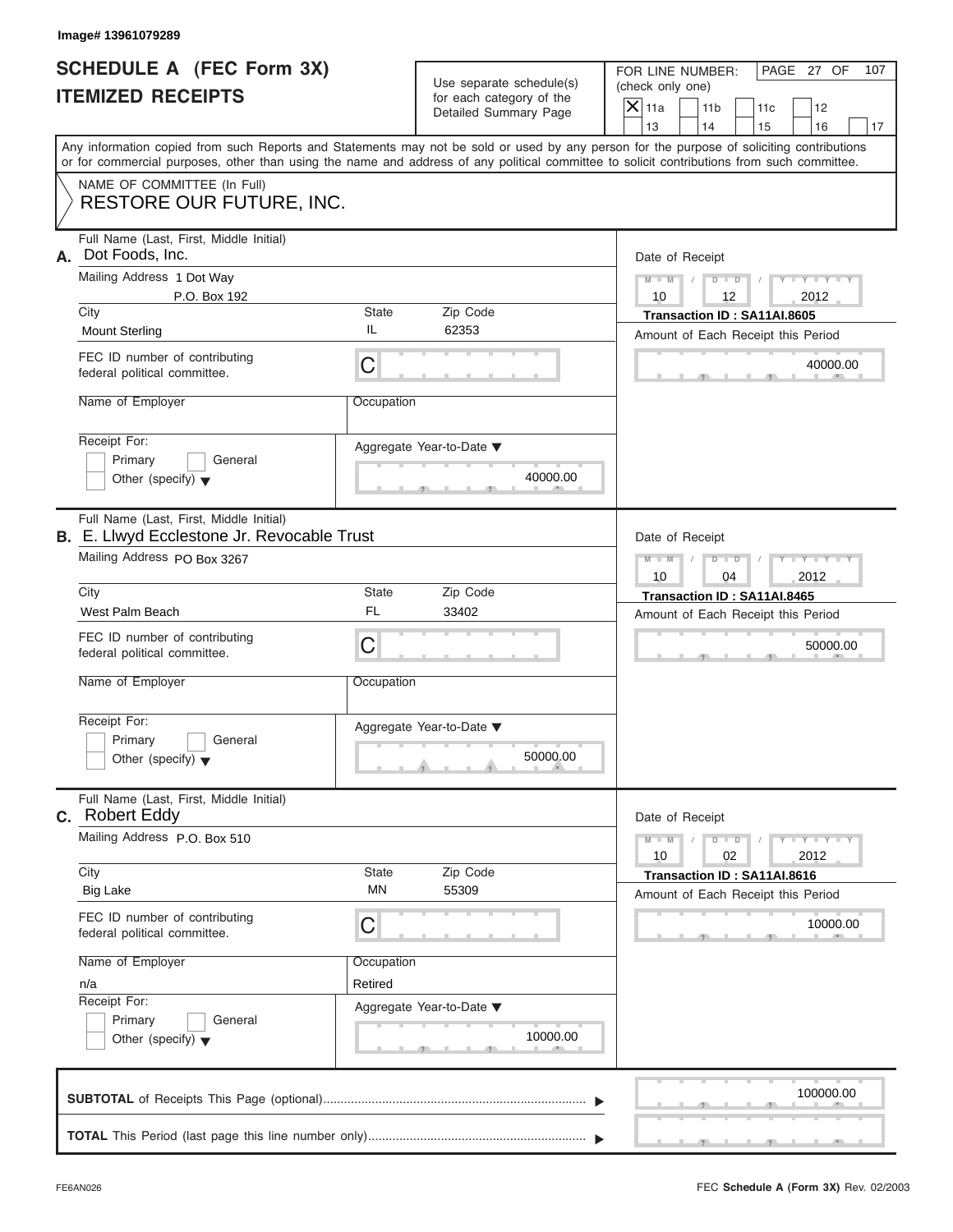Image# 13961079289

# SCHEDULE A (FEC Form 3X) ITEMIZED RECEIPTS

Use separate schedule(s) for each category of the Detailed Summary Page

FOR LINE NUMBER: (check only one)

- [X] 11a
- [ ] 11b
- [ ] 11c
- [ ] 12
- [ ] 13
- [ ] 14
- [ ] 15
- [ ] 16
- [ ] 17

Any information copied from such Reports and Statements may not be sold or used by any person for the purpose of soliciting contributions or for commercial purposes, other than using the name and address of any political committee to solicit contributions from such committee.

NAME OF COMMITTEE (In Full)
RESTORE OUR FUTURE, INC.

---

**A.** Full Name (Last, First, Middle Initial): Dot Foods, Inc.

Mailing Address: 1 Dot Way, P.O. Box 192

| City | State | Zip Code |
|---|---|---|
| Mount Sterling | IL | 62353 |

FEC ID number of contributing federal political committee: C

Name of Employer:

Occupation:

Receipt For: Primary / General / Other (specify)

Date of Receipt: 10 / 12 / 2012

Transaction ID : SA11AI.8605

Amount of Each Receipt this Period: 40000.00

Aggregate Year-to-Date: 40000.00

---

**B.** Full Name (Last, First, Middle Initial): E. Llwyd Ecclestone Jr. Revocable Trust

Mailing Address: PO Box 3267

| City | State | Zip Code |
|---|---|---|
| West Palm Beach | FL | 33402 |

FEC ID number of contributing federal political committee: C

Name of Employer:

Occupation:

Receipt For: Primary / General / Other (specify)

Date of Receipt: 10 / 04 / 2012

Transaction ID : SA11AI.8465

Amount of Each Receipt this Period: 50000.00

Aggregate Year-to-Date: 50000.00

---

**C.** Full Name (Last, First, Middle Initial): Robert Eddy

Mailing Address: P.O. Box 510

| City | State | Zip Code |
|---|---|---|
| Big Lake | MN | 55309 |

FEC ID number of contributing federal political committee: C

Name of Employer: n/a

Occupation: Retired

Receipt For: Primary / General / Other (specify)

Date of Receipt: 10 / 02 / 2012

Transaction ID : SA11AI.8616

Amount of Each Receipt this Period: 10000.00

Aggregate Year-to-Date: 10000.00

---

**SUBTOTAL** of Receipts This Page (optional): 100000.00

**TOTAL** This Period (last page this line number only):

FE6AN026

FEC **Schedule A** (Form 3X) Rev. 02/2003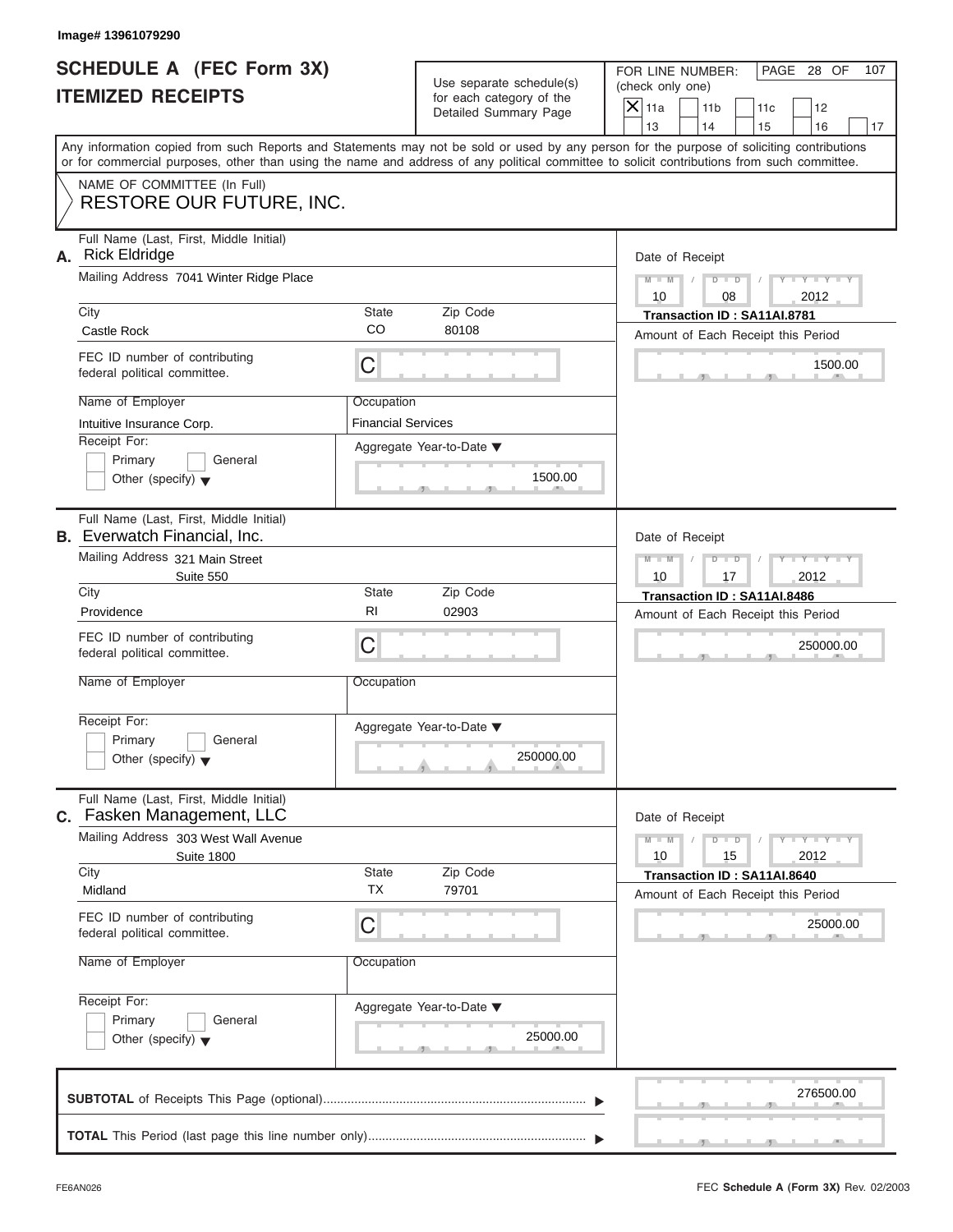Image# 13961079290

# SCHEDULE A (FEC Form 3X)
## ITEMIZED RECEIPTS

Use separate schedule(s) for each category of the Detailed Summary Page

FOR LINE NUMBER: (check only one)

- [X] 11a
- [ ] 11b
- [ ] 11c
- [ ] 12
- [ ] 13
- [ ] 14
- [ ] 15
- [ ] 16
- [ ] 17

PAGE 28 OF 107

Any information copied from such Reports and Statements may not be sold or used by any person for the purpose of soliciting contributions or for commercial purposes, other than using the name and address of any political committee to solicit contributions from such committee.

NAME OF COMMITTEE (In Full)
RESTORE OUR FUTURE, INC.

---

**A.** Full Name (Last, First, Middle Initial): Rick Eldridge

Mailing Address: 7041 Winter Ridge Place

City: Castle Rock | State: CO | Zip Code: 80108

FEC ID number of contributing federal political committee: C

Name of Employer: Intuitive Insurance Corp.

Occupation: Financial Services

Receipt For: Primary / General / Other (specify)

Aggregate Year-to-Date: 1500.00

Date of Receipt: 10 / 08 / 2012

Transaction ID : SA11AI.8781

Amount of Each Receipt this Period: 1500.00

---

**B.** Full Name (Last, First, Middle Initial): Everwatch Financial, Inc.

Mailing Address: 321 Main Street, Suite 550

City: Providence | State: RI | Zip Code: 02903

FEC ID number of contributing federal political committee: C

Name of Employer:

Occupation:

Receipt For: Primary / General / Other (specify)

Aggregate Year-to-Date: 250000.00

Date of Receipt: 10 / 17 / 2012

Transaction ID : SA11AI.8486

Amount of Each Receipt this Period: 250000.00

---

**C.** Full Name (Last, First, Middle Initial): Fasken Management, LLC

Mailing Address: 303 West Wall Avenue, Suite 1800

City: Midland | State: TX | Zip Code: 79701

FEC ID number of contributing federal political committee: C

Name of Employer:

Occupation:

Receipt For: Primary / General / Other (specify)

Aggregate Year-to-Date: 25000.00

Date of Receipt: 10 / 15 / 2012

Transaction ID : SA11AI.8640

Amount of Each Receipt this Period: 25000.00

---

**SUBTOTAL** of Receipts This Page (optional): 276500.00

**TOTAL** This Period (last page this line number only):

FE6AN026 FEC **Schedule A** (Form 3X) Rev. 02/2003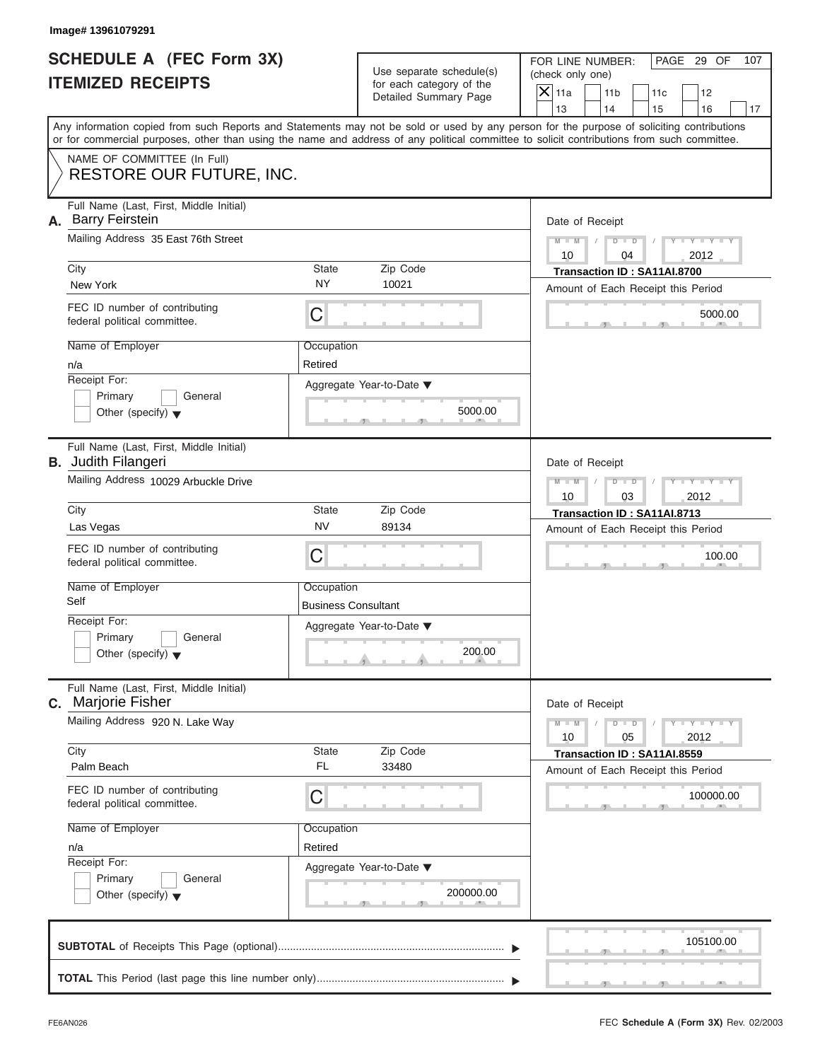Image# 13961079291

# SCHEDULE A (FEC Form 3X)
## ITEMIZED RECEIPTS

Use separate schedule(s) for each category of the Detailed Summary Page

FOR LINE NUMBER: (check only one)

- [X] 11a
- [ ] 11b
- [ ] 11c
- [ ] 12
- [ ] 13
- [ ] 14
- [ ] 15
- [ ] 16
- [ ] 17

Any information copied from such Reports and Statements may not be sold or used by any person for the purpose of soliciting contributions or for commercial purposes, other than using the name and address of any political committee to solicit contributions from such committee.

NAME OF COMMITTEE (In Full)
RESTORE OUR FUTURE, INC.

---

**A.** Full Name (Last, First, Middle Initial): Barry Feirstein

Mailing Address: 35 East 76th Street

City: New York | State: NY | Zip Code: 10021

FEC ID number of contributing federal political committee: C

Name of Employer: n/a | Occupation: Retired

Receipt For: Primary / General / Other (specify)

Aggregate Year-to-Date: 5000.00

Date of Receipt: 10 / 04 / 2012

Transaction ID : SA11AI.8700

Amount of Each Receipt this Period: 5000.00

---

**B.** Full Name (Last, First, Middle Initial): Judith Filangeri

Mailing Address: 10029 Arbuckle Drive

City: Las Vegas | State: NV | Zip Code: 89134

FEC ID number of contributing federal political committee: C

Name of Employer: Self | Occupation: Business Consultant

Receipt For: Primary / General / Other (specify)

Aggregate Year-to-Date: 200.00

Date of Receipt: 10 / 03 / 2012

Transaction ID : SA11AI.8713

Amount of Each Receipt this Period: 100.00

---

**C.** Full Name (Last, First, Middle Initial): Marjorie Fisher

Mailing Address: 920 N. Lake Way

City: Palm Beach | State: FL | Zip Code: 33480

FEC ID number of contributing federal political committee: C

Name of Employer: n/a | Occupation: Retired

Receipt For: Primary / General / Other (specify)

Aggregate Year-to-Date: 200000.00

Date of Receipt: 10 / 05 / 2012

Transaction ID : SA11AI.8559

Amount of Each Receipt this Period: 100000.00

---

**SUBTOTAL** of Receipts This Page (optional): 105100.00

**TOTAL** This Period (last page this line number only):

FE6AN026 — FEC **Schedule A** (Form 3X) Rev. 02/2003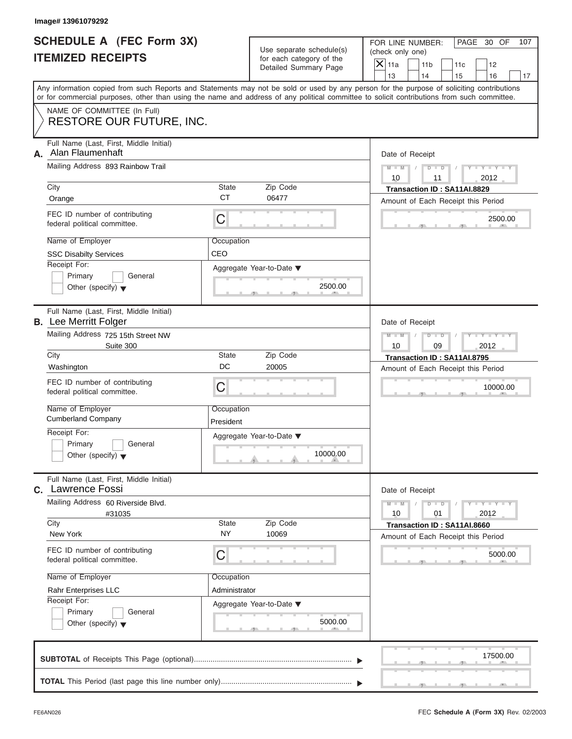Image# 13961079292

# SCHEDULE A (FEC Form 3X)
# ITEMIZED RECEIPTS

Use separate schedule(s) for each category of the Detailed Summary Page

FOR LINE NUMBER: (check only one)

- [X] 11a
- [ ] 11b
- [ ] 11c
- [ ] 12
- [ ] 13
- [ ] 14
- [ ] 15
- [ ] 16
- [ ] 17

Any information copied from such Reports and Statements may not be sold or used by any person for the purpose of soliciting contributions or for commercial purposes, other than using the name and address of any political committee to solicit contributions from such committee.

NAME OF COMMITTEE (In Full)

**RESTORE OUR FUTURE, INC.**

---

**A.** Full Name (Last, First, Middle Initial): Alan Flaumenhaft

Mailing Address: 893 Rainbow Trail

City: Orange | State: CT | Zip Code: 06477

FEC ID number of contributing federal political committee: C

Name of Employer: SSC Disabilty Services

Occupation: CEO

Receipt For: Primary / General / Other (specify)

Aggregate Year-to-Date: 2500.00

Date of Receipt: 10 / 11 / 2012

Transaction ID : SA11AI.8829

Amount of Each Receipt this Period: 2500.00

---

**B.** Full Name (Last, First, Middle Initial): Lee Merritt Folger

Mailing Address: 725 15th Street NW, Suite 300

City: Washington | State: DC | Zip Code: 20005

FEC ID number of contributing federal political committee: C

Name of Employer: Cumberland Company

Occupation: President

Receipt For: Primary / General / Other (specify)

Aggregate Year-to-Date: 10000.00

Date of Receipt: 10 / 09 / 2012

Transaction ID : SA11AI.8795

Amount of Each Receipt this Period: 10000.00

---

**C.** Full Name (Last, First, Middle Initial): Lawrence Fossi

Mailing Address: 60 Riverside Blvd. #31035

City: New York | State: NY | Zip Code: 10069

FEC ID number of contributing federal political committee: C

Name of Employer: Rahr Enterprises LLC

Occupation: Administrator

Receipt For: Primary / General / Other (specify)

Aggregate Year-to-Date: 5000.00

Date of Receipt: 10 / 01 / 2012

Transaction ID : SA11AI.8660

Amount of Each Receipt this Period: 5000.00

---

**SUBTOTAL** of Receipts This Page (optional): 17500.00

**TOTAL** This Period (last page this line number only):

FE6AN026

FEC **Schedule A** (Form 3X) Rev. 02/2003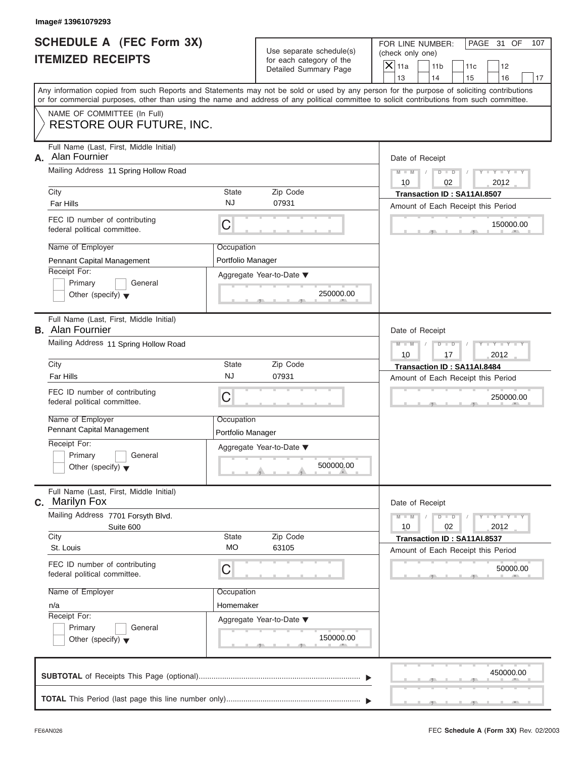Image# 13961079293

# SCHEDULE A (FEC Form 3X)
# ITEMIZED RECEIPTS

Use separate schedule(s) for each category of the Detailed Summary Page

FOR LINE NUMBER: (check only one)

- [X] 11a
- [ ] 11b
- [ ] 11c
- [ ] 12
- [ ] 13
- [ ] 14
- [ ] 15
- [ ] 16
- [ ] 17

Any information copied from such Reports and Statements may not be sold or used by any person for the purpose of soliciting contributions or for commercial purposes, other than using the name and address of any political committee to solicit contributions from such committee.

NAME OF COMMITTEE (In Full)
RESTORE OUR FUTURE, INC.

---

**A.** Full Name (Last, First, Middle Initial): Alan Fournier

Mailing Address: 11 Spring Hollow Road

City: Far Hills | State: NJ | Zip Code: 07931

FEC ID number of contributing federal political committee: C

Name of Employer: Pennant Capital Management

Occupation: Portfolio Manager

Receipt For: Primary / General / Other (specify)

Aggregate Year-to-Date: 250000.00

Date of Receipt: 10/02/2012

Transaction ID : SA11AI.8507

Amount of Each Receipt this Period: 150000.00

---

**B.** Full Name (Last, First, Middle Initial): Alan Fournier

Mailing Address: 11 Spring Hollow Road

City: Far Hills | State: NJ | Zip Code: 07931

FEC ID number of contributing federal political committee: C

Name of Employer: Pennant Capital Management

Occupation: Portfolio Manager

Receipt For: Primary / General / Other (specify)

Aggregate Year-to-Date: 500000.00

Date of Receipt: 10/17/2012

Transaction ID : SA11AI.8484

Amount of Each Receipt this Period: 250000.00

---

**C.** Full Name (Last, First, Middle Initial): Marilyn Fox

Mailing Address: 7701 Forsyth Blvd.
Suite 600

City: St. Louis | State: MO | Zip Code: 63105

FEC ID number of contributing federal political committee: C

Name of Employer: n/a

Occupation: Homemaker

Receipt For: Primary / General / Other (specify)

Aggregate Year-to-Date: 150000.00

Date of Receipt: 10/02/2012

Transaction ID : SA11AI.8537

Amount of Each Receipt this Period: 50000.00

---

**SUBTOTAL** of Receipts This Page (optional): 450000.00

**TOTAL** This Period (last page this line number only):

FE6AN026 FEC **Schedule A** (Form 3X) Rev. 02/2003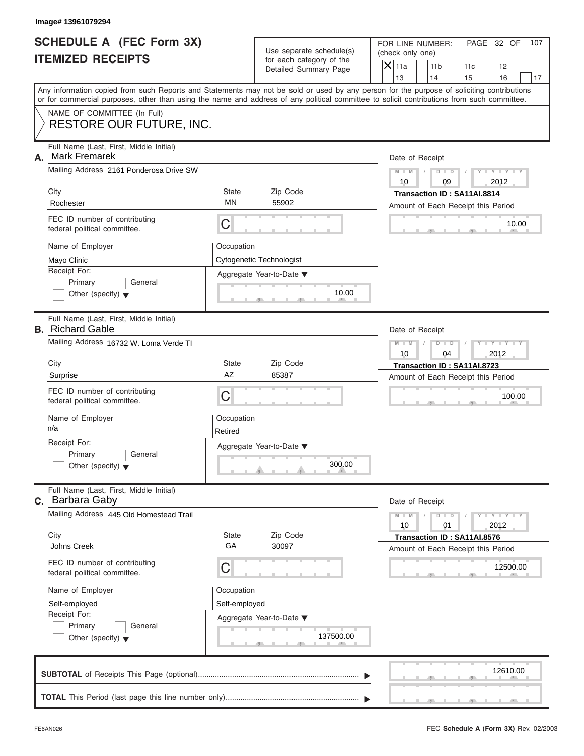Image# 13961079294

# SCHEDULE A (FEC Form 3X)
## ITEMIZED RECEIPTS

Use separate schedule(s) for each category of the Detailed Summary Page

FOR LINE NUMBER: (check only one)

[X] 11a [ ] 11b [ ] 11c [ ] 12 [ ] 13 [ ] 14 [ ] 15 [ ] 16 [ ] 17

PAGE 32 OF 107

Any information copied from such Reports and Statements may not be sold or used by any person for the purpose of soliciting contributions or for commercial purposes, other than using the name and address of any political committee to solicit contributions from such committee.

NAME OF COMMITTEE (In Full)
RESTORE OUR FUTURE, INC.

---

**A.** Full Name (Last, First, Middle Initial): Mark Fremarek

Mailing Address: 2161 Ponderosa Drive SW

City: Rochester | State: MN | Zip Code: 55902

FEC ID number of contributing federal political committee: C

Name of Employer: Mayo Clinic

Occupation: Cytogenetic Technologist

Receipt For: [ ] Primary [ ] General [ ] Other (specify)

Aggregate Year-to-Date: 10.00

Date of Receipt: 10/09/2012

Transaction ID : SA11AI.8814

Amount of Each Receipt this Period: 10.00

---

**B.** Full Name (Last, First, Middle Initial): Richard Gable

Mailing Address: 16732 W. Loma Verde Tl

City: Surprise | State: AZ | Zip Code: 85387

FEC ID number of contributing federal political committee: C

Name of Employer: n/a

Occupation: Retired

Receipt For: [ ] Primary [ ] General [ ] Other (specify)

Aggregate Year-to-Date: 300.00

Date of Receipt: 10/04/2012

Transaction ID : SA11AI.8723

Amount of Each Receipt this Period: 100.00

---

**C.** Full Name (Last, First, Middle Initial): Barbara Gaby

Mailing Address: 445 Old Homestead Trail

City: Johns Creek | State: GA | Zip Code: 30097

FEC ID number of contributing federal political committee: C

Name of Employer: Self-employed

Occupation: Self-employed

Receipt For: [ ] Primary [ ] General [ ] Other (specify)

Aggregate Year-to-Date: 137500.00

Date of Receipt: 10/01/2012

Transaction ID : SA11AI.8576

Amount of Each Receipt this Period: 12500.00

---

**SUBTOTAL** of Receipts This Page (optional): 12610.00

**TOTAL** This Period (last page this line number only):

FE6AN026 FEC **Schedule A** (Form 3X) Rev. 02/2003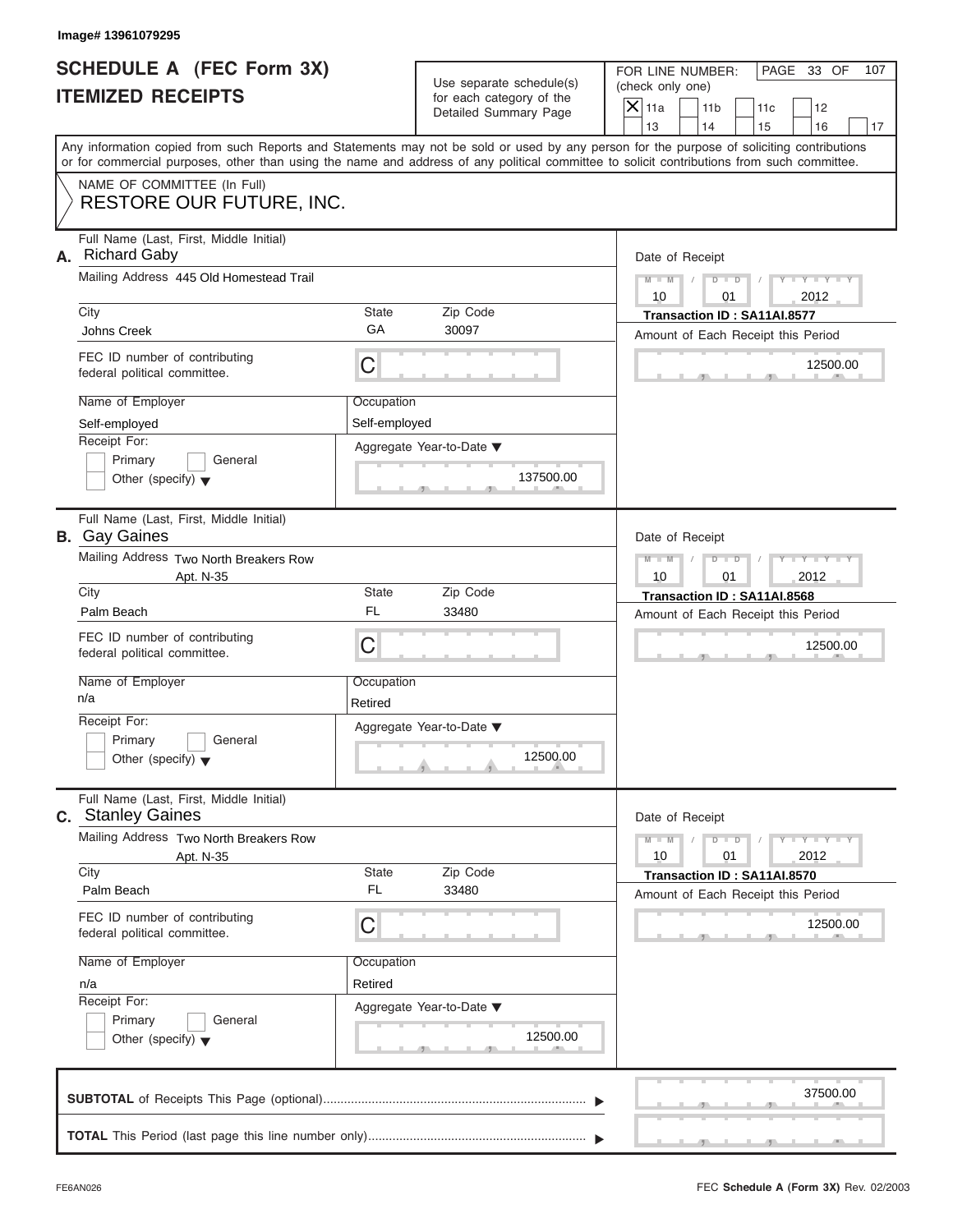Image# 13961079295

# SCHEDULE A (FEC Form 3X)
# ITEMIZED RECEIPTS

Use separate schedule(s) for each category of the Detailed Summary Page

FOR LINE NUMBER: (check only one)

- [X] 11a
- [ ] 11b
- [ ] 11c
- [ ] 12
- [ ] 13
- [ ] 14
- [ ] 15
- [ ] 16
- [ ] 17

PAGE 33 OF 107

Any information copied from such Reports and Statements may not be sold or used by any person for the purpose of soliciting contributions or for commercial purposes, other than using the name and address of any political committee to solicit contributions from such committee.

NAME OF COMMITTEE (In Full)
**RESTORE OUR FUTURE, INC.**

---

**A.** Full Name (Last, First, Middle Initial): Richard Gaby

Mailing Address: 445 Old Homestead Trail

City: Johns Creek | State: GA | Zip Code: 30097

FEC ID number of contributing federal political committee: C

Name of Employer: Self-employed | Occupation: Self-employed

Receipt For: Primary [ ] General [ ] Other (specify) [ ]

Aggregate Year-to-Date: 137500.00

Date of Receipt: 10 / 01 / 2012

Transaction ID : SA11AI.8577

Amount of Each Receipt this Period: 12500.00

---

**B.** Full Name (Last, First, Middle Initial): Gay Gaines

Mailing Address: Two North Breakers Row Apt. N-35

City: Palm Beach | State: FL | Zip Code: 33480

FEC ID number of contributing federal political committee: C

Name of Employer: n/a | Occupation: Retired

Receipt For: Primary [ ] General [ ] Other (specify) [ ]

Aggregate Year-to-Date: 12500.00

Date of Receipt: 10 / 01 / 2012

Transaction ID : SA11AI.8568

Amount of Each Receipt this Period: 12500.00

---

**C.** Full Name (Last, First, Middle Initial): Stanley Gaines

Mailing Address: Two North Breakers Row Apt. N-35

City: Palm Beach | State: FL | Zip Code: 33480

FEC ID number of contributing federal political committee: C

Name of Employer: n/a | Occupation: Retired

Receipt For: Primary [ ] General [ ] Other (specify) [ ]

Aggregate Year-to-Date: 12500.00

Date of Receipt: 10 / 01 / 2012

Transaction ID : SA11AI.8570

Amount of Each Receipt this Period: 12500.00

---

**SUBTOTAL** of Receipts This Page (optional): 37500.00

**TOTAL** This Period (last page this line number only):

FE6AN026 | FEC **Schedule A** (Form 3X) Rev. 02/2003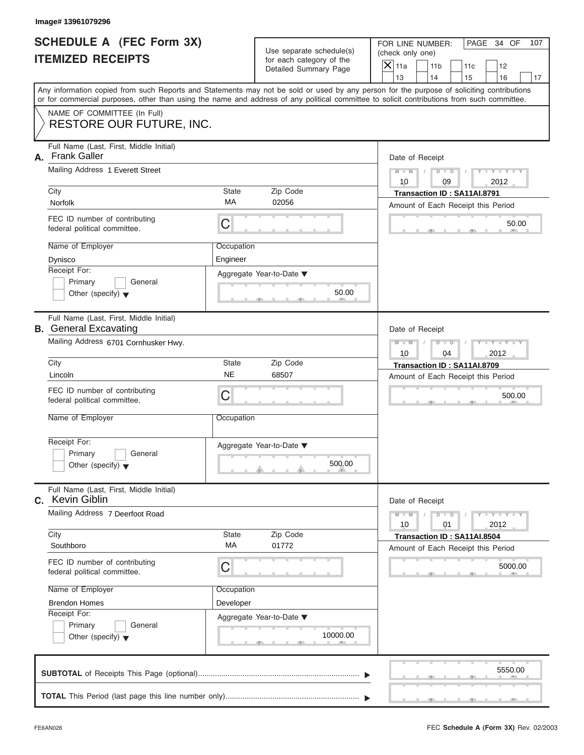Image# 13961079296

# SCHEDULE A (FEC Form 3X) ITEMIZED RECEIPTS

Use separate schedule(s) for each category of the Detailed Summary Page

FOR LINE NUMBER: (check only one)

- [X] 11a
- [ ] 11b
- [ ] 11c
- [ ] 12
- [ ] 13
- [ ] 14
- [ ] 15
- [ ] 16
- [ ] 17

PAGE 34 OF 107

Any information copied from such Reports and Statements may not be sold or used by any person for the purpose of soliciting contributions or for commercial purposes, other than using the name and address of any political committee to solicit contributions from such committee.

NAME OF COMMITTEE (In Full)
RESTORE OUR FUTURE, INC.

---

**A.** Full Name (Last, First, Middle Initial): Frank Galler

Mailing Address: 1 Everett Street

City: Norfolk | State: MA | Zip Code: 02056

FEC ID number of contributing federal political committee: C

Name of Employer: Dynisco

Occupation: Engineer

Receipt For: Primary / General / Other (specify)

Aggregate Year-to-Date: 50.00

Date of Receipt: 10 / 09 / 2012

Transaction ID : SA11AI.8791

Amount of Each Receipt this Period: 50.00

---

**B.** Full Name (Last, First, Middle Initial): General Excavating

Mailing Address: 6701 Cornhusker Hwy.

City: Lincoln | State: NE | Zip Code: 68507

FEC ID number of contributing federal political committee: C

Name of Employer:

Occupation:

Receipt For: Primary / General / Other (specify)

Aggregate Year-to-Date: 500.00

Date of Receipt: 10 / 04 / 2012

Transaction ID : SA11AI.8709

Amount of Each Receipt this Period: 500.00

---

**C.** Full Name (Last, First, Middle Initial): Kevin Giblin

Mailing Address: 7 Deerfoot Road

City: Southboro | State: MA | Zip Code: 01772

FEC ID number of contributing federal political committee: C

Name of Employer: Brendon Homes

Occupation: Developer

Receipt For: Primary / General / Other (specify)

Aggregate Year-to-Date: 10000.00

Date of Receipt: 10 / 01 / 2012

Transaction ID : SA11AI.8504

Amount of Each Receipt this Period: 5000.00

---

**SUBTOTAL** of Receipts This Page (optional): 5550.00

**TOTAL** This Period (last page this line number only):

FE6AN026

FEC Schedule A (Form 3X) Rev. 02/2003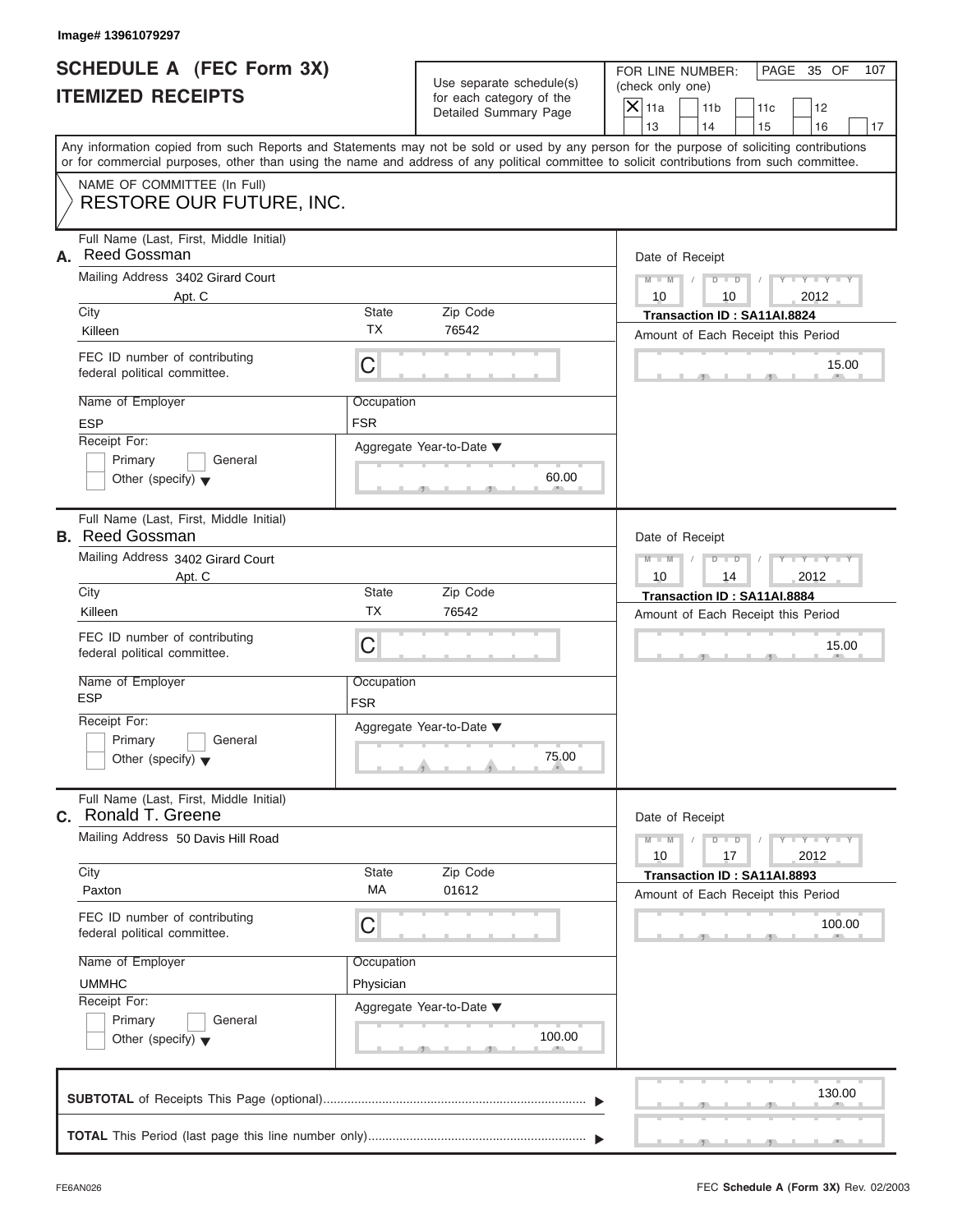Image# 13961079297

# SCHEDULE A (FEC Form 3X)
# ITEMIZED RECEIPTS

Use separate schedule(s) for each category of the Detailed Summary Page

FOR LINE NUMBER: (check only one)

- [X] 11a
- [ ] 11b
- [ ] 11c
- [ ] 12
- [ ] 13
- [ ] 14
- [ ] 15
- [ ] 16
- [ ] 17

PAGE 35 OF 107

Any information copied from such Reports and Statements may not be sold or used by any person for the purpose of soliciting contributions or for commercial purposes, other than using the name and address of any political committee to solicit contributions from such committee.

NAME OF COMMITTEE (In Full)
RESTORE OUR FUTURE, INC.

---

**A.** Full Name (Last, First, Middle Initial): Reed Gossman

Mailing Address: 3402 Girard Court, Apt. C

City: Killeen | State: TX | Zip Code: 76542

FEC ID number of contributing federal political committee: C

Name of Employer: ESP

Occupation: FSR

Receipt For: [ ] Primary [ ] General [ ] Other (specify)

Aggregate Year-to-Date: 60.00

Date of Receipt: 10 / 10 / 2012

Transaction ID : SA11AI.8824

Amount of Each Receipt this Period: 15.00

---

**B.** Full Name (Last, First, Middle Initial): Reed Gossman

Mailing Address: 3402 Girard Court, Apt. C

City: Killeen | State: TX | Zip Code: 76542

FEC ID number of contributing federal political committee: C

Name of Employer: ESP

Occupation: FSR

Receipt For: [ ] Primary [ ] General [ ] Other (specify)

Aggregate Year-to-Date: 75.00

Date of Receipt: 10 / 14 / 2012

Transaction ID : SA11AI.8884

Amount of Each Receipt this Period: 15.00

---

**C.** Full Name (Last, First, Middle Initial): Ronald T. Greene

Mailing Address: 50 Davis Hill Road

City: Paxton | State: MA | Zip Code: 01612

FEC ID number of contributing federal political committee: C

Name of Employer: UMMHC

Occupation: Physician

Receipt For: [ ] Primary [ ] General [ ] Other (specify)

Aggregate Year-to-Date: 100.00

Date of Receipt: 10 / 17 / 2012

Transaction ID : SA11AI.8893

Amount of Each Receipt this Period: 100.00

---

**SUBTOTAL** of Receipts This Page (optional): 130.00

**TOTAL** This Period (last page this line number only):

FE6AN026 FEC **Schedule A** (Form 3X) Rev. 02/2003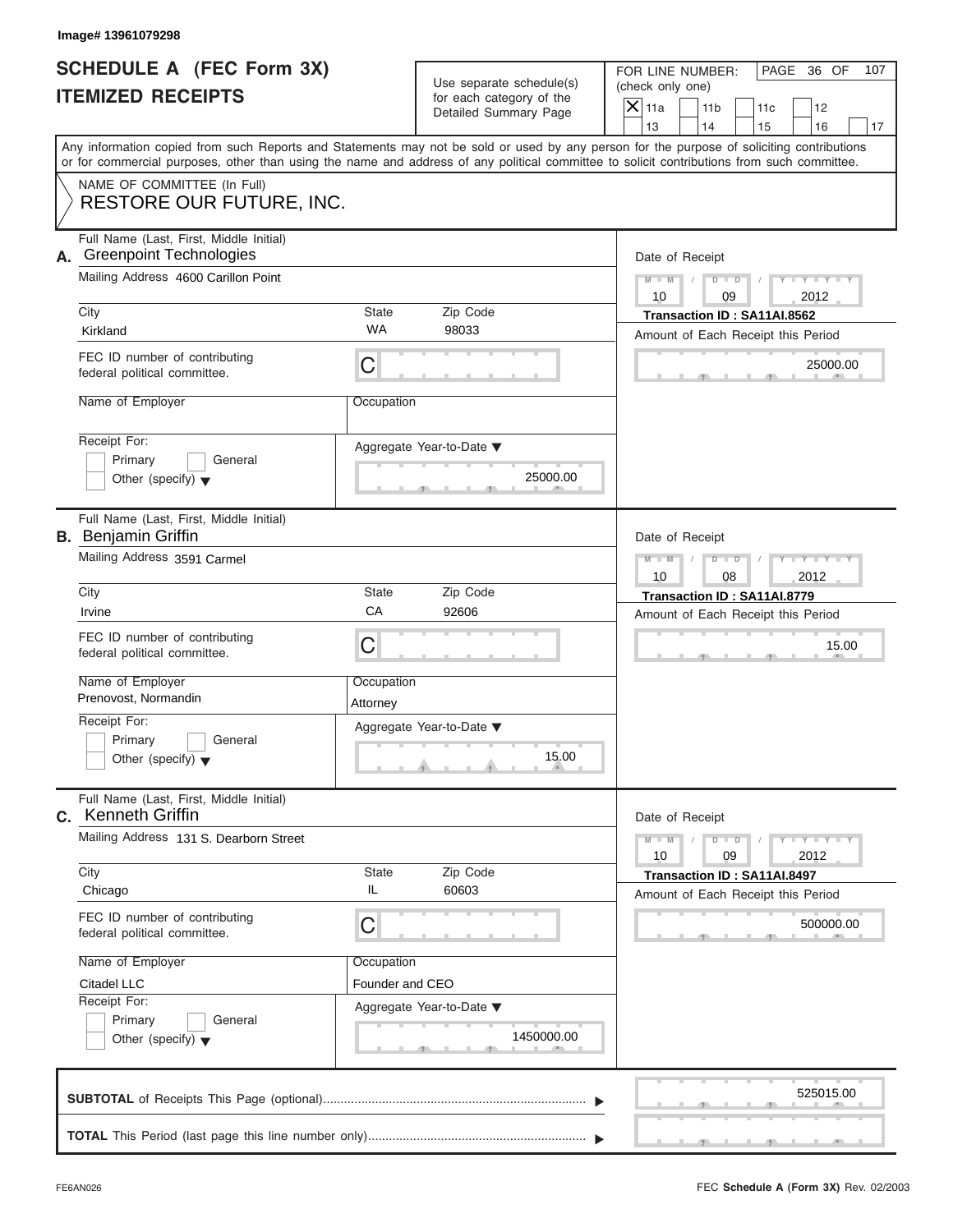Image# 13961079298

# SCHEDULE A (FEC Form 3X)
# ITEMIZED RECEIPTS

Use separate schedule(s) for each category of the Detailed Summary Page

FOR LINE NUMBER: (check only one)

| | | | | |
|---|---|---|---|---|
| [X] 11a | 11b | 11c | 12 | |
| 13 | 14 | 15 | 16 | 17 |

Any information copied from such Reports and Statements may not be sold or used by any person for the purpose of soliciting contributions or for commercial purposes, other than using the name and address of any political committee to solicit contributions from such committee.

NAME OF COMMITTEE (In Full)
RESTORE OUR FUTURE, INC.

---

**A.** Full Name (Last, First, Middle Initial): Greenpoint Technologies

Mailing Address: 4600 Carillon Point

City: Kirkland | State: WA | Zip Code: 98033

FEC ID number of contributing federal political committee: C

Name of Employer:

Occupation:

Receipt For: Primary / General / Other (specify)

Aggregate Year-to-Date: 25000.00

Date of Receipt: 10 / 09 / 2012

Transaction ID : SA11AI.8562

Amount of Each Receipt this Period: 25000.00

---

**B.** Full Name (Last, First, Middle Initial): Benjamin Griffin

Mailing Address: 3591 Carmel

City: Irvine | State: CA | Zip Code: 92606

FEC ID number of contributing federal political committee: C

Name of Employer: Prenovost, Normandin

Occupation: Attorney

Receipt For: Primary / General / Other (specify)

Aggregate Year-to-Date: 15.00

Date of Receipt: 10 / 08 / 2012

Transaction ID : SA11AI.8779

Amount of Each Receipt this Period: 15.00

---

**C.** Full Name (Last, First, Middle Initial): Kenneth Griffin

Mailing Address: 131 S. Dearborn Street

City: Chicago | State: IL | Zip Code: 60603

FEC ID number of contributing federal political committee: C

Name of Employer: Citadel LLC

Occupation: Founder and CEO

Receipt For: Primary / General / Other (specify)

Aggregate Year-to-Date: 1450000.00

Date of Receipt: 10 / 09 / 2012

Transaction ID : SA11AI.8497

Amount of Each Receipt this Period: 500000.00

---

**SUBTOTAL** of Receipts This Page (optional): 525015.00

**TOTAL** This Period (last page this line number only):

FE6AN026

FEC **Schedule A** (Form 3X) Rev. 02/2003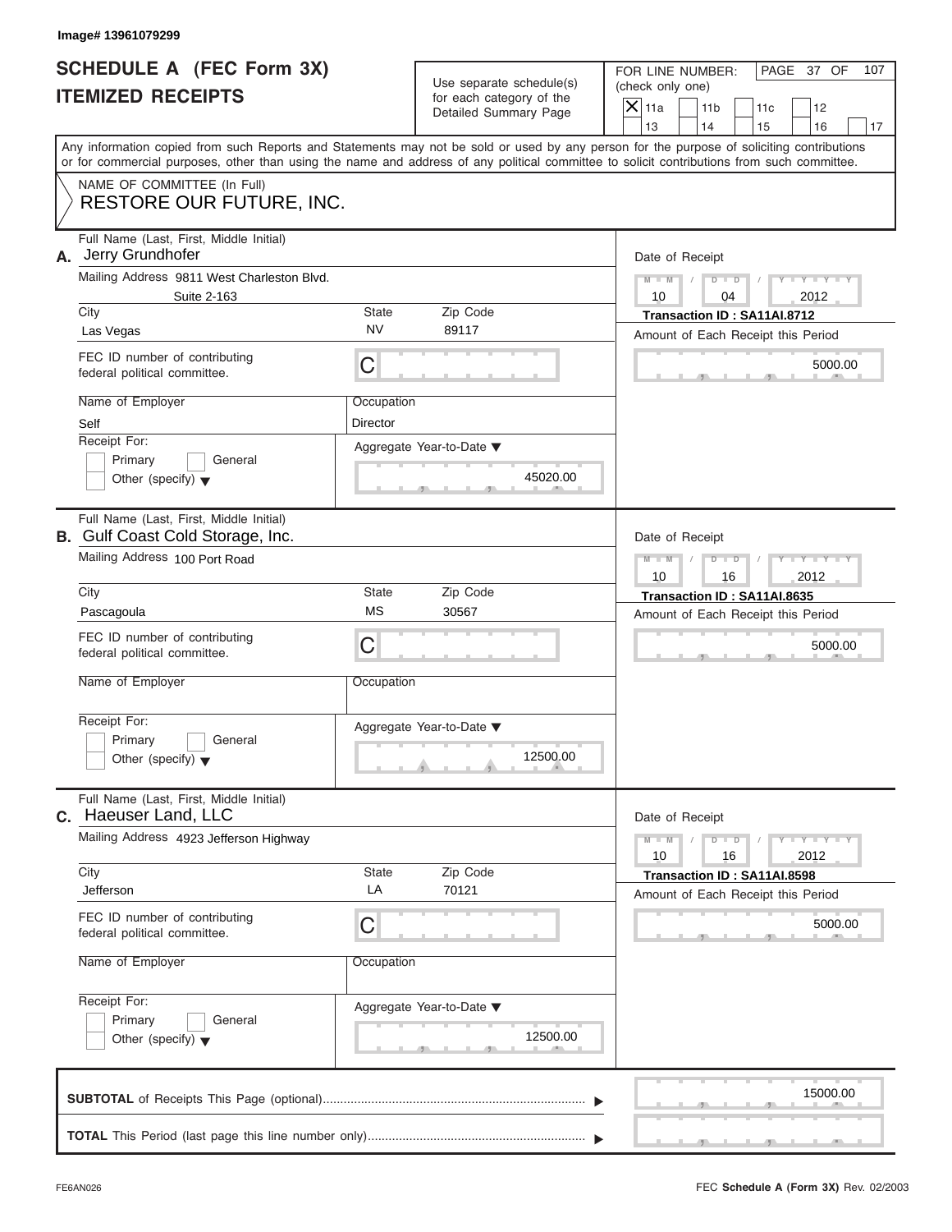Image# 13961079299

# SCHEDULE A (FEC Form 3X)
# ITEMIZED RECEIPTS

Use separate schedule(s) for each category of the Detailed Summary Page

FOR LINE NUMBER: (check only one)

- [X] 11a
- [ ] 11b
- [ ] 11c
- [ ] 12
- [ ] 13
- [ ] 14
- [ ] 15
- [ ] 16
- [ ] 17

Any information copied from such Reports and Statements may not be sold or used by any person for the purpose of soliciting contributions or for commercial purposes, other than using the name and address of any political committee to solicit contributions from such committee.

NAME OF COMMITTEE (In Full)

RESTORE OUR FUTURE, INC.

---

**A.** Full Name (Last, First, Middle Initial): Jerry Grundhofer

Mailing Address: 9811 West Charleston Blvd. Suite 2-163

City: Las Vegas | State: NV | Zip Code: 89117

FEC ID number of contributing federal political committee: C

Name of Employer: Self

Occupation: Director

Receipt For: Primary / General / Other (specify)

Aggregate Year-to-Date: 45020.00

Date of Receipt: 10 / 04 / 2012

Transaction ID : SA11AI.8712

Amount of Each Receipt this Period: 5000.00

---

**B.** Full Name (Last, First, Middle Initial): Gulf Coast Cold Storage, Inc.

Mailing Address: 100 Port Road

City: Pascagoula | State: MS | Zip Code: 30567

FEC ID number of contributing federal political committee: C

Name of Employer:

Occupation:

Receipt For: Primary / General / Other (specify)

Aggregate Year-to-Date: 12500.00

Date of Receipt: 10 / 16 / 2012

Transaction ID : SA11AI.8635

Amount of Each Receipt this Period: 5000.00

---

**C.** Full Name (Last, First, Middle Initial): Haeuser Land, LLC

Mailing Address: 4923 Jefferson Highway

City: Jefferson | State: LA | Zip Code: 70121

FEC ID number of contributing federal political committee: C

Name of Employer:

Occupation:

Receipt For: Primary / General / Other (specify)

Aggregate Year-to-Date: 12500.00

Date of Receipt: 10 / 16 / 2012

Transaction ID : SA11AI.8598

Amount of Each Receipt this Period: 5000.00

---

**SUBTOTAL** of Receipts This Page (optional): 15000.00

**TOTAL** This Period (last page this line number only):

FE6AN026

FEC **Schedule A** (Form 3X) Rev. 02/2003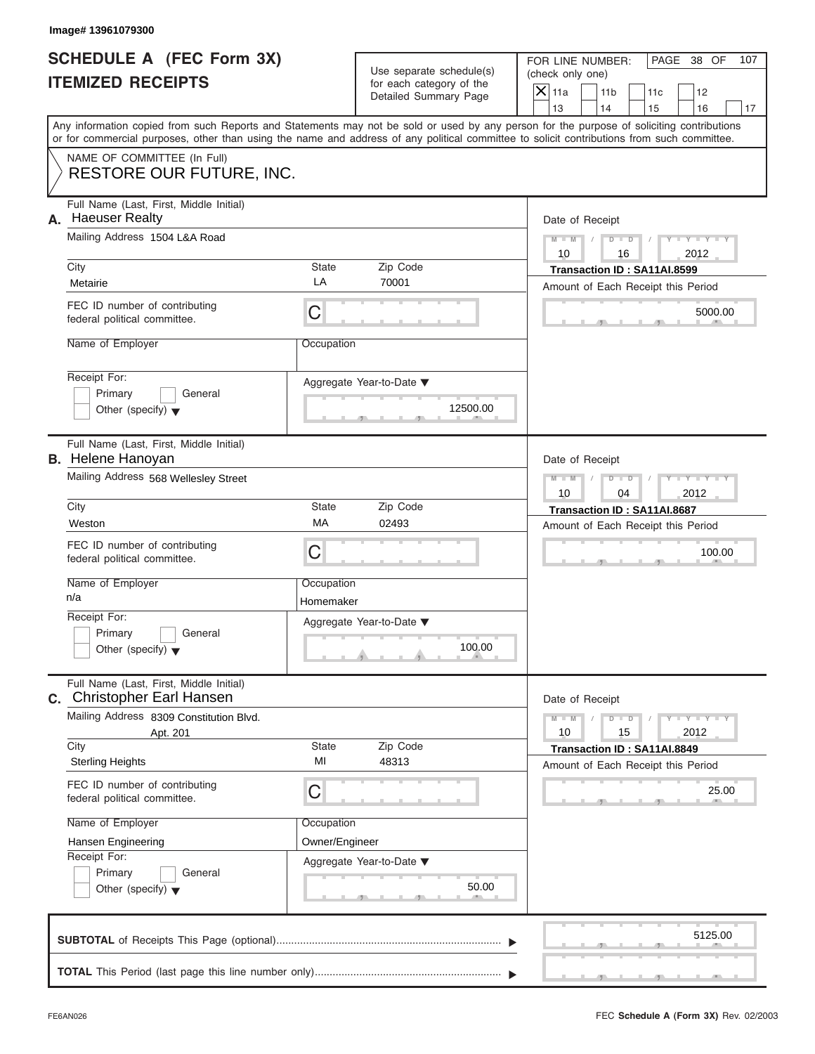Image# 13961079300

# SCHEDULE A (FEC Form 3X)
# ITEMIZED RECEIPTS

Use separate schedule(s) for each category of the Detailed Summary Page

FOR LINE NUMBER: (check only one)

- [X] 11a
- [ ] 11b
- [ ] 11c
- [ ] 12
- [ ] 13
- [ ] 14
- [ ] 15
- [ ] 16
- [ ] 17

PAGE 38 OF 107

Any information copied from such Reports and Statements may not be sold or used by any person for the purpose of soliciting contributions or for commercial purposes, other than using the name and address of any political committee to solicit contributions from such committee.

NAME OF COMMITTEE (In Full)
**RESTORE OUR FUTURE, INC.**

---

**A.** Full Name (Last, First, Middle Initial): **Haeuser Realty**

Mailing Address: 1504 L&A Road

City: Metairie | State: LA | Zip Code: 70001

FEC ID number of contributing federal political committee: C

Name of Employer:

Occupation:

Receipt For: Primary / General / Other (specify)

Aggregate Year-to-Date: 12500.00

Date of Receipt: 10 / 16 / 2012

Transaction ID : SA11AI.8599

Amount of Each Receipt this Period: 5000.00

---

**B.** Full Name (Last, First, Middle Initial): **Helene Hanoyan**

Mailing Address: 568 Wellesley Street

City: Weston | State: MA | Zip Code: 02493

FEC ID number of contributing federal political committee: C

Name of Employer: n/a

Occupation: Homemaker

Receipt For: Primary / General / Other (specify)

Aggregate Year-to-Date: 100.00

Date of Receipt: 10 / 04 / 2012

Transaction ID : SA11AI.8687

Amount of Each Receipt this Period: 100.00

---

**C.** Full Name (Last, First, Middle Initial): **Christopher Earl Hansen**

Mailing Address: 8309 Constitution Blvd. Apt. 201

City: Sterling Heights | State: MI | Zip Code: 48313

FEC ID number of contributing federal political committee: C

Name of Employer: Hansen Engineering

Occupation: Owner/Engineer

Receipt For: Primary / General / Other (specify)

Aggregate Year-to-Date: 50.00

Date of Receipt: 10 / 15 / 2012

Transaction ID : SA11AI.8849

Amount of Each Receipt this Period: 25.00

---

**SUBTOTAL** of Receipts This Page (optional): 5125.00

**TOTAL** This Period (last page this line number only):

FE6AN026 — FEC **Schedule A** (Form 3X) Rev. 02/2003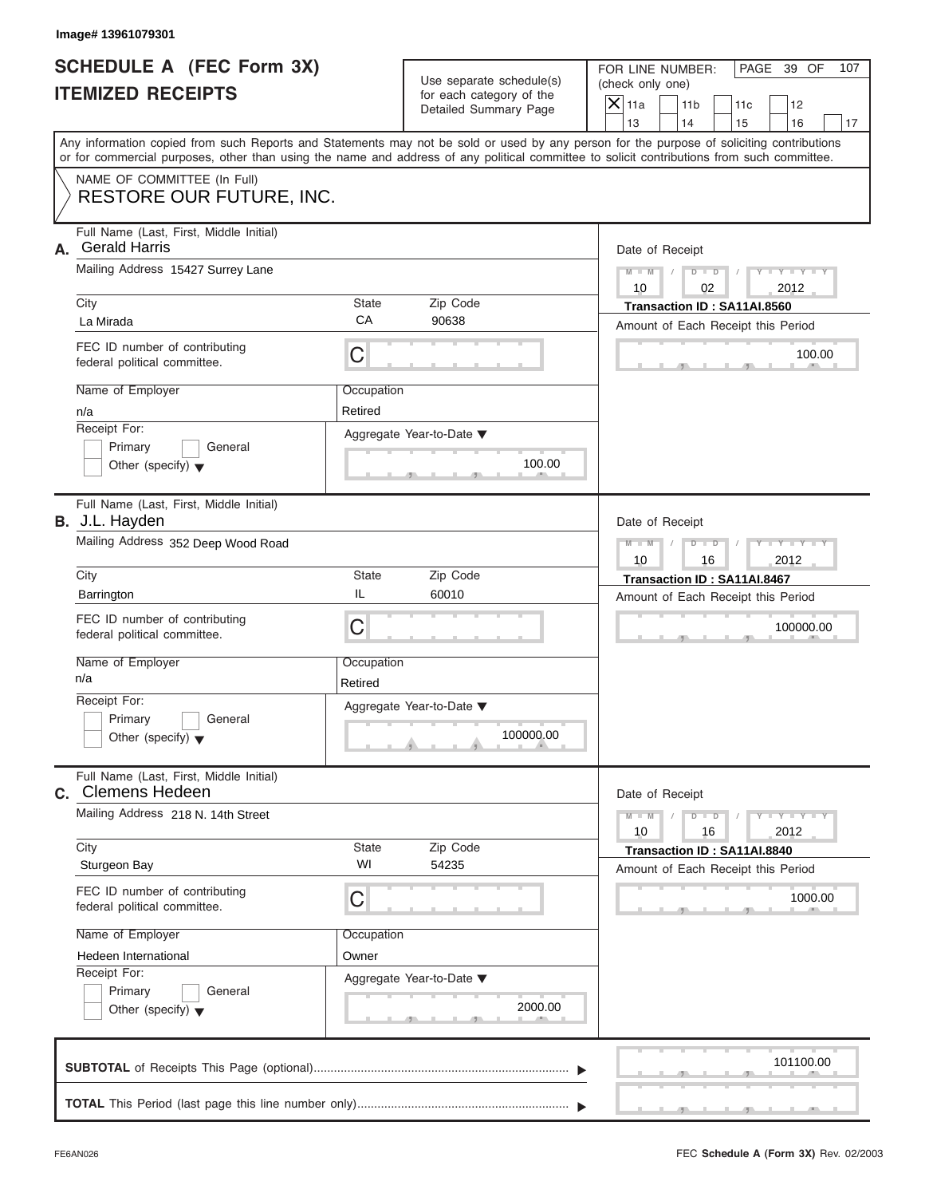Image# 13961079301

# SCHEDULE A (FEC Form 3X)
# ITEMIZED RECEIPTS

Use separate schedule(s) for each category of the Detailed Summary Page

FOR LINE NUMBER: (check only one)

- [X] 11a
- [ ] 11b
- [ ] 11c
- [ ] 12
- [ ] 13
- [ ] 14
- [ ] 15
- [ ] 16
- [ ] 17

PAGE 39 OF 107

Any information copied from such Reports and Statements may not be sold or used by any person for the purpose of soliciting contributions or for commercial purposes, other than using the name and address of any political committee to solicit contributions from such committee.

NAME OF COMMITTEE (In Full)
**RESTORE OUR FUTURE, INC.**

---

**A.** Full Name (Last, First, Middle Initial): Gerald Harris

Mailing Address: 15427 Surrey Lane

City: La Mirada | State: CA | Zip Code: 90638

FEC ID number of contributing federal political committee: C

Name of Employer: n/a | Occupation: Retired

Receipt For: Primary / General / Other (specify)

Aggregate Year-to-Date: 100.00

Date of Receipt: 10 / 02 / 2012

Transaction ID : SA11AI.8560

Amount of Each Receipt this Period: 100.00

---

**B.** Full Name (Last, First, Middle Initial): J.L. Hayden

Mailing Address: 352 Deep Wood Road

City: Barrington | State: IL | Zip Code: 60010

FEC ID number of contributing federal political committee: C

Name of Employer: n/a | Occupation: Retired

Receipt For: Primary / General / Other (specify)

Aggregate Year-to-Date: 100000.00

Date of Receipt: 10 / 16 / 2012

Transaction ID : SA11AI.8467

Amount of Each Receipt this Period: 100000.00

---

**C.** Full Name (Last, First, Middle Initial): Clemens Hedeen

Mailing Address: 218 N. 14th Street

City: Sturgeon Bay | State: WI | Zip Code: 54235

FEC ID number of contributing federal political committee: C

Name of Employer: Hedeen International | Occupation: Owner

Receipt For: Primary / General / Other (specify)

Aggregate Year-to-Date: 2000.00

Date of Receipt: 10 / 16 / 2012

Transaction ID : SA11AI.8840

Amount of Each Receipt this Period: 1000.00

---

**SUBTOTAL** of Receipts This Page (optional): 101100.00

**TOTAL** This Period (last page this line number only):

FE6AN026

FEC **Schedule A** (Form 3X) Rev. 02/2003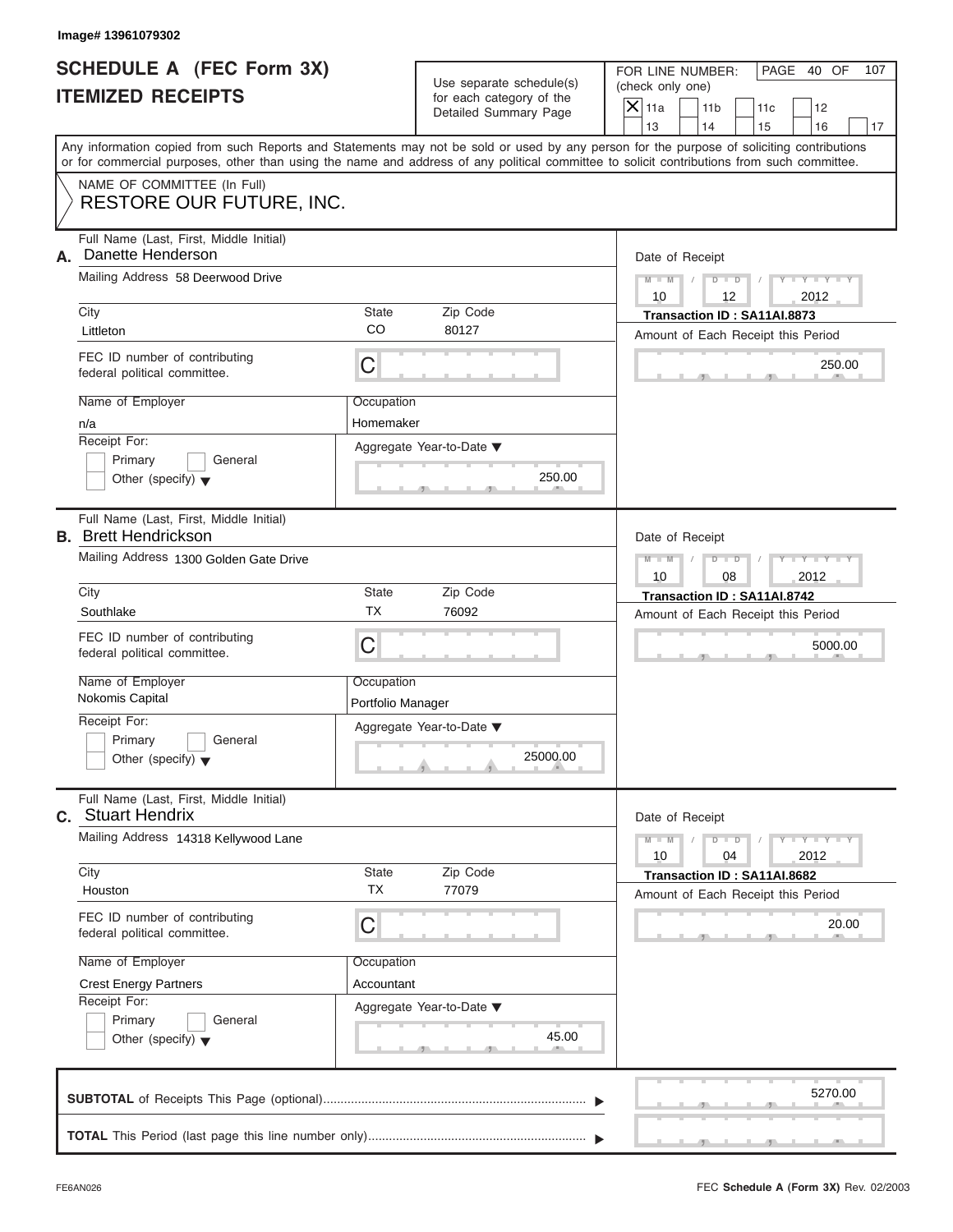Image# 13961079302

# SCHEDULE A (FEC Form 3X) ITEMIZED RECEIPTS

Use separate schedule(s) for each category of the Detailed Summary Page

FOR LINE NUMBER: (check only one)

[X] 11a [ ] 11b [ ] 11c [ ] 12 [ ] 13 [ ] 14 [ ] 15 [ ] 16 [ ] 17

Any information copied from such Reports and Statements may not be sold or used by any person for the purpose of soliciting contributions or for commercial purposes, other than using the name and address of any political committee to solicit contributions from such committee.

NAME OF COMMITTEE (In Full)

RESTORE OUR FUTURE, INC.

---

**A.** Full Name (Last, First, Middle Initial): Danette Henderson

Mailing Address: 58 Deerwood Drive

City: Littleton | State: CO | Zip Code: 80127

FEC ID number of contributing federal political committee: C

Name of Employer: n/a

Occupation: Homemaker

Receipt For: [ ] Primary [ ] General [ ] Other (specify)

Aggregate Year-to-Date: 250.00

Date of Receipt: 10 / 12 / 2012

Transaction ID : SA11AI.8873

Amount of Each Receipt this Period: 250.00

---

**B.** Full Name (Last, First, Middle Initial): Brett Hendrickson

Mailing Address: 1300 Golden Gate Drive

City: Southlake | State: TX | Zip Code: 76092

FEC ID number of contributing federal political committee: C

Name of Employer: Nokomis Capital

Occupation: Portfolio Manager

Receipt For: [ ] Primary [ ] General [ ] Other (specify)

Aggregate Year-to-Date: 25000.00

Date of Receipt: 10 / 08 / 2012

Transaction ID : SA11AI.8742

Amount of Each Receipt this Period: 5000.00

---

**C.** Full Name (Last, First, Middle Initial): Stuart Hendrix

Mailing Address: 14318 Kellywood Lane

City: Houston | State: TX | Zip Code: 77079

FEC ID number of contributing federal political committee: C

Name of Employer: Crest Energy Partners

Occupation: Accountant

Receipt For: [ ] Primary [ ] General [ ] Other (specify)

Aggregate Year-to-Date: 45.00

Date of Receipt: 10 / 04 / 2012

Transaction ID : SA11AI.8682

Amount of Each Receipt this Period: 20.00

---

**SUBTOTAL** of Receipts This Page (optional): 5270.00

**TOTAL** This Period (last page this line number only):

FE6AN026

FEC **Schedule A** (Form 3X) Rev. 02/2003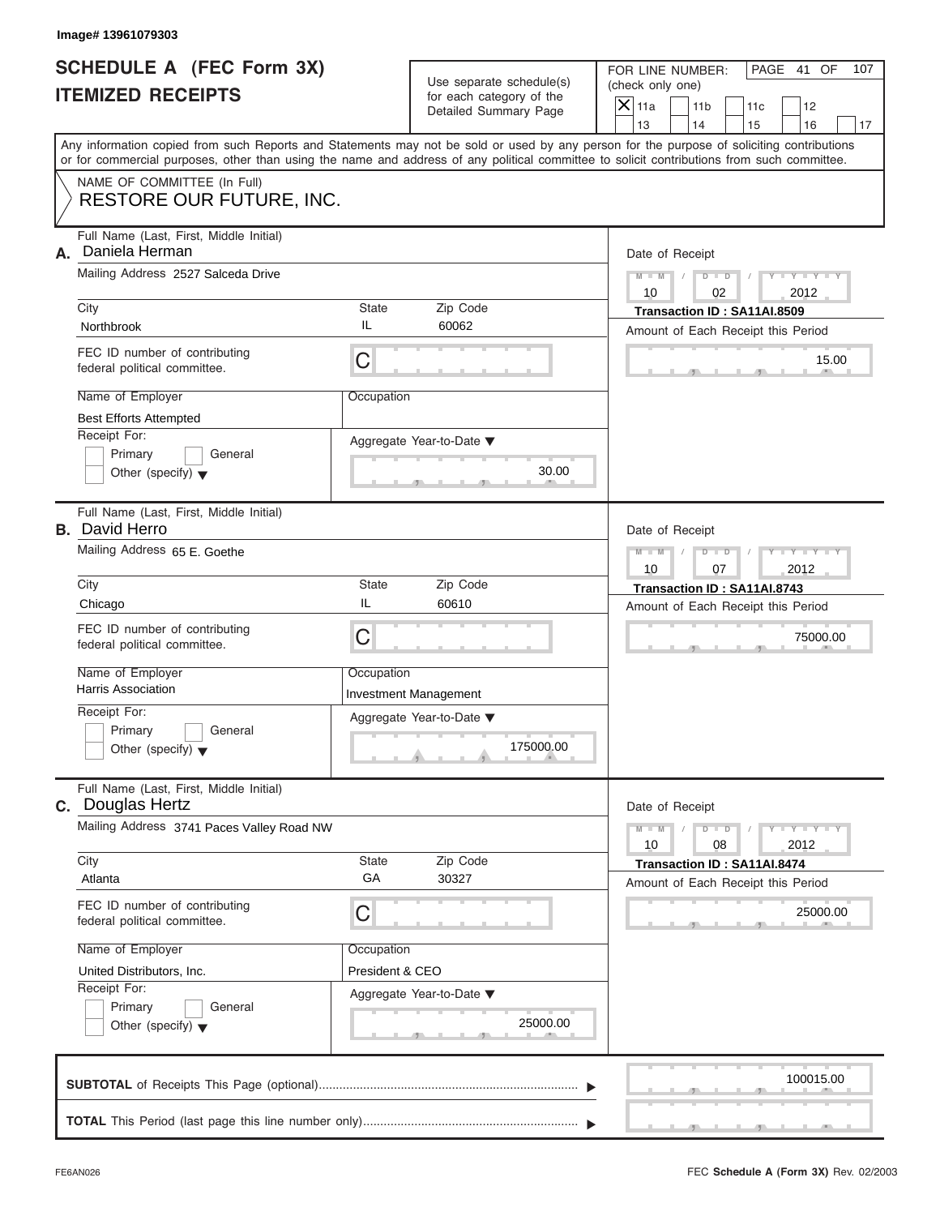Image# 13961079303

# SCHEDULE A (FEC Form 3X)
# ITEMIZED RECEIPTS

Use separate schedule(s) for each category of the Detailed Summary Page

FOR LINE NUMBER: (check only one)

- [X] 11a
- [ ] 11b
- [ ] 11c
- [ ] 12
- [ ] 13
- [ ] 14
- [ ] 15
- [ ] 16
- [ ] 17

PAGE 41 OF 107

Any information copied from such Reports and Statements may not be sold or used by any person for the purpose of soliciting contributions or for commercial purposes, other than using the name and address of any political committee to solicit contributions from such committee.

NAME OF COMMITTEE (In Full)
**RESTORE OUR FUTURE, INC.**

---

**A.** Full Name (Last, First, Middle Initial): Daniela Herman

Mailing Address: 2527 Salceda Drive

City: Northbrook | State: IL | Zip Code: 60062

FEC ID number of contributing federal political committee: C

Name of Employer: Best Efforts Attempted

Occupation:

Receipt For: [ ] Primary [ ] General [ ] Other (specify)

Aggregate Year-to-Date: 30.00

Date of Receipt: 10 / 02 / 2012

Transaction ID : SA11AI.8509

Amount of Each Receipt this Period: 15.00

---

**B.** Full Name (Last, First, Middle Initial): David Herro

Mailing Address: 65 E. Goethe

City: Chicago | State: IL | Zip Code: 60610

FEC ID number of contributing federal political committee: C

Name of Employer: Harris Association

Occupation: Investment Management

Receipt For: [ ] Primary [ ] General [ ] Other (specify)

Aggregate Year-to-Date: 175000.00

Date of Receipt: 10 / 07 / 2012

Transaction ID : SA11AI.8743

Amount of Each Receipt this Period: 75000.00

---

**C.** Full Name (Last, First, Middle Initial): Douglas Hertz

Mailing Address: 3741 Paces Valley Road NW

City: Atlanta | State: GA | Zip Code: 30327

FEC ID number of contributing federal political committee: C

Name of Employer: United Distributors, Inc.

Occupation: President & CEO

Receipt For: [ ] Primary [ ] General [ ] Other (specify)

Aggregate Year-to-Date: 25000.00

Date of Receipt: 10 / 08 / 2012

Transaction ID : SA11AI.8474

Amount of Each Receipt this Period: 25000.00

---

**SUBTOTAL** of Receipts This Page (optional): 100015.00

**TOTAL** This Period (last page this line number only):

FE6AN026

FEC **Schedule A** (Form 3X) Rev. 02/2003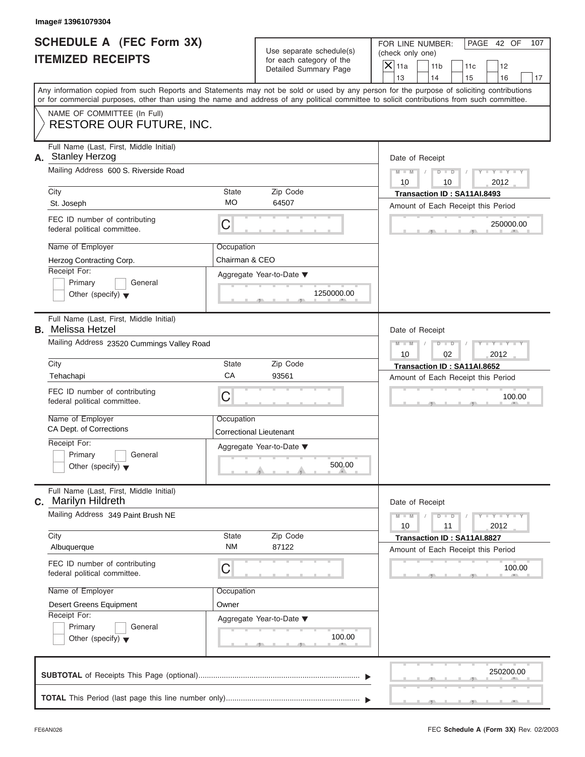Image# 13961079304

# SCHEDULE A (FEC Form 3X)
# ITEMIZED RECEIPTS

Use separate schedule(s) for each category of the Detailed Summary Page

FOR LINE NUMBER: (check only one)

- [X] 11a
- [ ] 11b
- [ ] 11c
- [ ] 12
- [ ] 13
- [ ] 14
- [ ] 15
- [ ] 16
- [ ] 17

PAGE 42 OF 107

Any information copied from such Reports and Statements may not be sold or used by any person for the purpose of soliciting contributions or for commercial purposes, other than using the name and address of any political committee to solicit contributions from such committee.

NAME OF COMMITTEE (In Full)
RESTORE OUR FUTURE, INC.

---

**A.** Full Name (Last, First, Middle Initial): Stanley Herzog

Mailing Address: 600 S. Riverside Road

City: St. Joseph | State: MO | Zip Code: 64507

FEC ID number of contributing federal political committee: C

Name of Employer: Herzog Contracting Corp.

Occupation: Chairman & CEO

Receipt For: Primary / General / Other (specify)

Aggregate Year-to-Date: 1250000.00

Date of Receipt: 10 / 10 / 2012

Transaction ID : SA11AI.8493

Amount of Each Receipt this Period: 250000.00

---

**B.** Full Name (Last, First, Middle Initial): Melissa Hetzel

Mailing Address: 23520 Cummings Valley Road

City: Tehachapi | State: CA | Zip Code: 93561

FEC ID number of contributing federal political committee: C

Name of Employer: CA Dept. of Corrections

Occupation: Correctional Lieutenant

Receipt For: Primary / General / Other (specify)

Aggregate Year-to-Date: 500.00

Date of Receipt: 10 / 02 / 2012

Transaction ID : SA11AI.8652

Amount of Each Receipt this Period: 100.00

---

**C.** Full Name (Last, First, Middle Initial): Marilyn Hildreth

Mailing Address: 349 Paint Brush NE

City: Albuquerque | State: NM | Zip Code: 87122

FEC ID number of contributing federal political committee: C

Name of Employer: Desert Greens Equipment

Occupation: Owner

Receipt For: Primary / General / Other (specify)

Aggregate Year-to-Date: 100.00

Date of Receipt: 10 / 11 / 2012

Transaction ID : SA11AI.8827

Amount of Each Receipt this Period: 100.00

---

**SUBTOTAL** of Receipts This Page (optional): 250200.00

**TOTAL** This Period (last page this line number only):

FE6AN026 — FEC **Schedule A** (Form 3X) Rev. 02/2003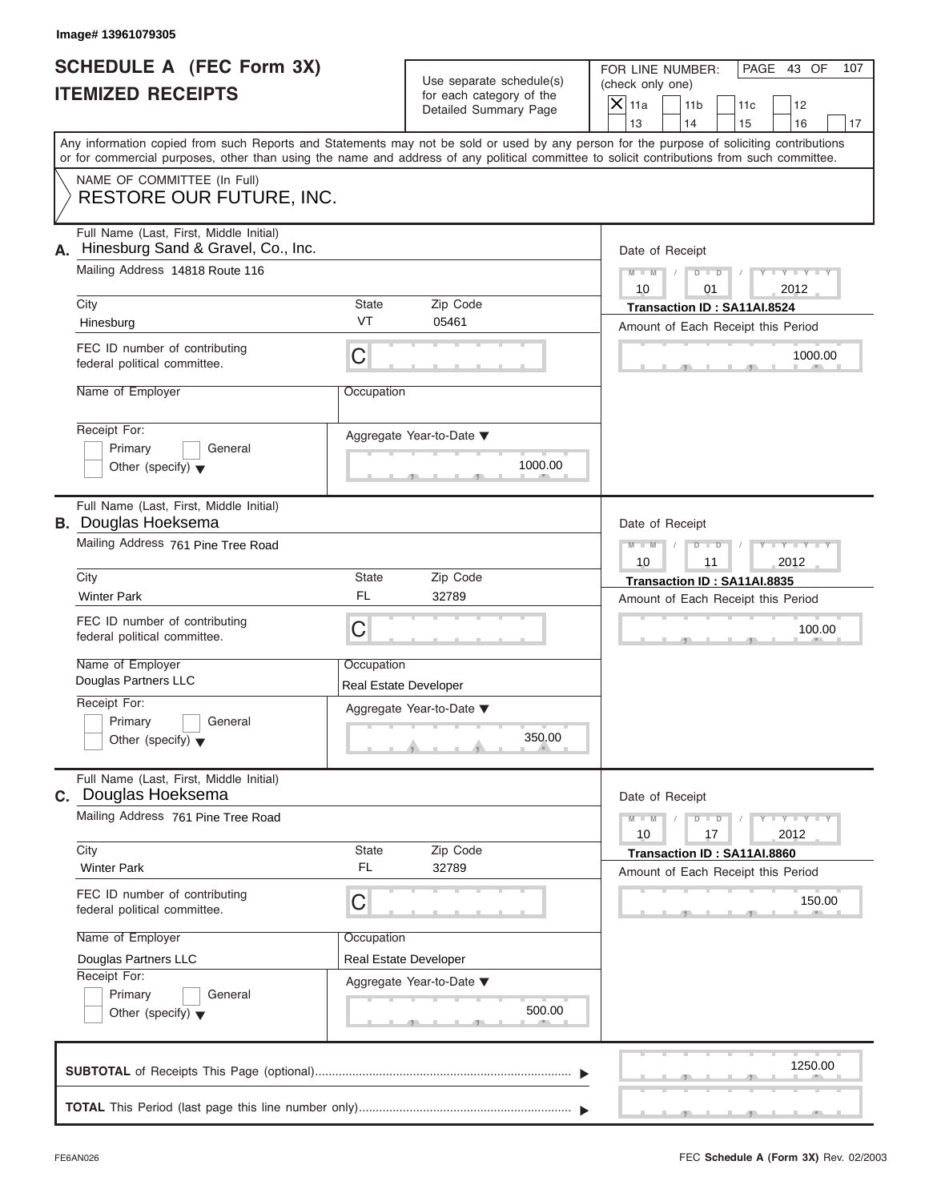Image# 13961079305

# SCHEDULE A (FEC Form 3X) ITEMIZED RECEIPTS

Use separate schedule(s) for each category of the Detailed Summary Page

FOR LINE NUMBER: (check only one)

PAGE 43 OF 107

[X] 11a [ ] 11b [ ] 11c [ ] 12 [ ] 13 [ ] 14 [ ] 15 [ ] 16 [ ] 17

Any information copied from such Reports and Statements may not be sold or used by any person for the purpose of soliciting contributions or for commercial purposes, other than using the name and address of any political committee to solicit contributions from such committee.

NAME OF COMMITTEE (In Full)

RESTORE OUR FUTURE, INC.

---

**A.** Full Name (Last, First, Middle Initial): Hinesburg Sand & Gravel, Co., Inc.

Mailing Address: 14818 Route 116

City: Hinesburg | State: VT | Zip Code: 05461

FEC ID number of contributing federal political committee: C

Name of Employer:

Occupation:

Receipt For: [ ] Primary [ ] General [ ] Other (specify)

Aggregate Year-to-Date: 1000.00

Date of Receipt: 10 / 01 / 2012

Transaction ID : SA11AI.8524

Amount of Each Receipt this Period: 1000.00

---

**B.** Full Name (Last, First, Middle Initial): Douglas Hoeksema

Mailing Address: 761 Pine Tree Road

City: Winter Park | State: FL | Zip Code: 32789

FEC ID number of contributing federal political committee: C

Name of Employer: Douglas Partners LLC

Occupation: Real Estate Developer

Receipt For: [ ] Primary [ ] General [ ] Other (specify)

Aggregate Year-to-Date: 350.00

Date of Receipt: 10 / 11 / 2012

Transaction ID : SA11AI.8835

Amount of Each Receipt this Period: 100.00

---

**C.** Full Name (Last, First, Middle Initial): Douglas Hoeksema

Mailing Address: 761 Pine Tree Road

City: Winter Park | State: FL | Zip Code: 32789

FEC ID number of contributing federal political committee: C

Name of Employer: Douglas Partners LLC

Occupation: Real Estate Developer

Receipt For: [ ] Primary [ ] General [ ] Other (specify)

Aggregate Year-to-Date: 500.00

Date of Receipt: 10 / 17 / 2012

Transaction ID : SA11AI.8860

Amount of Each Receipt this Period: 150.00

---

**SUBTOTAL** of Receipts This Page (optional): 1250.00

**TOTAL** This Period (last page this line number only):

FE6AN026

FEC **Schedule A** (Form 3X) Rev. 02/2003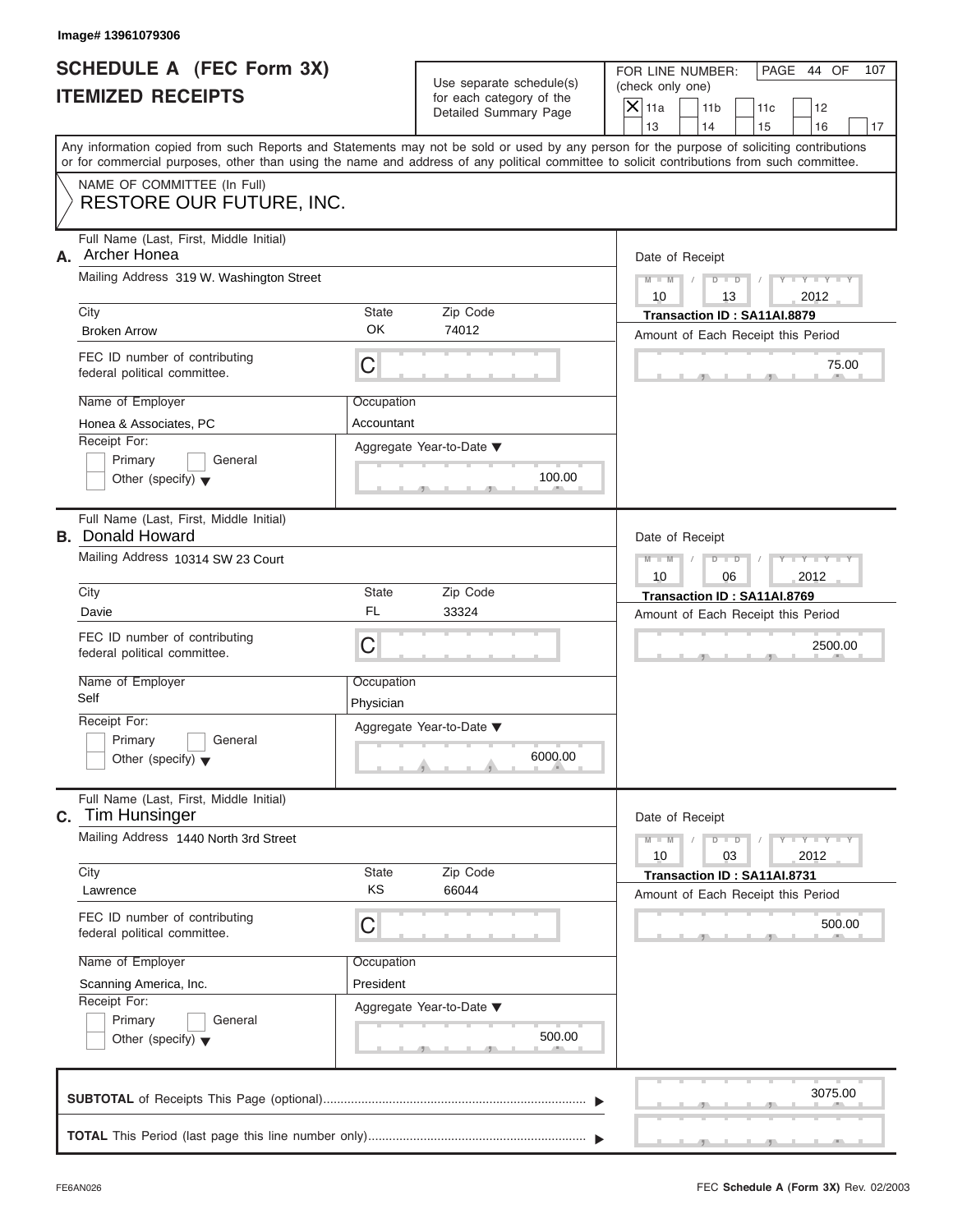Image# 13961079306

# SCHEDULE A (FEC Form 3X) ITEMIZED RECEIPTS

Use separate schedule(s) for each category of the Detailed Summary Page

FOR LINE NUMBER: (check only one)

- [X] 11a
- [ ] 11b
- [ ] 11c
- [ ] 12
- [ ] 13
- [ ] 14
- [ ] 15
- [ ] 16
- [ ] 17

Any information copied from such Reports and Statements may not be sold or used by any person for the purpose of soliciting contributions or for commercial purposes, other than using the name and address of any political committee to solicit contributions from such committee.

NAME OF COMMITTEE (In Full)
RESTORE OUR FUTURE, INC.

---

**A.** Full Name (Last, First, Middle Initial): Archer Honea

Mailing Address: 319 W. Washington Street

City: Broken Arrow | State: OK | Zip Code: 74012

FEC ID number of contributing federal political committee: C

Name of Employer: Honea & Associates, PC

Occupation: Accountant

Receipt For: Primary / General / Other (specify)

Aggregate Year-to-Date: 100.00

Date of Receipt: 10/13/2012

Transaction ID : SA11AI.8879

Amount of Each Receipt this Period: 75.00

---

**B.** Full Name (Last, First, Middle Initial): Donald Howard

Mailing Address: 10314 SW 23 Court

City: Davie | State: FL | Zip Code: 33324

FEC ID number of contributing federal political committee: C

Name of Employer: Self

Occupation: Physician

Receipt For: Primary / General / Other (specify)

Aggregate Year-to-Date: 6000.00

Date of Receipt: 10/06/2012

Transaction ID : SA11AI.8769

Amount of Each Receipt this Period: 2500.00

---

**C.** Full Name (Last, First, Middle Initial): Tim Hunsinger

Mailing Address: 1440 North 3rd Street

City: Lawrence | State: KS | Zip Code: 66044

FEC ID number of contributing federal political committee: C

Name of Employer: Scanning America, Inc.

Occupation: President

Receipt For: Primary / General / Other (specify)

Aggregate Year-to-Date: 500.00

Date of Receipt: 10/03/2012

Transaction ID : SA11AI.8731

Amount of Each Receipt this Period: 500.00

---

**SUBTOTAL** of Receipts This Page (optional): 3075.00

**TOTAL** This Period (last page this line number only):

FE6AN026 — FEC Schedule A (Form 3X) Rev. 02/2003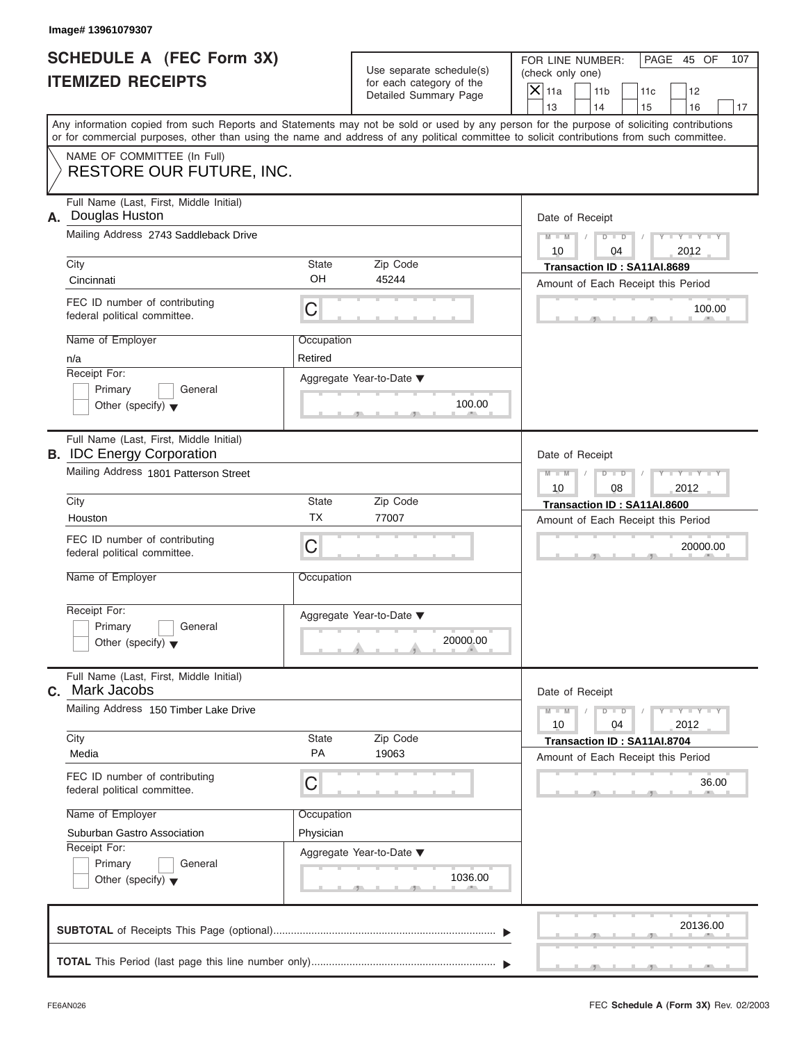Image# 13961079307

# SCHEDULE A (FEC Form 3X)
# ITEMIZED RECEIPTS

Use separate schedule(s) for each category of the Detailed Summary Page

FOR LINE NUMBER: (check only one)

- [X] 11a
- [ ] 11b
- [ ] 11c
- [ ] 12
- [ ] 13
- [ ] 14
- [ ] 15
- [ ] 16
- [ ] 17

PAGE 45 OF 107

Any information copied from such Reports and Statements may not be sold or used by any person for the purpose of soliciting contributions or for commercial purposes, other than using the name and address of any political committee to solicit contributions from such committee.

NAME OF COMMITTEE (In Full)
RESTORE OUR FUTURE, INC.

---

**A.** Full Name (Last, First, Middle Initial): Douglas Huston

Mailing Address: 2743 Saddleback Drive

City: Cincinnati | State: OH | Zip Code: 45244

FEC ID number of contributing federal political committee: C

Name of Employer: n/a

Occupation: Retired

Receipt For: Primary / General / Other (specify)

Date of Receipt: 10 / 04 / 2012

Transaction ID : SA11AI.8689

Amount of Each Receipt this Period: 100.00

Aggregate Year-to-Date: 100.00

---

**B.** Full Name (Last, First, Middle Initial): IDC Energy Corporation

Mailing Address: 1801 Patterson Street

City: Houston | State: TX | Zip Code: 77007

FEC ID number of contributing federal political committee: C

Name of Employer:

Occupation:

Receipt For: Primary / General / Other (specify)

Date of Receipt: 10 / 08 / 2012

Transaction ID : SA11AI.8600

Amount of Each Receipt this Period: 20000.00

Aggregate Year-to-Date: 20000.00

---

**C.** Full Name (Last, First, Middle Initial): Mark Jacobs

Mailing Address: 150 Timber Lake Drive

City: Media | State: PA | Zip Code: 19063

FEC ID number of contributing federal political committee: C

Name of Employer: Suburban Gastro Association

Occupation: Physician

Receipt For: Primary / General / Other (specify)

Date of Receipt: 10 / 04 / 2012

Transaction ID : SA11AI.8704

Amount of Each Receipt this Period: 36.00

Aggregate Year-to-Date: 1036.00

---

**SUBTOTAL** of Receipts This Page (optional): 20136.00

**TOTAL** This Period (last page this line number only):

FE6AN026

FEC **Schedule A** (Form 3X) Rev. 02/2003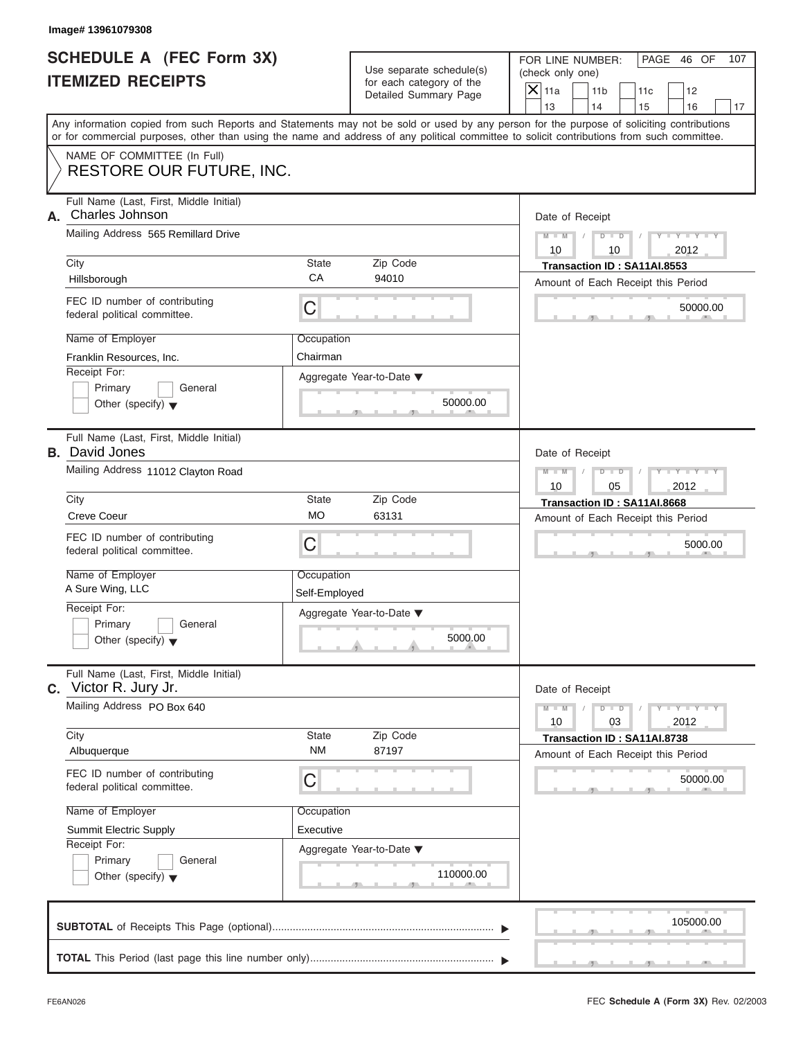Image# 13961079308

# SCHEDULE A (FEC Form 3X)
# ITEMIZED RECEIPTS

Use separate schedule(s) for each category of the Detailed Summary Page

FOR LINE NUMBER: (check only one)

- [X] 11a
- [ ] 11b
- [ ] 11c
- [ ] 12
- [ ] 13
- [ ] 14
- [ ] 15
- [ ] 16
- [ ] 17

PAGE 46 OF 107

Any information copied from such Reports and Statements may not be sold or used by any person for the purpose of soliciting contributions or for commercial purposes, other than using the name and address of any political committee to solicit contributions from such committee.

NAME OF COMMITTEE (In Full)
**RESTORE OUR FUTURE, INC.**

---

**A.** Full Name (Last, First, Middle Initial): Charles Johnson

Mailing Address: 565 Remillard Drive

City: Hillsborough | State: CA | Zip Code: 94010

FEC ID number of contributing federal political committee: C

Name of Employer: Franklin Resources, Inc.

Occupation: Chairman

Receipt For: Primary / General / Other (specify)

Aggregate Year-to-Date: 50000.00

Date of Receipt: 10 / 10 / 2012

Transaction ID : SA11AI.8553

Amount of Each Receipt this Period: 50000.00

---

**B.** Full Name (Last, First, Middle Initial): David Jones

Mailing Address: 11012 Clayton Road

City: Creve Coeur | State: MO | Zip Code: 63131

FEC ID number of contributing federal political committee: C

Name of Employer: A Sure Wing, LLC

Occupation: Self-Employed

Receipt For: Primary / General / Other (specify)

Aggregate Year-to-Date: 5000.00

Date of Receipt: 10 / 05 / 2012

Transaction ID : SA11AI.8668

Amount of Each Receipt this Period: 5000.00

---

**C.** Full Name (Last, First, Middle Initial): Victor R. Jury Jr.

Mailing Address: PO Box 640

City: Albuquerque | State: NM | Zip Code: 87197

FEC ID number of contributing federal political committee: C

Name of Employer: Summit Electric Supply

Occupation: Executive

Receipt For: Primary / General / Other (specify)

Aggregate Year-to-Date: 110000.00

Date of Receipt: 10 / 03 / 2012

Transaction ID : SA11AI.8738

Amount of Each Receipt this Period: 50000.00

---

**SUBTOTAL** of Receipts This Page (optional): 105000.00

**TOTAL** This Period (last page this line number only):

FE6AN026

FEC **Schedule A** (Form 3X) Rev. 02/2003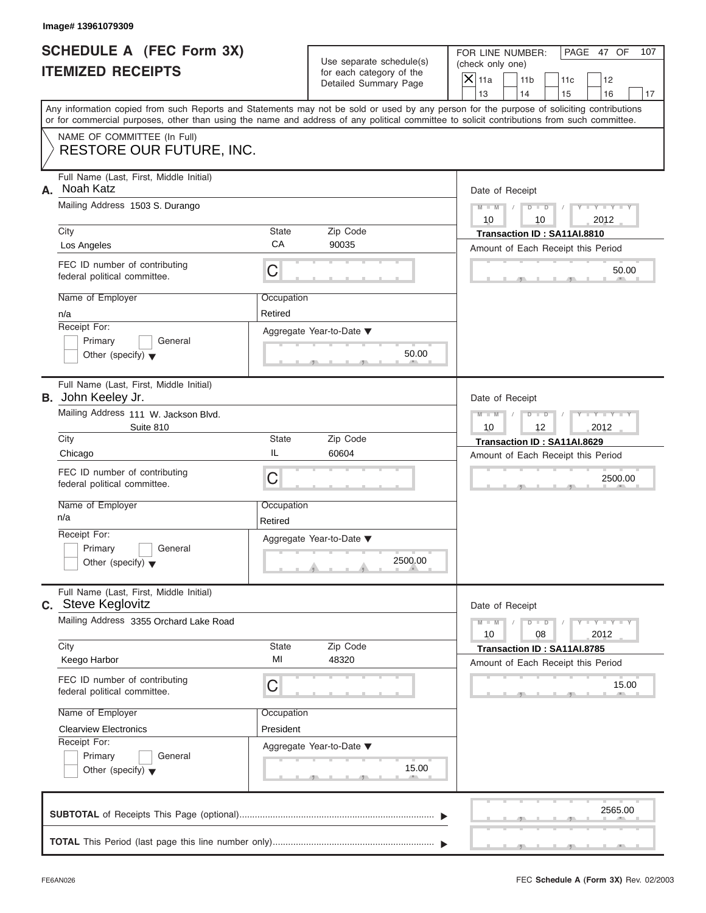Image# 13961079309

# SCHEDULE A (FEC Form 3X) ITEMIZED RECEIPTS

Use separate schedule(s) for each category of the Detailed Summary Page

FOR LINE NUMBER: (check only one)

[X] 11a [ ] 11b [ ] 11c [ ] 12 [ ] 13 [ ] 14 [ ] 15 [ ] 16 [ ] 17

PAGE 47 OF 107

Any information copied from such Reports and Statements may not be sold or used by any person for the purpose of soliciting contributions or for commercial purposes, other than using the name and address of any political committee to solicit contributions from such committee.

NAME OF COMMITTEE (In Full)
RESTORE OUR FUTURE, INC.

---

**A.** Full Name (Last, First, Middle Initial): Noah Katz

Mailing Address: 1503 S. Durango

City: Los Angeles | State: CA | Zip Code: 90035

FEC ID number of contributing federal political committee: C

Name of Employer: n/a

Occupation: Retired

Receipt For: [ ] Primary [ ] General [ ] Other (specify)

Aggregate Year-to-Date: 50.00

Date of Receipt: 10 / 10 / 2012

Transaction ID : SA11AI.8810

Amount of Each Receipt this Period: 50.00

---

**B.** Full Name (Last, First, Middle Initial): John Keeley Jr.

Mailing Address: 111 W. Jackson Blvd. Suite 810

City: Chicago | State: IL | Zip Code: 60604

FEC ID number of contributing federal political committee: C

Name of Employer: n/a

Occupation: Retired

Receipt For: [ ] Primary [ ] General [ ] Other (specify)

Aggregate Year-to-Date: 2500.00

Date of Receipt: 10 / 12 / 2012

Transaction ID : SA11AI.8629

Amount of Each Receipt this Period: 2500.00

---

**C.** Full Name (Last, First, Middle Initial): Steve Keglovitz

Mailing Address: 3355 Orchard Lake Road

City: Keego Harbor | State: MI | Zip Code: 48320

FEC ID number of contributing federal political committee: C

Name of Employer: Clearview Electronics

Occupation: President

Receipt For: [ ] Primary [ ] General [ ] Other (specify)

Aggregate Year-to-Date: 15.00

Date of Receipt: 10 / 08 / 2012

Transaction ID : SA11AI.8785

Amount of Each Receipt this Period: 15.00

---

**SUBTOTAL** of Receipts This Page (optional): 2565.00

**TOTAL** This Period (last page this line number only):

FE6AN026 — FEC **Schedule A** (Form 3X) Rev. 02/2003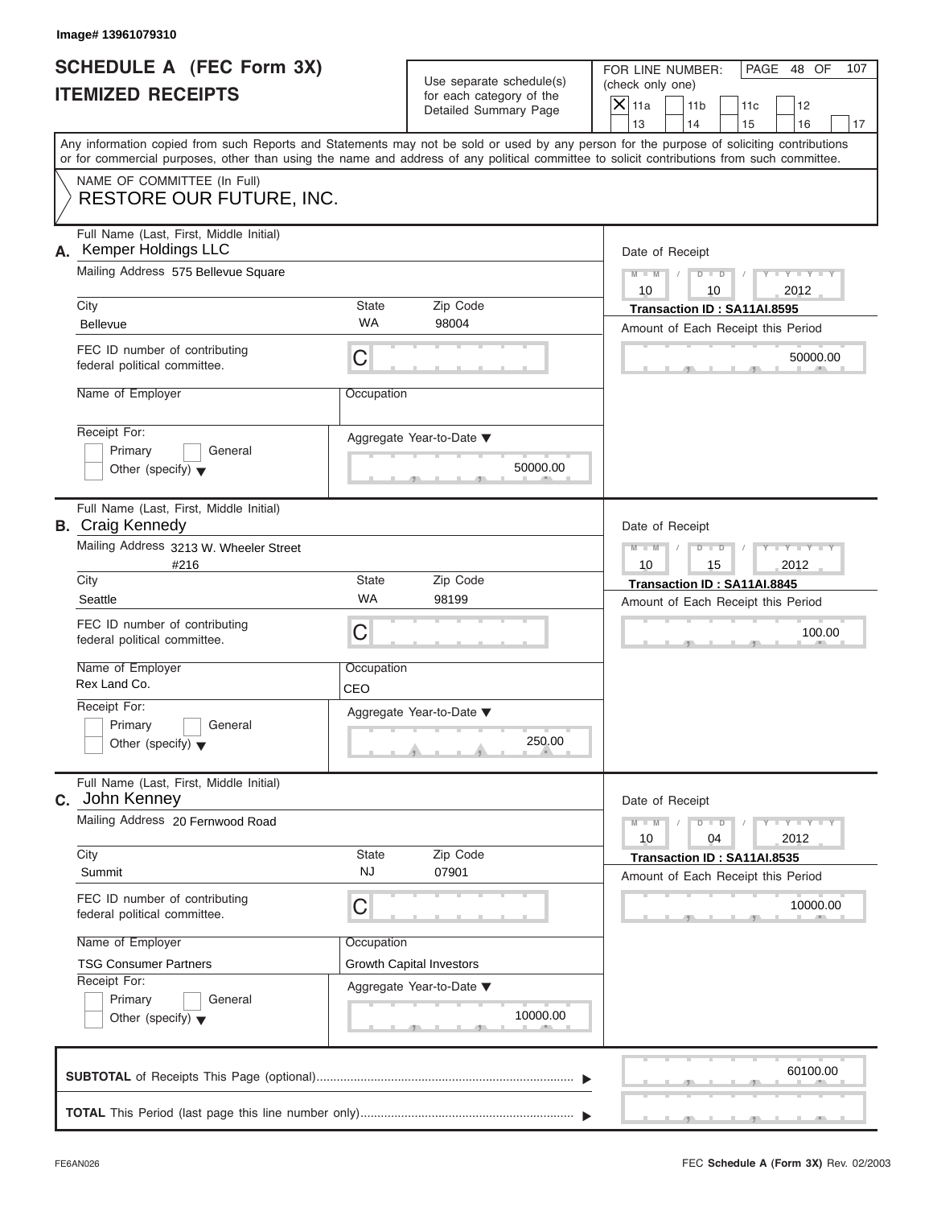Image# 13961079310

# SCHEDULE A (FEC Form 3X)
# ITEMIZED RECEIPTS

Use separate schedule(s) for each category of the Detailed Summary Page

FOR LINE NUMBER: (check only one)

- [X] 11a
- [ ] 11b
- [ ] 11c
- [ ] 12
- [ ] 13
- [ ] 14
- [ ] 15
- [ ] 16
- [ ] 17

PAGE 48 OF 107

Any information copied from such Reports and Statements may not be sold or used by any person for the purpose of soliciting contributions or for commercial purposes, other than using the name and address of any political committee to solicit contributions from such committee.

NAME OF COMMITTEE (In Full)
RESTORE OUR FUTURE, INC.

---

**A.** Full Name (Last, First, Middle Initial): Kemper Holdings LLC

Mailing Address: 575 Bellevue Square

City: Bellevue | State: WA | Zip Code: 98004

FEC ID number of contributing federal political committee: C

Name of Employer:

Occupation:

Receipt For: Primary / General / Other (specify)

Aggregate Year-to-Date: 50000.00

Date of Receipt: 10/10/2012

Transaction ID : SA11AI.8595

Amount of Each Receipt this Period: 50000.00

---

**B.** Full Name (Last, First, Middle Initial): Craig Kennedy

Mailing Address: 3213 W. Wheeler Street #216

City: Seattle | State: WA | Zip Code: 98199

FEC ID number of contributing federal political committee: C

Name of Employer: Rex Land Co.

Occupation: CEO

Receipt For: Primary / General / Other (specify)

Aggregate Year-to-Date: 250.00

Date of Receipt: 10/15/2012

Transaction ID : SA11AI.8845

Amount of Each Receipt this Period: 100.00

---

**C.** Full Name (Last, First, Middle Initial): John Kenney

Mailing Address: 20 Fernwood Road

City: Summit | State: NJ | Zip Code: 07901

FEC ID number of contributing federal political committee: C

Name of Employer: TSG Consumer Partners

Occupation: Growth Capital Investors

Receipt For: Primary / General / Other (specify)

Aggregate Year-to-Date: 10000.00

Date of Receipt: 10/04/2012

Transaction ID : SA11AI.8535

Amount of Each Receipt this Period: 10000.00

---

**SUBTOTAL** of Receipts This Page (optional): 60100.00

**TOTAL** This Period (last page this line number only):

FE6AN026

FEC Schedule A (Form 3X) Rev. 02/2003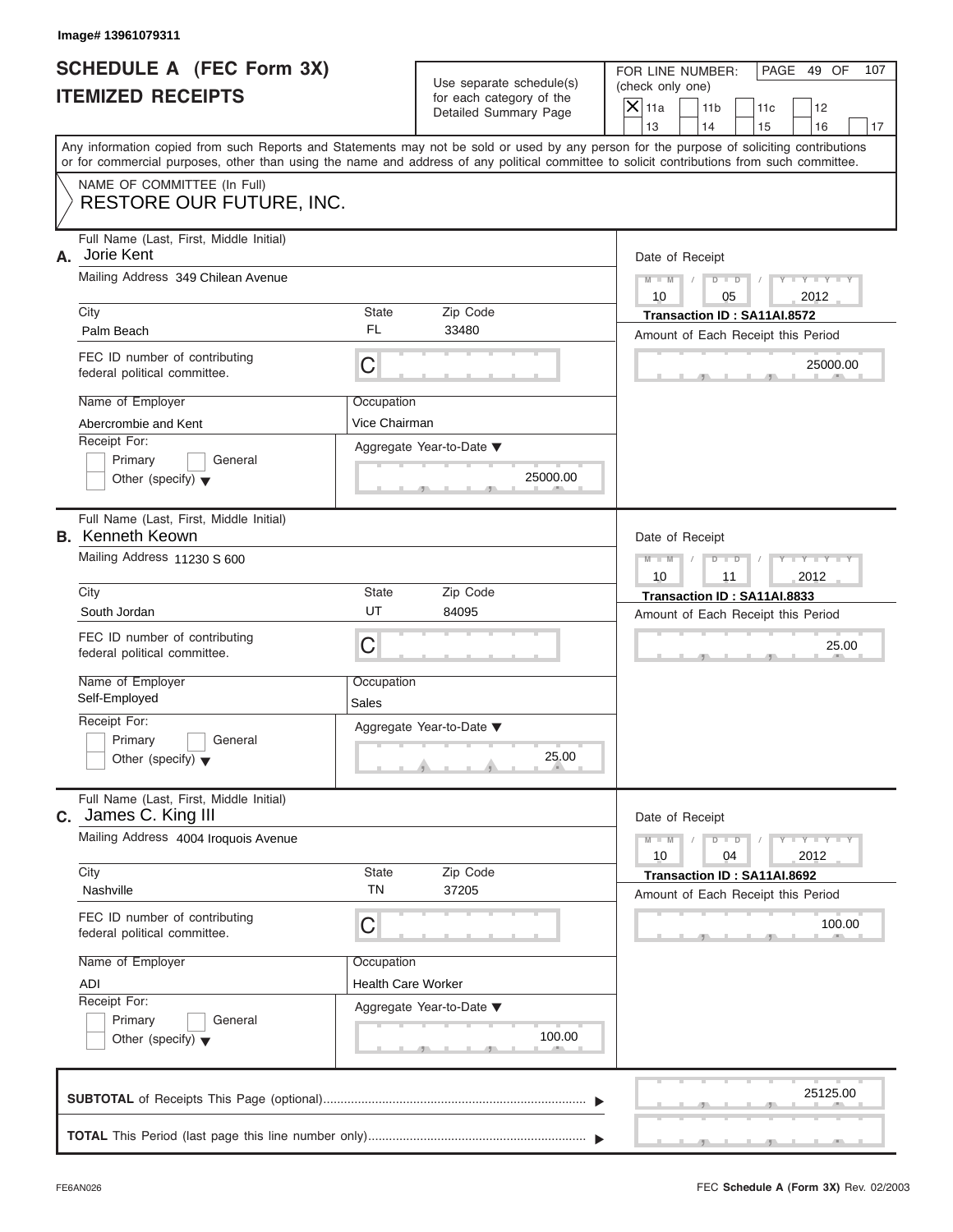Image# 13961079311

# SCHEDULE A (FEC Form 3X)
# ITEMIZED RECEIPTS

Use separate schedule(s) for each category of the Detailed Summary Page

FOR LINE NUMBER: (check only one)

- [X] 11a
- [ ] 11b
- [ ] 11c
- [ ] 12
- [ ] 13
- [ ] 14
- [ ] 15
- [ ] 16
- [ ] 17

Any information copied from such Reports and Statements may not be sold or used by any person for the purpose of soliciting contributions or for commercial purposes, other than using the name and address of any political committee to solicit contributions from such committee.

NAME OF COMMITTEE (In Full)
**RESTORE OUR FUTURE, INC.**

---

**A.** Full Name (Last, First, Middle Initial): Jorie Kent

Mailing Address: 349 Chilean Avenue

City: Palm Beach | State: FL | Zip Code: 33480

FEC ID number of contributing federal political committee: C

Name of Employer: Abercrombie and Kent

Occupation: Vice Chairman

Receipt For: Primary / General / Other (specify)

Aggregate Year-to-Date: 25000.00

Date of Receipt: 10 / 05 / 2012

Transaction ID : SA11AI.8572

Amount of Each Receipt this Period: 25000.00

---

**B.** Full Name (Last, First, Middle Initial): Kenneth Keown

Mailing Address: 11230 S 600

City: South Jordan | State: UT | Zip Code: 84095

FEC ID number of contributing federal political committee: C

Name of Employer: Self-Employed

Occupation: Sales

Receipt For: Primary / General / Other (specify)

Aggregate Year-to-Date: 25.00

Date of Receipt: 10 / 11 / 2012

Transaction ID : SA11AI.8833

Amount of Each Receipt this Period: 25.00

---

**C.** Full Name (Last, First, Middle Initial): James C. King III

Mailing Address: 4004 Iroquois Avenue

City: Nashville | State: TN | Zip Code: 37205

FEC ID number of contributing federal political committee: C

Name of Employer: ADI

Occupation: Health Care Worker

Receipt For: Primary / General / Other (specify)

Aggregate Year-to-Date: 100.00

Date of Receipt: 10 / 04 / 2012

Transaction ID : SA11AI.8692

Amount of Each Receipt this Period: 100.00

---

**SUBTOTAL** of Receipts This Page (optional): 25125.00

**TOTAL** This Period (last page this line number only):

FE6AN026

FEC **Schedule A** (Form 3X) Rev. 02/2003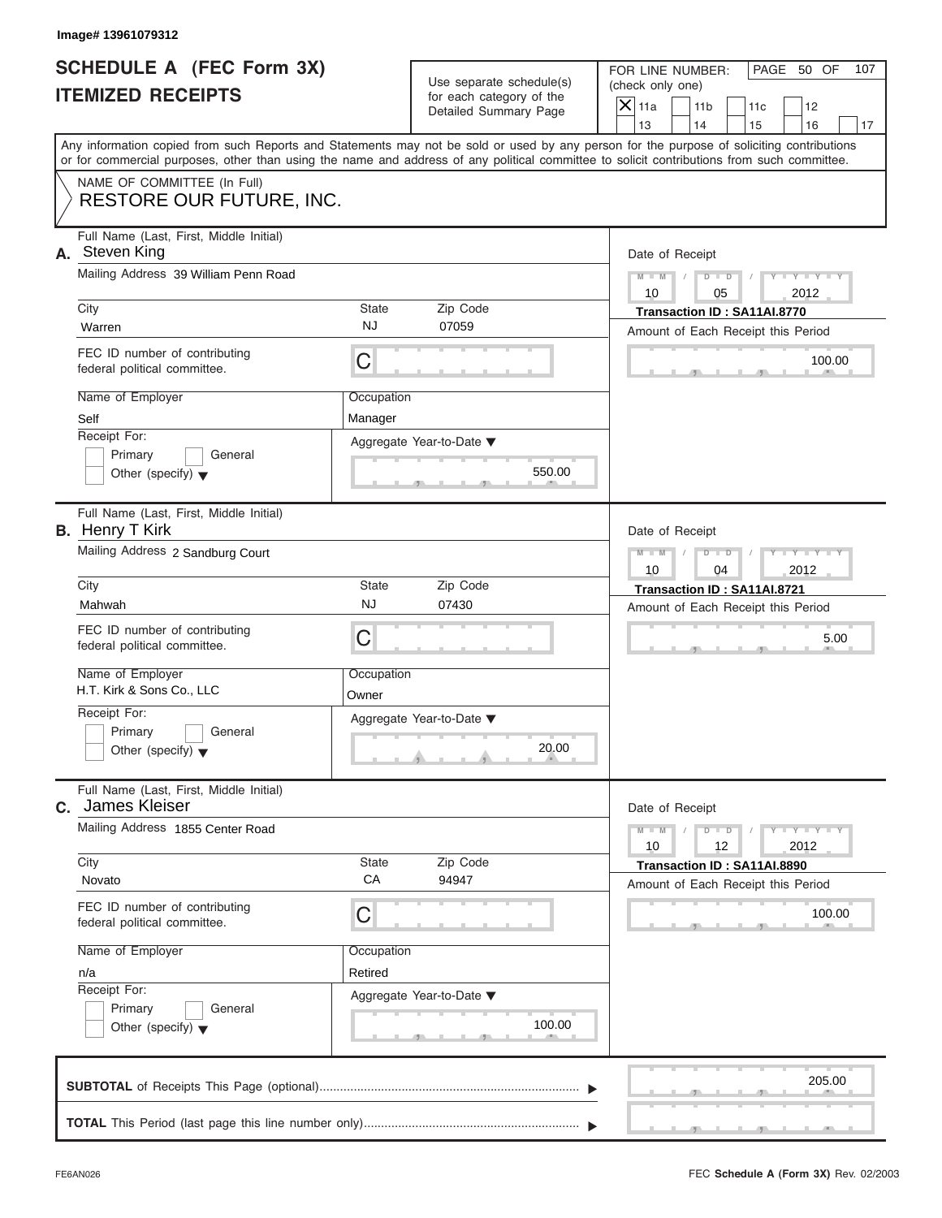Image# 13961079312

# SCHEDULE A (FEC Form 3X)
# ITEMIZED RECEIPTS

Use separate schedule(s) for each category of the Detailed Summary Page

FOR LINE NUMBER: (check only one)

- [X] 11a
- [ ] 11b
- [ ] 11c
- [ ] 12
- [ ] 13
- [ ] 14
- [ ] 15
- [ ] 16
- [ ] 17

PAGE 50 OF 107

Any information copied from such Reports and Statements may not be sold or used by any person for the purpose of soliciting contributions or for commercial purposes, other than using the name and address of any political committee to solicit contributions from such committee.

NAME OF COMMITTEE (In Full)
RESTORE OUR FUTURE, INC.

---

**A.** Full Name (Last, First, Middle Initial): Steven King

Mailing Address: 39 William Penn Road

City: Warren | State: NJ | Zip Code: 07059

FEC ID number of contributing federal political committee: C

Name of Employer: Self

Occupation: Manager

Receipt For: Primary / General / Other (specify)

Aggregate Year-to-Date: 550.00

Date of Receipt: 10 / 05 / 2012

Transaction ID : SA11AI.8770

Amount of Each Receipt this Period: 100.00

---

**B.** Full Name (Last, First, Middle Initial): Henry T Kirk

Mailing Address: 2 Sandburg Court

City: Mahwah | State: NJ | Zip Code: 07430

FEC ID number of contributing federal political committee: C

Name of Employer: H.T. Kirk & Sons Co., LLC

Occupation: Owner

Receipt For: Primary / General / Other (specify)

Aggregate Year-to-Date: 20.00

Date of Receipt: 10 / 04 / 2012

Transaction ID : SA11AI.8721

Amount of Each Receipt this Period: 5.00

---

**C.** Full Name (Last, First, Middle Initial): James Kleiser

Mailing Address: 1855 Center Road

City: Novato | State: CA | Zip Code: 94947

FEC ID number of contributing federal political committee: C

Name of Employer: n/a

Occupation: Retired

Receipt For: Primary / General / Other (specify)

Aggregate Year-to-Date: 100.00

Date of Receipt: 10 / 12 / 2012

Transaction ID : SA11AI.8890

Amount of Each Receipt this Period: 100.00

---

**SUBTOTAL** of Receipts This Page (optional): 205.00

**TOTAL** This Period (last page this line number only):

FE6AN026 — FEC Schedule A (Form 3X) Rev. 02/2003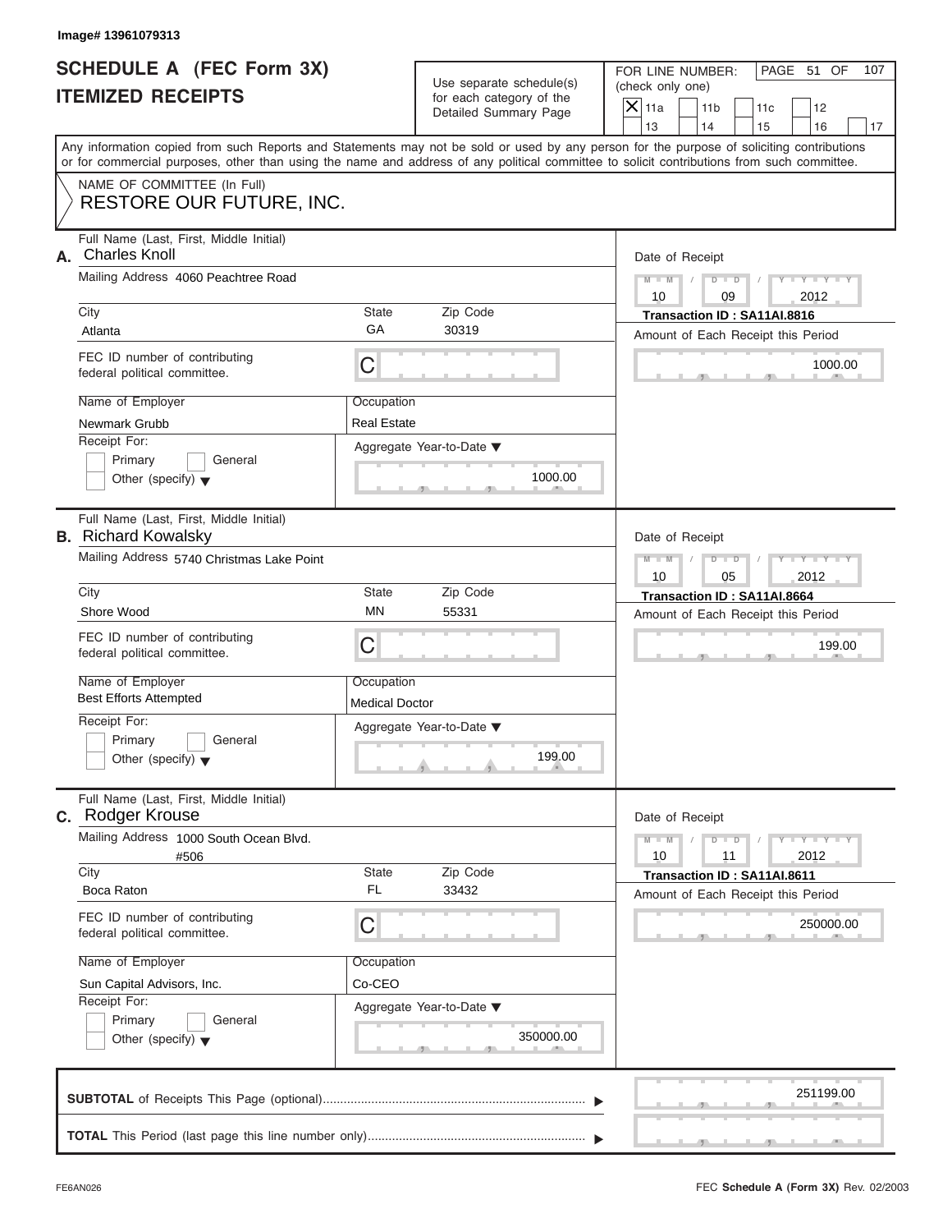Image# 13961079313

# SCHEDULE A (FEC Form 3X) ITEMIZED RECEIPTS

Use separate schedule(s) for each category of the Detailed Summary Page

FOR LINE NUMBER: (check only one)

- [X] 11a
- [ ] 11b
- [ ] 11c
- [ ] 12
- [ ] 13
- [ ] 14
- [ ] 15
- [ ] 16
- [ ] 17

PAGE 51 OF 107

Any information copied from such Reports and Statements may not be sold or used by any person for the purpose of soliciting contributions or for commercial purposes, other than using the name and address of any political committee to solicit contributions from such committee.

NAME OF COMMITTEE (In Full)
RESTORE OUR FUTURE, INC.

## A.

Full Name (Last, First, Middle Initial): Charles Knoll

Mailing Address: 4060 Peachtree Road

City: Atlanta | State: GA | Zip Code: 30319

FEC ID number of contributing federal political committee: C

Name of Employer: Newmark Grubb

Occupation: Real Estate

Receipt For: Primary / General / Other (specify)

Aggregate Year-to-Date: 1000.00

Date of Receipt: 10/09/2012

Transaction ID : SA11AI.8816

Amount of Each Receipt this Period: 1000.00

## B.

Full Name (Last, First, Middle Initial): Richard Kowalsky

Mailing Address: 5740 Christmas Lake Point

City: Shore Wood | State: MN | Zip Code: 55331

FEC ID number of contributing federal political committee: C

Name of Employer: Best Efforts Attempted

Occupation: Medical Doctor

Receipt For: Primary / General / Other (specify)

Aggregate Year-to-Date: 199.00

Date of Receipt: 10/05/2012

Transaction ID : SA11AI.8664

Amount of Each Receipt this Period: 199.00

## C.

Full Name (Last, First, Middle Initial): Rodger Krouse

Mailing Address: 1000 South Ocean Blvd. #506

City: Boca Raton | State: FL | Zip Code: 33432

FEC ID number of contributing federal political committee: C

Name of Employer: Sun Capital Advisors, Inc.

Occupation: Co-CEO

Receipt For: Primary / General / Other (specify)

Aggregate Year-to-Date: 350000.00

Date of Receipt: 10/11/2012

Transaction ID : SA11AI.8611

Amount of Each Receipt this Period: 250000.00

**SUBTOTAL** of Receipts This Page (optional): 251199.00

**TOTAL** This Period (last page this line number only):

FE6AN026

FEC **Schedule A** (Form 3X) Rev. 02/2003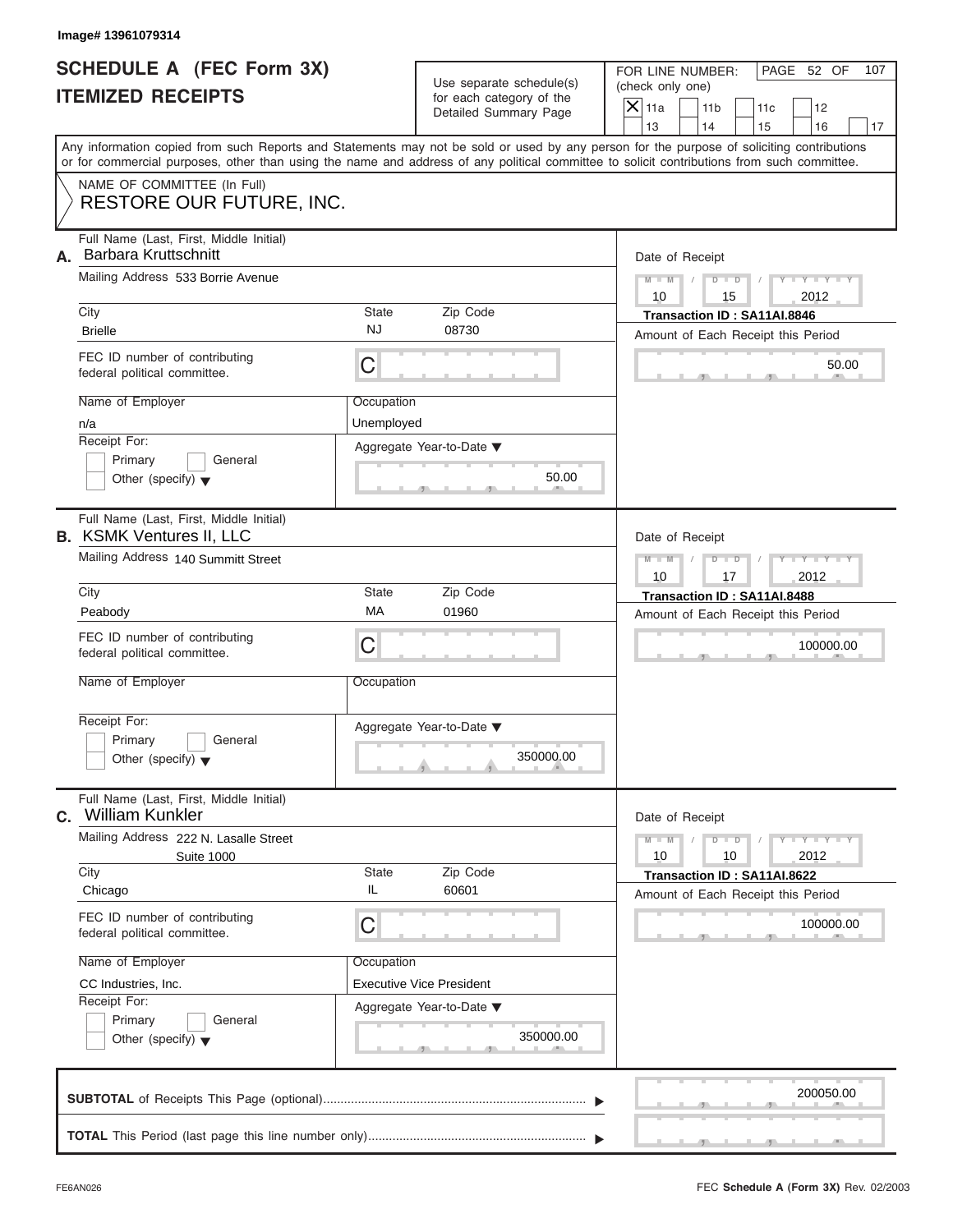Image# 13961079314

# SCHEDULE A (FEC Form 3X)
## ITEMIZED RECEIPTS

Use separate schedule(s) for each category of the Detailed Summary Page

FOR LINE NUMBER: (check only one)

- [X] 11a
- [ ] 11b
- [ ] 11c
- [ ] 12
- [ ] 13
- [ ] 14
- [ ] 15
- [ ] 16
- [ ] 17

Any information copied from such Reports and Statements may not be sold or used by any person for the purpose of soliciting contributions or for commercial purposes, other than using the name and address of any political committee to solicit contributions from such committee.

NAME OF COMMITTEE (In Full)
**RESTORE OUR FUTURE, INC.**

---

**A.** Full Name (Last, First, Middle Initial): **Barbara Kruttschnitt**

Mailing Address: 533 Borrie Avenue

| City | State | Zip Code |
|---|---|---|
| Brielle | NJ | 08730 |

FEC ID number of contributing federal political committee: C

| Name of Employer | Occupation |
|---|---|
| n/a | Unemployed |

Receipt For: Primary / General / Other (specify)

Aggregate Year-to-Date: 50.00

Date of Receipt: 10 / 15 / 2012
Transaction ID : SA11AI.8846
Amount of Each Receipt this Period: 50.00

---

**B.** Full Name (Last, First, Middle Initial): **KSMK Ventures II, LLC**

Mailing Address: 140 Summitt Street

| City | State | Zip Code |
|---|---|---|
| Peabody | MA | 01960 |

FEC ID number of contributing federal political committee: C

| Name of Employer | Occupation |
|---|---|
| | |

Receipt For: Primary / General / Other (specify)

Aggregate Year-to-Date: 350000.00

Date of Receipt: 10 / 17 / 2012
Transaction ID : SA11AI.8488
Amount of Each Receipt this Period: 100000.00

---

**C.** Full Name (Last, First, Middle Initial): **William Kunkler**

Mailing Address: 222 N. Lasalle Street, Suite 1000

| City | State | Zip Code |
|---|---|---|
| Chicago | IL | 60601 |

FEC ID number of contributing federal political committee: C

| Name of Employer | Occupation |
|---|---|
| CC Industries, Inc. | Executive Vice President |

Receipt For: Primary / General / Other (specify)

Aggregate Year-to-Date: 350000.00

Date of Receipt: 10 / 10 / 2012
Transaction ID : SA11AI.8622
Amount of Each Receipt this Period: 100000.00

---

**SUBTOTAL** of Receipts This Page (optional): 200050.00

**TOTAL** This Period (last page this line number only):

FE6AN026

FEC **Schedule A** (Form 3X) Rev. 02/2003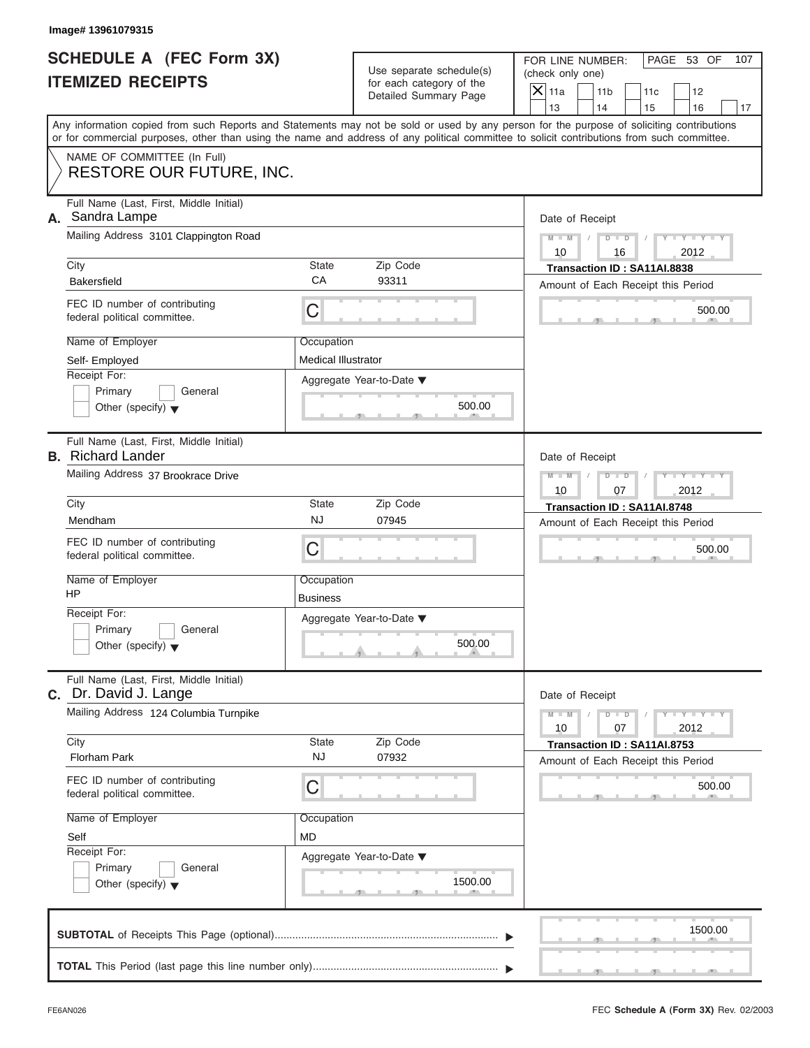Image# 13961079315

# SCHEDULE A (FEC Form 3X) ITEMIZED RECEIPTS

Use separate schedule(s) for each category of the Detailed Summary Page

FOR LINE NUMBER: (check only one)

- [X] 11a
- [ ] 11b
- [ ] 11c
- [ ] 12
- [ ] 13
- [ ] 14
- [ ] 15
- [ ] 16
- [ ] 17

PAGE 53 OF 107

Any information copied from such Reports and Statements may not be sold or used by any person for the purpose of soliciting contributions or for commercial purposes, other than using the name and address of any political committee to solicit contributions from such committee.

NAME OF COMMITTEE (In Full)

RESTORE OUR FUTURE, INC.

---

**A.** Full Name (Last, First, Middle Initial): Sandra Lampe

Mailing Address: 3101 Clappington Road

City: Bakersfield | State: CA | Zip Code: 93311

FEC ID number of contributing federal political committee: C

Name of Employer: Self- Employed

Occupation: Medical Illustrator

Receipt For: Primary / General / Other (specify)

Aggregate Year-to-Date: 500.00

Date of Receipt: 10 / 16 / 2012

Transaction ID : SA11AI.8838

Amount of Each Receipt this Period: 500.00

---

**B.** Full Name (Last, First, Middle Initial): Richard Lander

Mailing Address: 37 Brookrace Drive

City: Mendham | State: NJ | Zip Code: 07945

FEC ID number of contributing federal political committee: C

Name of Employer: HP

Occupation: Business

Receipt For: Primary / General / Other (specify)

Aggregate Year-to-Date: 500.00

Date of Receipt: 10 / 07 / 2012

Transaction ID : SA11AI.8748

Amount of Each Receipt this Period: 500.00

---

**C.** Full Name (Last, First, Middle Initial): Dr. David J. Lange

Mailing Address: 124 Columbia Turnpike

City: Florham Park | State: NJ | Zip Code: 07932

FEC ID number of contributing federal political committee: C

Name of Employer: Self

Occupation: MD

Receipt For: Primary / General / Other (specify)

Aggregate Year-to-Date: 1500.00

Date of Receipt: 10 / 07 / 2012

Transaction ID : SA11AI.8753

Amount of Each Receipt this Period: 500.00

---

**SUBTOTAL** of Receipts This Page (optional): 1500.00

**TOTAL** This Period (last page this line number only):

FE6AN026 FEC **Schedule A** (Form 3X) Rev. 02/2003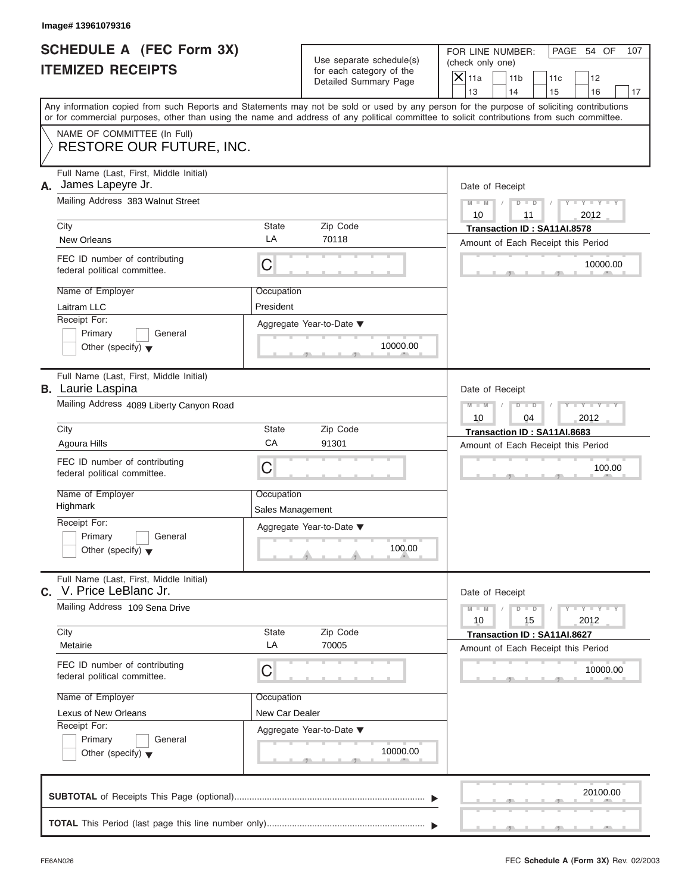Image# 13961079316

# SCHEDULE A (FEC Form 3X)
# ITEMIZED RECEIPTS

Use separate schedule(s) for each category of the Detailed Summary Page

FOR LINE NUMBER: (check only one)

- [X] 11a
- [ ] 11b
- [ ] 11c
- [ ] 12
- [ ] 13
- [ ] 14
- [ ] 15
- [ ] 16
- [ ] 17

PAGE 54 OF 107

Any information copied from such Reports and Statements may not be sold or used by any person for the purpose of soliciting contributions or for commercial purposes, other than using the name and address of any political committee to solicit contributions from such committee.

NAME OF COMMITTEE (In Full)
RESTORE OUR FUTURE, INC.

---

**A.** Full Name (Last, First, Middle Initial): James Lapeyre Jr.

Mailing Address: 383 Walnut Street

City: New Orleans | State: LA | Zip Code: 70118

FEC ID number of contributing federal political committee: C

Name of Employer: Laitram LLC

Occupation: President

Receipt For: Primary [ ] General [ ] Other (specify) [ ]

Aggregate Year-to-Date: 10000.00

Date of Receipt: 10 / 11 / 2012

Transaction ID : SA11AI.8578

Amount of Each Receipt this Period: 10000.00

---

**B.** Full Name (Last, First, Middle Initial): Laurie Laspina

Mailing Address: 4089 Liberty Canyon Road

City: Agoura Hills | State: CA | Zip Code: 91301

FEC ID number of contributing federal political committee: C

Name of Employer: Highmark

Occupation: Sales Management

Receipt For: Primary [ ] General [ ] Other (specify) [ ]

Aggregate Year-to-Date: 100.00

Date of Receipt: 10 / 04 / 2012

Transaction ID : SA11AI.8683

Amount of Each Receipt this Period: 100.00

---

**C.** Full Name (Last, First, Middle Initial): V. Price LeBlanc Jr.

Mailing Address: 109 Sena Drive

City: Metairie | State: LA | Zip Code: 70005

FEC ID number of contributing federal political committee: C

Name of Employer: Lexus of New Orleans

Occupation: New Car Dealer

Receipt For: Primary [ ] General [ ] Other (specify) [ ]

Aggregate Year-to-Date: 10000.00

Date of Receipt: 10 / 15 / 2012

Transaction ID : SA11AI.8627

Amount of Each Receipt this Period: 10000.00

---

**SUBTOTAL** of Receipts This Page (optional): 20100.00

**TOTAL** This Period (last page this line number only):

FE6AN026 — FEC **Schedule A (Form 3X)** Rev. 02/2003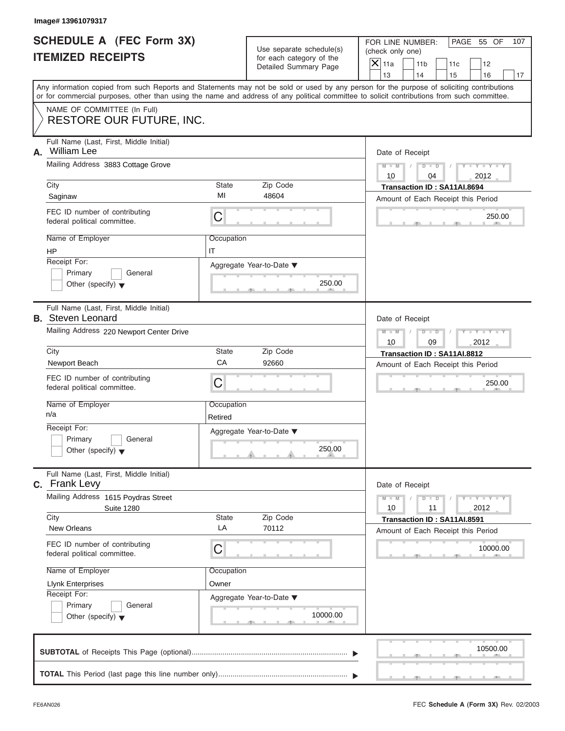Image# 13961079317

# SCHEDULE A (FEC Form 3X) ITEMIZED RECEIPTS

Use separate schedule(s) for each category of the Detailed Summary Page

FOR LINE NUMBER: (check only one)

- [X] 11a
- [ ] 11b
- [ ] 11c
- [ ] 12
- [ ] 13
- [ ] 14
- [ ] 15
- [ ] 16
- [ ] 17

PAGE 55 OF 107

Any information copied from such Reports and Statements may not be sold or used by any person for the purpose of soliciting contributions or for commercial purposes, other than using the name and address of any political committee to solicit contributions from such committee.

NAME OF COMMITTEE (In Full)
RESTORE OUR FUTURE, INC.

---

**A.** Full Name (Last, First, Middle Initial): William Lee

Mailing Address: 3883 Cottage Grove

City: Saginaw | State: MI | Zip Code: 48604

FEC ID number of contributing federal political committee: C

Name of Employer: HP | Occupation: IT

Receipt For: Primary / General / Other (specify)

Aggregate Year-to-Date: 250.00

Date of Receipt: 10 / 04 / 2012

Transaction ID : SA11AI.8694

Amount of Each Receipt this Period: 250.00

---

**B.** Full Name (Last, First, Middle Initial): Steven Leonard

Mailing Address: 220 Newport Center Drive

City: Newport Beach | State: CA | Zip Code: 92660

FEC ID number of contributing federal political committee: C

Name of Employer: n/a | Occupation: Retired

Receipt For: Primary / General / Other (specify)

Aggregate Year-to-Date: 250.00

Date of Receipt: 10 / 09 / 2012

Transaction ID : SA11AI.8812

Amount of Each Receipt this Period: 250.00

---

**C.** Full Name (Last, First, Middle Initial): Frank Levy

Mailing Address: 1615 Poydras Street, Suite 1280

City: New Orleans | State: LA | Zip Code: 70112

FEC ID number of contributing federal political committee: C

Name of Employer: Llynk Enterprises | Occupation: Owner

Receipt For: Primary / General / Other (specify)

Aggregate Year-to-Date: 10000.00

Date of Receipt: 10 / 11 / 2012

Transaction ID : SA11AI.8591

Amount of Each Receipt this Period: 10000.00

---

**SUBTOTAL** of Receipts This Page (optional): 10500.00

**TOTAL** This Period (last page this line number only):

FE6AN026 — FEC **Schedule A** (Form 3X) Rev. 02/2003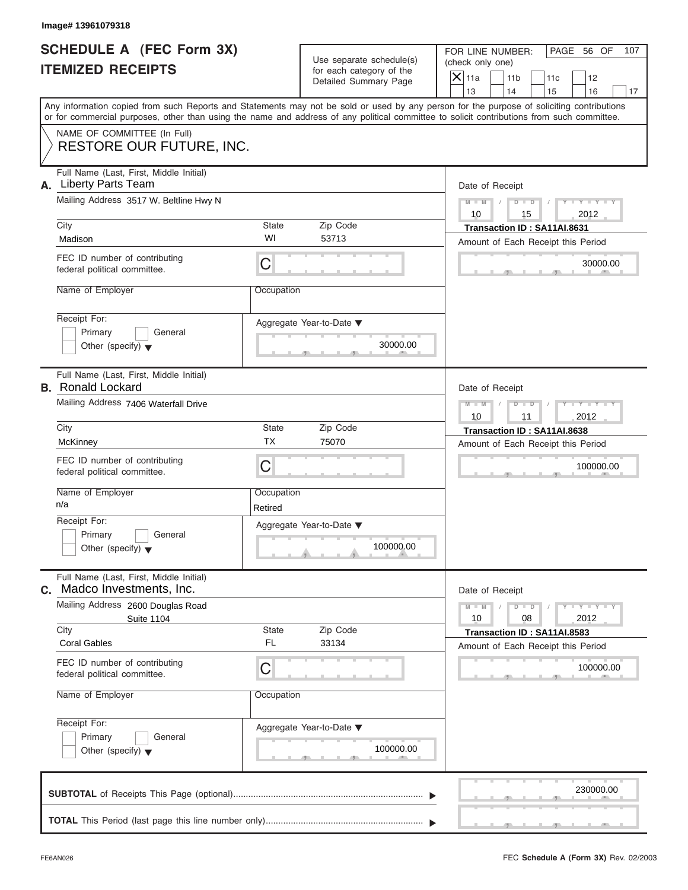Image# 13961079318

# SCHEDULE A (FEC Form 3X) ITEMIZED RECEIPTS

Use separate schedule(s) for each category of the Detailed Summary Page

FOR LINE NUMBER: (check only one)

[X] 11a [ ] 11b [ ] 11c [ ] 12 [ ] 13 [ ] 14 [ ] 15 [ ] 16 [ ] 17

PAGE 56 OF 107

Any information copied from such Reports and Statements may not be sold or used by any person for the purpose of soliciting contributions or for commercial purposes, other than using the name and address of any political committee to solicit contributions from such committee.

NAME OF COMMITTEE (In Full)
RESTORE OUR FUTURE, INC.

---

**A.** Full Name (Last, First, Middle Initial): Liberty Parts Team

Mailing Address: 3517 W. Beltline Hwy N

City: Madison | State: WI | Zip Code: 53713

FEC ID number of contributing federal political committee: C

Name of Employer: | Occupation:

Receipt For: [ ] Primary [ ] General [ ] Other (specify)

Date of Receipt: 10 / 15 / 2012

Transaction ID : SA11AI.8631

Amount of Each Receipt this Period: 30000.00

Aggregate Year-to-Date: 30000.00

---

**B.** Full Name (Last, First, Middle Initial): Ronald Lockard

Mailing Address: 7406 Waterfall Drive

City: McKinney | State: TX | Zip Code: 75070

FEC ID number of contributing federal political committee: C

Name of Employer: n/a | Occupation: Retired

Receipt For: [ ] Primary [ ] General [ ] Other (specify)

Date of Receipt: 10 / 11 / 2012

Transaction ID : SA11AI.8638

Amount of Each Receipt this Period: 100000.00

Aggregate Year-to-Date: 100000.00

---

**C.** Full Name (Last, First, Middle Initial): Madco Investments, Inc.

Mailing Address: 2600 Douglas Road, Suite 1104

City: Coral Gables | State: FL | Zip Code: 33134

FEC ID number of contributing federal political committee: C

Name of Employer: | Occupation:

Receipt For: [ ] Primary [ ] General [ ] Other (specify)

Date of Receipt: 10 / 08 / 2012

Transaction ID : SA11AI.8583

Amount of Each Receipt this Period: 100000.00

Aggregate Year-to-Date: 100000.00

---

**SUBTOTAL** of Receipts This Page (optional): 230000.00

**TOTAL** This Period (last page this line number only):

FE6AN026 — FEC **Schedule A** (Form 3X) Rev. 02/2003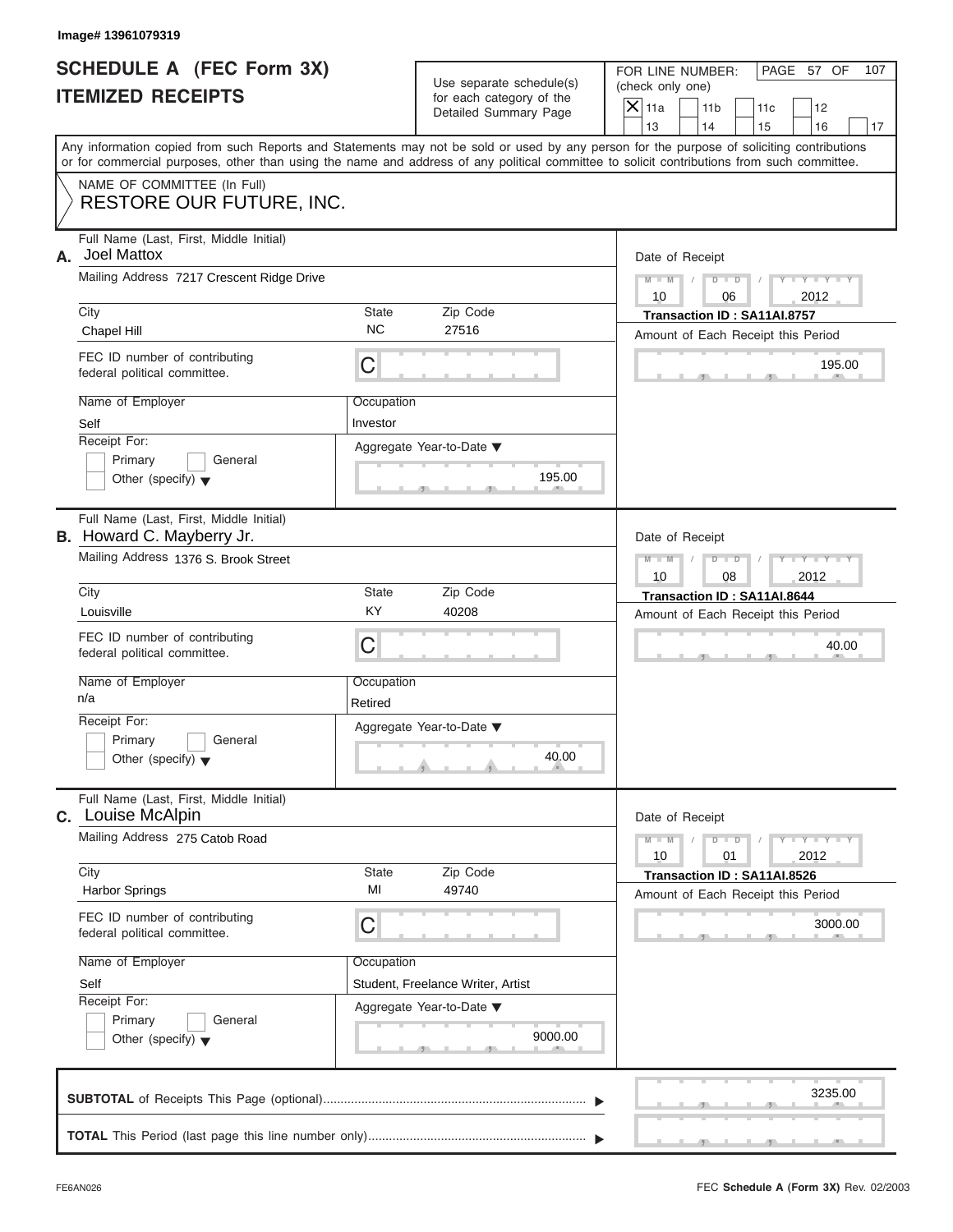Image# 13961079319

# SCHEDULE A (FEC Form 3X)
# ITEMIZED RECEIPTS

Use separate schedule(s) for each category of the Detailed Summary Page

FOR LINE NUMBER: (check only one)

- [X] 11a
- [ ] 11b
- [ ] 11c
- [ ] 12
- [ ] 13
- [ ] 14
- [ ] 15
- [ ] 16
- [ ] 17

PAGE 57 OF 107

Any information copied from such Reports and Statements may not be sold or used by any person for the purpose of soliciting contributions or for commercial purposes, other than using the name and address of any political committee to solicit contributions from such committee.

NAME OF COMMITTEE (In Full)
**RESTORE OUR FUTURE, INC.**

---

**A.** Full Name (Last, First, Middle Initial): Joel Mattox

Mailing Address: 7217 Crescent Ridge Drive

City: Chapel Hill | State: NC | Zip Code: 27516

FEC ID number of contributing federal political committee: C

Name of Employer: Self

Occupation: Investor

Receipt For: [ ] Primary [ ] General [ ] Other (specify)

Aggregate Year-to-Date: 195.00

Date of Receipt: 10/06/2012

Transaction ID : SA11AI.8757

Amount of Each Receipt this Period: 195.00

---

**B.** Full Name (Last, First, Middle Initial): Howard C. Mayberry Jr.

Mailing Address: 1376 S. Brook Street

City: Louisville | State: KY | Zip Code: 40208

FEC ID number of contributing federal political committee: C

Name of Employer: n/a

Occupation: Retired

Receipt For: [ ] Primary [ ] General [ ] Other (specify)

Aggregate Year-to-Date: 40.00

Date of Receipt: 10/08/2012

Transaction ID : SA11AI.8644

Amount of Each Receipt this Period: 40.00

---

**C.** Full Name (Last, First, Middle Initial): Louise McAlpin

Mailing Address: 275 Catob Road

City: Harbor Springs | State: MI | Zip Code: 49740

FEC ID number of contributing federal political committee: C

Name of Employer: Self

Occupation: Student, Freelance Writer, Artist

Receipt For: [ ] Primary [ ] General [ ] Other (specify)

Aggregate Year-to-Date: 9000.00

Date of Receipt: 10/01/2012

Transaction ID : SA11AI.8526

Amount of Each Receipt this Period: 3000.00

---

**SUBTOTAL** of Receipts This Page (optional): 3235.00

**TOTAL** This Period (last page this line number only):

FE6AN026

FEC **Schedule A** (Form 3X) Rev. 02/2003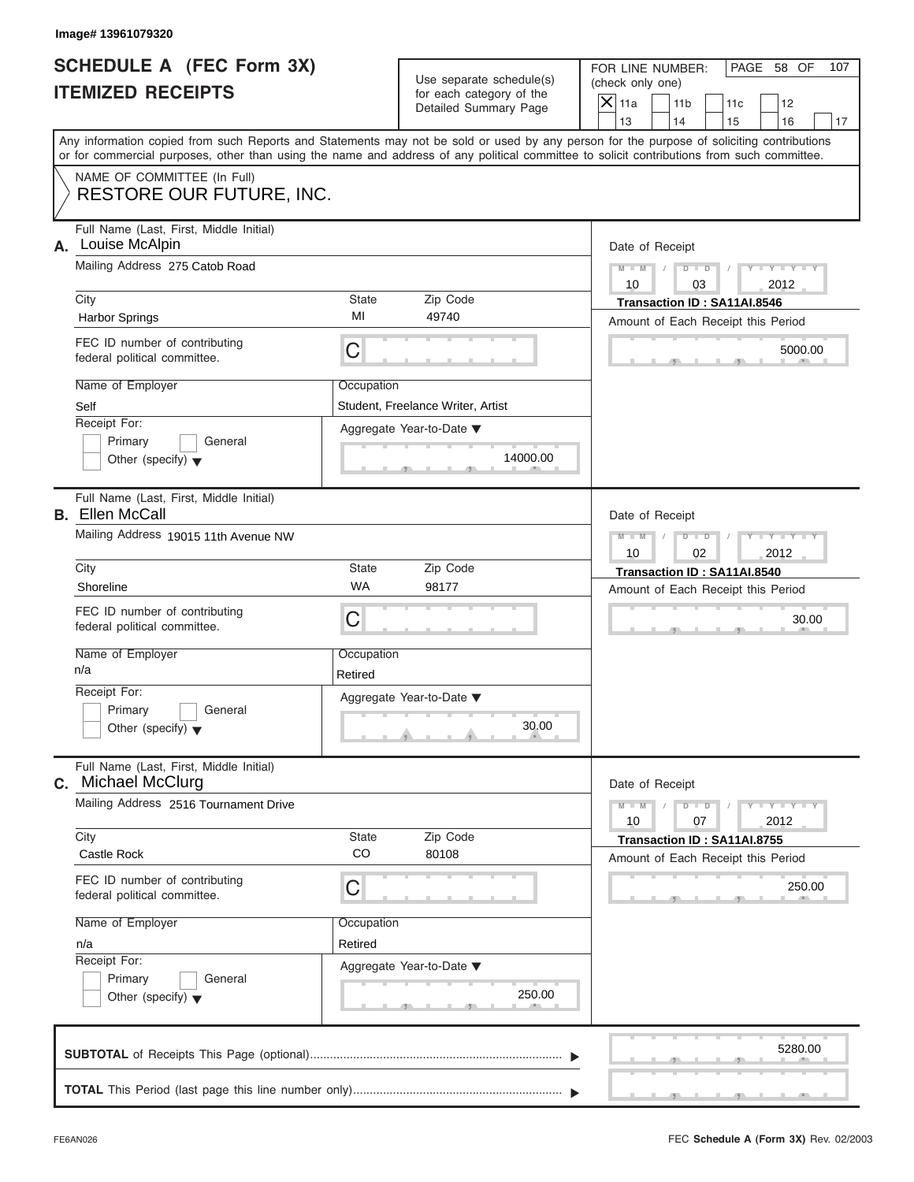Image# 13961079320

# SCHEDULE A (FEC Form 3X)
# ITEMIZED RECEIPTS

Use separate schedule(s) for each category of the Detailed Summary Page

FOR LINE NUMBER: (check only one)

- [X] 11a
- [ ] 11b
- [ ] 11c
- [ ] 12
- [ ] 13
- [ ] 14
- [ ] 15
- [ ] 16
- [ ] 17

Any information copied from such Reports and Statements may not be sold or used by any person for the purpose of soliciting contributions or for commercial purposes, other than using the name and address of any political committee to solicit contributions from such committee.

NAME OF COMMITTEE (In Full)
RESTORE OUR FUTURE, INC.

---

**A.** Full Name (Last, First, Middle Initial): Louise McAlpin

Mailing Address: 275 Catob Road

| City | State | Zip Code |
|---|---|---|
| Harbor Springs | MI | 49740 |

FEC ID number of contributing federal political committee: C

Name of Employer: Self

Occupation: Student, Freelance Writer, Artist

Receipt For: Primary / General / Other (specify)

Aggregate Year-to-Date: 14000.00

Date of Receipt: 10 / 03 / 2012

Transaction ID : SA11AI.8546

Amount of Each Receipt this Period: 5000.00

---

**B.** Full Name (Last, First, Middle Initial): Ellen McCall

Mailing Address: 19015 11th Avenue NW

| City | State | Zip Code |
|---|---|---|
| Shoreline | WA | 98177 |

FEC ID number of contributing federal political committee: C

Name of Employer: n/a

Occupation: Retired

Receipt For: Primary / General / Other (specify)

Aggregate Year-to-Date: 30.00

Date of Receipt: 10 / 02 / 2012

Transaction ID : SA11AI.8540

Amount of Each Receipt this Period: 30.00

---

**C.** Full Name (Last, First, Middle Initial): Michael McClurg

Mailing Address: 2516 Tournament Drive

| City | State | Zip Code |
|---|---|---|
| Castle Rock | CO | 80108 |

FEC ID number of contributing federal political committee: C

Name of Employer: n/a

Occupation: Retired

Receipt For: Primary / General / Other (specify)

Aggregate Year-to-Date: 250.00

Date of Receipt: 10 / 07 / 2012

Transaction ID : SA11AI.8755

Amount of Each Receipt this Period: 250.00

---

**SUBTOTAL** of Receipts This Page (optional): 5280.00

**TOTAL** This Period (last page this line number only):

FE6AN026 — FEC **Schedule A** (Form 3X) Rev. 02/2003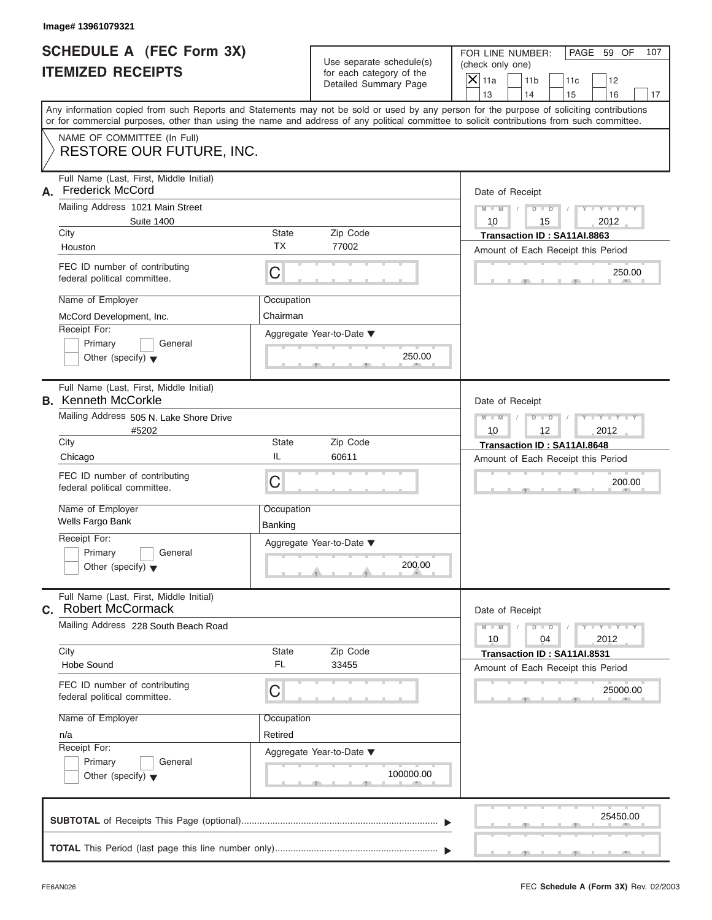Image# 13961079321

# SCHEDULE A (FEC Form 3X)
# ITEMIZED RECEIPTS

Use separate schedule(s) for each category of the Detailed Summary Page

FOR LINE NUMBER: (check only one)

- [X] 11a
- [ ] 11b
- [ ] 11c
- [ ] 12
- [ ] 13
- [ ] 14
- [ ] 15
- [ ] 16
- [ ] 17

PAGE 59 OF 107

Any information copied from such Reports and Statements may not be sold or used by any person for the purpose of soliciting contributions or for commercial purposes, other than using the name and address of any political committee to solicit contributions from such committee.

NAME OF COMMITTEE (In Full)
**RESTORE OUR FUTURE, INC.**

---

**A.** Full Name (Last, First, Middle Initial): Frederick McCord

Mailing Address: 1021 Main Street, Suite 1400

City: Houston | State: TX | Zip Code: 77002

FEC ID number of contributing federal political committee: C

Name of Employer: McCord Development, Inc.

Occupation: Chairman

Receipt For: Primary / General / Other (specify)

Aggregate Year-to-Date: 250.00

Date of Receipt: 10 / 15 / 2012

Transaction ID : SA11AI.8863

Amount of Each Receipt this Period: 250.00

---

**B.** Full Name (Last, First, Middle Initial): Kenneth McCorkle

Mailing Address: 505 N. Lake Shore Drive, #5202

City: Chicago | State: IL | Zip Code: 60611

FEC ID number of contributing federal political committee: C

Name of Employer: Wells Fargo Bank

Occupation: Banking

Receipt For: Primary / General / Other (specify)

Aggregate Year-to-Date: 200.00

Date of Receipt: 10 / 12 / 2012

Transaction ID : SA11AI.8648

Amount of Each Receipt this Period: 200.00

---

**C.** Full Name (Last, First, Middle Initial): Robert McCormack

Mailing Address: 228 South Beach Road

City: Hobe Sound | State: FL | Zip Code: 33455

FEC ID number of contributing federal political committee: C

Name of Employer: n/a

Occupation: Retired

Receipt For: Primary / General / Other (specify)

Aggregate Year-to-Date: 100000.00

Date of Receipt: 10 / 04 / 2012

Transaction ID : SA11AI.8531

Amount of Each Receipt this Period: 25000.00

---

**SUBTOTAL** of Receipts This Page (optional): 25450.00

**TOTAL** This Period (last page this line number only):

FE6AN026 | FEC **Schedule A** (Form 3X) Rev. 02/2003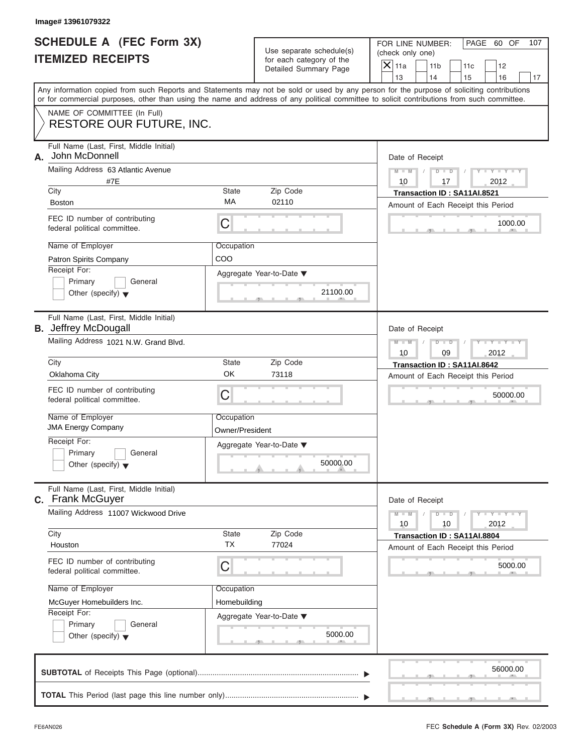Image# 13961079322

# SCHEDULE A (FEC Form 3X) ITEMIZED RECEIPTS

Use separate schedule(s) for each category of the Detailed Summary Page

FOR LINE NUMBER: (check only one)

- [X] 11a
- [ ] 11b
- [ ] 11c
- [ ] 12
- [ ] 13
- [ ] 14
- [ ] 15
- [ ] 16
- [ ] 17

PAGE 60 OF 107

Any information copied from such Reports and Statements may not be sold or used by any person for the purpose of soliciting contributions or for commercial purposes, other than using the name and address of any political committee to solicit contributions from such committee.

NAME OF COMMITTEE (In Full)
**RESTORE OUR FUTURE, INC.**

---

**A.** Full Name (Last, First, Middle Initial): John McDonnell

Mailing Address: 63 Atlantic Avenue #7E

City: Boston | State: MA | Zip Code: 02110

FEC ID number of contributing federal political committee: C

Name of Employer: Patron Spirits Company

Occupation: COO

Receipt For: Primary / General / Other (specify)

Aggregate Year-to-Date: 21100.00

Date of Receipt: 10 / 17 / 2012

Transaction ID : SA11AI.8521

Amount of Each Receipt this Period: 1000.00

---

**B.** Full Name (Last, First, Middle Initial): Jeffrey McDougall

Mailing Address: 1021 N.W. Grand Blvd.

City: Oklahoma City | State: OK | Zip Code: 73118

FEC ID number of contributing federal political committee: C

Name of Employer: JMA Energy Company

Occupation: Owner/President

Receipt For: Primary / General / Other (specify)

Aggregate Year-to-Date: 50000.00

Date of Receipt: 10 / 09 / 2012

Transaction ID : SA11AI.8642

Amount of Each Receipt this Period: 50000.00

---

**C.** Full Name (Last, First, Middle Initial): Frank McGuyer

Mailing Address: 11007 Wickwood Drive

City: Houston | State: TX | Zip Code: 77024

FEC ID number of contributing federal political committee: C

Name of Employer: McGuyer Homebuilders Inc.

Occupation: Homebuilding

Receipt For: Primary / General / Other (specify)

Aggregate Year-to-Date: 5000.00

Date of Receipt: 10 / 10 / 2012

Transaction ID : SA11AI.8804

Amount of Each Receipt this Period: 5000.00

---

**SUBTOTAL** of Receipts This Page (optional): 56000.00

**TOTAL** This Period (last page this line number only):

FE6AN026

FEC **Schedule A** (Form 3X) Rev. 02/2003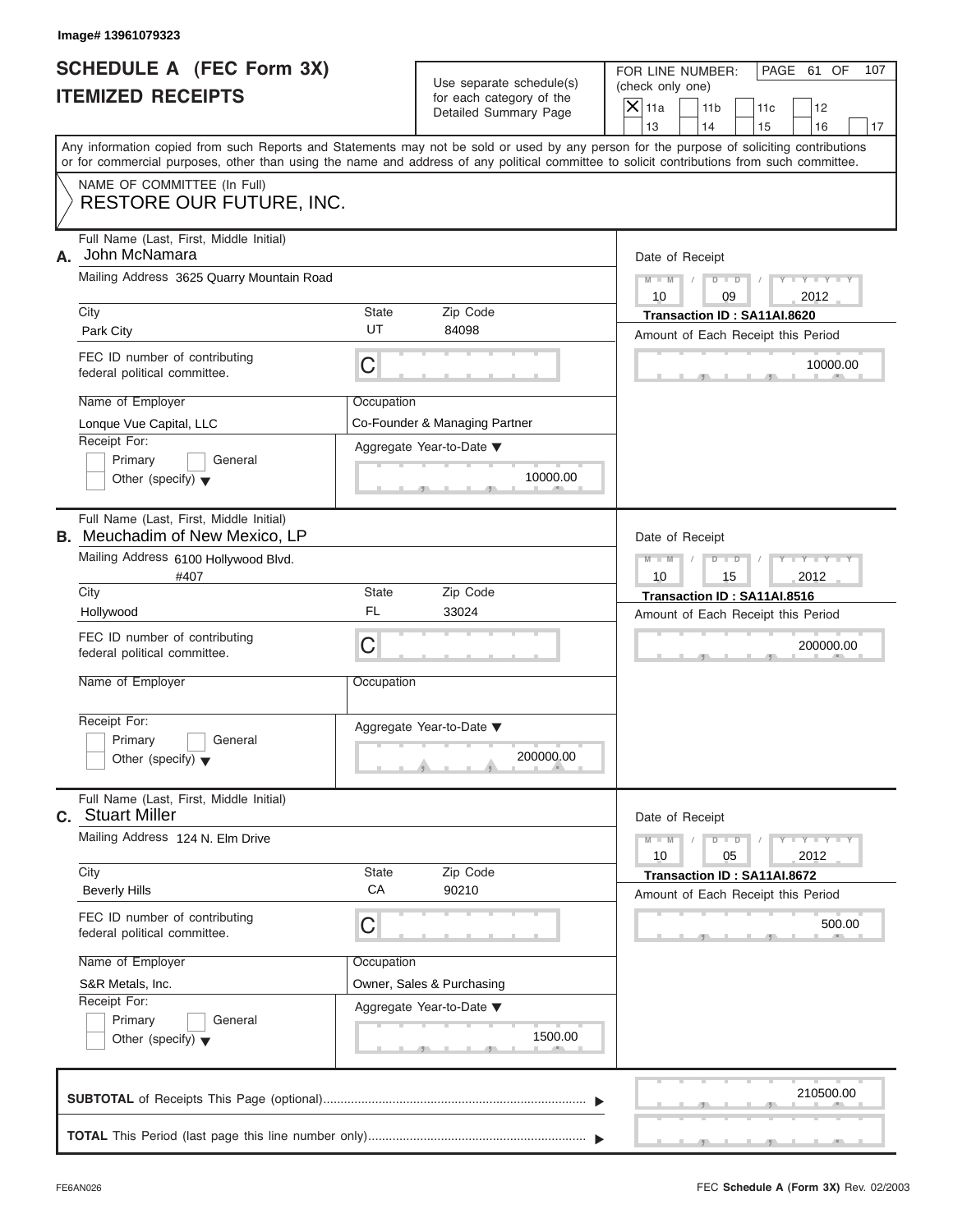Image# 13961079323

# SCHEDULE A (FEC Form 3X)
# ITEMIZED RECEIPTS

Use separate schedule(s) for each category of the Detailed Summary Page

FOR LINE NUMBER: (check only one)

- [X] 11a
- [ ] 11b
- [ ] 11c
- [ ] 12
- [ ] 13
- [ ] 14
- [ ] 15
- [ ] 16
- [ ] 17

PAGE 61 OF 107

Any information copied from such Reports and Statements may not be sold or used by any person for the purpose of soliciting contributions or for commercial purposes, other than using the name and address of any political committee to solicit contributions from such committee.

NAME OF COMMITTEE (In Full)
**RESTORE OUR FUTURE, INC.**

---

**A.** Full Name (Last, First, Middle Initial): **John McNamara**

Mailing Address: 3625 Quarry Mountain Road

City: Park City | State: UT | Zip Code: 84098

FEC ID number of contributing federal political committee: C

Name of Employer: Lonque Vue Capital, LLC

Occupation: Co-Founder & Managing Partner

Receipt For: [ ] Primary [ ] General [ ] Other (specify)

Aggregate Year-to-Date: 10000.00

Date of Receipt: 10 / 09 / 2012

Transaction ID : SA11AI.8620

Amount of Each Receipt this Period: 10000.00

---

**B.** Full Name (Last, First, Middle Initial): **Meuchadim of New Mexico, LP**

Mailing Address: 6100 Hollywood Blvd. #407

City: Hollywood | State: FL | Zip Code: 33024

FEC ID number of contributing federal political committee: C

Name of Employer:

Occupation:

Receipt For: [ ] Primary [ ] General [ ] Other (specify)

Aggregate Year-to-Date: 200000.00

Date of Receipt: 10 / 15 / 2012

Transaction ID : SA11AI.8516

Amount of Each Receipt this Period: 200000.00

---

**C.** Full Name (Last, First, Middle Initial): **Stuart Miller**

Mailing Address: 124 N. Elm Drive

City: Beverly Hills | State: CA | Zip Code: 90210

FEC ID number of contributing federal political committee: C

Name of Employer: S&R Metals, Inc.

Occupation: Owner, Sales & Purchasing

Receipt For: [ ] Primary [ ] General [ ] Other (specify)

Aggregate Year-to-Date: 1500.00

Date of Receipt: 10 / 05 / 2012

Transaction ID : SA11AI.8672

Amount of Each Receipt this Period: 500.00

---

**SUBTOTAL** of Receipts This Page (optional): 210500.00

**TOTAL** This Period (last page this line number only):

FE6AN026

FEC **Schedule A** (Form 3X) Rev. 02/2003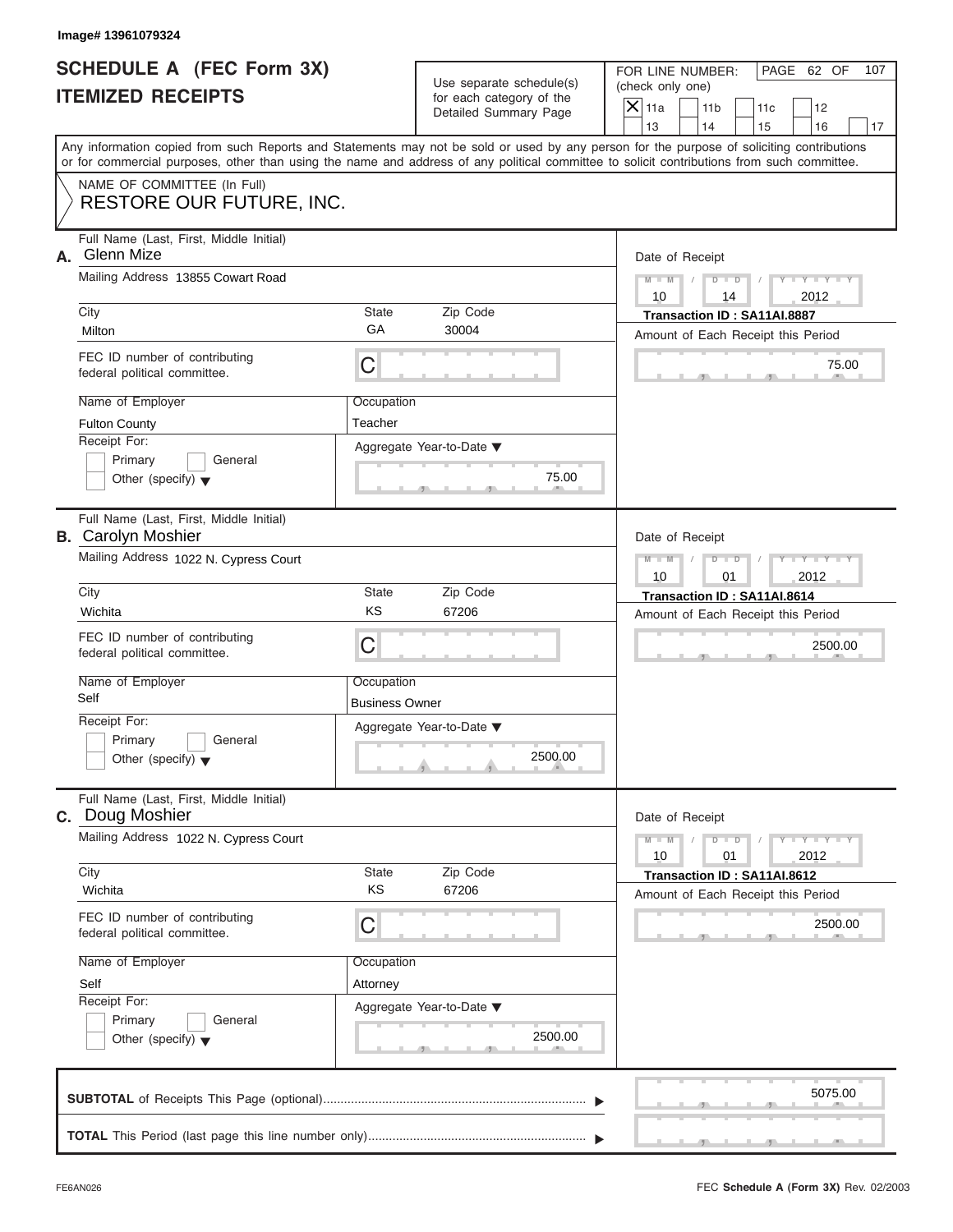Image# 13961079324

# SCHEDULE A (FEC Form 3X) ITEMIZED RECEIPTS

Use separate schedule(s) for each category of the Detailed Summary Page

FOR LINE NUMBER: (check only one)
[X] 11a [ ] 11b [ ] 11c [ ] 12 [ ] 13 [ ] 14 [ ] 15 [ ] 16 [ ] 17

PAGE 62 OF 107

Any information copied from such Reports and Statements may not be sold or used by any person for the purpose of soliciting contributions or for commercial purposes, other than using the name and address of any political committee to solicit contributions from such committee.

NAME OF COMMITTEE (In Full)
RESTORE OUR FUTURE, INC.

---

**A.** Full Name (Last, First, Middle Initial): Glenn Mize
Mailing Address: 13855 Cowart Road
City: Milton | State: GA | Zip Code: 30004
FEC ID number of contributing federal political committee: C
Name of Employer: Fulton County
Occupation: Teacher
Receipt For: [ ] Primary [ ] General [ ] Other (specify)
Aggregate Year-to-Date: 75.00
Date of Receipt: 10 / 14 / 2012
Transaction ID : SA11AI.8887
Amount of Each Receipt this Period: 75.00

---

**B.** Full Name (Last, First, Middle Initial): Carolyn Moshier
Mailing Address: 1022 N. Cypress Court
City: Wichita | State: KS | Zip Code: 67206
FEC ID number of contributing federal political committee: C
Name of Employer: Self
Occupation: Business Owner
Receipt For: [ ] Primary [ ] General [ ] Other (specify)
Aggregate Year-to-Date: 2500.00
Date of Receipt: 10 / 01 / 2012
Transaction ID : SA11AI.8614
Amount of Each Receipt this Period: 2500.00

---

**C.** Full Name (Last, First, Middle Initial): Doug Moshier
Mailing Address: 1022 N. Cypress Court
City: Wichita | State: KS | Zip Code: 67206
FEC ID number of contributing federal political committee: C
Name of Employer: Self
Occupation: Attorney
Receipt For: [ ] Primary [ ] General [ ] Other (specify)
Aggregate Year-to-Date: 2500.00
Date of Receipt: 10 / 01 / 2012
Transaction ID : SA11AI.8612
Amount of Each Receipt this Period: 2500.00

---

**SUBTOTAL** of Receipts This Page (optional): 5075.00

**TOTAL** This Period (last page this line number only):

FE6AN026 — FEC **Schedule A** (Form 3X) Rev. 02/2003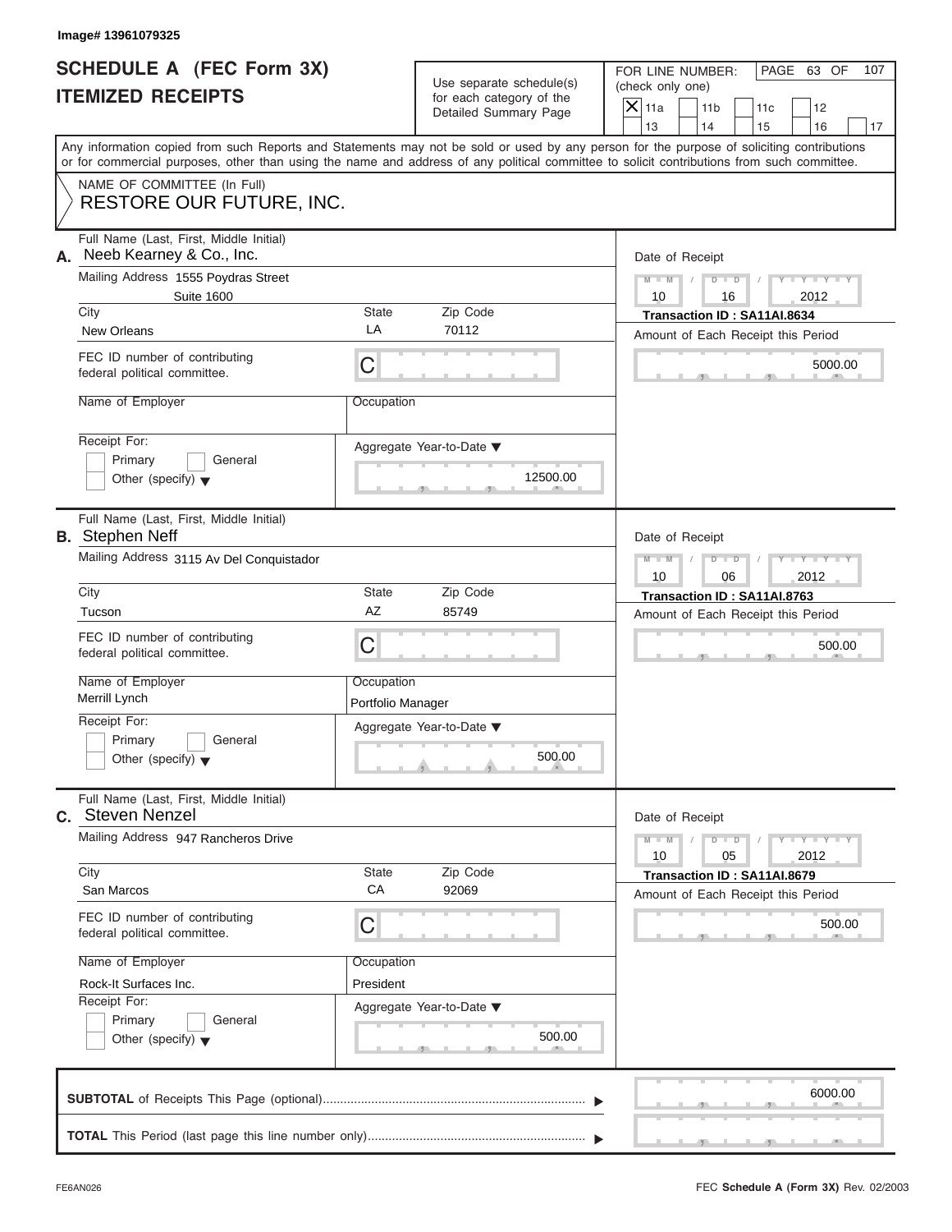Image# 13961079325

# SCHEDULE A (FEC Form 3X) ITEMIZED RECEIPTS

Use separate schedule(s) for each category of the Detailed Summary Page

FOR LINE NUMBER: (check only one)

- [X] 11a
- [ ] 11b
- [ ] 11c
- [ ] 12
- [ ] 13
- [ ] 14
- [ ] 15
- [ ] 16
- [ ] 17

PAGE 63 OF 107

Any information copied from such Reports and Statements may not be sold or used by any person for the purpose of soliciting contributions or for commercial purposes, other than using the name and address of any political committee to solicit contributions from such committee.

NAME OF COMMITTEE (In Full)
RESTORE OUR FUTURE, INC.

---

**A.** Full Name (Last, First, Middle Initial): Neeb Kearney & Co., Inc.

Mailing Address: 1555 Poydras Street, Suite 1600

City: New Orleans | State: LA | Zip Code: 70112

FEC ID number of contributing federal political committee: C

Name of Employer:

Occupation:

Receipt For: Primary / General / Other (specify)

Date of Receipt: 10 / 16 / 2012

Transaction ID : SA11AI.8634

Amount of Each Receipt this Period: 5000.00

Aggregate Year-to-Date: 12500.00

---

**B.** Full Name (Last, First, Middle Initial): Stephen Neff

Mailing Address: 3115 Av Del Conquistador

City: Tucson | State: AZ | Zip Code: 85749

FEC ID number of contributing federal political committee: C

Name of Employer: Merrill Lynch

Occupation: Portfolio Manager

Receipt For: Primary / General / Other (specify)

Date of Receipt: 10 / 06 / 2012

Transaction ID : SA11AI.8763

Amount of Each Receipt this Period: 500.00

Aggregate Year-to-Date: 500.00

---

**C.** Full Name (Last, First, Middle Initial): Steven Nenzel

Mailing Address: 947 Rancheros Drive

City: San Marcos | State: CA | Zip Code: 92069

FEC ID number of contributing federal political committee: C

Name of Employer: Rock-It Surfaces Inc.

Occupation: President

Receipt For: Primary / General / Other (specify)

Date of Receipt: 10 / 05 / 2012

Transaction ID : SA11AI.8679

Amount of Each Receipt this Period: 500.00

Aggregate Year-to-Date: 500.00

---

**SUBTOTAL** of Receipts This Page (optional): 6000.00

**TOTAL** This Period (last page this line number only):

FE6AN026 FEC **Schedule A** (Form 3X) Rev. 02/2003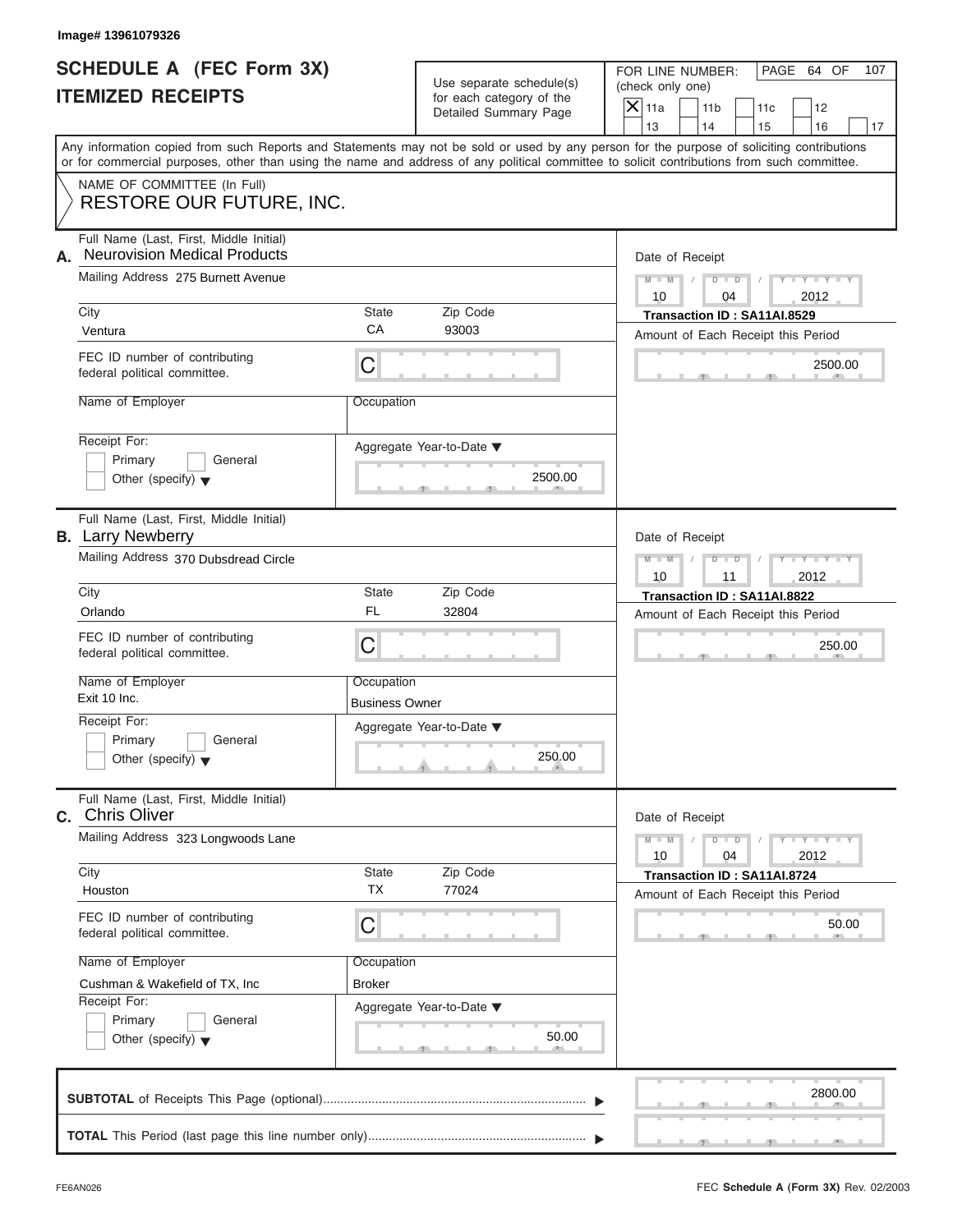Image# 13961079326

# SCHEDULE A (FEC Form 3X)
# ITEMIZED RECEIPTS

Use separate schedule(s) for each category of the Detailed Summary Page

FOR LINE NUMBER: (check only one)

| | | | | |
|---|---|---|---|---|
| X 11a | 11b | 11c | 12 | |
| 13 | 14 | 15 | 16 | 17 |

PAGE 64 OF 107

Any information copied from such Reports and Statements may not be sold or used by any person for the purpose of soliciting contributions or for commercial purposes, other than using the name and address of any political committee to solicit contributions from such committee.

NAME OF COMMITTEE (In Full)
RESTORE OUR FUTURE, INC.

---

**A.** Full Name (Last, First, Middle Initial): Neurovision Medical Products

Mailing Address: 275 Burnett Avenue

City: Ventura | State: CA | Zip Code: 93003

FEC ID number of contributing federal political committee: C

Name of Employer:

Occupation:

Receipt For: Primary / General / Other (specify)

Aggregate Year-to-Date: 2500.00

Date of Receipt: 10 / 04 / 2012

Transaction ID : SA11AI.8529

Amount of Each Receipt this Period: 2500.00

---

**B.** Full Name (Last, First, Middle Initial): Larry Newberry

Mailing Address: 370 Dubsdread Circle

City: Orlando | State: FL | Zip Code: 32804

FEC ID number of contributing federal political committee: C

Name of Employer: Exit 10 Inc.

Occupation: Business Owner

Receipt For: Primary / General / Other (specify)

Aggregate Year-to-Date: 250.00

Date of Receipt: 10 / 11 / 2012

Transaction ID : SA11AI.8822

Amount of Each Receipt this Period: 250.00

---

**C.** Full Name (Last, First, Middle Initial): Chris Oliver

Mailing Address: 323 Longwoods Lane

City: Houston | State: TX | Zip Code: 77024

FEC ID number of contributing federal political committee: C

Name of Employer: Cushman & Wakefield of TX, Inc

Occupation: Broker

Receipt For: Primary / General / Other (specify)

Aggregate Year-to-Date: 50.00

Date of Receipt: 10 / 04 / 2012

Transaction ID : SA11AI.8724

Amount of Each Receipt this Period: 50.00

---

**SUBTOTAL** of Receipts This Page (optional): 2800.00

**TOTAL** This Period (last page this line number only):

FE6AN026 — FEC **Schedule A** (Form 3X) Rev. 02/2003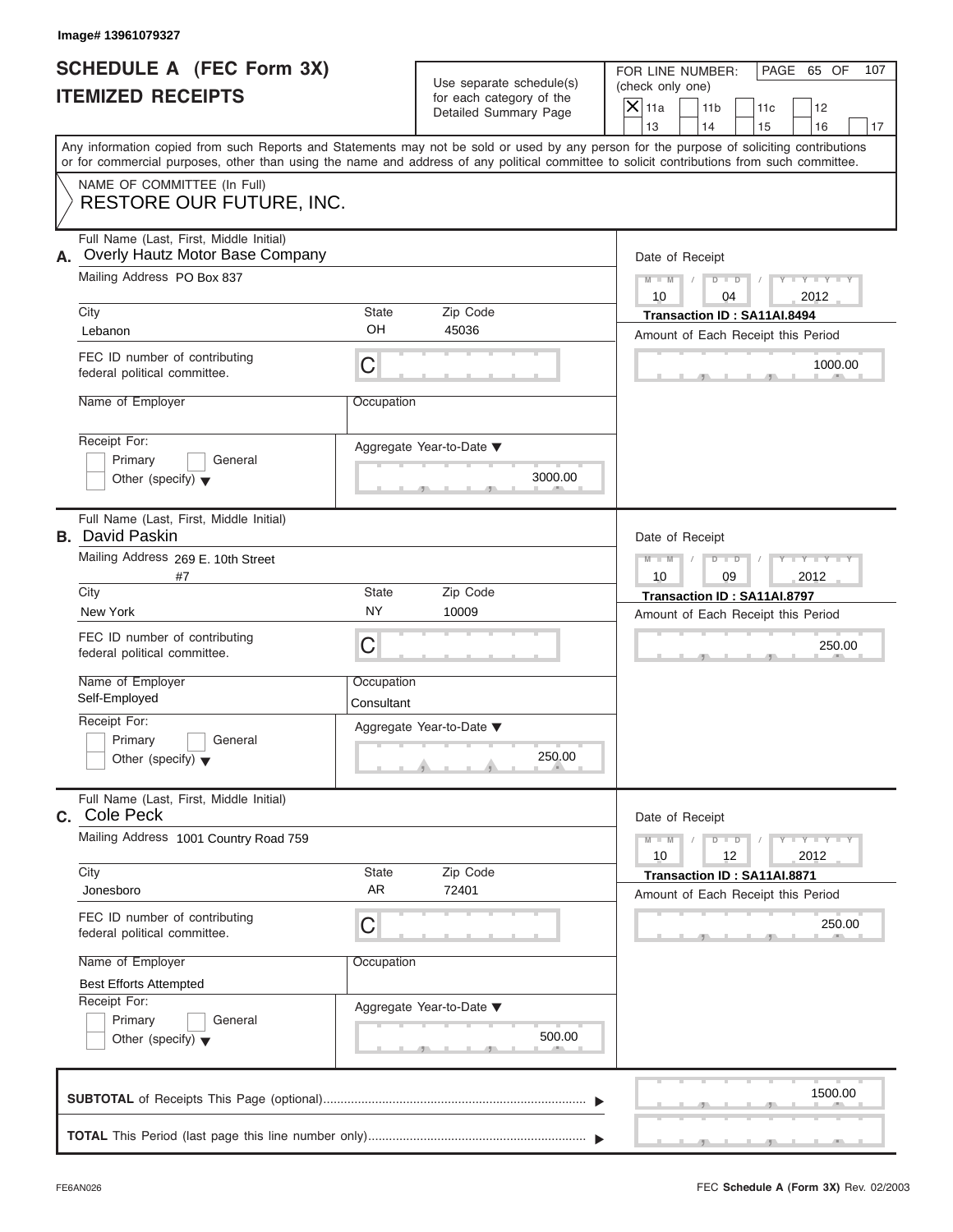Image# 13961079327

# SCHEDULE A (FEC Form 3X)
# ITEMIZED RECEIPTS

Use separate schedule(s) for each category of the Detailed Summary Page

FOR LINE NUMBER: (check only one)

[X] 11a [ ] 11b [ ] 11c [ ] 12 [ ] 13 [ ] 14 [ ] 15 [ ] 16 [ ] 17

PAGE 65 OF 107

Any information copied from such Reports and Statements may not be sold or used by any person for the purpose of soliciting contributions or for commercial purposes, other than using the name and address of any political committee to solicit contributions from such committee.

NAME OF COMMITTEE (In Full)
RESTORE OUR FUTURE, INC.

---

**A.** Full Name (Last, First, Middle Initial): Overly Hautz Motor Base Company

Mailing Address: PO Box 837

City: Lebanon | State: OH | Zip Code: 45036

FEC ID number of contributing federal political committee: C

Name of Employer:

Occupation:

Receipt For: [ ] Primary [ ] General [ ] Other (specify)

Aggregate Year-to-Date: 3000.00

Date of Receipt: 10 / 04 / 2012

Transaction ID : SA11AI.8494

Amount of Each Receipt this Period: 1000.00

---

**B.** Full Name (Last, First, Middle Initial): David Paskin

Mailing Address: 269 E. 10th Street #7

City: New York | State: NY | Zip Code: 10009

FEC ID number of contributing federal political committee: C

Name of Employer: Self-Employed

Occupation: Consultant

Receipt For: [ ] Primary [ ] General [ ] Other (specify)

Aggregate Year-to-Date: 250.00

Date of Receipt: 10 / 09 / 2012

Transaction ID : SA11AI.8797

Amount of Each Receipt this Period: 250.00

---

**C.** Full Name (Last, First, Middle Initial): Cole Peck

Mailing Address: 1001 Country Road 759

City: Jonesboro | State: AR | Zip Code: 72401

FEC ID number of contributing federal political committee: C

Name of Employer: Best Efforts Attempted

Occupation:

Receipt For: [ ] Primary [ ] General [ ] Other (specify)

Aggregate Year-to-Date: 500.00

Date of Receipt: 10 / 12 / 2012

Transaction ID : SA11AI.8871

Amount of Each Receipt this Period: 250.00

---

**SUBTOTAL** of Receipts This Page (optional): 1500.00

**TOTAL** This Period (last page this line number only):

FE6AN026

FEC **Schedule A** (Form 3X) Rev. 02/2003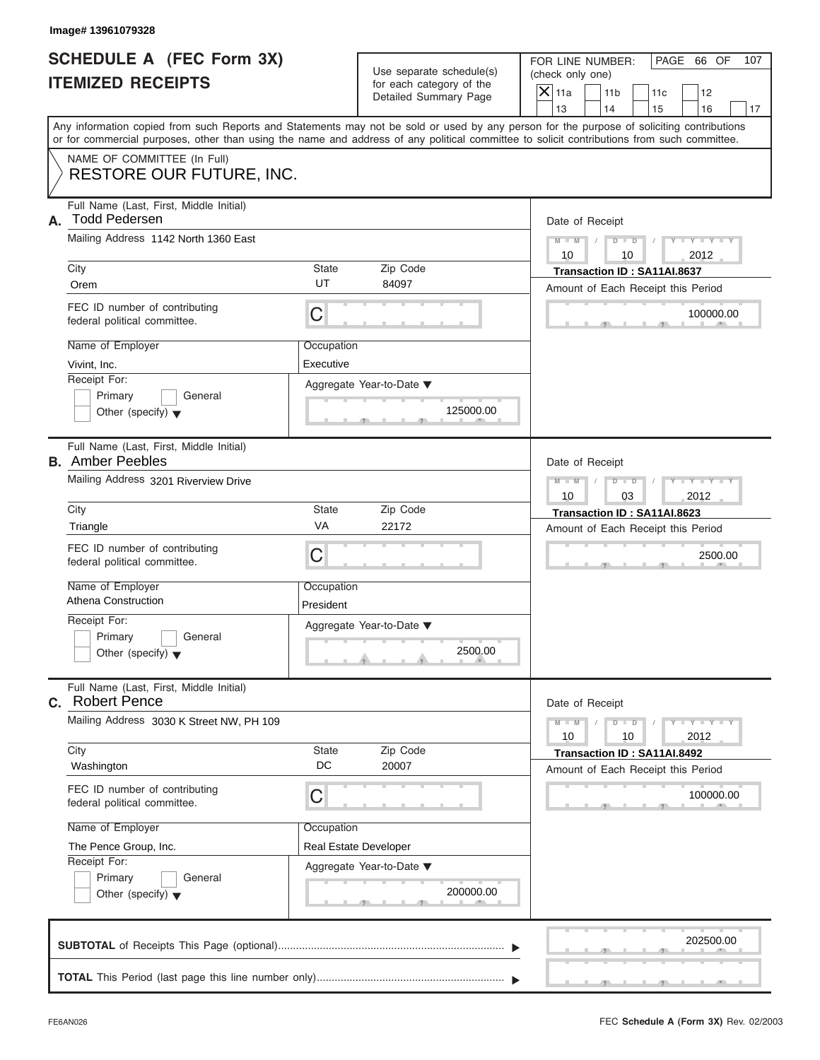Image# 13961079328

# SCHEDULE A (FEC Form 3X) ITEMIZED RECEIPTS

Use separate schedule(s) for each category of the Detailed Summary Page

FOR LINE NUMBER: (check only one)

- [X] 11a
- [ ] 11b
- [ ] 11c
- [ ] 12
- [ ] 13
- [ ] 14
- [ ] 15
- [ ] 16
- [ ] 17

PAGE 66 OF 107

Any information copied from such Reports and Statements may not be sold or used by any person for the purpose of soliciting contributions or for commercial purposes, other than using the name and address of any political committee to solicit contributions from such committee.

NAME OF COMMITTEE (In Full)
RESTORE OUR FUTURE, INC.

---

**A.** Full Name (Last, First, Middle Initial): Todd Pedersen

Mailing Address: 1142 North 1360 East

| City | State | Zip Code |
|---|---|---|
| Orem | UT | 84097 |

FEC ID number of contributing federal political committee: C

Name of Employer: Vivint, Inc.
Occupation: Executive

Receipt For: Primary / General / Other (specify)

Aggregate Year-to-Date: 125000.00

Date of Receipt: 10/10/2012
Transaction ID : SA11AI.8637
Amount of Each Receipt this Period: 100000.00

---

**B.** Full Name (Last, First, Middle Initial): Amber Peebles

Mailing Address: 3201 Riverview Drive

| City | State | Zip Code |
|---|---|---|
| Triangle | VA | 22172 |

FEC ID number of contributing federal political committee: C

Name of Employer: Athena Construction
Occupation: President

Receipt For: Primary / General / Other (specify)

Aggregate Year-to-Date: 2500.00

Date of Receipt: 10/03/2012
Transaction ID : SA11AI.8623
Amount of Each Receipt this Period: 2500.00

---

**C.** Full Name (Last, First, Middle Initial): Robert Pence

Mailing Address: 3030 K Street NW, PH 109

| City | State | Zip Code |
|---|---|---|
| Washington | DC | 20007 |

FEC ID number of contributing federal political committee: C

Name of Employer: The Pence Group, Inc.
Occupation: Real Estate Developer

Receipt For: Primary / General / Other (specify)

Aggregate Year-to-Date: 200000.00

Date of Receipt: 10/10/2012
Transaction ID : SA11AI.8492
Amount of Each Receipt this Period: 100000.00

---

**SUBTOTAL** of Receipts This Page (optional): 202500.00

**TOTAL** This Period (last page this line number only):

FE6AN026 — FEC Schedule A (Form 3X) Rev. 02/2003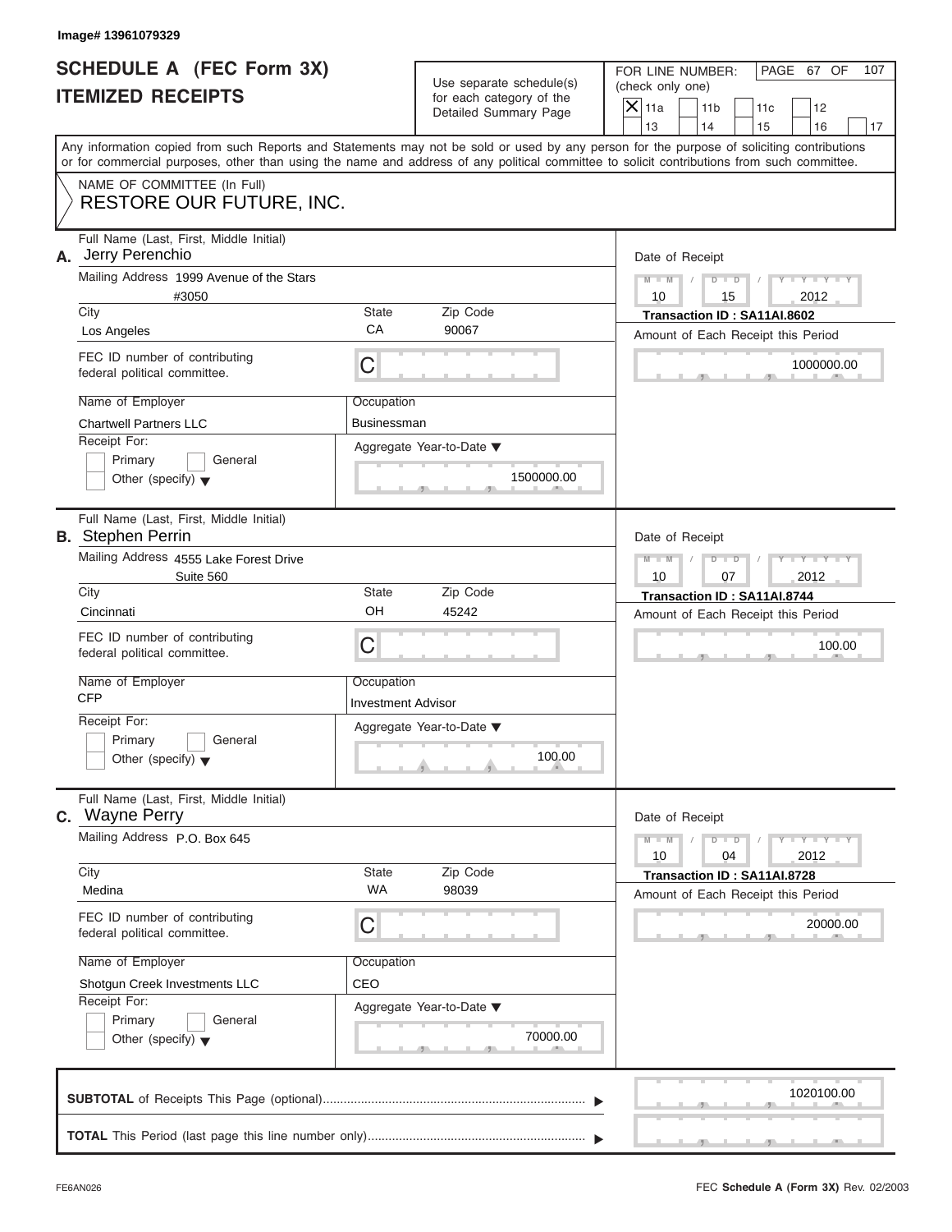Image# 13961079329

# SCHEDULE A (FEC Form 3X)
# ITEMIZED RECEIPTS

Use separate schedule(s) for each category of the Detailed Summary Page

FOR LINE NUMBER: (check only one)

- [X] 11a
- [ ] 11b
- [ ] 11c
- [ ] 12
- [ ] 13
- [ ] 14
- [ ] 15
- [ ] 16
- [ ] 17

Any information copied from such Reports and Statements may not be sold or used by any person for the purpose of soliciting contributions or for commercial purposes, other than using the name and address of any political committee to solicit contributions from such committee.

NAME OF COMMITTEE (In Full)
RESTORE OUR FUTURE, INC.

---

**A.** Full Name (Last, First, Middle Initial): Jerry Perenchio

Mailing Address: 1999 Avenue of the Stars #3050

City: Los Angeles | State: CA | Zip Code: 90067

FEC ID number of contributing federal political committee: C

Name of Employer: Chartwell Partners LLC

Occupation: Businessman

Receipt For: Primary / General / Other (specify)

Aggregate Year-to-Date: 1500000.00

Date of Receipt: 10 / 15 / 2012

Transaction ID : SA11AI.8602

Amount of Each Receipt this Period: 1000000.00

---

**B.** Full Name (Last, First, Middle Initial): Stephen Perrin

Mailing Address: 4555 Lake Forest Drive Suite 560

City: Cincinnati | State: OH | Zip Code: 45242

FEC ID number of contributing federal political committee: C

Name of Employer: CFP

Occupation: Investment Advisor

Receipt For: Primary / General / Other (specify)

Aggregate Year-to-Date: 100.00

Date of Receipt: 10 / 07 / 2012

Transaction ID : SA11AI.8744

Amount of Each Receipt this Period: 100.00

---

**C.** Full Name (Last, First, Middle Initial): Wayne Perry

Mailing Address: P.O. Box 645

City: Medina | State: WA | Zip Code: 98039

FEC ID number of contributing federal political committee: C

Name of Employer: Shotgun Creek Investments LLC

Occupation: CEO

Receipt For: Primary / General / Other (specify)

Aggregate Year-to-Date: 70000.00

Date of Receipt: 10 / 04 / 2012

Transaction ID : SA11AI.8728

Amount of Each Receipt this Period: 20000.00

---

**SUBTOTAL** of Receipts This Page (optional): 1020100.00

**TOTAL** This Period (last page this line number only):

FE6AN026 — FEC **Schedule A** (Form 3X) Rev. 02/2003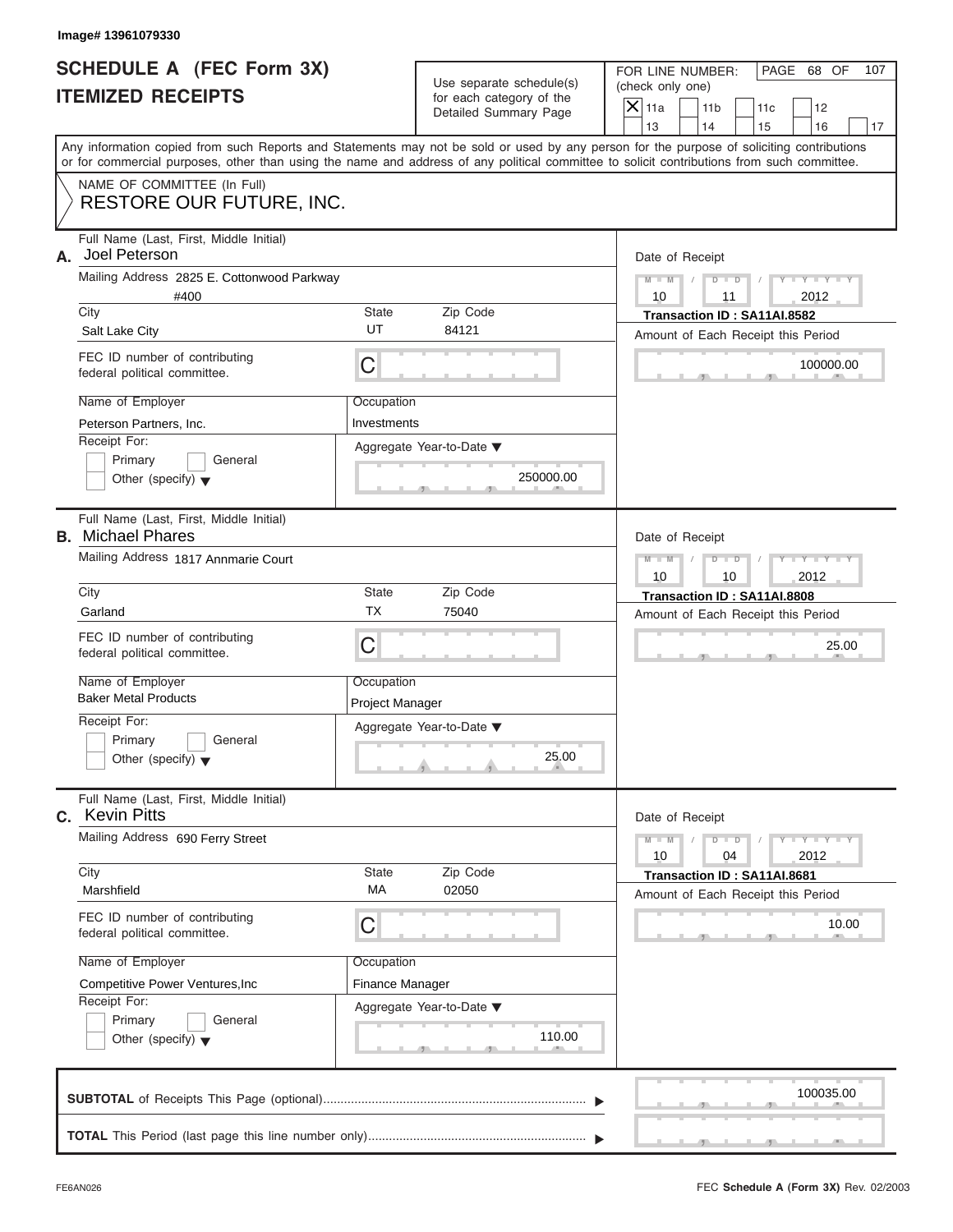Image# 13961079330

# SCHEDULE A (FEC Form 3X) ITEMIZED RECEIPTS

Use separate schedule(s) for each category of the Detailed Summary Page

FOR LINE NUMBER: (check only one)

- [X] 11a
- [ ] 11b
- [ ] 11c
- [ ] 12
- [ ] 13
- [ ] 14
- [ ] 15
- [ ] 16
- [ ] 17

Any information copied from such Reports and Statements may not be sold or used by any person for the purpose of soliciting contributions or for commercial purposes, other than using the name and address of any political committee to solicit contributions from such committee.

NAME OF COMMITTEE (In Full)
RESTORE OUR FUTURE, INC.

---

**A.** Full Name (Last, First, Middle Initial): Joel Peterson

Mailing Address: 2825 E. Cottonwood Parkway #400

City: Salt Lake City | State: UT | Zip Code: 84121

FEC ID number of contributing federal political committee: C

Name of Employer: Peterson Partners, Inc.

Occupation: Investments

Receipt For: Primary / General / Other (specify)

Aggregate Year-to-Date: 250000.00

Date of Receipt: 10 / 11 / 2012

Transaction ID : SA11AI.8582

Amount of Each Receipt this Period: 100000.00

---

**B.** Full Name (Last, First, Middle Initial): Michael Phares

Mailing Address: 1817 Annmarie Court

City: Garland | State: TX | Zip Code: 75040

FEC ID number of contributing federal political committee: C

Name of Employer: Baker Metal Products

Occupation: Project Manager

Receipt For: Primary / General / Other (specify)

Aggregate Year-to-Date: 25.00

Date of Receipt: 10 / 10 / 2012

Transaction ID : SA11AI.8808

Amount of Each Receipt this Period: 25.00

---

**C.** Full Name (Last, First, Middle Initial): Kevin Pitts

Mailing Address: 690 Ferry Street

City: Marshfield | State: MA | Zip Code: 02050

FEC ID number of contributing federal political committee: C

Name of Employer: Competitive Power Ventures,Inc

Occupation: Finance Manager

Receipt For: Primary / General / Other (specify)

Aggregate Year-to-Date: 110.00

Date of Receipt: 10 / 04 / 2012

Transaction ID : SA11AI.8681

Amount of Each Receipt this Period: 10.00

---

**SUBTOTAL** of Receipts This Page (optional): 100035.00

**TOTAL** This Period (last page this line number only):

FE6AN026

FEC **Schedule A** (Form 3X) Rev. 02/2003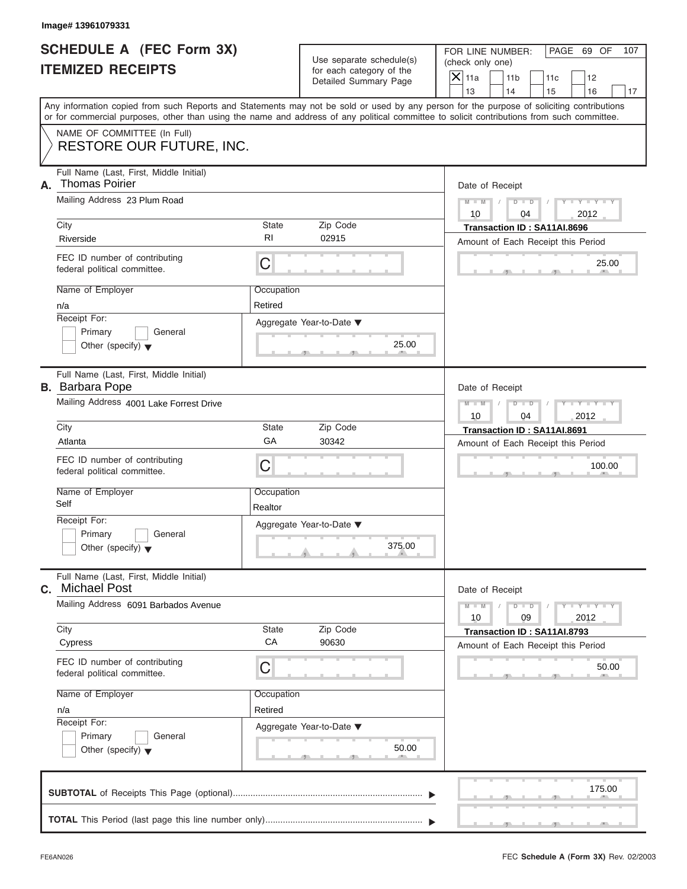Image# 13961079331

# SCHEDULE A (FEC Form 3X)
## ITEMIZED RECEIPTS

Use separate schedule(s) for each category of the Detailed Summary Page

FOR LINE NUMBER: (check only one)

- [X] 11a
- [ ] 11b
- [ ] 11c
- [ ] 12
- [ ] 13
- [ ] 14
- [ ] 15
- [ ] 16
- [ ] 17

PAGE 69 OF 107

Any information copied from such Reports and Statements may not be sold or used by any person for the purpose of soliciting contributions or for commercial purposes, other than using the name and address of any political committee to solicit contributions from such committee.

NAME OF COMMITTEE (In Full)
RESTORE OUR FUTURE, INC.

---

**A.** Full Name (Last, First, Middle Initial): Thomas Poirier

Mailing Address: 23 Plum Road

City: Riverside | State: RI | Zip Code: 02915

FEC ID number of contributing federal political committee: C

Name of Employer: n/a

Occupation: Retired

Receipt For: [ ] Primary [ ] General [ ] Other (specify)

Aggregate Year-to-Date: 25.00

Date of Receipt: 10 / 04 / 2012

Transaction ID : SA11AI.8696

Amount of Each Receipt this Period: 25.00

---

**B.** Full Name (Last, First, Middle Initial): Barbara Pope

Mailing Address: 4001 Lake Forrest Drive

City: Atlanta | State: GA | Zip Code: 30342

FEC ID number of contributing federal political committee: C

Name of Employer: Self

Occupation: Realtor

Receipt For: [ ] Primary [ ] General [ ] Other (specify)

Aggregate Year-to-Date: 375.00

Date of Receipt: 10 / 04 / 2012

Transaction ID : SA11AI.8691

Amount of Each Receipt this Period: 100.00

---

**C.** Full Name (Last, First, Middle Initial): Michael Post

Mailing Address: 6091 Barbados Avenue

City: Cypress | State: CA | Zip Code: 90630

FEC ID number of contributing federal political committee: C

Name of Employer: n/a

Occupation: Retired

Receipt For: [ ] Primary [ ] General [ ] Other (specify)

Aggregate Year-to-Date: 50.00

Date of Receipt: 10 / 09 / 2012

Transaction ID : SA11AI.8793

Amount of Each Receipt this Period: 50.00

---

**SUBTOTAL** of Receipts This Page (optional): 175.00

**TOTAL** This Period (last page this line number only):

FE6AN026 FEC **Schedule A** (Form 3X) Rev. 02/2003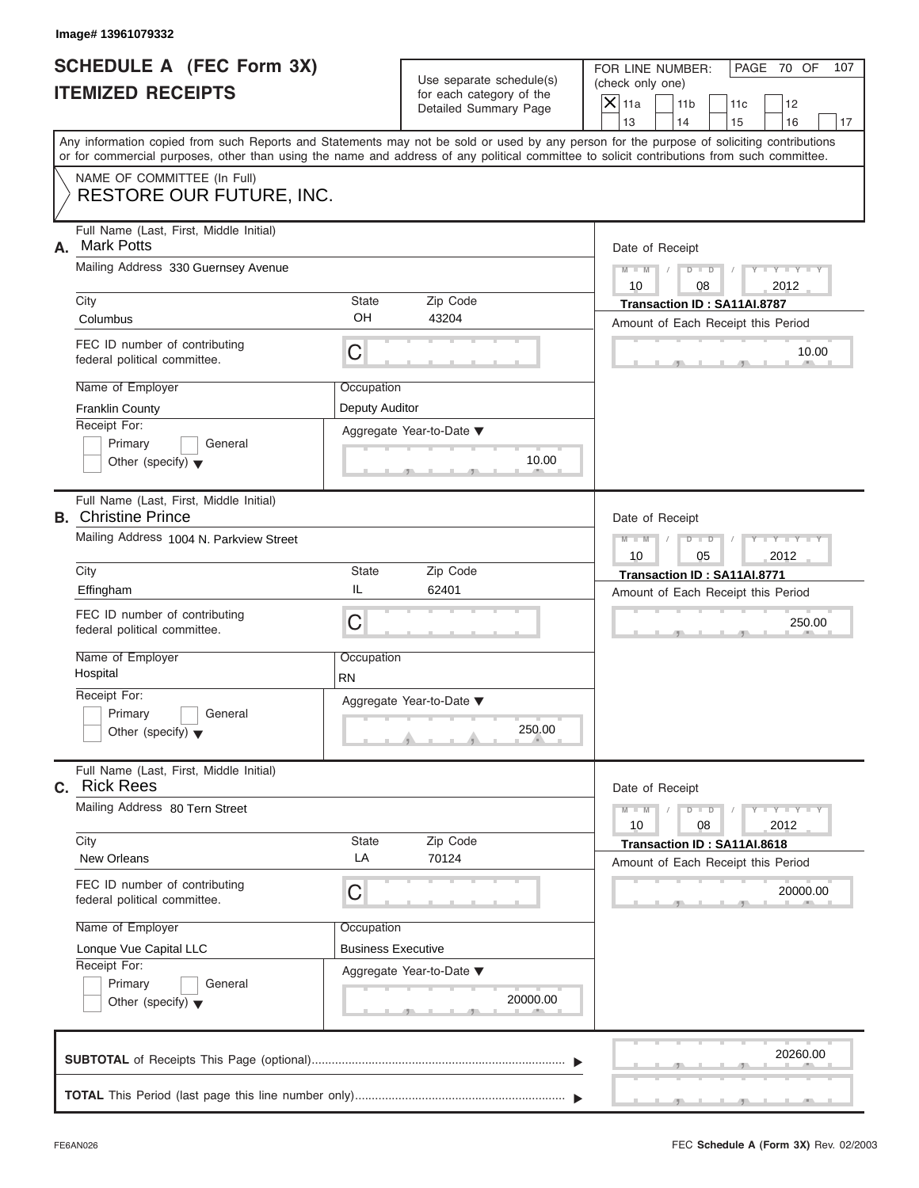Image# 13961079332

# SCHEDULE A (FEC Form 3X) ITEMIZED RECEIPTS

Use separate schedule(s) for each category of the Detailed Summary Page

FOR LINE NUMBER: (check only one)

- [X] 11a
- [ ] 11b
- [ ] 11c
- [ ] 12
- [ ] 13
- [ ] 14
- [ ] 15
- [ ] 16
- [ ] 17

PAGE 70 OF 107

Any information copied from such Reports and Statements may not be sold or used by any person for the purpose of soliciting contributions or for commercial purposes, other than using the name and address of any political committee to solicit contributions from such committee.

NAME OF COMMITTEE (In Full)
RESTORE OUR FUTURE, INC.

---

**A.** Full Name (Last, First, Middle Initial): Mark Potts

Mailing Address: 330 Guernsey Avenue

City: Columbus | State: OH | Zip Code: 43204

FEC ID number of contributing federal political committee: C

Name of Employer: Franklin County

Occupation: Deputy Auditor

Receipt For: [ ] Primary [ ] General [ ] Other (specify)

Aggregate Year-to-Date: 10.00

Date of Receipt: 10/08/2012

Transaction ID : SA11AI.8787

Amount of Each Receipt this Period: 10.00

---

**B.** Full Name (Last, First, Middle Initial): Christine Prince

Mailing Address: 1004 N. Parkview Street

City: Effingham | State: IL | Zip Code: 62401

FEC ID number of contributing federal political committee: C

Name of Employer: Hospital

Occupation: RN

Receipt For: [ ] Primary [ ] General [ ] Other (specify)

Aggregate Year-to-Date: 250.00

Date of Receipt: 10/05/2012

Transaction ID : SA11AI.8771

Amount of Each Receipt this Period: 250.00

---

**C.** Full Name (Last, First, Middle Initial): Rick Rees

Mailing Address: 80 Tern Street

City: New Orleans | State: LA | Zip Code: 70124

FEC ID number of contributing federal political committee: C

Name of Employer: Lonque Vue Capital LLC

Occupation: Business Executive

Receipt For: [ ] Primary [ ] General [ ] Other (specify)

Aggregate Year-to-Date: 20000.00

Date of Receipt: 10/08/2012

Transaction ID : SA11AI.8618

Amount of Each Receipt this Period: 20000.00

---

**SUBTOTAL** of Receipts This Page (optional): 20260.00

**TOTAL** This Period (last page this line number only):

FE6AN026

FEC **Schedule A (Form 3X)** Rev. 02/2003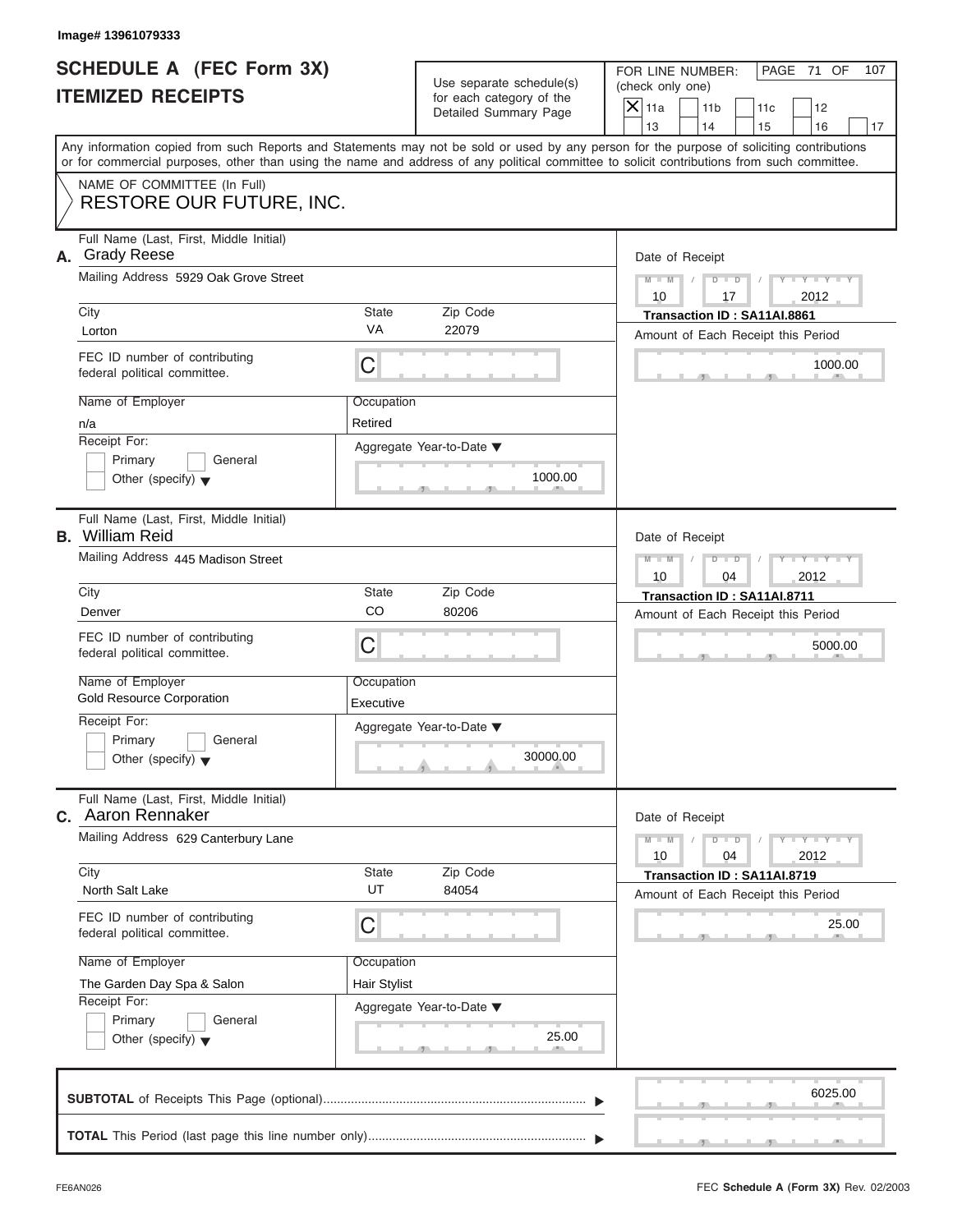Image# 13961079333

# SCHEDULE A (FEC Form 3X) ITEMIZED RECEIPTS

Use separate schedule(s) for each category of the Detailed Summary Page

FOR LINE NUMBER: (check only one)

- [X] 11a
- [ ] 11b
- [ ] 11c
- [ ] 12
- [ ] 13
- [ ] 14
- [ ] 15
- [ ] 16
- [ ] 17

PAGE 71 OF 107

Any information copied from such Reports and Statements may not be sold or used by any person for the purpose of soliciting contributions or for commercial purposes, other than using the name and address of any political committee to solicit contributions from such committee.

NAME OF COMMITTEE (In Full)
RESTORE OUR FUTURE, INC.

---

**A.** Full Name (Last, First, Middle Initial): Grady Reese

Mailing Address: 5929 Oak Grove Street

City: Lorton | State: VA | Zip Code: 22079

FEC ID number of contributing federal political committee: C

Name of Employer: n/a

Occupation: Retired

Receipt For: Primary [ ] General [ ] Other (specify) [ ]

Aggregate Year-to-Date: 1000.00

Date of Receipt: 10/17/2012

Transaction ID : SA11AI.8861

Amount of Each Receipt this Period: 1000.00

---

**B.** Full Name (Last, First, Middle Initial): William Reid

Mailing Address: 445 Madison Street

City: Denver | State: CO | Zip Code: 80206

FEC ID number of contributing federal political committee: C

Name of Employer: Gold Resource Corporation

Occupation: Executive

Receipt For: Primary [ ] General [ ] Other (specify) [ ]

Aggregate Year-to-Date: 30000.00

Date of Receipt: 10/04/2012

Transaction ID : SA11AI.8711

Amount of Each Receipt this Period: 5000.00

---

**C.** Full Name (Last, First, Middle Initial): Aaron Rennaker

Mailing Address: 629 Canterbury Lane

City: North Salt Lake | State: UT | Zip Code: 84054

FEC ID number of contributing federal political committee: C

Name of Employer: The Garden Day Spa & Salon

Occupation: Hair Stylist

Receipt For: Primary [ ] General [ ] Other (specify) [ ]

Aggregate Year-to-Date: 25.00

Date of Receipt: 10/04/2012

Transaction ID : SA11AI.8719

Amount of Each Receipt this Period: 25.00

---

**SUBTOTAL** of Receipts This Page (optional): 6025.00

**TOTAL** This Period (last page this line number only):

FE6AN026

FEC **Schedule A** (Form 3X) Rev. 02/2003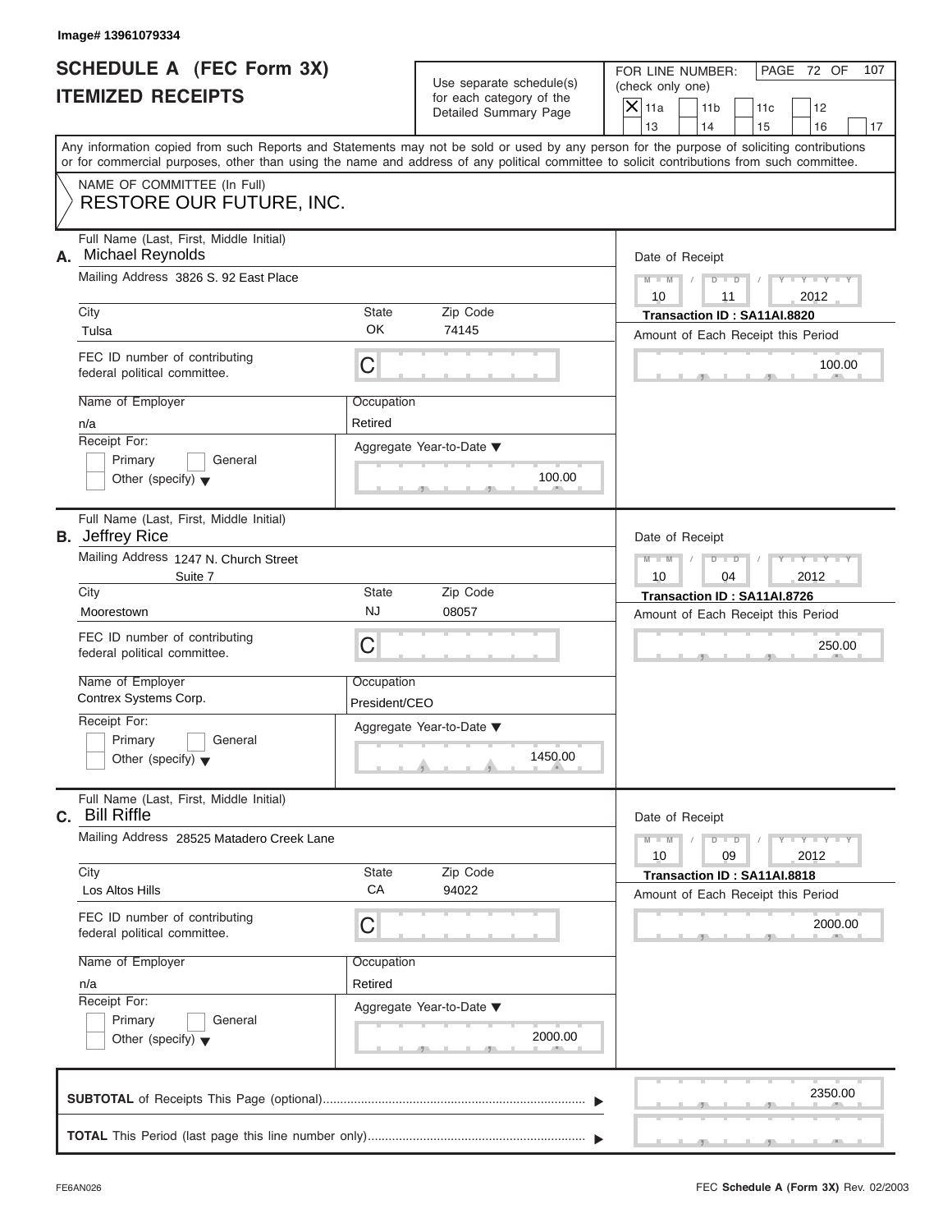Image# 13961079334

# SCHEDULE A (FEC Form 3X) ITEMIZED RECEIPTS

Use separate schedule(s) for each category of the Detailed Summary Page

FOR LINE NUMBER: (check only one)

- [X] 11a
- [ ] 11b
- [ ] 11c
- [ ] 12
- [ ] 13
- [ ] 14
- [ ] 15
- [ ] 16
- [ ] 17

PAGE 72 OF 107

Any information copied from such Reports and Statements may not be sold or used by any person for the purpose of soliciting contributions or for commercial purposes, other than using the name and address of any political committee to solicit contributions from such committee.

NAME OF COMMITTEE (In Full)
RESTORE OUR FUTURE, INC.

---

**A.** Full Name (Last, First, Middle Initial): Michael Reynolds

Mailing Address: 3826 S. 92 East Place

City: Tulsa | State: OK | Zip Code: 74145

FEC ID number of contributing federal political committee: C

Name of Employer: n/a

Occupation: Retired

Receipt For: Primary / General / Other (specify)

Aggregate Year-to-Date: 100.00

Date of Receipt: 10 / 11 / 2012

Transaction ID : SA11AI.8820

Amount of Each Receipt this Period: 100.00

---

**B.** Full Name (Last, First, Middle Initial): Jeffrey Rice

Mailing Address: 1247 N. Church Street, Suite 7

City: Moorestown | State: NJ | Zip Code: 08057

FEC ID number of contributing federal political committee: C

Name of Employer: Contrex Systems Corp.

Occupation: President/CEO

Receipt For: Primary / General / Other (specify)

Aggregate Year-to-Date: 1450.00

Date of Receipt: 10 / 04 / 2012

Transaction ID : SA11AI.8726

Amount of Each Receipt this Period: 250.00

---

**C.** Full Name (Last, First, Middle Initial): Bill Riffle

Mailing Address: 28525 Matadero Creek Lane

City: Los Altos Hills | State: CA | Zip Code: 94022

FEC ID number of contributing federal political committee: C

Name of Employer: n/a

Occupation: Retired

Receipt For: Primary / General / Other (specify)

Aggregate Year-to-Date: 2000.00

Date of Receipt: 10 / 09 / 2012

Transaction ID : SA11AI.8818

Amount of Each Receipt this Period: 2000.00

---

**SUBTOTAL** of Receipts This Page (optional): 2350.00

**TOTAL** This Period (last page this line number only):

FE6AN026

FEC **Schedule A** (Form 3X) Rev. 02/2003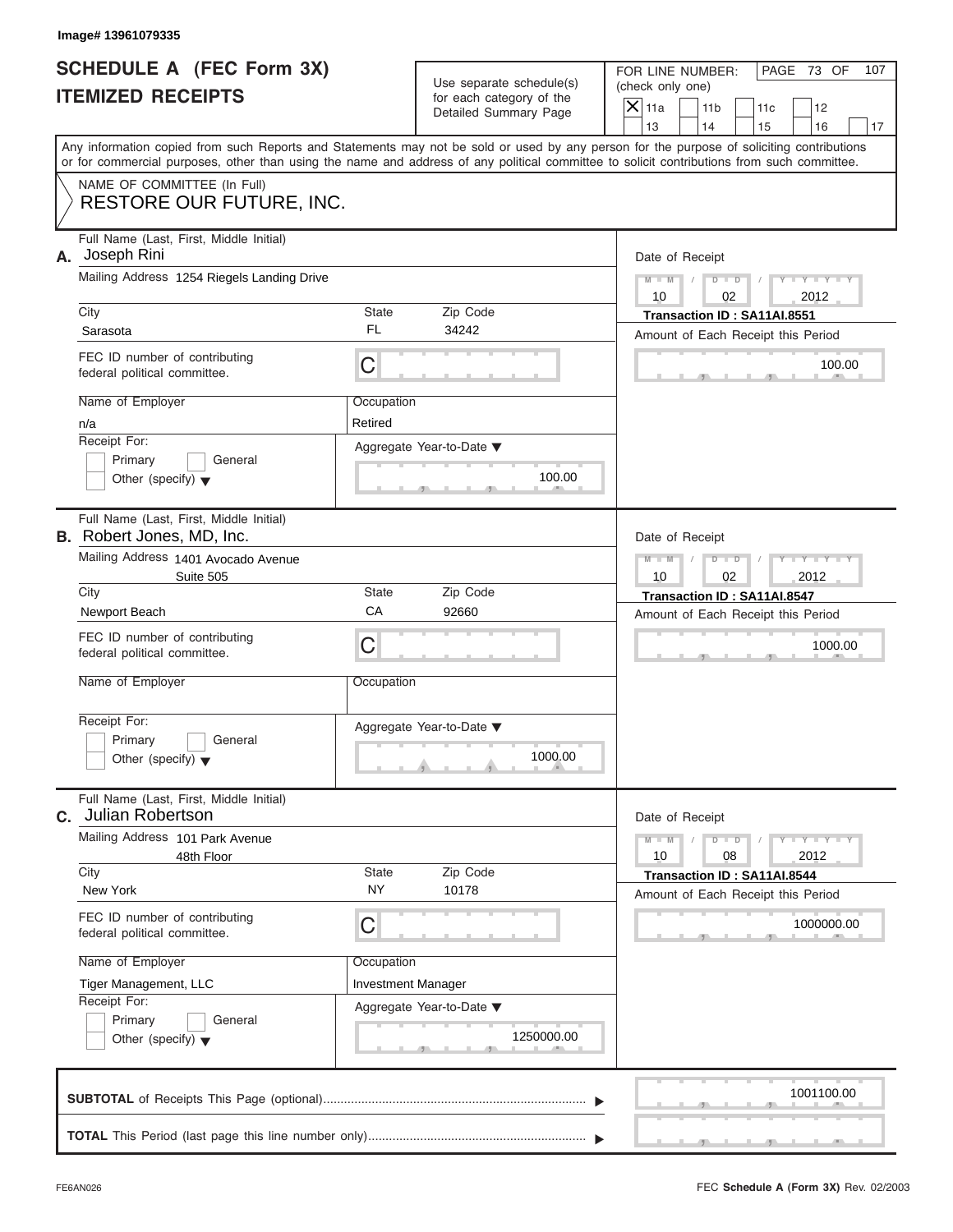Image# 13961079335

# SCHEDULE A (FEC Form 3X)
# ITEMIZED RECEIPTS

Use separate schedule(s) for each category of the Detailed Summary Page

FOR LINE NUMBER: (check only one)

| X | 11a | | 11b | | 11c | | 12 | |
|---|---|---|---|---|---|---|---|---|
| | 13 | | 14 | | 15 | | 16 | 17 |

PAGE 73 OF 107

Any information copied from such Reports and Statements may not be sold or used by any person for the purpose of soliciting contributions or for commercial purposes, other than using the name and address of any political committee to solicit contributions from such committee.

NAME OF COMMITTEE (In Full)
RESTORE OUR FUTURE, INC.

---

**A.** Full Name (Last, First, Middle Initial): Joseph Rini

Mailing Address: 1254 Riegels Landing Drive

City: Sarasota | State: FL | Zip Code: 34242

FEC ID number of contributing federal political committee: C

Name of Employer: n/a

Occupation: Retired

Receipt For: Primary / General / Other (specify)

Aggregate Year-to-Date: 100.00

Date of Receipt: 10 / 02 / 2012

Transaction ID : SA11AI.8551

Amount of Each Receipt this Period: 100.00

---

**B.** Full Name (Last, First, Middle Initial): Robert Jones, MD, Inc.

Mailing Address: 1401 Avocado Avenue, Suite 505

City: Newport Beach | State: CA | Zip Code: 92660

FEC ID number of contributing federal political committee: C

Name of Employer:

Occupation:

Receipt For: Primary / General / Other (specify)

Aggregate Year-to-Date: 1000.00

Date of Receipt: 10 / 02 / 2012

Transaction ID : SA11AI.8547

Amount of Each Receipt this Period: 1000.00

---

**C.** Full Name (Last, First, Middle Initial): Julian Robertson

Mailing Address: 101 Park Avenue, 48th Floor

City: New York | State: NY | Zip Code: 10178

FEC ID number of contributing federal political committee: C

Name of Employer: Tiger Management, LLC

Occupation: Investment Manager

Receipt For: Primary / General / Other (specify)

Aggregate Year-to-Date: 1250000.00

Date of Receipt: 10 / 08 / 2012

Transaction ID : SA11AI.8544

Amount of Each Receipt this Period: 1000000.00

---

**SUBTOTAL** of Receipts This Page (optional): 1001100.00

**TOTAL** This Period (last page this line number only):

FE6AN026

FEC **Schedule A** (Form 3X) Rev. 02/2003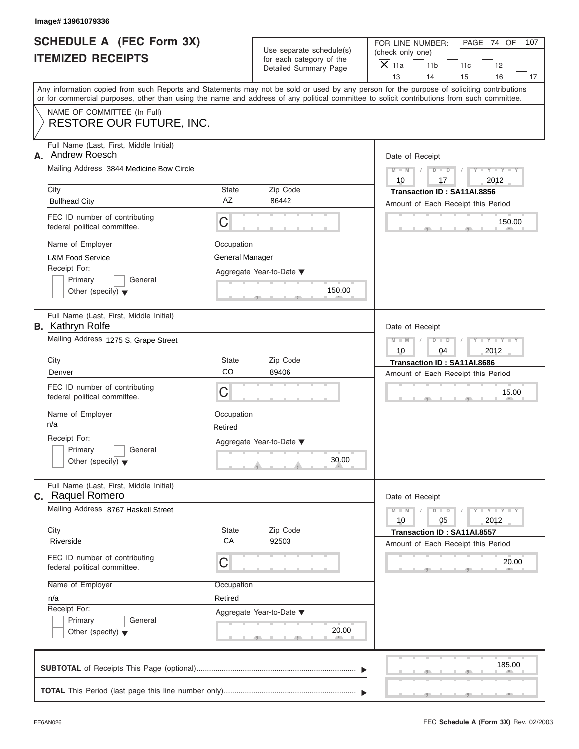Image# 13961079336

# SCHEDULE A (FEC Form 3X) ITEMIZED RECEIPTS

Use separate schedule(s) for each category of the Detailed Summary Page

FOR LINE NUMBER: (check only one)

[X] 11a [ ] 11b [ ] 11c [ ] 12 [ ] 13 [ ] 14 [ ] 15 [ ] 16 [ ] 17

PAGE 74 OF 107

Any information copied from such Reports and Statements may not be sold or used by any person for the purpose of soliciting contributions or for commercial purposes, other than using the name and address of any political committee to solicit contributions from such committee.

NAME OF COMMITTEE (In Full)

RESTORE OUR FUTURE, INC.

---

**A.** Full Name (Last, First, Middle Initial): Andrew Roesch

Mailing Address: 3844 Medicine Bow Circle

City: Bullhead City | State: AZ | Zip Code: 86442

FEC ID number of contributing federal political committee: C

Name of Employer: L&M Food Service

Occupation: General Manager

Receipt For: [ ] Primary [ ] General [ ] Other (specify)

Aggregate Year-to-Date: 150.00

Date of Receipt: 10 / 17 / 2012

Transaction ID : SA11AI.8856

Amount of Each Receipt this Period: 150.00

---

**B.** Full Name (Last, First, Middle Initial): Kathryn Rolfe

Mailing Address: 1275 S. Grape Street

City: Denver | State: CO | Zip Code: 89406

FEC ID number of contributing federal political committee: C

Name of Employer: n/a

Occupation: Retired

Receipt For: [ ] Primary [ ] General [ ] Other (specify)

Aggregate Year-to-Date: 30.00

Date of Receipt: 10 / 04 / 2012

Transaction ID : SA11AI.8686

Amount of Each Receipt this Period: 15.00

---

**C.** Full Name (Last, First, Middle Initial): Raquel Romero

Mailing Address: 8767 Haskell Street

City: Riverside | State: CA | Zip Code: 92503

FEC ID number of contributing federal political committee: C

Name of Employer: n/a

Occupation: Retired

Receipt For: [ ] Primary [ ] General [ ] Other (specify)

Aggregate Year-to-Date: 20.00

Date of Receipt: 10 / 05 / 2012

Transaction ID : SA11AI.8557

Amount of Each Receipt this Period: 20.00

---

**SUBTOTAL** of Receipts This Page (optional): 185.00

**TOTAL** This Period (last page this line number only):

FE6AN026

FEC **Schedule A (Form 3X)** Rev. 02/2003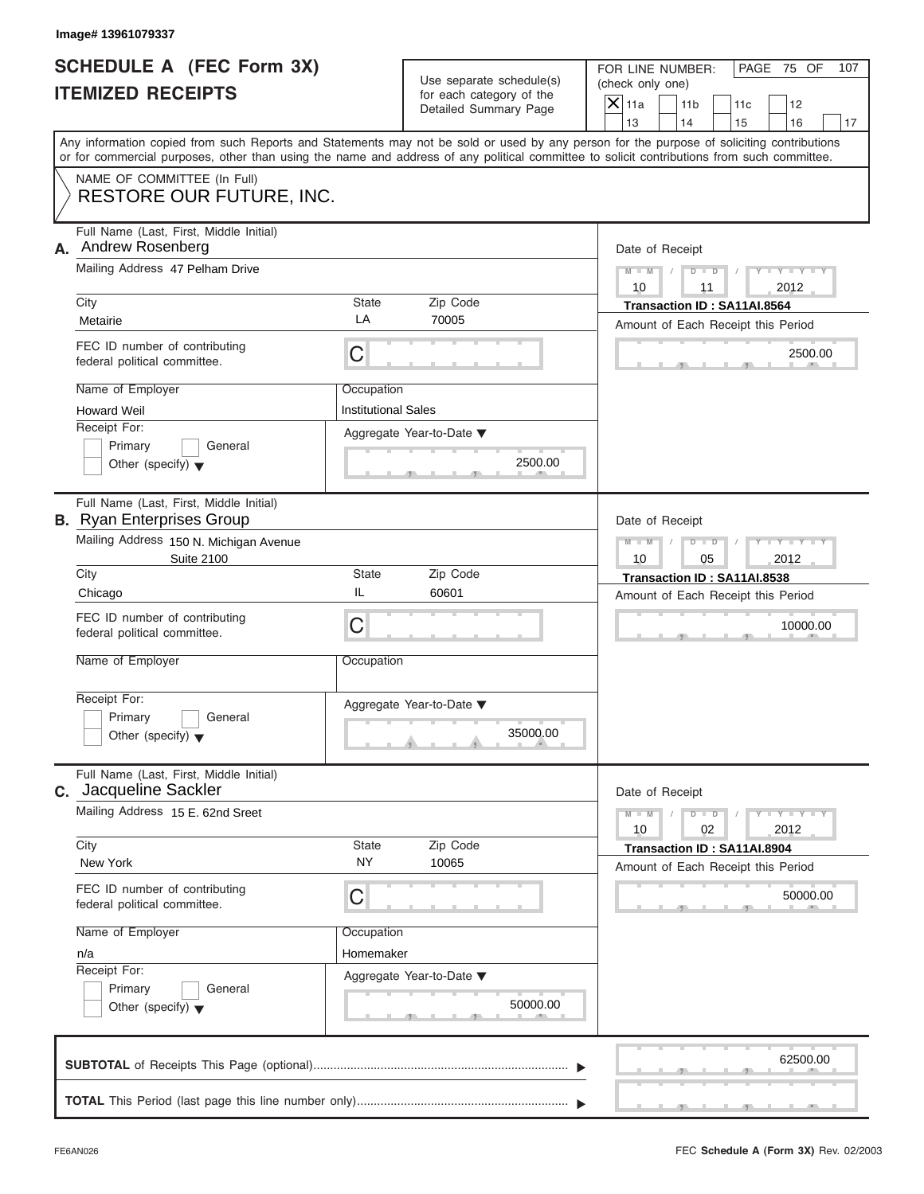Image# 13961079337

# SCHEDULE A (FEC Form 3X)
# ITEMIZED RECEIPTS

Use separate schedule(s) for each category of the Detailed Summary Page

FOR LINE NUMBER: (check only one)

- [X] 11a
- [ ] 11b
- [ ] 11c
- [ ] 12
- [ ] 13
- [ ] 14
- [ ] 15
- [ ] 16
- [ ] 17

PAGE 75 OF 107

Any information copied from such Reports and Statements may not be sold or used by any person for the purpose of soliciting contributions or for commercial purposes, other than using the name and address of any political committee to solicit contributions from such committee.

NAME OF COMMITTEE (In Full)
RESTORE OUR FUTURE, INC.

---

**A.** Full Name (Last, First, Middle Initial): Andrew Rosenberg

Mailing Address: 47 Pelham Drive

City: Metairie | State: LA | Zip Code: 70005

FEC ID number of contributing federal political committee: C

Name of Employer: Howard Weil

Occupation: Institutional Sales

Receipt For: Primary / General / Other (specify)

Date of Receipt: 10 / 11 / 2012

Transaction ID : SA11AI.8564

Amount of Each Receipt this Period: 2500.00

Aggregate Year-to-Date: 2500.00

---

**B.** Full Name (Last, First, Middle Initial): Ryan Enterprises Group

Mailing Address: 150 N. Michigan Avenue, Suite 2100

City: Chicago | State: IL | Zip Code: 60601

FEC ID number of contributing federal political committee: C

Name of Employer:

Occupation:

Receipt For: Primary / General / Other (specify)

Date of Receipt: 10 / 05 / 2012

Transaction ID : SA11AI.8538

Amount of Each Receipt this Period: 10000.00

Aggregate Year-to-Date: 35000.00

---

**C.** Full Name (Last, First, Middle Initial): Jacqueline Sackler

Mailing Address: 15 E. 62nd Sreet

City: New York | State: NY | Zip Code: 10065

FEC ID number of contributing federal political committee: C

Name of Employer: n/a

Occupation: Homemaker

Receipt For: Primary / General / Other (specify)

Date of Receipt: 10 / 02 / 2012

Transaction ID : SA11AI.8904

Amount of Each Receipt this Period: 50000.00

Aggregate Year-to-Date: 50000.00

---

**SUBTOTAL** of Receipts This Page (optional): 62500.00

**TOTAL** This Period (last page this line number only):

FE6AN026 — FEC **Schedule A** (Form 3X) Rev. 02/2003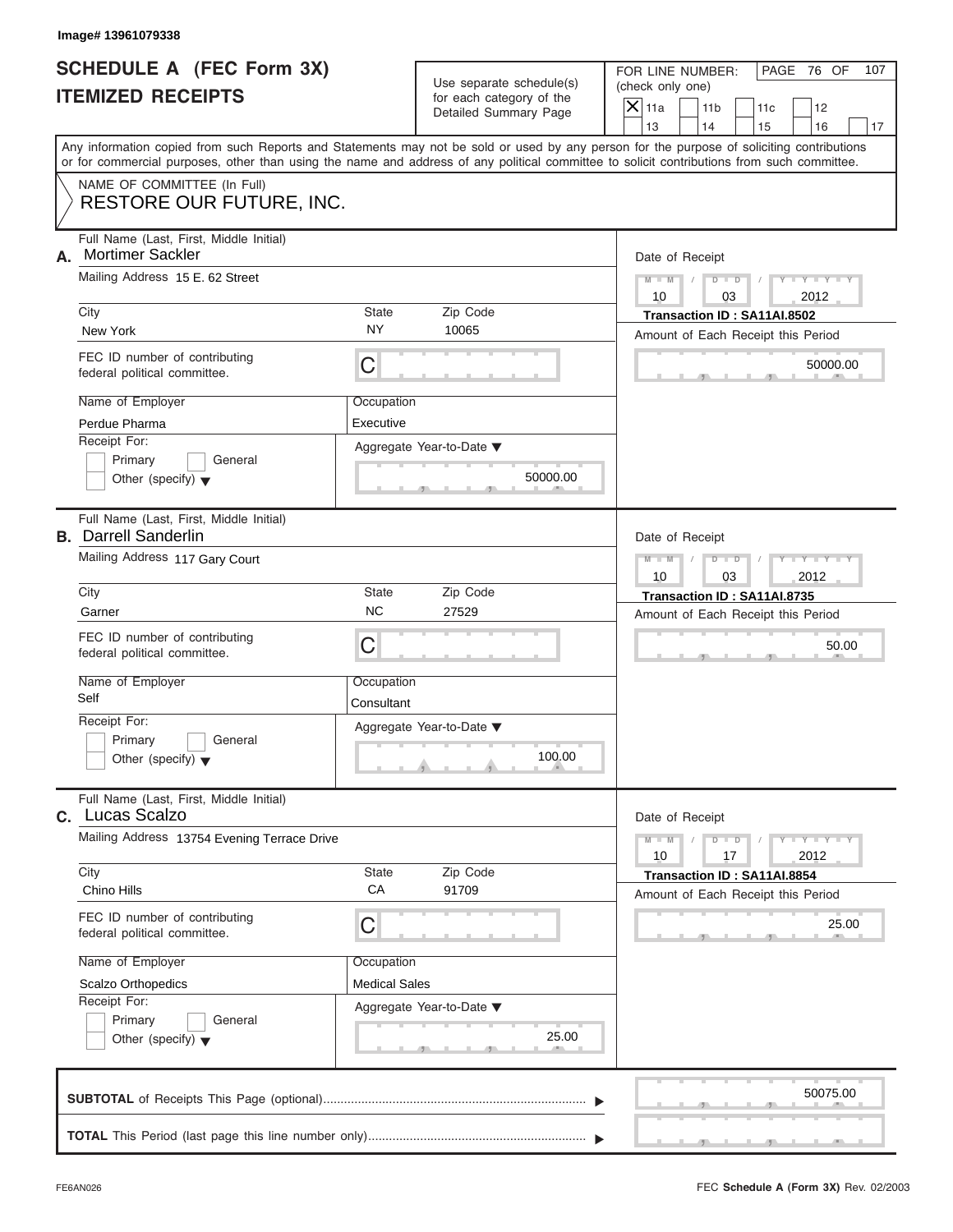Image# 13961079338

# SCHEDULE A (FEC Form 3X)
# ITEMIZED RECEIPTS

Use separate schedule(s) for each category of the Detailed Summary Page

FOR LINE NUMBER: (check only one)

- [X] 11a
- [ ] 11b
- [ ] 11c
- [ ] 12
- [ ] 13
- [ ] 14
- [ ] 15
- [ ] 16
- [ ] 17

PAGE 76 OF 107

Any information copied from such Reports and Statements may not be sold or used by any person for the purpose of soliciting contributions or for commercial purposes, other than using the name and address of any political committee to solicit contributions from such committee.

NAME OF COMMITTEE (In Full)

RESTORE OUR FUTURE, INC.

---

**A.** Full Name (Last, First, Middle Initial): Mortimer Sackler

Mailing Address: 15 E. 62 Street

City: New York | State: NY | Zip Code: 10065

FEC ID number of contributing federal political committee: C

Name of Employer: Perdue Pharma

Occupation: Executive

Receipt For: Primary / General / Other (specify)

Aggregate Year-to-Date: 50000.00

Date of Receipt: 10 / 03 / 2012

Transaction ID : SA11AI.8502

Amount of Each Receipt this Period: 50000.00

---

**B.** Full Name (Last, First, Middle Initial): Darrell Sanderlin

Mailing Address: 117 Gary Court

City: Garner | State: NC | Zip Code: 27529

FEC ID number of contributing federal political committee: C

Name of Employer: Self

Occupation: Consultant

Receipt For: Primary / General / Other (specify)

Aggregate Year-to-Date: 100.00

Date of Receipt: 10 / 03 / 2012

Transaction ID : SA11AI.8735

Amount of Each Receipt this Period: 50.00

---

**C.** Full Name (Last, First, Middle Initial): Lucas Scalzo

Mailing Address: 13754 Evening Terrace Drive

City: Chino Hills | State: CA | Zip Code: 91709

FEC ID number of contributing federal political committee: C

Name of Employer: Scalzo Orthopedics

Occupation: Medical Sales

Receipt For: Primary / General / Other (specify)

Aggregate Year-to-Date: 25.00

Date of Receipt: 10 / 17 / 2012

Transaction ID : SA11AI.8854

Amount of Each Receipt this Period: 25.00

---

**SUBTOTAL** of Receipts This Page (optional): 50075.00

**TOTAL** This Period (last page this line number only):

FE6AN026

FEC **Schedule A** (Form 3X) Rev. 02/2003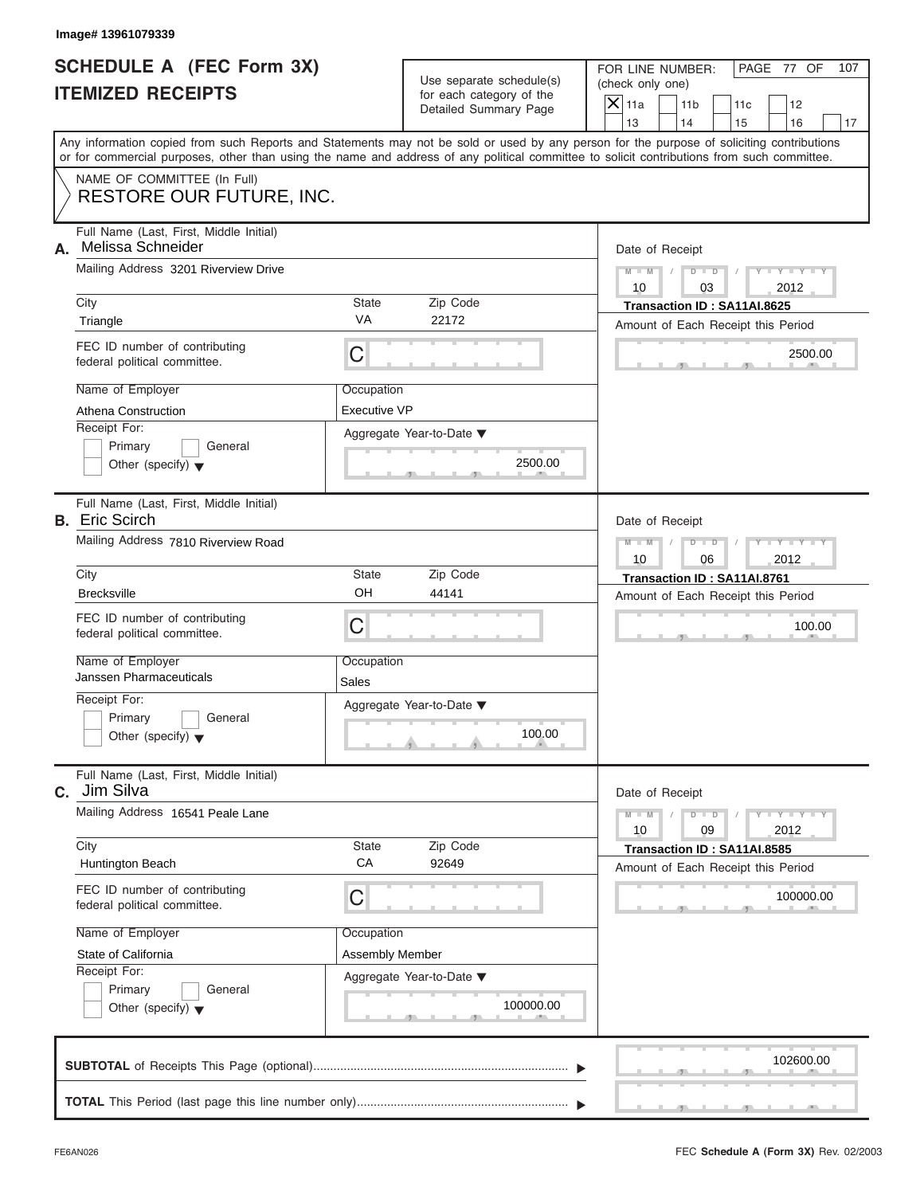Image# 13961079339

# SCHEDULE A (FEC Form 3X)
# ITEMIZED RECEIPTS

Use separate schedule(s) for each category of the Detailed Summary Page

FOR LINE NUMBER: (check only one)

[X] 11a [ ] 11b [ ] 11c [ ] 12 [ ] 13 [ ] 14 [ ] 15 [ ] 16 [ ] 17

PAGE 77 OF 107

Any information copied from such Reports and Statements may not be sold or used by any person for the purpose of soliciting contributions or for commercial purposes, other than using the name and address of any political committee to solicit contributions from such committee.

NAME OF COMMITTEE (In Full)

RESTORE OUR FUTURE, INC.

---

**A.** Full Name (Last, First, Middle Initial): Melissa Schneider

Mailing Address: 3201 Riverview Drive

City: Triangle | State: VA | Zip Code: 22172

FEC ID number of contributing federal political committee: C

Name of Employer: Athena Construction

Occupation: Executive VP

Receipt For: [ ] Primary [ ] General [ ] Other (specify)

Aggregate Year-to-Date: 2500.00

Date of Receipt: 10/03/2012

Transaction ID : SA11AI.8625

Amount of Each Receipt this Period: 2500.00

---

**B.** Full Name (Last, First, Middle Initial): Eric Scirch

Mailing Address: 7810 Riverview Road

City: Brecksville | State: OH | Zip Code: 44141

FEC ID number of contributing federal political committee: C

Name of Employer: Janssen Pharmaceuticals

Occupation: Sales

Receipt For: [ ] Primary [ ] General [ ] Other (specify)

Aggregate Year-to-Date: 100.00

Date of Receipt: 10/06/2012

Transaction ID : SA11AI.8761

Amount of Each Receipt this Period: 100.00

---

**C.** Full Name (Last, First, Middle Initial): Jim Silva

Mailing Address: 16541 Peale Lane

City: Huntington Beach | State: CA | Zip Code: 92649

FEC ID number of contributing federal political committee: C

Name of Employer: State of California

Occupation: Assembly Member

Receipt For: [ ] Primary [ ] General [ ] Other (specify)

Aggregate Year-to-Date: 100000.00

Date of Receipt: 10/09/2012

Transaction ID : SA11AI.8585

Amount of Each Receipt this Period: 100000.00

---

**SUBTOTAL** of Receipts This Page (optional): 102600.00

**TOTAL** This Period (last page this line number only):

FE6AN026

FEC **Schedule A** (Form 3X) Rev. 02/2003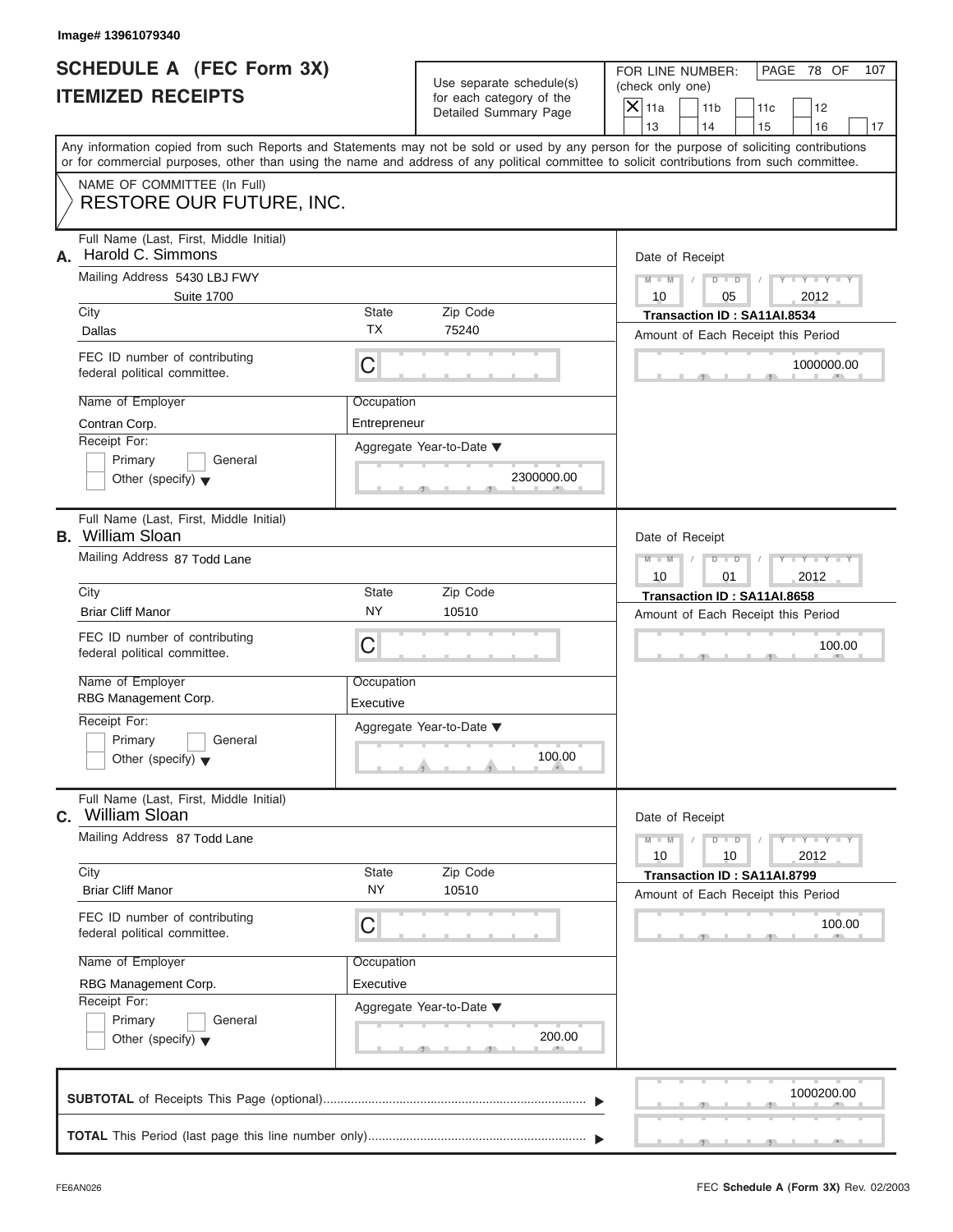Image# 13961079340

# SCHEDULE A (FEC Form 3X)
# ITEMIZED RECEIPTS

Use separate schedule(s) for each category of the Detailed Summary Page

FOR LINE NUMBER: (check only one)

[X] 11a [ ] 11b [ ] 11c [ ] 12 [ ] 13 [ ] 14 [ ] 15 [ ] 16 [ ] 17

PAGE 78 OF 107

Any information copied from such Reports and Statements may not be sold or used by any person for the purpose of soliciting contributions or for commercial purposes, other than using the name and address of any political committee to solicit contributions from such committee.

NAME OF COMMITTEE (In Full)
RESTORE OUR FUTURE, INC.

---

**A.** Full Name (Last, First, Middle Initial): Harold C. Simmons

Mailing Address: 5430 LBJ FWY, Suite 1700

City: Dallas | State: TX | Zip Code: 75240

FEC ID number of contributing federal political committee: C

Name of Employer: Contran Corp.

Occupation: Entrepreneur

Receipt For: [ ] Primary [ ] General [ ] Other (specify)

Aggregate Year-to-Date: 2300000.00

Date of Receipt: 10 05 2012

Transaction ID : SA11AI.8534

Amount of Each Receipt this Period: 1000000.00

---

**B.** Full Name (Last, First, Middle Initial): William Sloan

Mailing Address: 87 Todd Lane

City: Briar Cliff Manor | State: NY | Zip Code: 10510

FEC ID number of contributing federal political committee: C

Name of Employer: RBG Management Corp.

Occupation: Executive

Receipt For: [ ] Primary [ ] General [ ] Other (specify)

Aggregate Year-to-Date: 100.00

Date of Receipt: 10 01 2012

Transaction ID : SA11AI.8658

Amount of Each Receipt this Period: 100.00

---

**C.** Full Name (Last, First, Middle Initial): William Sloan

Mailing Address: 87 Todd Lane

City: Briar Cliff Manor | State: NY | Zip Code: 10510

FEC ID number of contributing federal political committee: C

Name of Employer: RBG Management Corp.

Occupation: Executive

Receipt For: [ ] Primary [ ] General [ ] Other (specify)

Aggregate Year-to-Date: 200.00

Date of Receipt: 10 10 2012

Transaction ID : SA11AI.8799

Amount of Each Receipt this Period: 100.00

---

**SUBTOTAL** of Receipts This Page (optional): 1000200.00

**TOTAL** This Period (last page this line number only):

FE6AN026

FEC **Schedule A** (Form 3X) Rev. 02/2003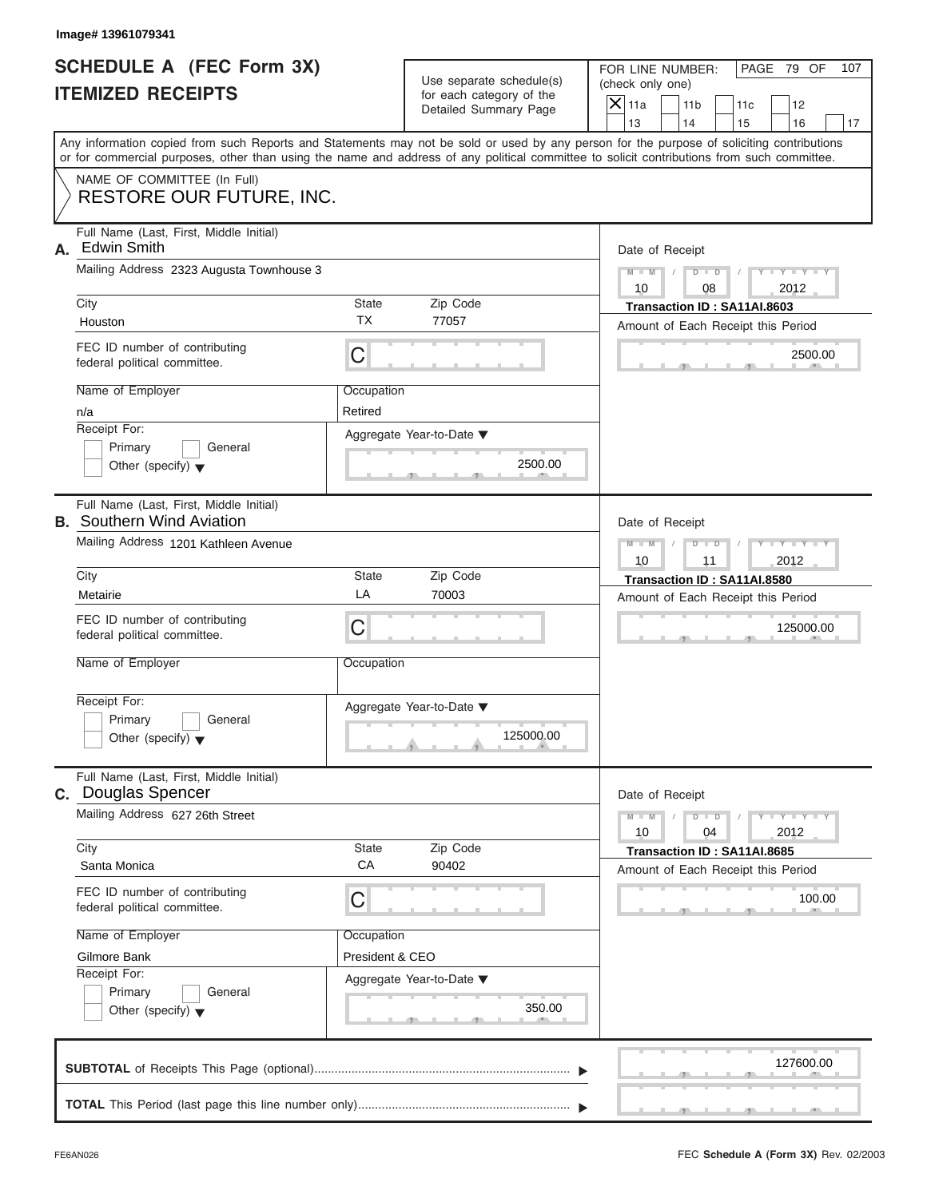Image# 13961079341

# SCHEDULE A (FEC Form 3X) ITEMIZED RECEIPTS

Use separate schedule(s) for each category of the Detailed Summary Page

FOR LINE NUMBER: (check only one)

- [X] 11a
- [ ] 11b
- [ ] 11c
- [ ] 12
- [ ] 13
- [ ] 14
- [ ] 15
- [ ] 16
- [ ] 17

PAGE 79 OF 107

Any information copied from such Reports and Statements may not be sold or used by any person for the purpose of soliciting contributions or for commercial purposes, other than using the name and address of any political committee to solicit contributions from such committee.

NAME OF COMMITTEE (In Full)
RESTORE OUR FUTURE, INC.

---

**A.** Full Name (Last, First, Middle Initial): Edwin Smith

Mailing Address: 2323 Augusta Townhouse 3

City: Houston | State: TX | Zip Code: 77057

FEC ID number of contributing federal political committee: C

Name of Employer: n/a

Occupation: Retired

Receipt For: Primary / General / Other (specify)

Aggregate Year-to-Date: 2500.00

Date of Receipt: 10 / 08 / 2012

Transaction ID : SA11AI.8603

Amount of Each Receipt this Period: 2500.00

---

**B.** Full Name (Last, First, Middle Initial): Southern Wind Aviation

Mailing Address: 1201 Kathleen Avenue

City: Metairie | State: LA | Zip Code: 70003

FEC ID number of contributing federal political committee: C

Name of Employer:

Occupation:

Receipt For: Primary / General / Other (specify)

Aggregate Year-to-Date: 125000.00

Date of Receipt: 10 / 11 / 2012

Transaction ID : SA11AI.8580

Amount of Each Receipt this Period: 125000.00

---

**C.** Full Name (Last, First, Middle Initial): Douglas Spencer

Mailing Address: 627 26th Street

City: Santa Monica | State: CA | Zip Code: 90402

FEC ID number of contributing federal political committee: C

Name of Employer: Gilmore Bank

Occupation: President & CEO

Receipt For: Primary / General / Other (specify)

Aggregate Year-to-Date: 350.00

Date of Receipt: 10 / 04 / 2012

Transaction ID : SA11AI.8685

Amount of Each Receipt this Period: 100.00

---

**SUBTOTAL** of Receipts This Page (optional): 127600.00

**TOTAL** This Period (last page this line number only):

FE6AN026

FEC **Schedule A** (Form 3X) Rev. 02/2003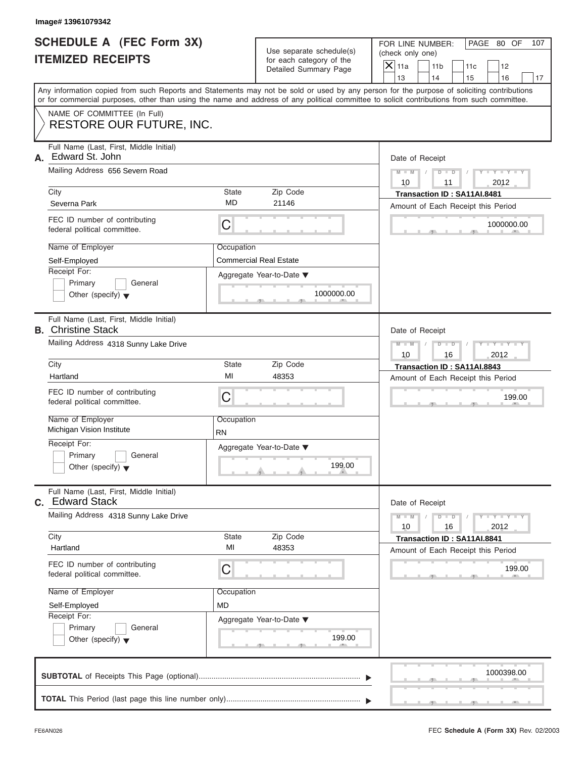Image# 13961079342

# SCHEDULE A (FEC Form 3X)
# ITEMIZED RECEIPTS

Use separate schedule(s) for each category of the Detailed Summary Page

FOR LINE NUMBER: (check only one)

- [X] 11a
- [ ] 11b
- [ ] 11c
- [ ] 12
- [ ] 13
- [ ] 14
- [ ] 15
- [ ] 16
- [ ] 17

PAGE 80 OF 107

Any information copied from such Reports and Statements may not be sold or used by any person for the purpose of soliciting contributions or for commercial purposes, other than using the name and address of any political committee to solicit contributions from such committee.

NAME OF COMMITTEE (In Full)
**RESTORE OUR FUTURE, INC.**

---

**A.** Full Name (Last, First, Middle Initial): Edward St. John

Mailing Address: 656 Severn Road

City: Severna Park | State: MD | Zip Code: 21146

FEC ID number of contributing federal political committee: C

Name of Employer: Self-Employed

Occupation: Commercial Real Estate

Receipt For: [ ] Primary [ ] General [ ] Other (specify)

Aggregate Year-to-Date: 1000000.00

Date of Receipt: 10 / 11 / 2012

Transaction ID : SA11AI.8481

Amount of Each Receipt this Period: 1000000.00

---

**B.** Full Name (Last, First, Middle Initial): Christine Stack

Mailing Address: 4318 Sunny Lake Drive

City: Hartland | State: MI | Zip Code: 48353

FEC ID number of contributing federal political committee: C

Name of Employer: Michigan Vision Institute

Occupation: RN

Receipt For: [ ] Primary [ ] General [ ] Other (specify)

Aggregate Year-to-Date: 199.00

Date of Receipt: 10 / 16 / 2012

Transaction ID : SA11AI.8843

Amount of Each Receipt this Period: 199.00

---

**C.** Full Name (Last, First, Middle Initial): Edward Stack

Mailing Address: 4318 Sunny Lake Drive

City: Hartland | State: MI | Zip Code: 48353

FEC ID number of contributing federal political committee: C

Name of Employer: Self-Employed

Occupation: MD

Receipt For: [ ] Primary [ ] General [ ] Other (specify)

Aggregate Year-to-Date: 199.00

Date of Receipt: 10 / 16 / 2012

Transaction ID : SA11AI.8841

Amount of Each Receipt this Period: 199.00

---

**SUBTOTAL** of Receipts This Page (optional): 1000398.00

**TOTAL** This Period (last page this line number only):

FE6AN026 — FEC **Schedule A** (Form 3X) Rev. 02/2003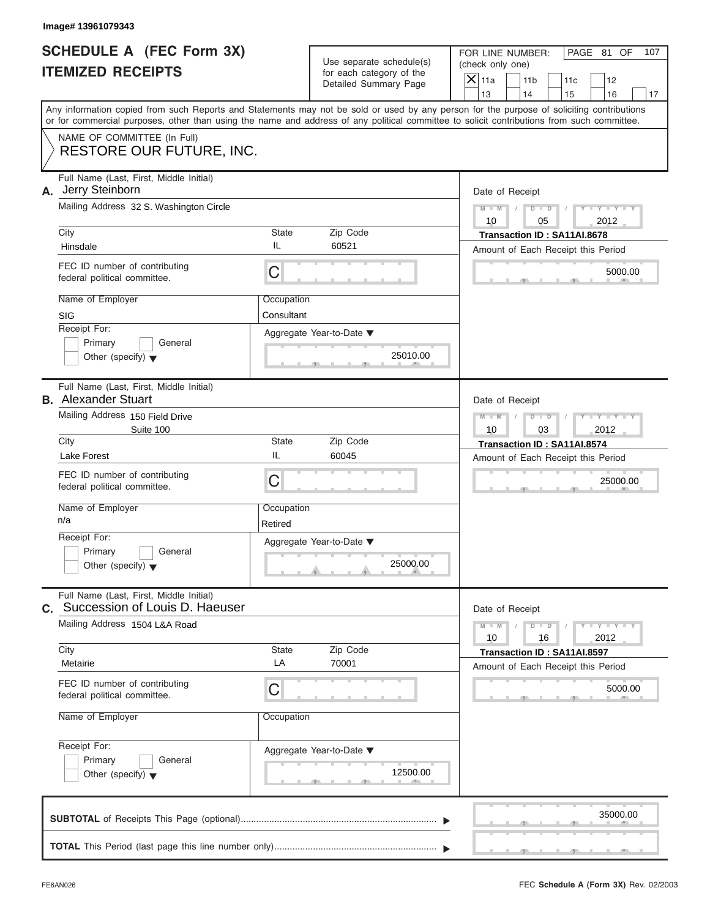Image# 13961079343

# SCHEDULE A (FEC Form 3X)
# ITEMIZED RECEIPTS

Use separate schedule(s) for each category of the Detailed Summary Page

FOR LINE NUMBER: (check only one)

- [X] 11a
- [ ] 11b
- [ ] 11c
- [ ] 12
- [ ] 13
- [ ] 14
- [ ] 15
- [ ] 16
- [ ] 17

PAGE 81 OF 107

Any information copied from such Reports and Statements may not be sold or used by any person for the purpose of soliciting contributions or for commercial purposes, other than using the name and address of any political committee to solicit contributions from such committee.

NAME OF COMMITTEE (In Full)
RESTORE OUR FUTURE, INC.

---

**A.** Full Name (Last, First, Middle Initial): Jerry Steinborn

Mailing Address: 32 S. Washington Circle

City: Hinsdale | State: IL | Zip Code: 60521

FEC ID number of contributing federal political committee: C

Name of Employer: SIG

Occupation: Consultant

Receipt For: [ ] Primary [ ] General [ ] Other (specify)

Aggregate Year-to-Date: 25010.00

Date of Receipt: 10/05/2012

Transaction ID : SA11AI.8678

Amount of Each Receipt this Period: 5000.00

---

**B.** Full Name (Last, First, Middle Initial): Alexander Stuart

Mailing Address: 150 Field Drive, Suite 100

City: Lake Forest | State: IL | Zip Code: 60045

FEC ID number of contributing federal political committee: C

Name of Employer: n/a

Occupation: Retired

Receipt For: [ ] Primary [ ] General [ ] Other (specify)

Aggregate Year-to-Date: 25000.00

Date of Receipt: 10/03/2012

Transaction ID : SA11AI.8574

Amount of Each Receipt this Period: 25000.00

---

**C.** Full Name (Last, First, Middle Initial): Succession of Louis D. Haeuser

Mailing Address: 1504 L&A Road

City: Metairie | State: LA | Zip Code: 70001

FEC ID number of contributing federal political committee: C

Name of Employer:

Occupation:

Receipt For: [ ] Primary [ ] General [ ] Other (specify)

Aggregate Year-to-Date: 12500.00

Date of Receipt: 10/16/2012

Transaction ID : SA11AI.8597

Amount of Each Receipt this Period: 5000.00

---

**SUBTOTAL** of Receipts This Page (optional): 35000.00

**TOTAL** This Period (last page this line number only):

FE6AN026 — FEC **Schedule A** (Form 3X) Rev. 02/2003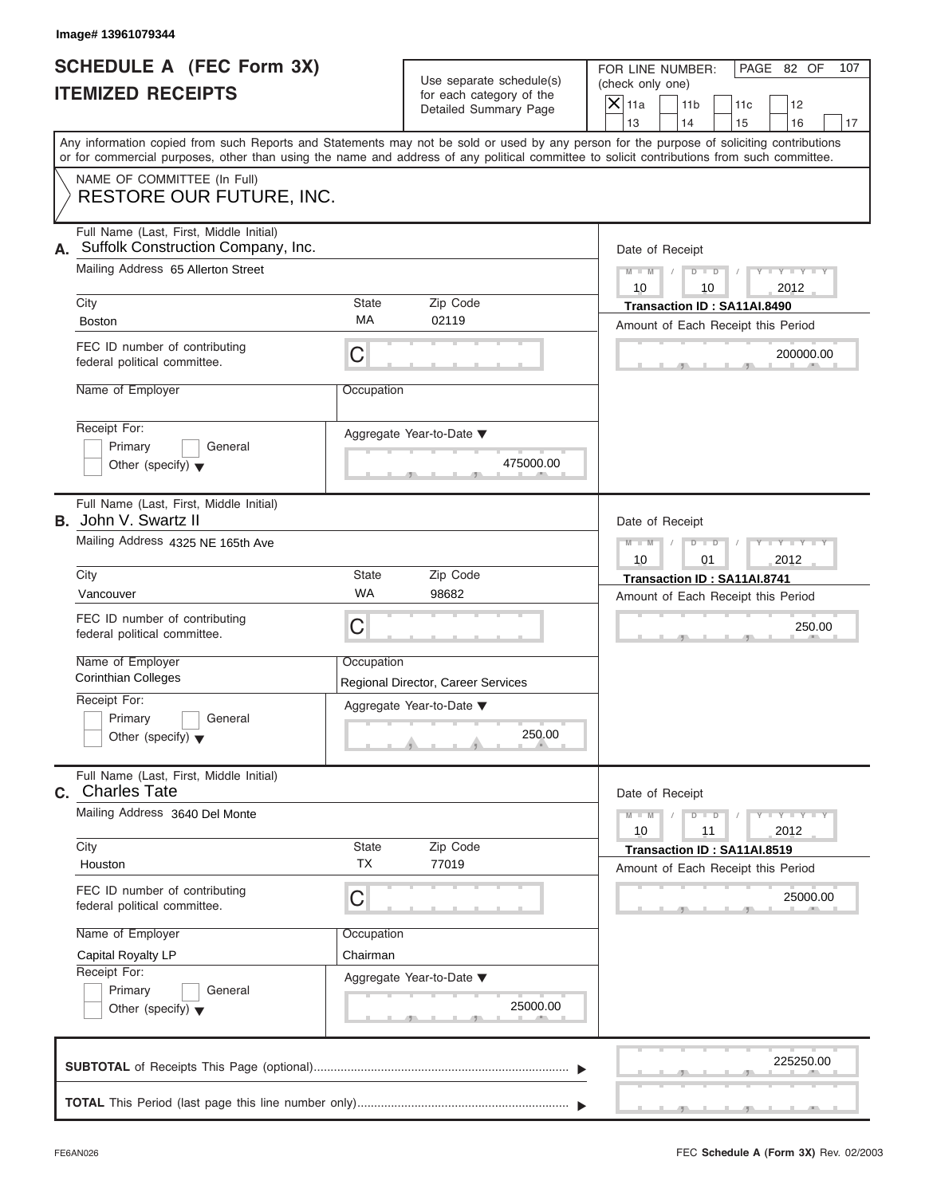Image# 13961079344

# SCHEDULE A (FEC Form 3X) ITEMIZED RECEIPTS

Use separate schedule(s) for each category of the Detailed Summary Page

FOR LINE NUMBER: (check only one)

[X] 11a [ ] 11b [ ] 11c [ ] 12 [ ] 13 [ ] 14 [ ] 15 [ ] 16 [ ] 17

PAGE 82 OF 107

Any information copied from such Reports and Statements may not be sold or used by any person for the purpose of soliciting contributions or for commercial purposes, other than using the name and address of any political committee to solicit contributions from such committee.

NAME OF COMMITTEE (In Full)
RESTORE OUR FUTURE, INC.

---

**A.** Full Name (Last, First, Middle Initial): Suffolk Construction Company, Inc.

Mailing Address: 65 Allerton Street

City: Boston | State: MA | Zip Code: 02119

FEC ID number of contributing federal political committee: C

Name of Employer:

Occupation:

Receipt For: [ ] Primary [ ] General [ ] Other (specify)

Aggregate Year-to-Date: 475000.00

Date of Receipt: 10 / 10 / 2012

Transaction ID : SA11AI.8490

Amount of Each Receipt this Period: 200000.00

---

**B.** Full Name (Last, First, Middle Initial): John V. Swartz II

Mailing Address: 4325 NE 165th Ave

City: Vancouver | State: WA | Zip Code: 98682

FEC ID number of contributing federal political committee: C

Name of Employer: Corinthian Colleges

Occupation: Regional Director, Career Services

Receipt For: [ ] Primary [ ] General [ ] Other (specify)

Aggregate Year-to-Date: 250.00

Date of Receipt: 10 / 01 / 2012

Transaction ID : SA11AI.8741

Amount of Each Receipt this Period: 250.00

---

**C.** Full Name (Last, First, Middle Initial): Charles Tate

Mailing Address: 3640 Del Monte

City: Houston | State: TX | Zip Code: 77019

FEC ID number of contributing federal political committee: C

Name of Employer: Capital Royalty LP

Occupation: Chairman

Receipt For: [ ] Primary [ ] General [ ] Other (specify)

Aggregate Year-to-Date: 25000.00

Date of Receipt: 10 / 11 / 2012

Transaction ID : SA11AI.8519

Amount of Each Receipt this Period: 25000.00

---

**SUBTOTAL** of Receipts This Page (optional): 225250.00

**TOTAL** This Period (last page this line number only):

FE6AN026

FEC Schedule A (Form 3X) Rev. 02/2003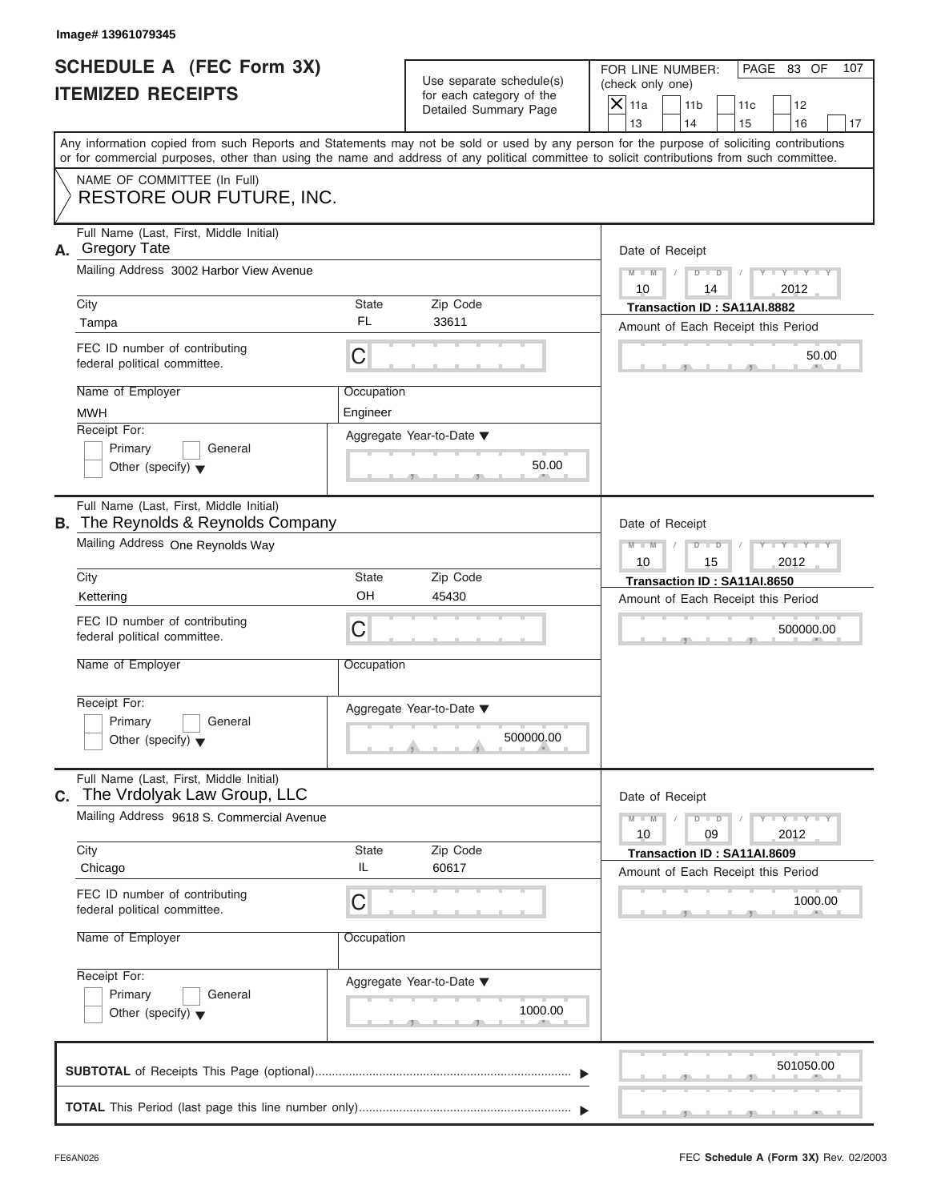Image# 13961079345

# SCHEDULE A (FEC Form 3X)
# ITEMIZED RECEIPTS

Use separate schedule(s) for each category of the Detailed Summary Page

FOR LINE NUMBER: (check only one)

- [X] 11a
- [ ] 11b
- [ ] 11c
- [ ] 12
- [ ] 13
- [ ] 14
- [ ] 15
- [ ] 16
- [ ] 17

PAGE 83 OF 107

Any information copied from such Reports and Statements may not be sold or used by any person for the purpose of soliciting contributions or for commercial purposes, other than using the name and address of any political committee to solicit contributions from such committee.

NAME OF COMMITTEE (In Full)
RESTORE OUR FUTURE, INC.

---

**A.** Full Name (Last, First, Middle Initial): Gregory Tate

Mailing Address: 3002 Harbor View Avenue

City: Tampa | State: FL | Zip Code: 33611

FEC ID number of contributing federal political committee: C

Name of Employer: MWH

Occupation: Engineer

Receipt For: Primary / General / Other (specify)

Aggregate Year-to-Date: 50.00

Date of Receipt: 10 / 14 / 2012

Transaction ID : SA11AI.8882

Amount of Each Receipt this Period: 50.00

---

**B.** Full Name (Last, First, Middle Initial): The Reynolds & Reynolds Company

Mailing Address: One Reynolds Way

City: Kettering | State: OH | Zip Code: 45430

FEC ID number of contributing federal political committee: C

Name of Employer:

Occupation:

Receipt For: Primary / General / Other (specify)

Aggregate Year-to-Date: 500000.00

Date of Receipt: 10 / 15 / 2012

Transaction ID : SA11AI.8650

Amount of Each Receipt this Period: 500000.00

---

**C.** Full Name (Last, First, Middle Initial): The Vrdolyak Law Group, LLC

Mailing Address: 9618 S. Commercial Avenue

City: Chicago | State: IL | Zip Code: 60617

FEC ID number of contributing federal political committee: C

Name of Employer:

Occupation:

Receipt For: Primary / General / Other (specify)

Aggregate Year-to-Date: 1000.00

Date of Receipt: 10 / 09 / 2012

Transaction ID : SA11AI.8609

Amount of Each Receipt this Period: 1000.00

---

**SUBTOTAL** of Receipts This Page (optional): 501050.00

**TOTAL** This Period (last page this line number only):

FE6AN026 — FEC Schedule A (Form 3X) Rev. 02/2003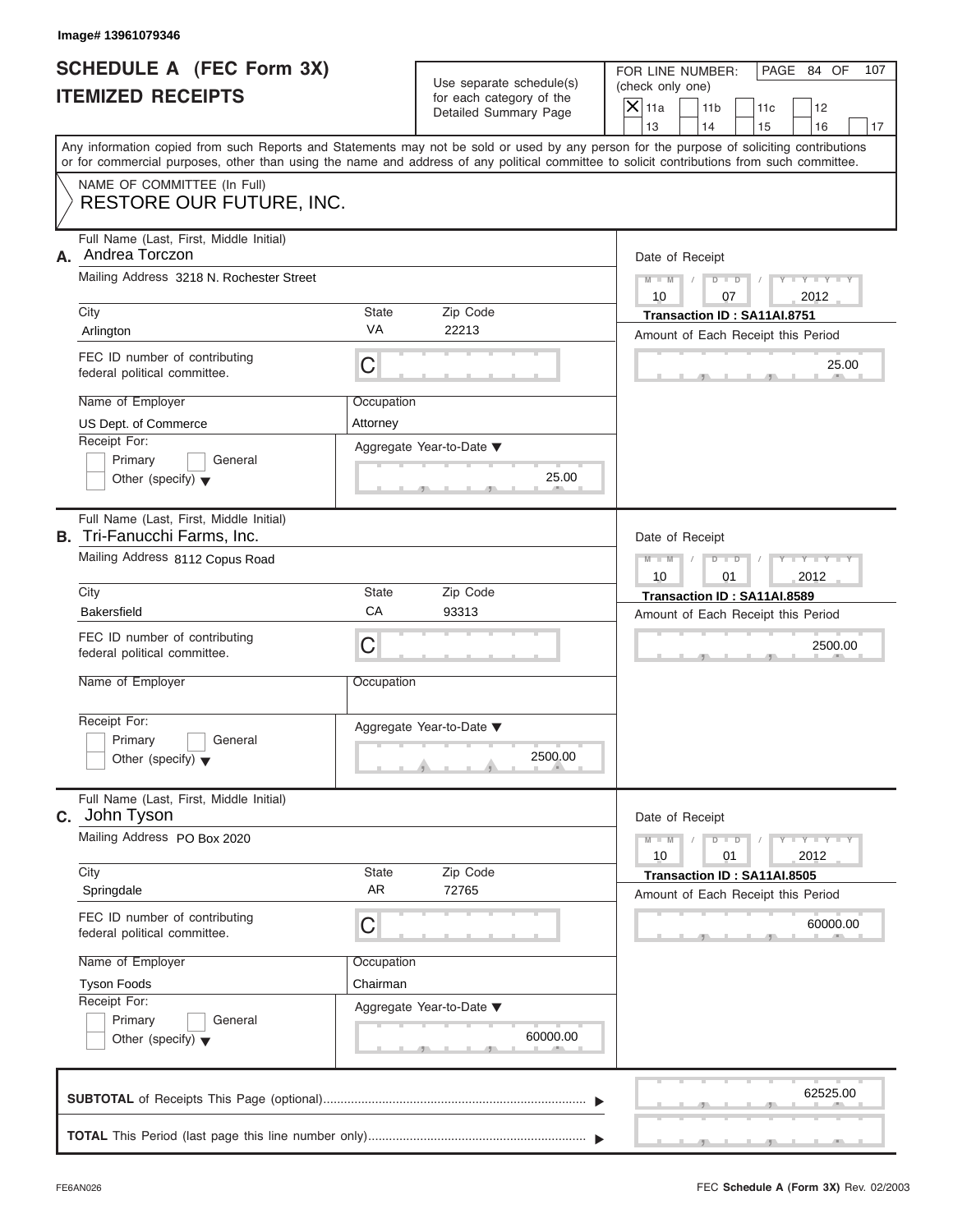Image# 13961079346

# SCHEDULE A (FEC Form 3X)
# ITEMIZED RECEIPTS

Use separate schedule(s) for each category of the Detailed Summary Page

FOR LINE NUMBER: (check only one)

- [X] 11a
- [ ] 11b
- [ ] 11c
- [ ] 12
- [ ] 13
- [ ] 14
- [ ] 15
- [ ] 16
- [ ] 17

Any information copied from such Reports and Statements may not be sold or used by any person for the purpose of soliciting contributions or for commercial purposes, other than using the name and address of any political committee to solicit contributions from such committee.

NAME OF COMMITTEE (In Full)
**RESTORE OUR FUTURE, INC.**

---

**A.** Full Name (Last, First, Middle Initial): Andrea Torczon

Mailing Address: 3218 N. Rochester Street

City: Arlington | State: VA | Zip Code: 22213

FEC ID number of contributing federal political committee: C

Name of Employer: US Dept. of Commerce

Occupation: Attorney

Receipt For: Primary / General / Other (specify)

Aggregate Year-to-Date: 25.00

Date of Receipt: 10 / 07 / 2012

Transaction ID : SA11AI.8751

Amount of Each Receipt this Period: 25.00

---

**B.** Full Name (Last, First, Middle Initial): Tri-Fanucchi Farms, Inc.

Mailing Address: 8112 Copus Road

City: Bakersfield | State: CA | Zip Code: 93313

FEC ID number of contributing federal political committee: C

Name of Employer:

Occupation:

Receipt For: Primary / General / Other (specify)

Aggregate Year-to-Date: 2500.00

Date of Receipt: 10 / 01 / 2012

Transaction ID : SA11AI.8589

Amount of Each Receipt this Period: 2500.00

---

**C.** Full Name (Last, First, Middle Initial): John Tyson

Mailing Address: PO Box 2020

City: Springdale | State: AR | Zip Code: 72765

FEC ID number of contributing federal political committee: C

Name of Employer: Tyson Foods

Occupation: Chairman

Receipt For: Primary / General / Other (specify)

Aggregate Year-to-Date: 60000.00

Date of Receipt: 10 / 01 / 2012

Transaction ID : SA11AI.8505

Amount of Each Receipt this Period: 60000.00

---

**SUBTOTAL** of Receipts This Page (optional): 62525.00

**TOTAL** This Period (last page this line number only):

FE6AN026 FEC **Schedule A** (Form 3X) Rev. 02/2003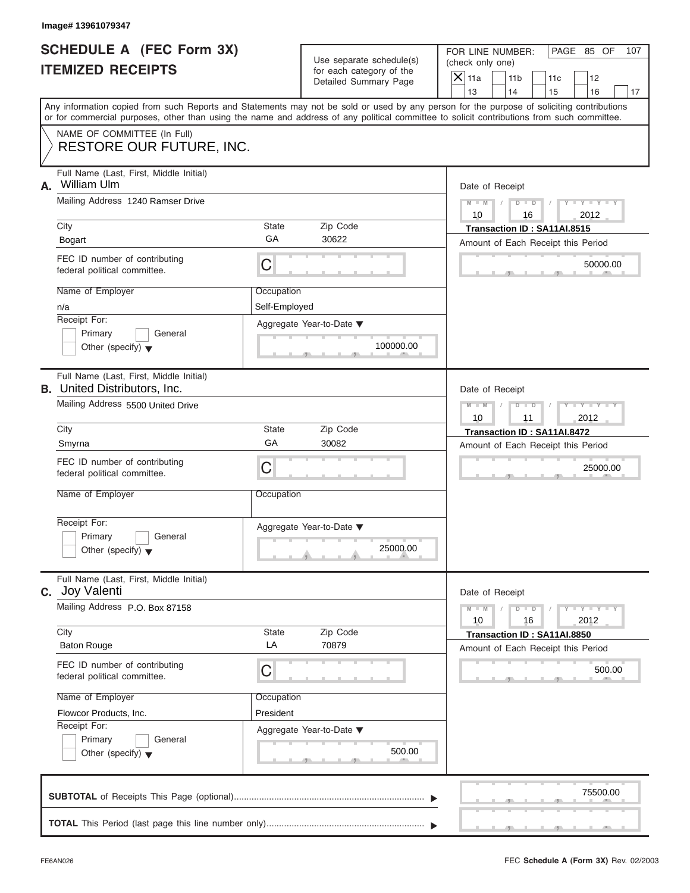Image# 13961079347

# SCHEDULE A (FEC Form 3X)
# ITEMIZED RECEIPTS

Use separate schedule(s) for each category of the Detailed Summary Page

FOR LINE NUMBER: (check only one)
[X] 11a [ ] 11b [ ] 11c [ ] 12
[ ] 13 [ ] 14 [ ] 15 [ ] 16 [ ] 17

PAGE 85 OF 107

Any information copied from such Reports and Statements may not be sold or used by any person for the purpose of soliciting contributions or for commercial purposes, other than using the name and address of any political committee to solicit contributions from such committee.

NAME OF COMMITTEE (In Full)
**RESTORE OUR FUTURE, INC.**

---

**A.** Full Name (Last, First, Middle Initial): William Ulm

Mailing Address: 1240 Ramser Drive

City: Bogart | State: GA | Zip Code: 30622

FEC ID number of contributing federal political committee: C

Name of Employer: n/a

Occupation: Self-Employed

Receipt For: [ ] Primary [ ] General [ ] Other (specify)

Aggregate Year-to-Date: 100000.00

Date of Receipt: 10/16/2012

Transaction ID : SA11AI.8515

Amount of Each Receipt this Period: 50000.00

---

**B.** Full Name (Last, First, Middle Initial): United Distributors, Inc.

Mailing Address: 5500 United Drive

City: Smyrna | State: GA | Zip Code: 30082

FEC ID number of contributing federal political committee: C

Name of Employer:

Occupation:

Receipt For: [ ] Primary [ ] General [ ] Other (specify)

Aggregate Year-to-Date: 25000.00

Date of Receipt: 10/11/2012

Transaction ID : SA11AI.8472

Amount of Each Receipt this Period: 25000.00

---

**C.** Full Name (Last, First, Middle Initial): Joy Valenti

Mailing Address: P.O. Box 87158

City: Baton Rouge | State: LA | Zip Code: 70879

FEC ID number of contributing federal political committee: C

Name of Employer: Flowcor Products, Inc.

Occupation: President

Receipt For: [ ] Primary [ ] General [ ] Other (specify)

Aggregate Year-to-Date: 500.00

Date of Receipt: 10/16/2012

Transaction ID : SA11AI.8850

Amount of Each Receipt this Period: 500.00

---

**SUBTOTAL** of Receipts This Page (optional): 75500.00

**TOTAL** This Period (last page this line number only):

FE6AN026

FEC **Schedule A** (Form 3X) Rev. 02/2003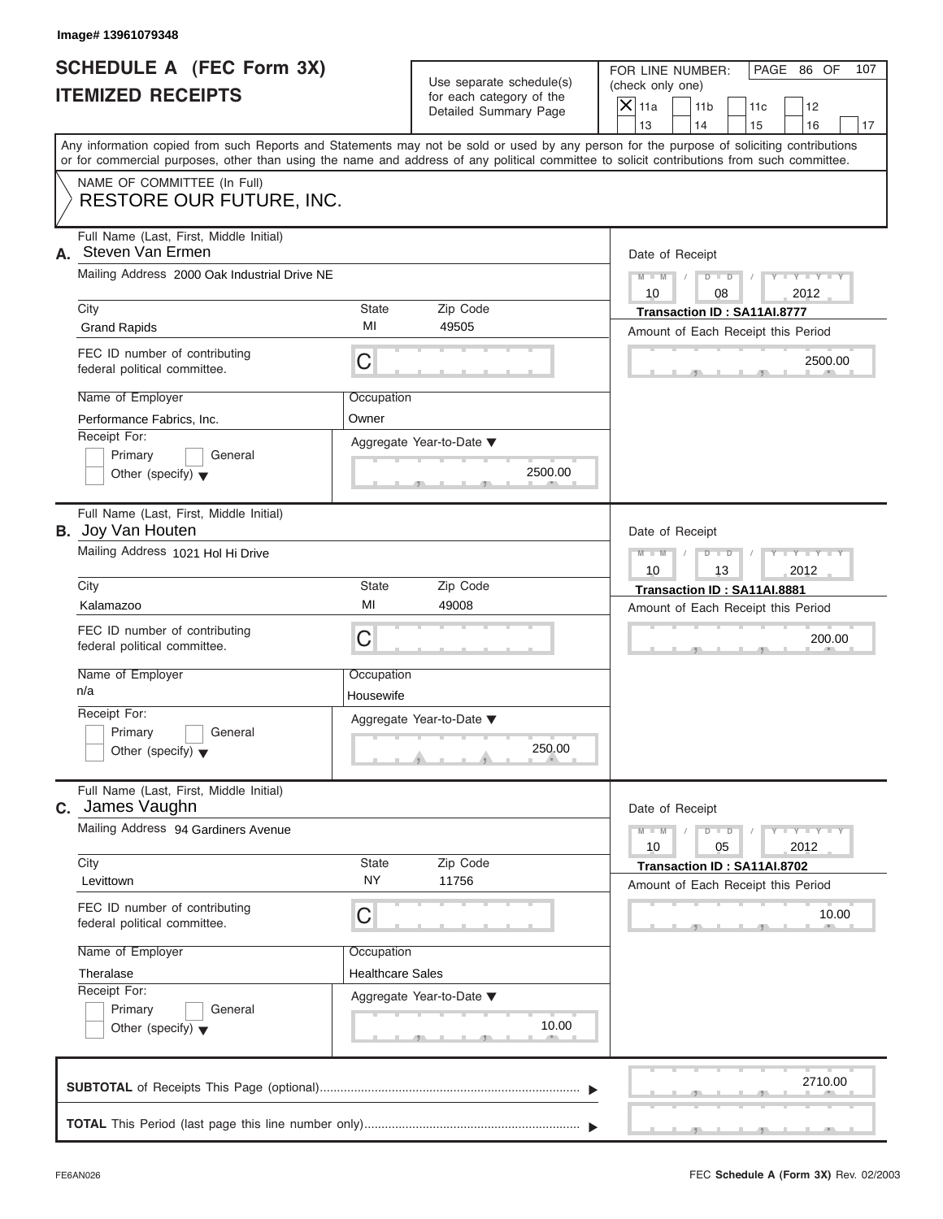Image# 13961079348

# SCHEDULE A (FEC Form 3X)
# ITEMIZED RECEIPTS

Use separate schedule(s) for each category of the Detailed Summary Page

FOR LINE NUMBER: (check only one)

- [X] 11a
- [ ] 11b
- [ ] 11c
- [ ] 12
- [ ] 13
- [ ] 14
- [ ] 15
- [ ] 16
- [ ] 17

Any information copied from such Reports and Statements may not be sold or used by any person for the purpose of soliciting contributions or for commercial purposes, other than using the name and address of any political committee to solicit contributions from such committee.

NAME OF COMMITTEE (In Full)

**RESTORE OUR FUTURE, INC.**

---

**A.** Full Name (Last, First, Middle Initial): Steven Van Ermen

Mailing Address: 2000 Oak Industrial Drive NE

| City | State | Zip Code |
|---|---|---|
| Grand Rapids | MI | 49505 |

FEC ID number of contributing federal political committee: C

Name of Employer: Performance Fabrics, Inc.

Occupation: Owner

Receipt For: Primary / General / Other (specify)

Aggregate Year-to-Date: 2500.00

Date of Receipt: 10 / 08 / 2012

Transaction ID : SA11AI.8777

Amount of Each Receipt this Period: 2500.00

---

**B.** Full Name (Last, First, Middle Initial): Joy Van Houten

Mailing Address: 1021 Hol Hi Drive

| City | State | Zip Code |
|---|---|---|
| Kalamazoo | MI | 49008 |

FEC ID number of contributing federal political committee: C

Name of Employer: n/a

Occupation: Housewife

Receipt For: Primary / General / Other (specify)

Aggregate Year-to-Date: 250.00

Date of Receipt: 10 / 13 / 2012

Transaction ID : SA11AI.8881

Amount of Each Receipt this Period: 200.00

---

**C.** Full Name (Last, First, Middle Initial): James Vaughn

Mailing Address: 94 Gardiners Avenue

| City | State | Zip Code |
|---|---|---|
| Levittown | NY | 11756 |

FEC ID number of contributing federal political committee: C

Name of Employer: Theralase

Occupation: Healthcare Sales

Receipt For: Primary / General / Other (specify)

Aggregate Year-to-Date: 10.00

Date of Receipt: 10 / 05 / 2012

Transaction ID : SA11AI.8702

Amount of Each Receipt this Period: 10.00

---

**SUBTOTAL** of Receipts This Page (optional): 2710.00

**TOTAL** This Period (last page this line number only):

FE6AN026 — FEC **Schedule A** (Form 3X) Rev. 02/2003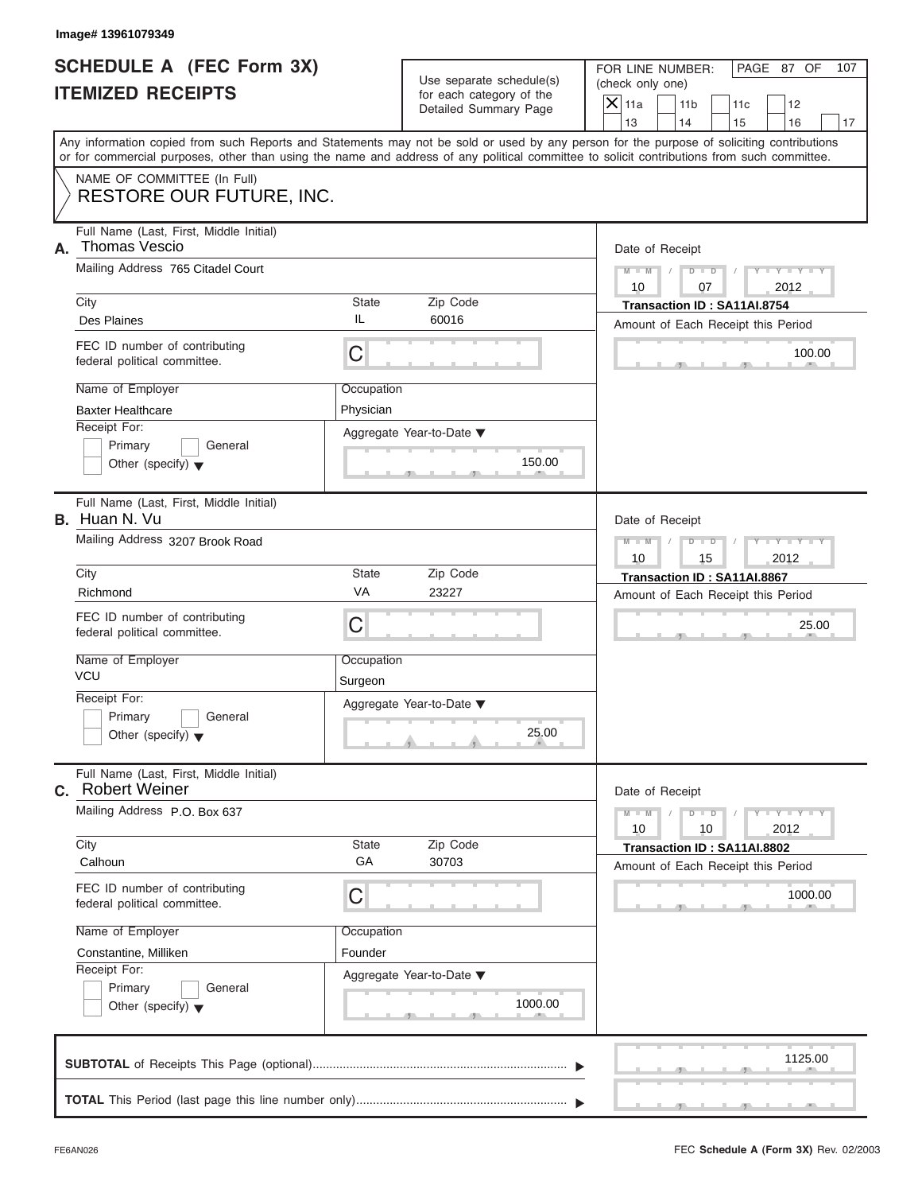Image# 13961079349

# SCHEDULE A (FEC Form 3X) ITEMIZED RECEIPTS

Use separate schedule(s) for each category of the Detailed Summary Page

FOR LINE NUMBER: (check only one)

- [X] 11a
- [ ] 11b
- [ ] 11c
- [ ] 12
- [ ] 13
- [ ] 14
- [ ] 15
- [ ] 16
- [ ] 17

PAGE 87 OF 107

Any information copied from such Reports and Statements may not be sold or used by any person for the purpose of soliciting contributions or for commercial purposes, other than using the name and address of any political committee to solicit contributions from such committee.

NAME OF COMMITTEE (In Full)
RESTORE OUR FUTURE, INC.

---

**A.** Full Name (Last, First, Middle Initial): Thomas Vescio

Mailing Address: 765 Citadel Court

City: Des Plaines | State: IL | Zip Code: 60016

FEC ID number of contributing federal political committee: C

Name of Employer: Baxter Healthcare

Occupation: Physician

Receipt For: Primary / General / Other (specify)

Aggregate Year-to-Date: 150.00

Date of Receipt: 10 / 07 / 2012

Transaction ID : SA11AI.8754

Amount of Each Receipt this Period: 100.00

---

**B.** Full Name (Last, First, Middle Initial): Huan N. Vu

Mailing Address: 3207 Brook Road

City: Richmond | State: VA | Zip Code: 23227

FEC ID number of contributing federal political committee: C

Name of Employer: VCU

Occupation: Surgeon

Receipt For: Primary / General / Other (specify)

Aggregate Year-to-Date: 25.00

Date of Receipt: 10 / 15 / 2012

Transaction ID : SA11AI.8867

Amount of Each Receipt this Period: 25.00

---

**C.** Full Name (Last, First, Middle Initial): Robert Weiner

Mailing Address: P.O. Box 637

City: Calhoun | State: GA | Zip Code: 30703

FEC ID number of contributing federal political committee: C

Name of Employer: Constantine, Milliken

Occupation: Founder

Receipt For: Primary / General / Other (specify)

Aggregate Year-to-Date: 1000.00

Date of Receipt: 10 / 10 / 2012

Transaction ID : SA11AI.8802

Amount of Each Receipt this Period: 1000.00

---

**SUBTOTAL** of Receipts This Page (optional): 1125.00

**TOTAL** This Period (last page this line number only):

FE6AN026 FEC **Schedule A** (Form 3X) Rev. 02/2003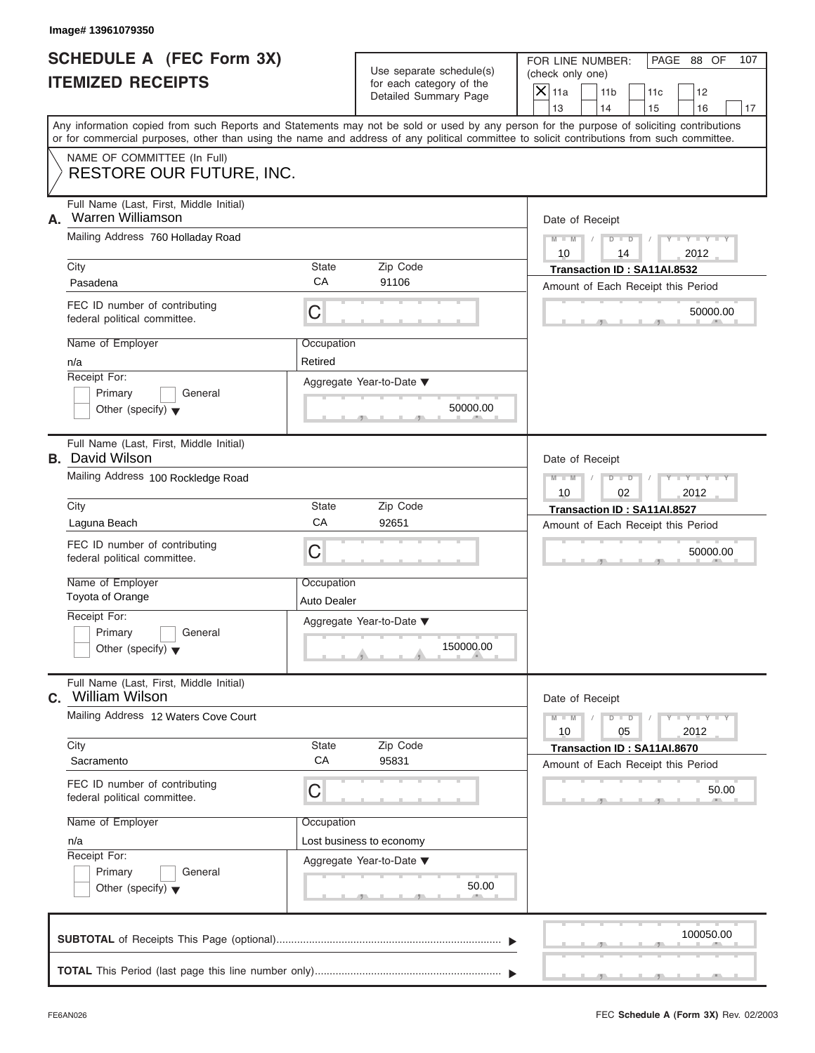Image# 13961079350

# SCHEDULE A (FEC Form 3X) ITEMIZED RECEIPTS

Use separate schedule(s) for each category of the Detailed Summary Page

FOR LINE NUMBER: (check only one)

- [X] 11a
- [ ] 11b
- [ ] 11c
- [ ] 12
- [ ] 13
- [ ] 14
- [ ] 15
- [ ] 16
- [ ] 17

PAGE 88 OF 107

Any information copied from such Reports and Statements may not be sold or used by any person for the purpose of soliciting contributions or for commercial purposes, other than using the name and address of any political committee to solicit contributions from such committee.

NAME OF COMMITTEE (In Full)
RESTORE OUR FUTURE, INC.

---

**A.** Full Name (Last, First, Middle Initial): Warren Williamson

Mailing Address: 760 Holladay Road

City: Pasadena | State: CA | Zip Code: 91106

FEC ID number of contributing federal political committee: C

Name of Employer: n/a

Occupation: Retired

Receipt For: Primary / General / Other (specify)

Aggregate Year-to-Date: 50000.00

Date of Receipt: 10 / 14 / 2012

Transaction ID : SA11AI.8532

Amount of Each Receipt this Period: 50000.00

---

**B.** Full Name (Last, First, Middle Initial): David Wilson

Mailing Address: 100 Rockledge Road

City: Laguna Beach | State: CA | Zip Code: 92651

FEC ID number of contributing federal political committee: C

Name of Employer: Toyota of Orange

Occupation: Auto Dealer

Receipt For: Primary / General / Other (specify)

Aggregate Year-to-Date: 150000.00

Date of Receipt: 10 / 02 / 2012

Transaction ID : SA11AI.8527

Amount of Each Receipt this Period: 50000.00

---

**C.** Full Name (Last, First, Middle Initial): William Wilson

Mailing Address: 12 Waters Cove Court

City: Sacramento | State: CA | Zip Code: 95831

FEC ID number of contributing federal political committee: C

Name of Employer: n/a

Occupation: Lost business to economy

Receipt For: Primary / General / Other (specify)

Aggregate Year-to-Date: 50.00

Date of Receipt: 10 / 05 / 2012

Transaction ID : SA11AI.8670

Amount of Each Receipt this Period: 50.00

---

**SUBTOTAL** of Receipts This Page (optional): 100050.00

**TOTAL** This Period (last page this line number only):

FE6AN026 FEC **Schedule A (Form 3X)** Rev. 02/2003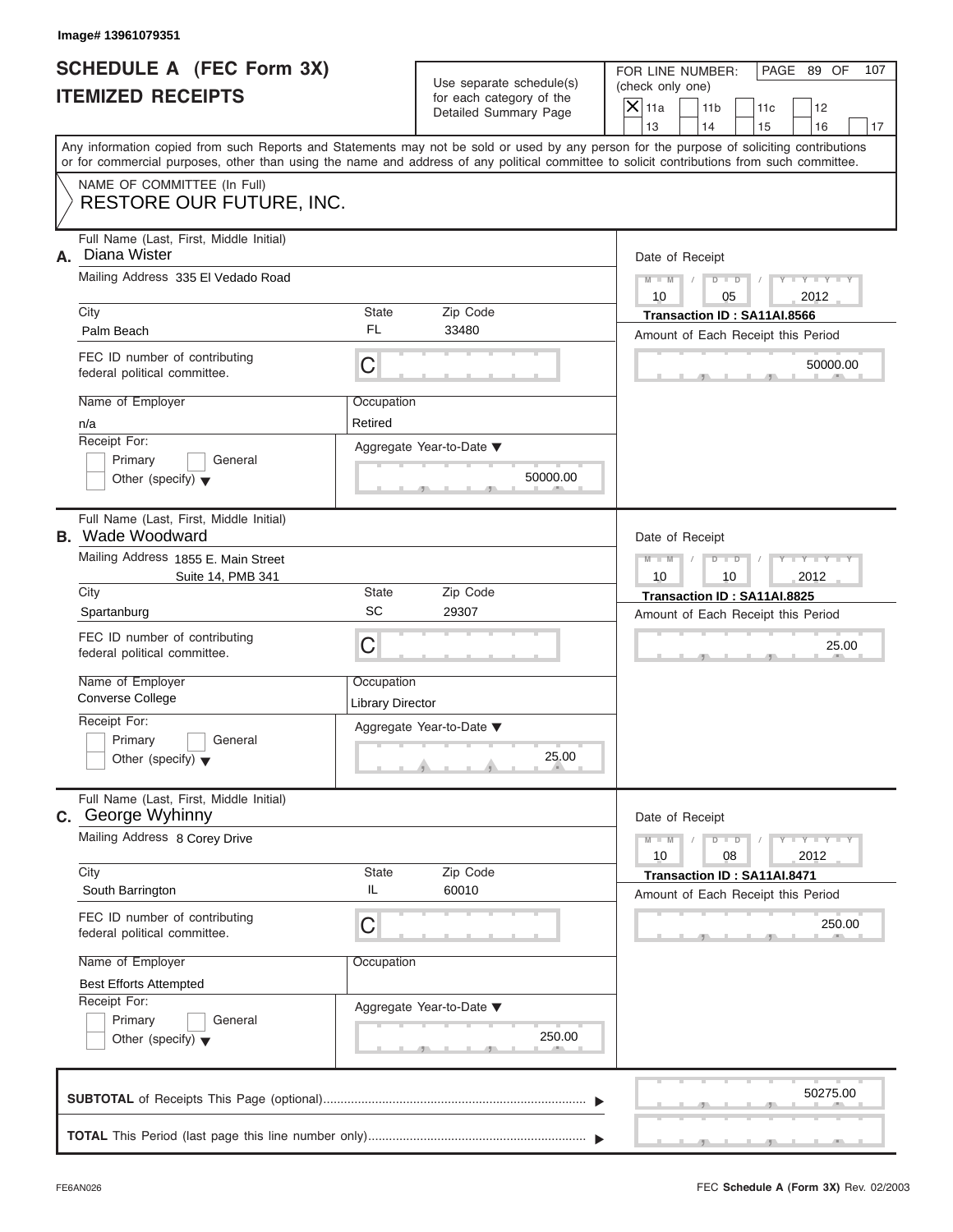Image# 13961079351

# SCHEDULE A (FEC Form 3X)
# ITEMIZED RECEIPTS

Use separate schedule(s) for each category of the Detailed Summary Page

FOR LINE NUMBER: (check only one)

- [X] 11a
- [ ] 11b
- [ ] 11c
- [ ] 12
- [ ] 13
- [ ] 14
- [ ] 15
- [ ] 16
- [ ] 17

PAGE 89 OF 107

Any information copied from such Reports and Statements may not be sold or used by any person for the purpose of soliciting contributions or for commercial purposes, other than using the name and address of any political committee to solicit contributions from such committee.

NAME OF COMMITTEE (In Full)
RESTORE OUR FUTURE, INC.

---

**A.** Full Name (Last, First, Middle Initial): Diana Wister

Mailing Address: 335 El Vedado Road

City: Palm Beach | State: FL | Zip Code: 33480

FEC ID number of contributing federal political committee: C

Name of Employer: n/a

Occupation: Retired

Receipt For: Primary / General / Other (specify)

Date of Receipt: 10 / 05 / 2012

Transaction ID : SA11AI.8566

Amount of Each Receipt this Period: 50000.00

Aggregate Year-to-Date: 50000.00

---

**B.** Full Name (Last, First, Middle Initial): Wade Woodward

Mailing Address: 1855 E. Main Street, Suite 14, PMB 341

City: Spartanburg | State: SC | Zip Code: 29307

FEC ID number of contributing federal political committee: C

Name of Employer: Converse College

Occupation: Library Director

Receipt For: Primary / General / Other (specify)

Date of Receipt: 10 / 10 / 2012

Transaction ID : SA11AI.8825

Amount of Each Receipt this Period: 25.00

Aggregate Year-to-Date: 25.00

---

**C.** Full Name (Last, First, Middle Initial): George Wyhinny

Mailing Address: 8 Corey Drive

City: South Barrington | State: IL | Zip Code: 60010

FEC ID number of contributing federal political committee: C

Name of Employer: Best Efforts Attempted

Occupation:

Receipt For: Primary / General / Other (specify)

Date of Receipt: 10 / 08 / 2012

Transaction ID : SA11AI.8471

Amount of Each Receipt this Period: 250.00

Aggregate Year-to-Date: 250.00

---

**SUBTOTAL** of Receipts This Page (optional): 50275.00

**TOTAL** This Period (last page this line number only):

FE6AN026 — FEC **Schedule A** (Form 3X) Rev. 02/2003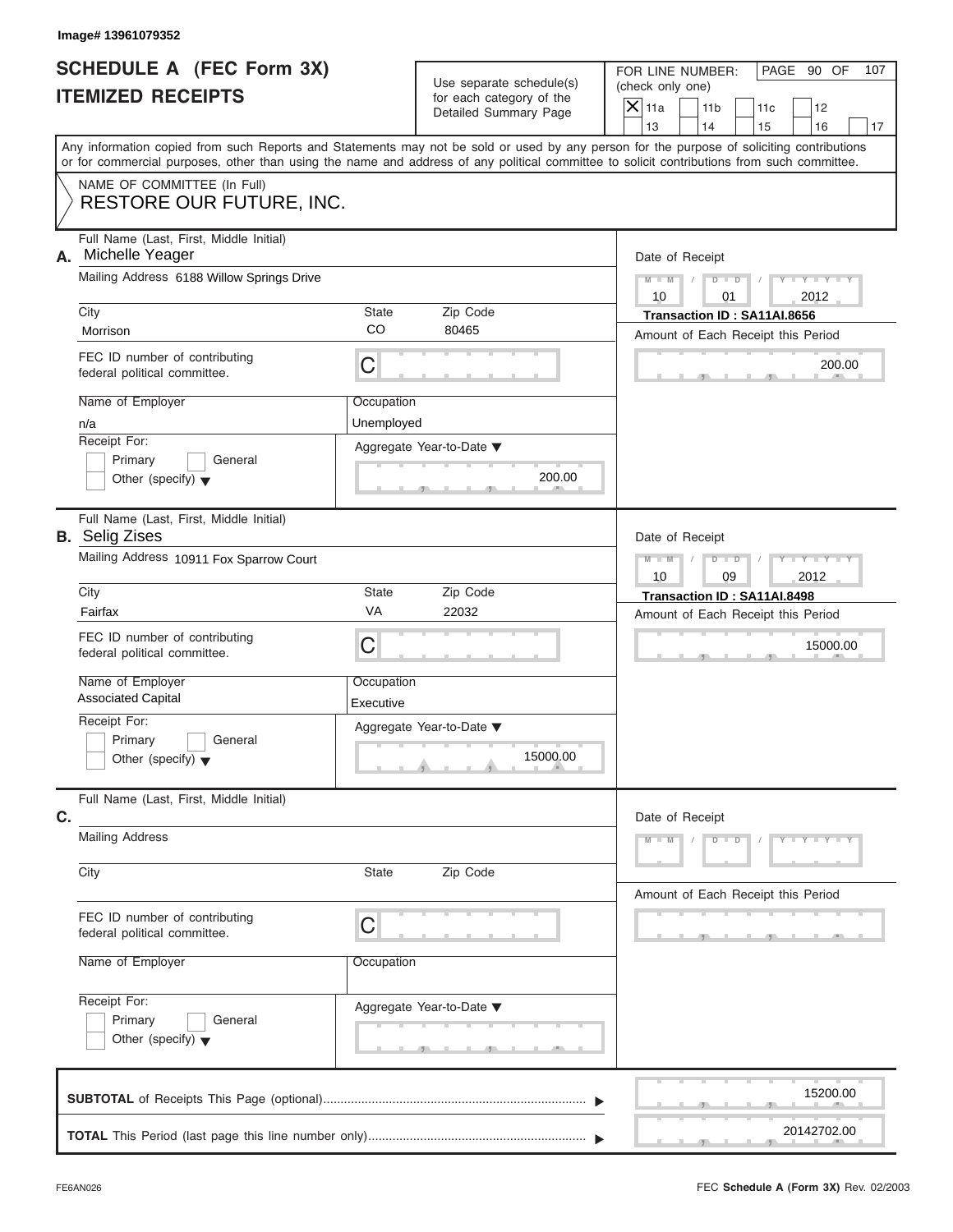Image# 13961079352

# SCHEDULE A (FEC Form 3X) ITEMIZED RECEIPTS

Use separate schedule(s) for each category of the Detailed Summary Page

FOR LINE NUMBER: (check only one)

- [X] 11a
- [ ] 11b
- [ ] 11c
- [ ] 12
- [ ] 13
- [ ] 14
- [ ] 15
- [ ] 16
- [ ] 17

Any information copied from such Reports and Statements may not be sold or used by any person for the purpose of soliciting contributions or for commercial purposes, other than using the name and address of any political committee to solicit contributions from such committee.

NAME OF COMMITTEE (In Full)
RESTORE OUR FUTURE, INC.

**A.** Full Name (Last, First, Middle Initial): Michelle Yeager
Mailing Address: 6188 Willow Springs Drive
City: Morrison | State: CO | Zip Code: 80465
FEC ID number of contributing federal political committee: C
Name of Employer: n/a
Occupation: Unemployed
Receipt For: Primary / General / Other (specify)
Aggregate Year-to-Date: 200.00
Date of Receipt: 10 / 01 / 2012
Transaction ID : SA11AI.8656
Amount of Each Receipt this Period: 200.00

**B.** Full Name (Last, First, Middle Initial): Selig Zises
Mailing Address: 10911 Fox Sparrow Court
City: Fairfax | State: VA | Zip Code: 22032
FEC ID number of contributing federal political committee: C
Name of Employer: Associated Capital
Occupation: Executive
Receipt For: Primary / General / Other (specify)
Aggregate Year-to-Date: 15000.00
Date of Receipt: 10 / 09 / 2012
Transaction ID : SA11AI.8498
Amount of Each Receipt this Period: 15000.00

**C.** Full Name (Last, First, Middle Initial):
Mailing Address:
City: | State: | Zip Code:
FEC ID number of contributing federal political committee: C
Name of Employer:
Occupation:
Receipt For: Primary / General / Other (specify)
Aggregate Year-to-Date:
Date of Receipt: M M / D D / Y Y Y Y
Amount of Each Receipt this Period:

**SUBTOTAL** of Receipts This Page (optional): 15200.00

**TOTAL** This Period (last page this line number only): 20142702.00

FE6AN026

FEC **Schedule A** (Form 3X) Rev. 02/2003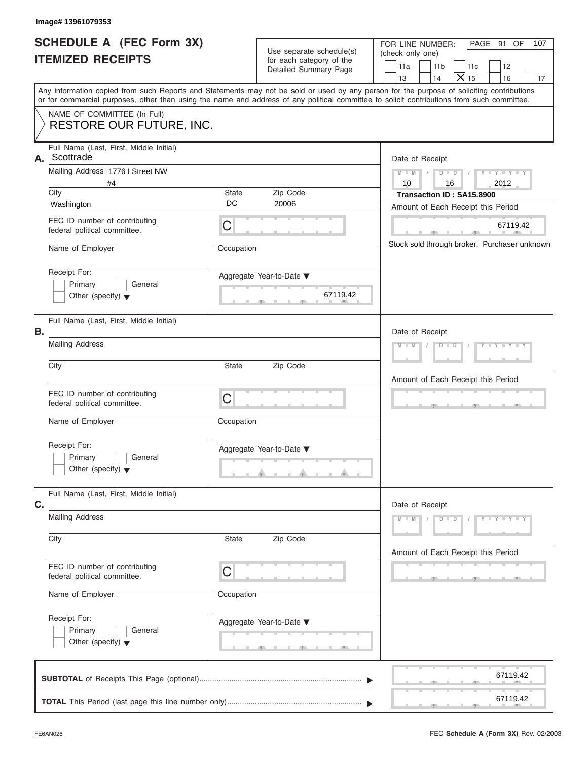Image# 13961079353

# SCHEDULE A (FEC Form 3X)
# ITEMIZED RECEIPTS

Use separate schedule(s) for each category of the Detailed Summary Page

FOR LINE NUMBER: (check only one)

| | | | | |
|---|---|---|---|---|
| 11a | 11b | 11c | 12 | |
| 13 | 14 | X 15 | 16 | 17 |

Any information copied from such Reports and Statements may not be sold or used by any person for the purpose of soliciting contributions or for commercial purposes, other than using the name and address of any political committee to solicit contributions from such committee.

NAME OF COMMITTEE (In Full)
RESTORE OUR FUTURE, INC.

**A.** Full Name (Last, First, Middle Initial): Scottrade

Mailing Address: 1776 I Street NW
#4

City: Washington | State: DC | Zip Code: 20006

FEC ID number of contributing federal political committee: C

Name of Employer:

Occupation:

Receipt For: Primary / General / Other (specify)

Aggregate Year-to-Date: 67119.42

Date of Receipt: 10 / 16 / 2012

Transaction ID : SA15.8900

Amount of Each Receipt this Period: 67119.42

Stock sold through broker. Purchaser unknown

**B.** Full Name (Last, First, Middle Initial):

Mailing Address:

City: | State: | Zip Code:

FEC ID number of contributing federal political committee: C

Name of Employer:

Occupation:

Receipt For: Primary / General / Other (specify)

Aggregate Year-to-Date:

Date of Receipt:

Amount of Each Receipt this Period:

**C.** Full Name (Last, First, Middle Initial):

Mailing Address:

City: | State: | Zip Code:

FEC ID number of contributing federal political committee: C

Name of Employer:

Occupation:

Receipt For: Primary / General / Other (specify)

Aggregate Year-to-Date:

Date of Receipt:

Amount of Each Receipt this Period:

**SUBTOTAL** of Receipts This Page (optional): 67119.42

**TOTAL** This Period (last page this line number only): 67119.42

FE6AN026

FEC **Schedule A** (**Form 3X**) Rev. 02/2003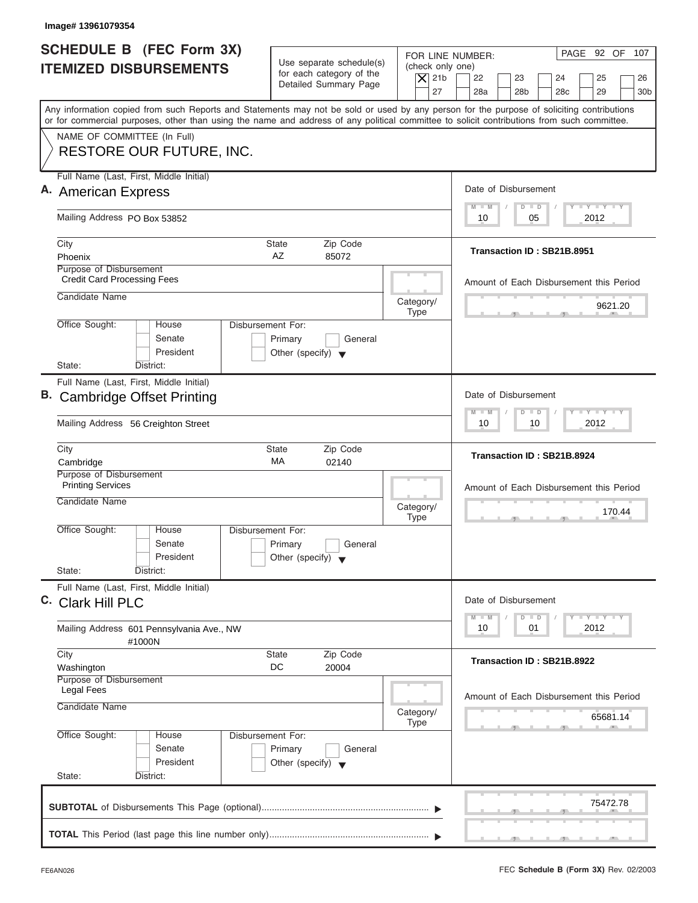Image# 13961079354

# SCHEDULE B (FEC Form 3X) ITEMIZED DISBURSEMENTS

Use separate schedule(s) for each category of the Detailed Summary Page

FOR LINE NUMBER: (check only one)
[X] 21b [ ] 22 [ ] 23 [ ] 24 [ ] 25 [ ] 26 [ ] 27 [ ] 28a [ ] 28b [ ] 28c [ ] 29 [ ] 30b

PAGE 92 OF 107

Any information copied from such Reports and Statements may not be sold or used by any person for the purpose of soliciting contributions or for commercial purposes, other than using the name and address of any political committee to solicit contributions from such committee.

NAME OF COMMITTEE (In Full)
RESTORE OUR FUTURE, INC.

---

**A.** Full Name (Last, First, Middle Initial): American Express

Mailing Address: PO Box 53852

City: Phoenix | State: AZ | Zip Code: 85072

Purpose of Disbursement: Credit Card Processing Fees

Candidate Name:

Category/Type:

Office Sought: [ ] House [ ] Senate [ ] President

State: District:

Disbursement For: [ ] Primary [ ] General [ ] Other (specify)

Date of Disbursement: 10 / 05 / 2012

Transaction ID : SB21B.8951

Amount of Each Disbursement this Period: 9621.20

---

**B.** Full Name (Last, First, Middle Initial): Cambridge Offset Printing

Mailing Address: 56 Creighton Street

City: Cambridge | State: MA | Zip Code: 02140

Purpose of Disbursement: Printing Services

Candidate Name:

Category/Type:

Office Sought: [ ] House [ ] Senate [ ] President

State: District:

Disbursement For: [ ] Primary [ ] General [ ] Other (specify)

Date of Disbursement: 10 / 10 / 2012

Transaction ID : SB21B.8924

Amount of Each Disbursement this Period: 170.44

---

**C.** Full Name (Last, First, Middle Initial): Clark Hill PLC

Mailing Address: 601 Pennsylvania Ave., NW #1000N

City: Washington | State: DC | Zip Code: 20004

Purpose of Disbursement: Legal Fees

Candidate Name:

Category/Type:

Office Sought: [ ] House [ ] Senate [ ] President

State: District:

Disbursement For: [ ] Primary [ ] General [ ] Other (specify)

Date of Disbursement: 10 / 01 / 2012

Transaction ID : SB21B.8922

Amount of Each Disbursement this Period: 65681.14

---

**SUBTOTAL** of Disbursements This Page (optional): 75472.78

**TOTAL** This Period (last page this line number only):

FE6AN026 — FEC **Schedule B (Form 3X)** Rev. 02/2003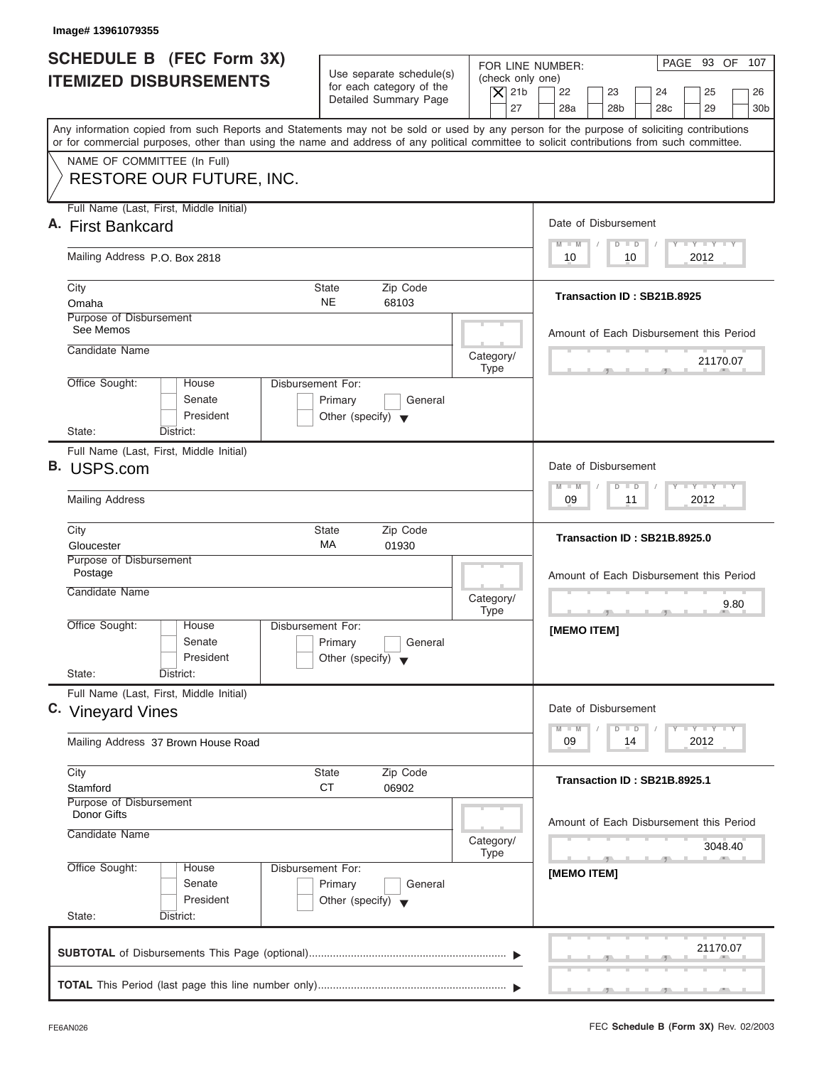Image# 13961079355

# SCHEDULE B (FEC Form 3X) ITEMIZED DISBURSEMENTS

Use separate schedule(s) for each category of the Detailed Summary Page

FOR LINE NUMBER: (check only one)

[X] 21b [ ] 22 [ ] 23 [ ] 24 [ ] 25 [ ] 26 [ ] 27 [ ] 28a [ ] 28b [ ] 28c [ ] 29 [ ] 30b

Any information copied from such Reports and Statements may not be sold or used by any person for the purpose of soliciting contributions or for commercial purposes, other than using the name and address of any political committee to solicit contributions from such committee.

NAME OF COMMITTEE (In Full)

RESTORE OUR FUTURE, INC.

---

**A.** Full Name (Last, First, Middle Initial): **First Bankcard**

Mailing Address: P.O. Box 2818

City: Omaha | State: NE | Zip Code: 68103

Purpose of Disbursement: See Memos

Candidate Name:

Category/Type:

Office Sought: [ ] House [ ] Senate [ ] President

State: District:

Disbursement For: [ ] Primary [ ] General [ ] Other (specify)

Date of Disbursement: 10 / 10 / 2012

Transaction ID : SB21B.8925

Amount of Each Disbursement this Period: 21170.07

---

**B.** Full Name (Last, First, Middle Initial): **USPS.com**

Mailing Address:

City: Gloucester | State: MA | Zip Code: 01930

Purpose of Disbursement: Postage

Candidate Name:

Category/Type:

Office Sought: [ ] House [ ] Senate [ ] President

State: District:

Disbursement For: [ ] Primary [ ] General [ ] Other (specify)

Date of Disbursement: 09 / 11 / 2012

Transaction ID : SB21B.8925.0

Amount of Each Disbursement this Period: 9.80

[MEMO ITEM]

---

**C.** Full Name (Last, First, Middle Initial): **Vineyard Vines**

Mailing Address: 37 Brown House Road

City: Stamford | State: CT | Zip Code: 06902

Purpose of Disbursement: Donor Gifts

Candidate Name:

Category/Type:

Office Sought: [ ] House [ ] Senate [ ] President

State: District:

Disbursement For: [ ] Primary [ ] General [ ] Other (specify)

Date of Disbursement: 09 / 14 / 2012

Transaction ID : SB21B.8925.1

Amount of Each Disbursement this Period: 3048.40

[MEMO ITEM]

---

**SUBTOTAL** of Disbursements This Page (optional): 21170.07

**TOTAL** This Period (last page this line number only):

FE6AN026 FEC **Schedule B (Form 3X)** Rev. 02/2003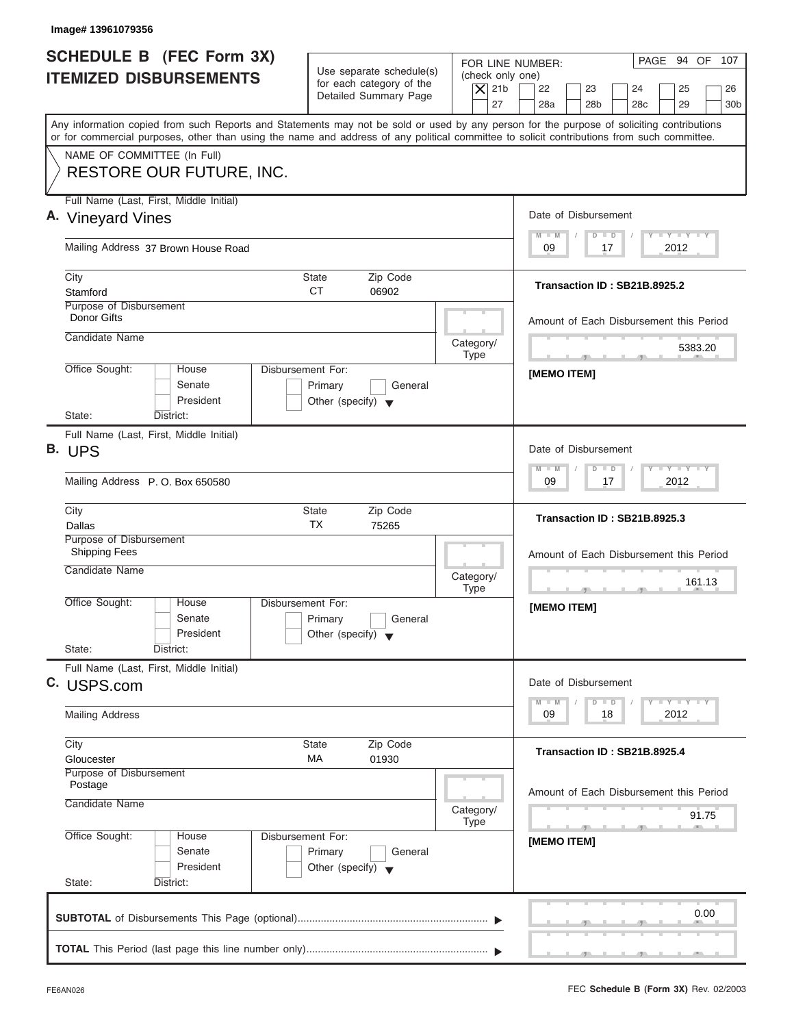Image# 13961079356

# SCHEDULE B (FEC Form 3X) ITEMIZED DISBURSEMENTS

Use separate schedule(s) for each category of the Detailed Summary Page

FOR LINE NUMBER: (check only one)

[X] 21b [ ] 22 [ ] 23 [ ] 24 [ ] 25 [ ] 26 [ ] 27 [ ] 28a [ ] 28b [ ] 28c [ ] 29 [ ] 30b

Any information copied from such Reports and Statements may not be sold or used by any person for the purpose of soliciting contributions or for commercial purposes, other than using the name and address of any political committee to solicit contributions from such committee.

NAME OF COMMITTEE (In Full)

RESTORE OUR FUTURE, INC.

---

**A.** Full Name (Last, First, Middle Initial): Vineyard Vines

Mailing Address: 37 Brown House Road

City: Stamford | State: CT | Zip Code: 06902

Purpose of Disbursement: Donor Gifts

Candidate Name:

Category/Type:

Office Sought: [ ] House [ ] Senate [ ] President

State: District:

Disbursement For: [ ] Primary [ ] General [ ] Other (specify)

Date of Disbursement: 09 / 17 / 2012

Transaction ID : SB21B.8925.2

Amount of Each Disbursement this Period: 5383.20

[MEMO ITEM]

---

**B.** Full Name (Last, First, Middle Initial): UPS

Mailing Address: P. O. Box 650580

City: Dallas | State: TX | Zip Code: 75265

Purpose of Disbursement: Shipping Fees

Candidate Name:

Category/Type:

Office Sought: [ ] House [ ] Senate [ ] President

State: District:

Disbursement For: [ ] Primary [ ] General [ ] Other (specify)

Date of Disbursement: 09 / 17 / 2012

Transaction ID : SB21B.8925.3

Amount of Each Disbursement this Period: 161.13

[MEMO ITEM]

---

**C.** Full Name (Last, First, Middle Initial): USPS.com

Mailing Address:

City: Gloucester | State: MA | Zip Code: 01930

Purpose of Disbursement: Postage

Candidate Name:

Category/Type:

Office Sought: [ ] House [ ] Senate [ ] President

State: District:

Disbursement For: [ ] Primary [ ] General [ ] Other (specify)

Date of Disbursement: 09 / 18 / 2012

Transaction ID : SB21B.8925.4

Amount of Each Disbursement this Period: 91.75

[MEMO ITEM]

---

**SUBTOTAL** of Disbursements This Page (optional): 0.00

**TOTAL** This Period (last page this line number only):

FE6AN026 FEC **Schedule B (Form 3X)** Rev. 02/2003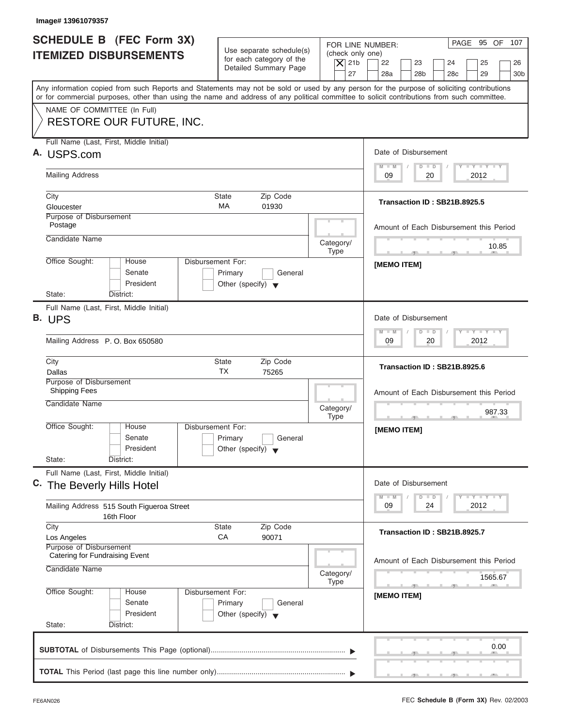Image# 13961079357

# SCHEDULE B (FEC Form 3X) ITEMIZED DISBURSEMENTS

Use separate schedule(s) for each category of the Detailed Summary Page

FOR LINE NUMBER: (check only one)

[X] 21b [ ] 22 [ ] 23 [ ] 24 [ ] 25 [ ] 26 [ ] 27 [ ] 28a [ ] 28b [ ] 28c [ ] 29 [ ] 30b

PAGE 95 OF 107

Any information copied from such Reports and Statements may not be sold or used by any person for the purpose of soliciting contributions or for commercial purposes, other than using the name and address of any political committee to solicit contributions from such committee.

NAME OF COMMITTEE (In Full)
RESTORE OUR FUTURE, INC.

---

**A.** Full Name (Last, First, Middle Initial): USPS.com

Mailing Address:

City: Gloucester | State: MA | Zip Code: 01930

Purpose of Disbursement: Postage

Candidate Name:

Category/Type:

Office Sought: [ ] House [ ] Senate [ ] President

State: District:

Disbursement For: [ ] Primary [ ] General [ ] Other (specify)

Date of Disbursement: 09/20/2012

Transaction ID : SB21B.8925.5

Amount of Each Disbursement this Period: 10.85

[MEMO ITEM]

---

**B.** Full Name (Last, First, Middle Initial): UPS

Mailing Address: P. O. Box 650580

City: Dallas | State: TX | Zip Code: 75265

Purpose of Disbursement: Shipping Fees

Candidate Name:

Category/Type:

Office Sought: [ ] House [ ] Senate [ ] President

State: District:

Disbursement For: [ ] Primary [ ] General [ ] Other (specify)

Date of Disbursement: 09/20/2012

Transaction ID : SB21B.8925.6

Amount of Each Disbursement this Period: 987.33

[MEMO ITEM]

---

**C.** Full Name (Last, First, Middle Initial): The Beverly Hills Hotel

Mailing Address: 515 South Figueroa Street, 16th Floor

City: Los Angeles | State: CA | Zip Code: 90071

Purpose of Disbursement: Catering for Fundraising Event

Candidate Name:

Category/Type:

Office Sought: [ ] House [ ] Senate [ ] President

State: District:

Disbursement For: [ ] Primary [ ] General [ ] Other (specify)

Date of Disbursement: 09/24/2012

Transaction ID : SB21B.8925.7

Amount of Each Disbursement this Period: 1565.67

[MEMO ITEM]

---

**SUBTOTAL** of Disbursements This Page (optional) ▶ 0.00

**TOTAL** This Period (last page this line number only) ▶

FE6AN026

FEC **Schedule B (Form 3X)** Rev. 02/2003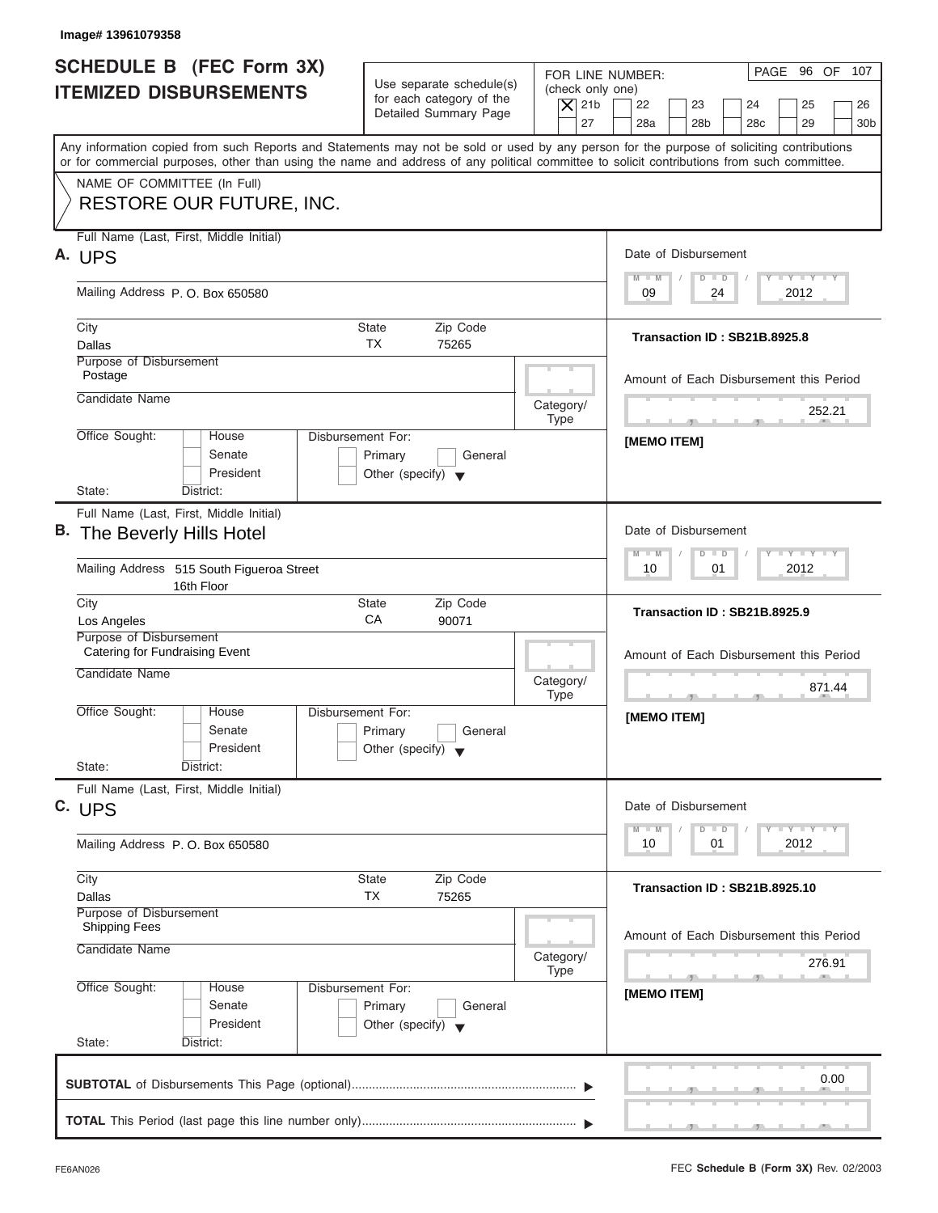Image# 13961079358

# SCHEDULE B (FEC Form 3X) ITEMIZED DISBURSEMENTS

Use separate schedule(s) for each category of the Detailed Summary Page

FOR LINE NUMBER: (check only one)

[X] 21b [ ] 22 [ ] 23 [ ] 24 [ ] 25 [ ] 26 [ ] 27 [ ] 28a [ ] 28b [ ] 28c [ ] 29 [ ] 30b

Any information copied from such Reports and Statements may not be sold or used by any person for the purpose of soliciting contributions or for commercial purposes, other than using the name and address of any political committee to solicit contributions from such committee.

NAME OF COMMITTEE (In Full)
RESTORE OUR FUTURE, INC.

---

**A.** Full Name (Last, First, Middle Initial): UPS

Mailing Address: P. O. Box 650580

City: Dallas | State: TX | Zip Code: 75265

Purpose of Disbursement: Postage

Candidate Name:

Category/Type:

Office Sought: [ ] House [ ] Senate [ ] President

State: District:

Disbursement For: [ ] Primary [ ] General [ ] Other (specify)

Date of Disbursement: 09 / 24 / 2012

Transaction ID : SB21B.8925.8

Amount of Each Disbursement this Period: 252.21

[MEMO ITEM]

---

**B.** Full Name (Last, First, Middle Initial): The Beverly Hills Hotel

Mailing Address: 515 South Figueroa Street, 16th Floor

City: Los Angeles | State: CA | Zip Code: 90071

Purpose of Disbursement: Catering for Fundraising Event

Candidate Name:

Category/Type:

Office Sought: [ ] House [ ] Senate [ ] President

State: District:

Disbursement For: [ ] Primary [ ] General [ ] Other (specify)

Date of Disbursement: 10 / 01 / 2012

Transaction ID : SB21B.8925.9

Amount of Each Disbursement this Period: 871.44

[MEMO ITEM]

---

**C.** Full Name (Last, First, Middle Initial): UPS

Mailing Address: P. O. Box 650580

City: Dallas | State: TX | Zip Code: 75265

Purpose of Disbursement: Shipping Fees

Candidate Name:

Category/Type:

Office Sought: [ ] House [ ] Senate [ ] President

State: District:

Disbursement For: [ ] Primary [ ] General [ ] Other (specify)

Date of Disbursement: 10 / 01 / 2012

Transaction ID : SB21B.8925.10

Amount of Each Disbursement this Period: 276.91

[MEMO ITEM]

---

**SUBTOTAL** of Disbursements This Page (optional): 0.00

**TOTAL** This Period (last page this line number only):

FE6AN026

FEC **Schedule B (Form 3X)** Rev. 02/2003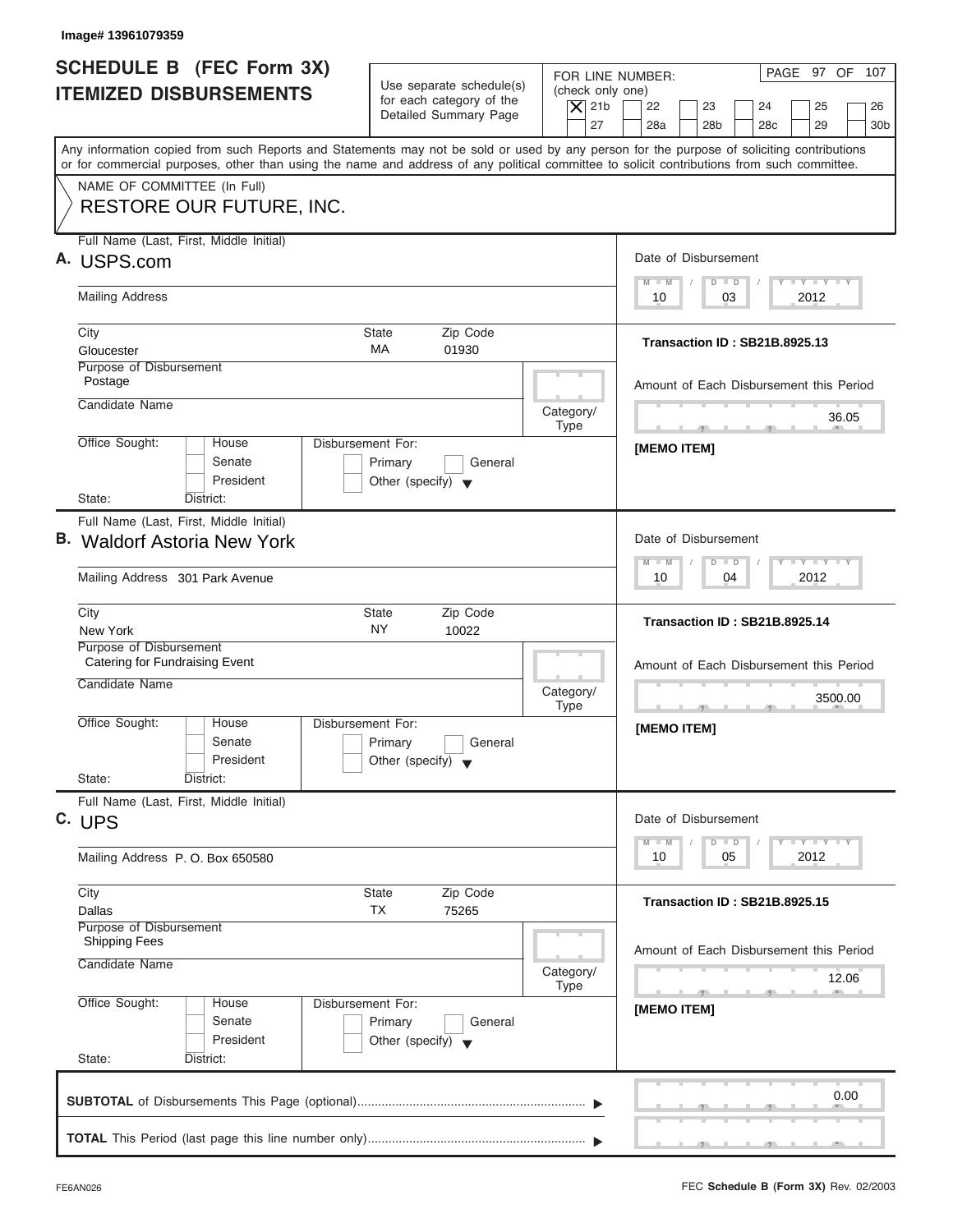Image# 13961079359

# SCHEDULE B (FEC Form 3X)
## ITEMIZED DISBURSEMENTS

Use separate schedule(s) for each category of the Detailed Summary Page

FOR LINE NUMBER: (check only one)

- [X] 21b
- [ ] 22
- [ ] 23
- [ ] 24
- [ ] 25
- [ ] 26
- [ ] 27
- [ ] 28a
- [ ] 28b
- [ ] 28c
- [ ] 29
- [ ] 30b

Any information copied from such Reports and Statements may not be sold or used by any person for the purpose of soliciting contributions or for commercial purposes, other than using the name and address of any political committee to solicit contributions from such committee.

NAME OF COMMITTEE (In Full)
RESTORE OUR FUTURE, INC.

---

**A.** Full Name (Last, First, Middle Initial): USPS.com

Mailing Address:

City: Gloucester | State: MA | Zip Code: 01930

Purpose of Disbursement: Postage

Candidate Name:

Category/Type:

Office Sought: House / Senate / President

State: District:

Disbursement For: Primary / General / Other (specify)

Date of Disbursement: 10 / 03 / 2012

Transaction ID : SB21B.8925.13

Amount of Each Disbursement this Period: 36.05

[MEMO ITEM]

---

**B.** Full Name (Last, First, Middle Initial): Waldorf Astoria New York

Mailing Address: 301 Park Avenue

City: New York | State: NY | Zip Code: 10022

Purpose of Disbursement: Catering for Fundraising Event

Candidate Name:

Category/Type:

Office Sought: House / Senate / President

State: District:

Disbursement For: Primary / General / Other (specify)

Date of Disbursement: 10 / 04 / 2012

Transaction ID : SB21B.8925.14

Amount of Each Disbursement this Period: 3500.00

[MEMO ITEM]

---

**C.** Full Name (Last, First, Middle Initial): UPS

Mailing Address: P. O. Box 650580

City: Dallas | State: TX | Zip Code: 75265

Purpose of Disbursement: Shipping Fees

Candidate Name:

Category/Type:

Office Sought: House / Senate / President

State: District:

Disbursement For: Primary / General / Other (specify)

Date of Disbursement: 10 / 05 / 2012

Transaction ID : SB21B.8925.15

Amount of Each Disbursement this Period: 12.06

[MEMO ITEM]

---

**SUBTOTAL** of Disbursements This Page (optional): 0.00

**TOTAL** This Period (last page this line number only):

FE6AN026 — FEC **Schedule B (Form 3X)** Rev. 02/2003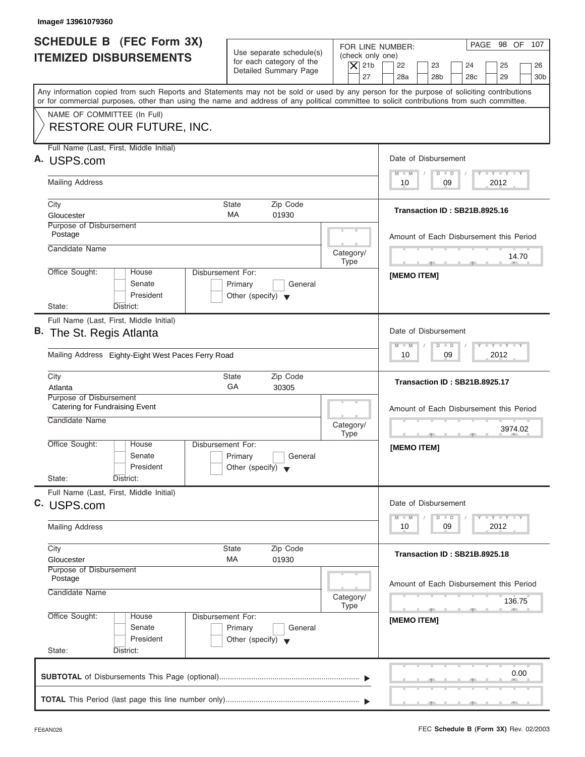Image# 13961079360

# SCHEDULE B (FEC Form 3X) ITEMIZED DISBURSEMENTS

Use separate schedule(s) for each category of the Detailed Summary Page

FOR LINE NUMBER: (check only one)
[X] 21b [ ] 22 [ ] 23 [ ] 24 [ ] 25 [ ] 26 [ ] 27 [ ] 28a [ ] 28b [ ] 28c [ ] 29 [ ] 30b

Any information copied from such Reports and Statements may not be sold or used by any person for the purpose of soliciting contributions or for commercial purposes, other than using the name and address of any political committee to solicit contributions from such committee.

NAME OF COMMITTEE (In Full)
RESTORE OUR FUTURE, INC.

---

**A.** Full Name (Last, First, Middle Initial): USPS.com

Mailing Address:

City: Gloucester | State: MA | Zip Code: 01930

Purpose of Disbursement: Postage

Candidate Name:

Category/Type:

Office Sought: [ ] House [ ] Senate [ ] President
State: District:

Disbursement For: [ ] Primary [ ] General [ ] Other (specify)

Date of Disbursement: 10/09/2012

Transaction ID : SB21B.8925.16

Amount of Each Disbursement this Period: 14.70

[MEMO ITEM]

---

**B.** Full Name (Last, First, Middle Initial): The St. Regis Atlanta

Mailing Address: Eighty-Eight West Paces Ferry Road

City: Atlanta | State: GA | Zip Code: 30305

Purpose of Disbursement: Catering for Fundraising Event

Candidate Name:

Category/Type:

Office Sought: [ ] House [ ] Senate [ ] President
State: District:

Disbursement For: [ ] Primary [ ] General [ ] Other (specify)

Date of Disbursement: 10/09/2012

Transaction ID : SB21B.8925.17

Amount of Each Disbursement this Period: 3974.02

[MEMO ITEM]

---

**C.** Full Name (Last, First, Middle Initial): USPS.com

Mailing Address:

City: Gloucester | State: MA | Zip Code: 01930

Purpose of Disbursement: Postage

Candidate Name:

Category/Type:

Office Sought: [ ] House [ ] Senate [ ] President
State: District:

Disbursement For: [ ] Primary [ ] General [ ] Other (specify)

Date of Disbursement: 10/09/2012

Transaction ID : SB21B.8925.18

Amount of Each Disbursement this Period: 136.75

[MEMO ITEM]

---

**SUBTOTAL** of Disbursements This Page (optional) ▶ 0.00

**TOTAL** This Period (last page this line number only) ▶

FE6AN026 FEC **Schedule B (Form 3X)** Rev. 02/2003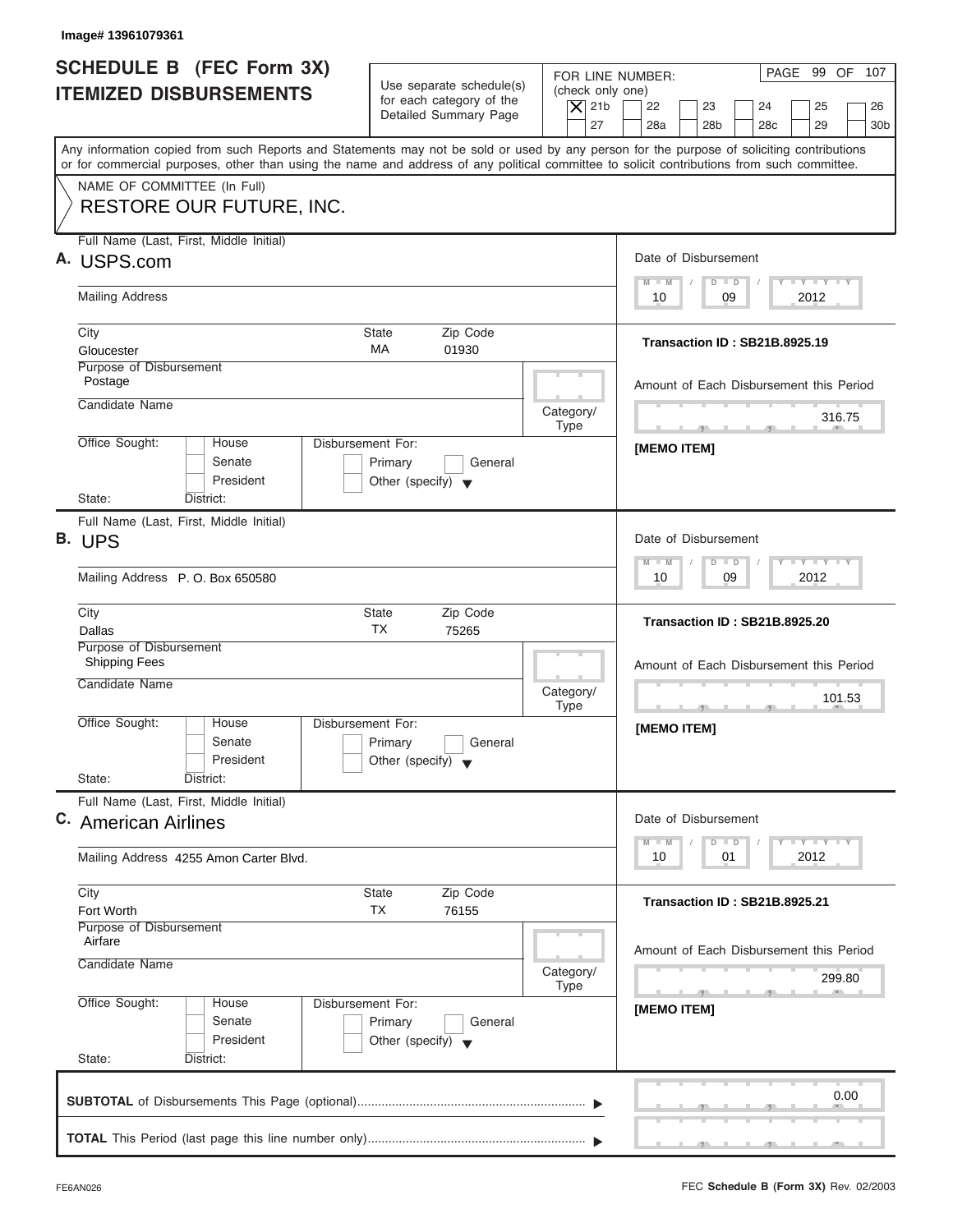Image# 13961079361

# SCHEDULE B (FEC Form 3X) ITEMIZED DISBURSEMENTS

Use separate schedule(s) for each category of the Detailed Summary Page

FOR LINE NUMBER: (check only one)
[X] 21b [ ] 22 [ ] 23 [ ] 24 [ ] 25 [ ] 26 [ ] 27 [ ] 28a [ ] 28b [ ] 28c [ ] 29 [ ] 30b

PAGE 99 OF 107

Any information copied from such Reports and Statements may not be sold or used by any person for the purpose of soliciting contributions or for commercial purposes, other than using the name and address of any political committee to solicit contributions from such committee.

NAME OF COMMITTEE (In Full)
RESTORE OUR FUTURE, INC.

---

**A.** Full Name (Last, First, Middle Initial): USPS.com

Mailing Address:

City: Gloucester | State: MA | Zip Code: 01930

Purpose of Disbursement: Postage

Candidate Name:

Category/Type:

Office Sought: [ ] House [ ] Senate [ ] President
State: District:

Disbursement For: [ ] Primary [ ] General [ ] Other (specify)

Date of Disbursement: 10 / 09 / 2012

Transaction ID : SB21B.8925.19

Amount of Each Disbursement this Period: 316.75

[MEMO ITEM]

---

**B.** Full Name (Last, First, Middle Initial): UPS

Mailing Address: P. O. Box 650580

City: Dallas | State: TX | Zip Code: 75265

Purpose of Disbursement: Shipping Fees

Candidate Name:

Category/Type:

Office Sought: [ ] House [ ] Senate [ ] President
State: District:

Disbursement For: [ ] Primary [ ] General [ ] Other (specify)

Date of Disbursement: 10 / 09 / 2012

Transaction ID : SB21B.8925.20

Amount of Each Disbursement this Period: 101.53

[MEMO ITEM]

---

**C.** Full Name (Last, First, Middle Initial): American Airlines

Mailing Address: 4255 Amon Carter Blvd.

City: Fort Worth | State: TX | Zip Code: 76155

Purpose of Disbursement: Airfare

Candidate Name:

Category/Type:

Office Sought: [ ] House [ ] Senate [ ] President
State: District:

Disbursement For: [ ] Primary [ ] General [ ] Other (specify)

Date of Disbursement: 10 / 01 / 2012

Transaction ID : SB21B.8925.21

Amount of Each Disbursement this Period: 299.80

[MEMO ITEM]

---

**SUBTOTAL** of Disbursements This Page (optional): 0.00

**TOTAL** This Period (last page this line number only):

FE6AN026

FEC **Schedule B (Form 3X)** Rev. 02/2003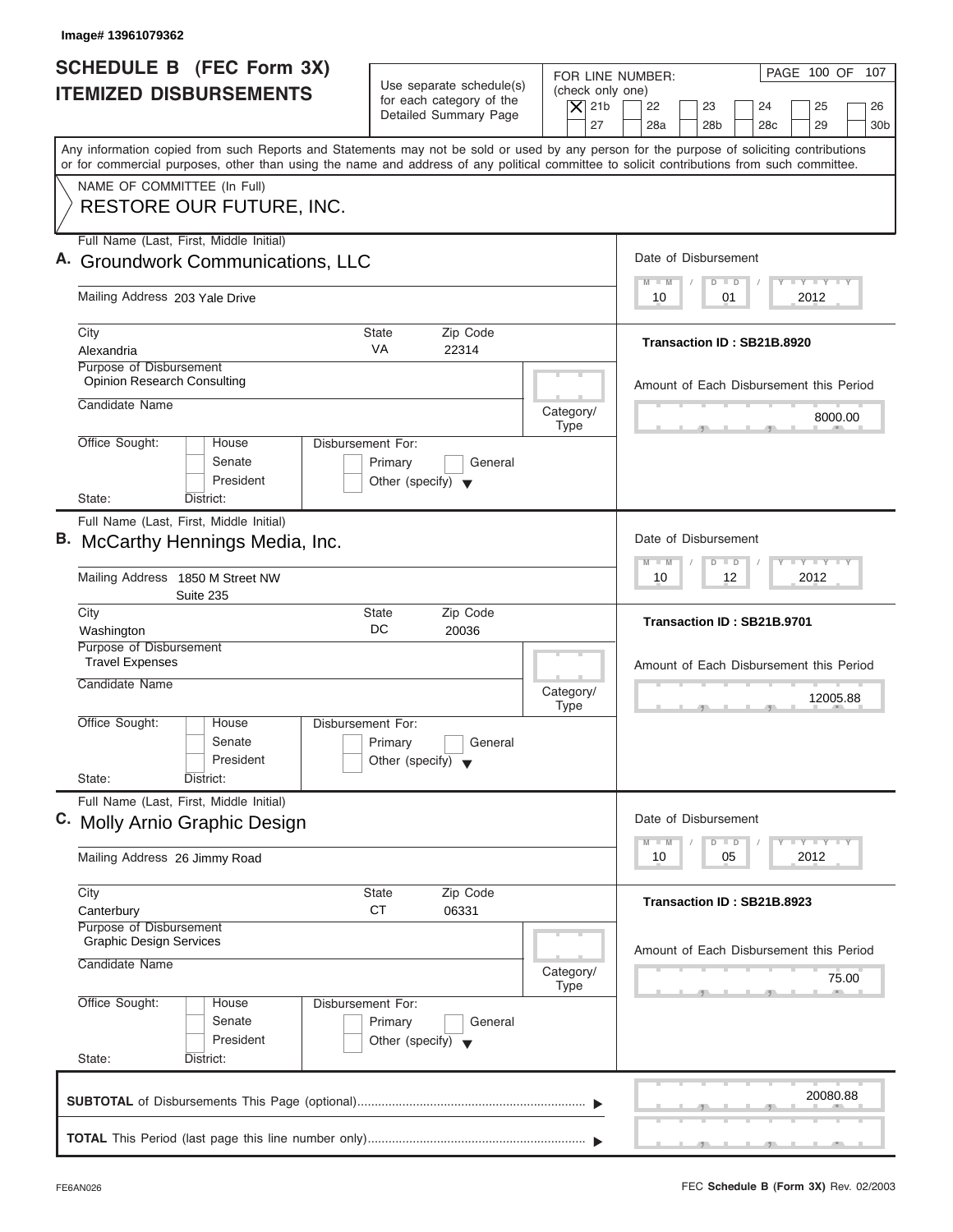Image# 13961079362

# SCHEDULE B (FEC Form 3X)
## ITEMIZED DISBURSEMENTS

Use separate schedule(s) for each category of the Detailed Summary Page

FOR LINE NUMBER: (check only one)

- [X] 21b
- [ ] 22
- [ ] 23
- [ ] 24
- [ ] 25
- [ ] 26
- [ ] 27
- [ ] 28a
- [ ] 28b
- [ ] 28c
- [ ] 29
- [ ] 30b

Any information copied from such Reports and Statements may not be sold or used by any person for the purpose of soliciting contributions or for commercial purposes, other than using the name and address of any political committee to solicit contributions from such committee.

NAME OF COMMITTEE (In Full)

RESTORE OUR FUTURE, INC.

---

**A.** Full Name (Last, First, Middle Initial): **Groundwork Communications, LLC**

Mailing Address: 203 Yale Drive

City: Alexandria | State: VA | Zip Code: 22314

Purpose of Disbursement: Opinion Research Consulting

Candidate Name:

Category/Type:

Office Sought: House / Senate / President

State: District:

Disbursement For: Primary / General / Other (specify)

Date of Disbursement: 10/01/2012

Transaction ID : SB21B.8920

Amount of Each Disbursement this Period: 8000.00

---

**B.** Full Name (Last, First, Middle Initial): **McCarthy Hennings Media, Inc.**

Mailing Address: 1850 M Street NW, Suite 235

City: Washington | State: DC | Zip Code: 20036

Purpose of Disbursement: Travel Expenses

Candidate Name:

Category/Type:

Office Sought: House / Senate / President

State: District:

Disbursement For: Primary / General / Other (specify)

Date of Disbursement: 10/12/2012

Transaction ID : SB21B.9701

Amount of Each Disbursement this Period: 12005.88

---

**C.** Full Name (Last, First, Middle Initial): **Molly Arnio Graphic Design**

Mailing Address: 26 Jimmy Road

City: Canterbury | State: CT | Zip Code: 06331

Purpose of Disbursement: Graphic Design Services

Candidate Name:

Category/Type:

Office Sought: House / Senate / President

State: District:

Disbursement For: Primary / General / Other (specify)

Date of Disbursement: 10/05/2012

Transaction ID : SB21B.8923

Amount of Each Disbursement this Period: 75.00

---

**SUBTOTAL** of Disbursements This Page (optional): 20080.88

**TOTAL** This Period (last page this line number only):

FE6AN026

FEC **Schedule B (Form 3X)** Rev. 02/2003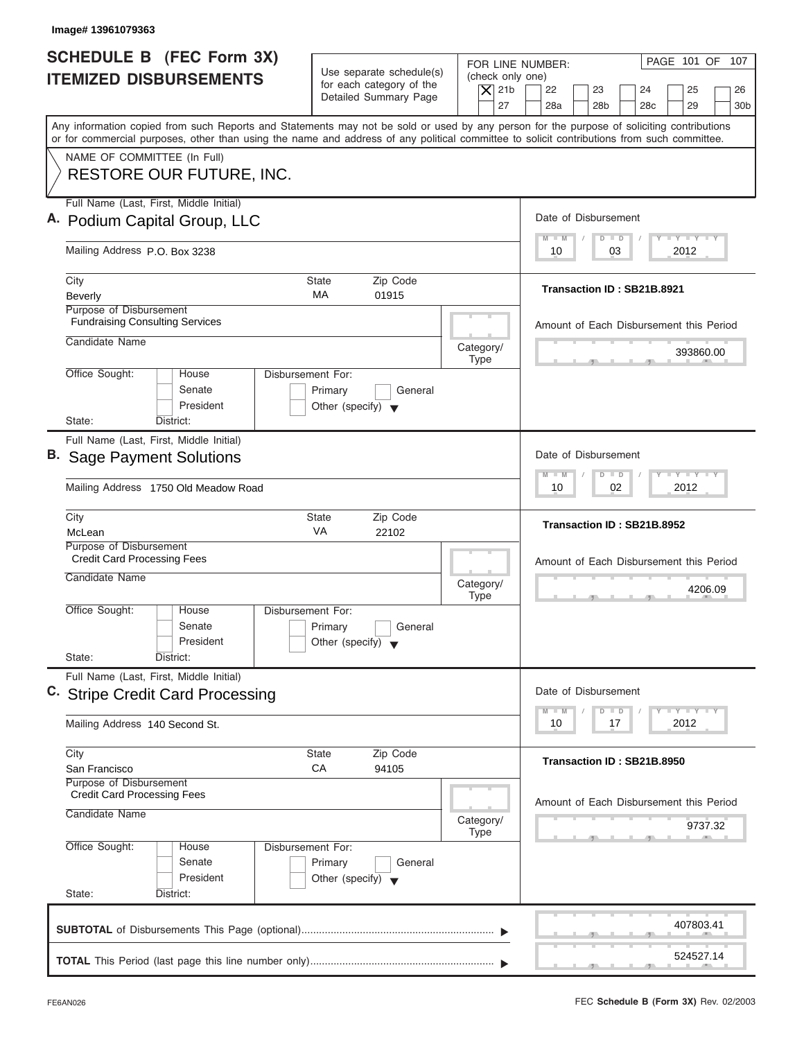Image# 13961079363

# SCHEDULE B (FEC Form 3X) ITEMIZED DISBURSEMENTS

Use separate schedule(s) for each category of the Detailed Summary Page

FOR LINE NUMBER: (check only one)

- [X] 21b
- [ ] 22
- [ ] 23
- [ ] 24
- [ ] 25
- [ ] 26
- [ ] 27
- [ ] 28a
- [ ] 28b
- [ ] 28c
- [ ] 29
- [ ] 30b

PAGE 101 OF 107

Any information copied from such Reports and Statements may not be sold or used by any person for the purpose of soliciting contributions or for commercial purposes, other than using the name and address of any political committee to solicit contributions from such committee.

NAME OF COMMITTEE (In Full)
RESTORE OUR FUTURE, INC.

---

**A.** Full Name (Last, First, Middle Initial): **Podium Capital Group, LLC**

Mailing Address: P.O. Box 3238

City: Beverly | State: MA | Zip Code: 01915

Date of Disbursement: 10 / 03 / 2012

Transaction ID : SB21B.8921

Purpose of Disbursement: Fundraising Consulting Services

Candidate Name:

Category/Type:

Amount of Each Disbursement this Period: 393860.00

Office Sought: House / Senate / President

Disbursement For: Primary / General / Other (specify)

State: District:

---

**B.** Full Name (Last, First, Middle Initial): **Sage Payment Solutions**

Mailing Address: 1750 Old Meadow Road

City: McLean | State: VA | Zip Code: 22102

Date of Disbursement: 10 / 02 / 2012

Transaction ID : SB21B.8952

Purpose of Disbursement: Credit Card Processing Fees

Candidate Name:

Category/Type:

Amount of Each Disbursement this Period: 4206.09

Office Sought: House / Senate / President

Disbursement For: Primary / General / Other (specify)

State: District:

---

**C.** Full Name (Last, First, Middle Initial): **Stripe Credit Card Processing**

Mailing Address: 140 Second St.

City: San Francisco | State: CA | Zip Code: 94105

Date of Disbursement: 10 / 17 / 2012

Transaction ID : SB21B.8950

Purpose of Disbursement: Credit Card Processing Fees

Candidate Name:

Category/Type:

Amount of Each Disbursement this Period: 9737.32

Office Sought: House / Senate / President

Disbursement For: Primary / General / Other (specify)

State: District:

---

**SUBTOTAL** of Disbursements This Page (optional): 407803.41

**TOTAL** This Period (last page this line number only): 524527.14

FE6AN026 — FEC **Schedule B (Form 3X)** Rev. 02/2003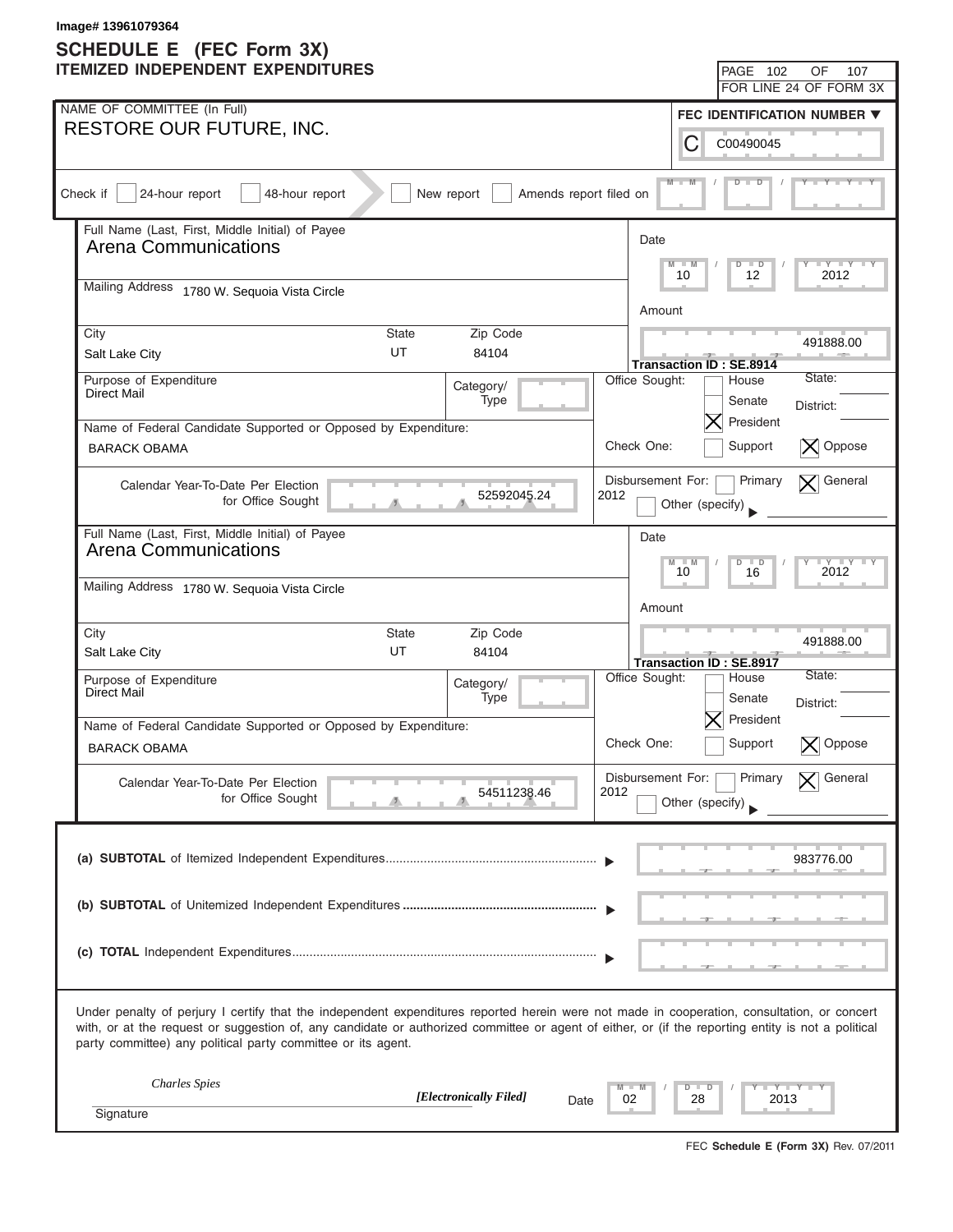Image# 13961079364

# SCHEDULE E (FEC Form 3X)
## ITEMIZED INDEPENDENT EXPENDITURES

PAGE 102 OF 107
FOR LINE 24 OF FORM 3X

**NAME OF COMMITTEE (In Full)**
RESTORE OUR FUTURE, INC.

**FEC IDENTIFICATION NUMBER**
C00490045

Check if [ ] 24-hour report [ ] 48-hour report [ ] New report [ ] Amends report filed on

---

**Full Name (Last, First, Middle Initial) of Payee:** Arena Communications

**Mailing Address:** 1780 W. Sequoia Vista Circle

| City | State | Zip Code |
|---|---|---|
| Salt Lake City | UT | 84104 |

**Date:** 10 / 12 / 2012

**Amount:** 491888.00

**Transaction ID : SE.8914**

**Purpose of Expenditure:** Direct Mail

**Category/Type:**

**Office Sought:** [ ] House [ ] Senate [X] President — State: District:

**Name of Federal Candidate Supported or Opposed by Expenditure:** BARACK OBAMA

**Check One:** [ ] Support [X] Oppose

**Calendar Year-To-Date Per Election for Office Sought:** 52592045.24

**Disbursement For:** 2012 [ ] Primary [X] General [ ] Other (specify)

---

**Full Name (Last, First, Middle Initial) of Payee:** Arena Communications

**Mailing Address:** 1780 W. Sequoia Vista Circle

| City | State | Zip Code |
|---|---|---|
| Salt Lake City | UT | 84104 |

**Date:** 10 / 16 / 2012

**Amount:** 491888.00

**Transaction ID : SE.8917**

**Purpose of Expenditure:** Direct Mail

**Category/Type:**

**Office Sought:** [ ] House [ ] Senate [X] President — State: District:

**Name of Federal Candidate Supported or Opposed by Expenditure:** BARACK OBAMA

**Check One:** [ ] Support [X] Oppose

**Calendar Year-To-Date Per Election for Office Sought:** 54511238.46

**Disbursement For:** 2012 [ ] Primary [X] General [ ] Other (specify)

---

**(a) SUBTOTAL** of Itemized Independent Expenditures: 983776.00

**(b) SUBTOTAL** of Unitemized Independent Expenditures:

**(c) TOTAL** Independent Expenditures:

Under penalty of perjury I certify that the independent expenditures reported herein were not made in cooperation, consultation, or concert with, or at the request or suggestion of, any candidate or authorized committee or agent of either, or (if the reporting entity is not a political party committee) any political party committee or its agent.

*Charles Spies* *[Electronically Filed]*

Signature — Date: 02 / 28 / 2013

FEC **Schedule E (Form 3X)** Rev. 07/2011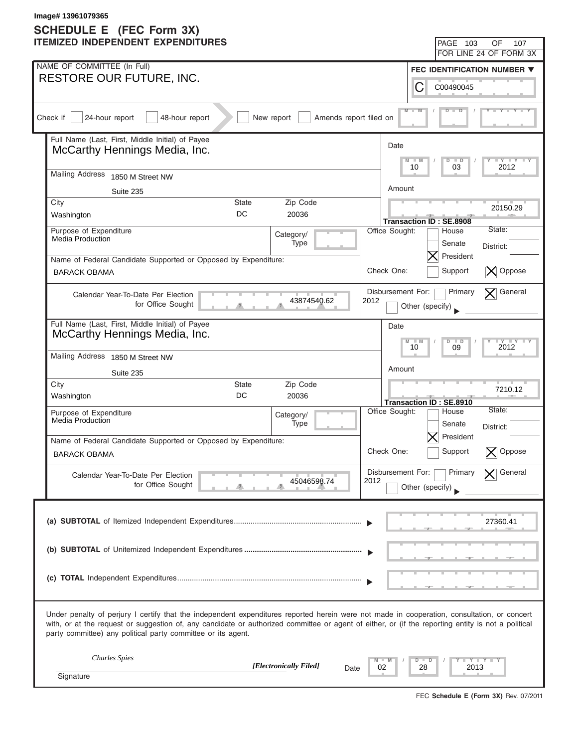Image# 13961079365

# SCHEDULE E (FEC Form 3X)
## ITEMIZED INDEPENDENT EXPENDITURES

PAGE 103 OF 107
FOR LINE 24 OF FORM 3X

**NAME OF COMMITTEE (In Full)**
RESTORE OUR FUTURE, INC.

**FEC IDENTIFICATION NUMBER**
C00490045

Check if [ ] 24-hour report [ ] 48-hour report [ ] New report [ ] Amends report filed on MM / DD / YYYY

---

**Full Name (Last, First, Middle Initial) of Payee**
McCarthy Hennings Media, Inc.

Mailing Address: 1850 M Street NW
Suite 235

| City | State | Zip Code |
|---|---|---|
| Washington | DC | 20036 |

Date: 10 / 03 / 2012

Amount: 20150.29

Transaction ID : SE.8908

Purpose of Expenditure: Media Production

Category/Type:

Office Sought: [ ] House [ ] Senate [X] President
State:
District:

Name of Federal Candidate Supported or Opposed by Expenditure:
BARACK OBAMA

Check One: [ ] Support [X] Oppose

Calendar Year-To-Date Per Election for Office Sought: 43874540.62

Disbursement For: 2012 [ ] Primary [X] General [ ] Other (specify)

---

**Full Name (Last, First, Middle Initial) of Payee**
McCarthy Hennings Media, Inc.

Mailing Address: 1850 M Street NW
Suite 235

| City | State | Zip Code |
|---|---|---|
| Washington | DC | 20036 |

Date: 10 / 09 / 2012

Amount: 7210.12

Transaction ID : SE.8910

Purpose of Expenditure: Media Production

Category/Type:

Office Sought: [ ] House [ ] Senate [X] President
State:
District:

Name of Federal Candidate Supported or Opposed by Expenditure:
BARACK OBAMA

Check One: [ ] Support [X] Oppose

Calendar Year-To-Date Per Election for Office Sought: 45046598.74

Disbursement For: 2012 [ ] Primary [X] General [ ] Other (specify)

---

**(a) SUBTOTAL** of Itemized Independent Expenditures ........ 27360.41

**(b) SUBTOTAL** of Unitemized Independent Expenditures ........

**(c) TOTAL** Independent Expenditures ........

Under penalty of perjury I certify that the independent expenditures reported herein were not made in cooperation, consultation, or concert with, or at the request or suggestion of, any candidate or authorized committee or agent of either, or (if the reporting entity is not a political party committee) any political party committee or its agent.

*Charles Spies* *[Electronically Filed]*
Signature

Date: 02 / 28 / 2013

FEC **Schedule E (Form 3X)** Rev. 07/2011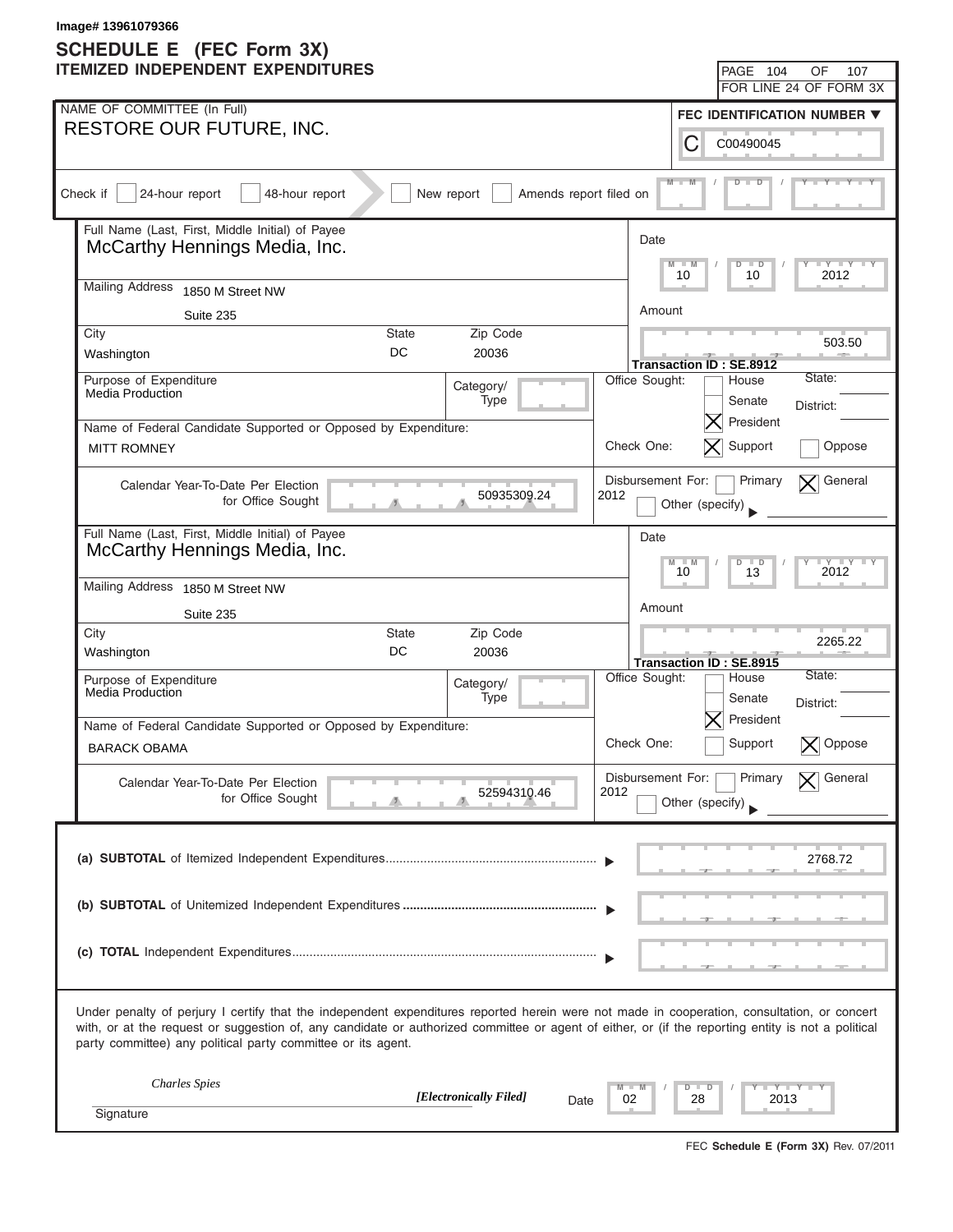Image# 13961079366

# SCHEDULE E (FEC Form 3X)
## ITEMIZED INDEPENDENT EXPENDITURES

FOR LINE 24 OF FORM 3X

NAME OF COMMITTEE (In Full)
RESTORE OUR FUTURE, INC.

FEC IDENTIFICATION NUMBER: C00490045

Check if [ ] 24-hour report [ ] 48-hour report [ ] New report [ ] Amends report filed on

---

**Full Name (Last, First, Middle Initial) of Payee:** McCarthy Hennings Media, Inc.

**Mailing Address:** 1850 M Street NW, Suite 235

**City:** Washington **State:** DC **Zip Code:** 20036

**Date:** 10 / 10 / 2012

**Amount:** 503.50

**Transaction ID :** SE.8912

**Purpose of Expenditure:** Media Production

**Category/Type:**

**Office Sought:** [ ] House [ ] Senate [X] President State: District:

**Name of Federal Candidate Supported or Opposed by Expenditure:** MITT ROMNEY

**Check One:** [X] Support [ ] Oppose

**Calendar Year-To-Date Per Election for Office Sought:** 50935309.24

**Disbursement For:** 2012 [ ] Primary [X] General [ ] Other (specify)

---

**Full Name (Last, First, Middle Initial) of Payee:** McCarthy Hennings Media, Inc.

**Mailing Address:** 1850 M Street NW, Suite 235

**City:** Washington **State:** DC **Zip Code:** 20036

**Date:** 10 / 13 / 2012

**Amount:** 2265.22

**Transaction ID :** SE.8915

**Purpose of Expenditure:** Media Production

**Category/Type:**

**Office Sought:** [ ] House [ ] Senate [X] President State: District:

**Name of Federal Candidate Supported or Opposed by Expenditure:** BARACK OBAMA

**Check One:** [ ] Support [X] Oppose

**Calendar Year-To-Date Per Election for Office Sought:** 52594310.46

**Disbursement For:** 2012 [ ] Primary [X] General [ ] Other (specify)

---

**(a) SUBTOTAL** of Itemized Independent Expenditures ▶ 2768.72

**(b) SUBTOTAL** of Unitemized Independent Expenditures ▶

**(c) TOTAL** Independent Expenditures ▶

Under penalty of perjury I certify that the independent expenditures reported herein were not made in cooperation, consultation, or concert with, or at the request or suggestion of, any candidate or authorized committee or agent of either, or (if the reporting entity is not a political party committee) any political party committee or its agent.

*Charles Spies* *[Electronically Filed]* Date 02 / 28 / 2013

Signature

FEC **Schedule E (Form 3X)** Rev. 07/2011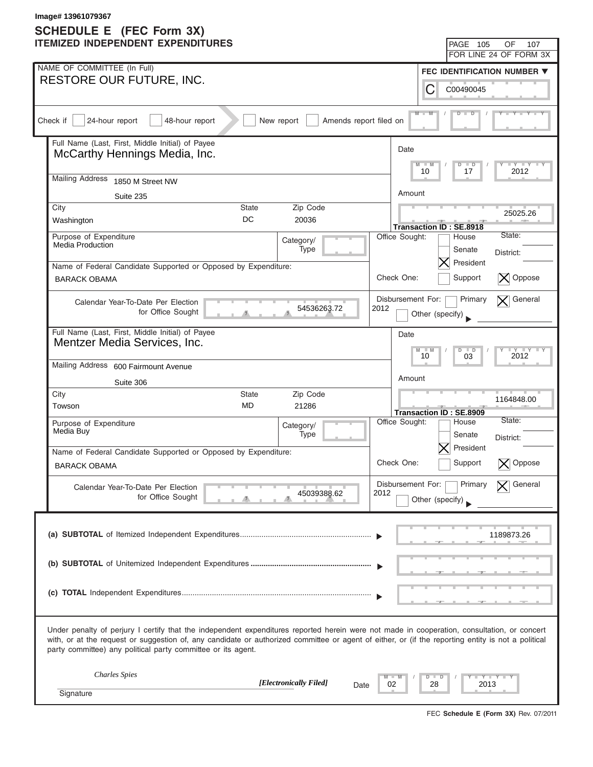Image# 13961079367

# SCHEDULE E (FEC Form 3X)
## ITEMIZED INDEPENDENT EXPENDITURES

PAGE 105 OF 107
FOR LINE 24 OF FORM 3X

NAME OF COMMITTEE (In Full)
RESTORE OUR FUTURE, INC.

FEC IDENTIFICATION NUMBER
C00490045

Check if [ ] 24-hour report [ ] 48-hour report [ ] New report [ ] Amends report filed on M M / D D / Y Y Y Y

---

Full Name (Last, First, Middle Initial) of Payee
McCarthy Hennings Media, Inc.

Mailing Address 1850 M Street NW
Suite 235

| City | State | Zip Code |
|---|---|---|
| Washington | DC | 20036 |

Date: 10 / 17 / 2012

Amount: 25025.26

Transaction ID : SE.8918

Purpose of Expenditure: Media Production

Category/Type:

Office Sought: [ ] House [ ] Senate [X] President — State: District:

Name of Federal Candidate Supported or Opposed by Expenditure:
BARACK OBAMA

Check One: [ ] Support [X] Oppose

Calendar Year-To-Date Per Election for Office Sought: 54536263.72

Disbursement For: 2012 [ ] Primary [X] General [ ] Other (specify)

---

Full Name (Last, First, Middle Initial) of Payee
Mentzer Media Services, Inc.

Mailing Address 600 Fairmount Avenue
Suite 306

| City | State | Zip Code |
|---|---|---|
| Towson | MD | 21286 |

Date: 10 / 03 / 2012

Amount: 1164848.00

Transaction ID : SE.8909

Purpose of Expenditure: Media Buy

Category/Type:

Office Sought: [ ] House [ ] Senate [X] President — State: District:

Name of Federal Candidate Supported or Opposed by Expenditure:
BARACK OBAMA

Check One: [ ] Support [X] Oppose

Calendar Year-To-Date Per Election for Office Sought: 45039388.62

Disbursement For: 2012 [ ] Primary [X] General [ ] Other (specify)

---

**(a) SUBTOTAL** of Itemized Independent Expenditures ........ 1189873.26

**(b) SUBTOTAL** of Unitemized Independent Expenditures ........

**(c) TOTAL** Independent Expenditures ........

Under penalty of perjury I certify that the independent expenditures reported herein were not made in cooperation, consultation, or concert with, or at the request or suggestion of, any candidate or authorized committee or agent of either, or (if the reporting entity is not a political party committee) any political party committee or its agent.

*Charles Spies* *[Electronically Filed]* Date 02 / 28 / 2013

Signature

FEC **Schedule E (Form 3X)** Rev. 07/2011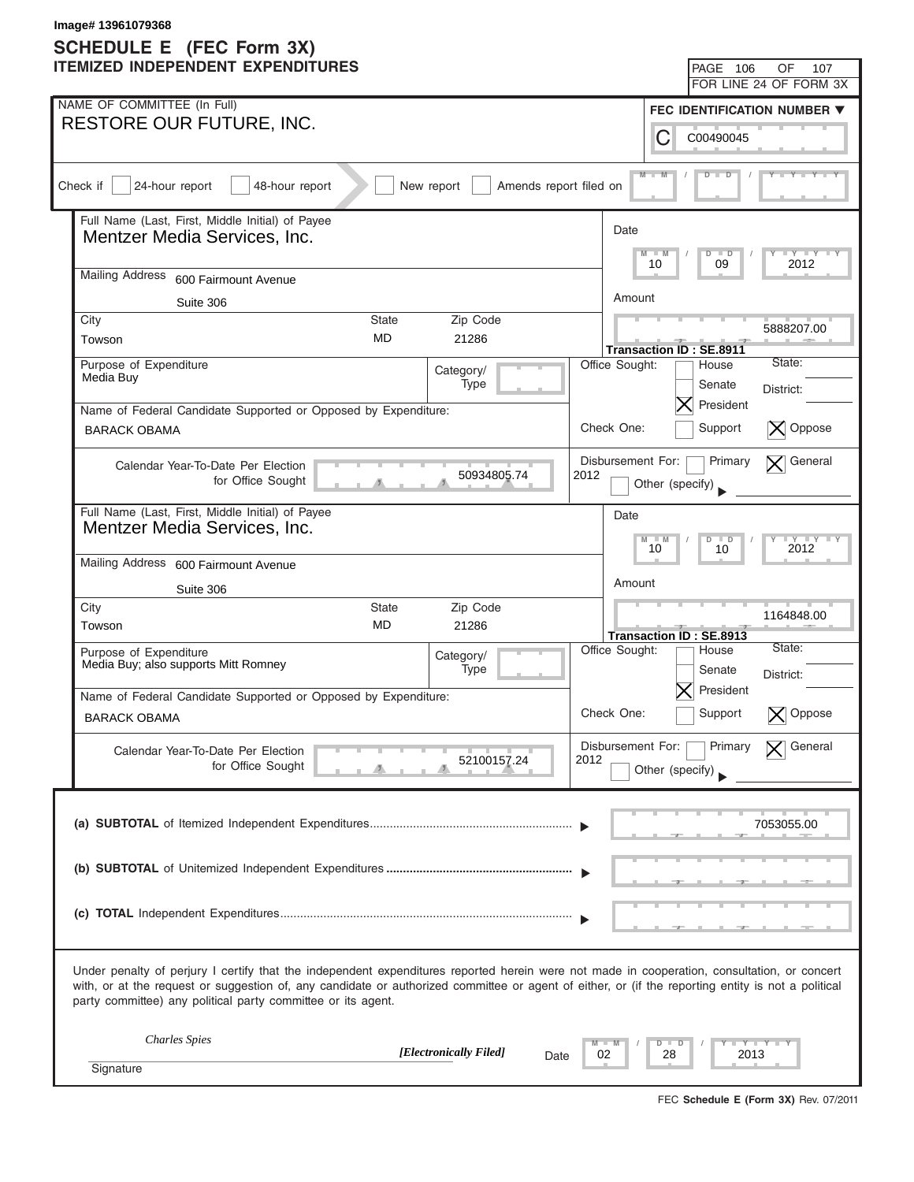Image# 13961079368

# SCHEDULE E (FEC Form 3X)

## ITEMIZED INDEPENDENT EXPENDITURES

PAGE 106 OF 107
FOR LINE 24 OF FORM 3X

**NAME OF COMMITTEE (In Full)**
RESTORE OUR FUTURE, INC.

**FEC IDENTIFICATION NUMBER**
C00490045

Check if [ ] 24-hour report [ ] 48-hour report [ ] New report [ ] Amends report filed on

---

**Full Name (Last, First, Middle Initial) of Payee**
Mentzer Media Services, Inc.

Mailing Address: 600 Fairmount Avenue
Suite 306

| City | State | Zip Code |
|---|---|---|
| Towson | MD | 21286 |

Date: 10 / 09 / 2012

Amount: 5888207.00

Transaction ID : SE.8911

Purpose of Expenditure: Media Buy

Category/Type:

Office Sought: [ ] House [ ] Senate [X] President
State:
District:

Name of Federal Candidate Supported or Opposed by Expenditure: BARACK OBAMA

Check One: [ ] Support [X] Oppose

Calendar Year-To-Date Per Election for Office Sought: 50934805.74

Disbursement For: 2012 [ ] Primary [X] General [ ] Other (specify)

---

**Full Name (Last, First, Middle Initial) of Payee**
Mentzer Media Services, Inc.

Mailing Address: 600 Fairmount Avenue
Suite 306

| City | State | Zip Code |
|---|---|---|
| Towson | MD | 21286 |

Date: 10 / 10 / 2012

Amount: 1164848.00

Transaction ID : SE.8913

Purpose of Expenditure: Media Buy; also supports Mitt Romney

Category/Type:

Office Sought: [ ] House [ ] Senate [X] President
State:
District:

Name of Federal Candidate Supported or Opposed by Expenditure: BARACK OBAMA

Check One: [ ] Support [X] Oppose

Calendar Year-To-Date Per Election for Office Sought: 52100157.24

Disbursement For: 2012 [ ] Primary [X] General [ ] Other (specify)

---

**(a) SUBTOTAL** of Itemized Independent Expenditures: 7053055.00

**(b) SUBTOTAL** of Unitemized Independent Expenditures:

**(c) TOTAL** Independent Expenditures:

Under penalty of perjury I certify that the independent expenditures reported herein were not made in cooperation, consultation, or concert with, or at the request or suggestion of, any candidate or authorized committee or agent of either, or (if the reporting entity is not a political party committee) any political party committee or its agent.

*Charles Spies* *[Electronically Filed]*
Signature

Date: 02 / 28 / 2013

FEC **Schedule E (Form 3X)** Rev. 07/2011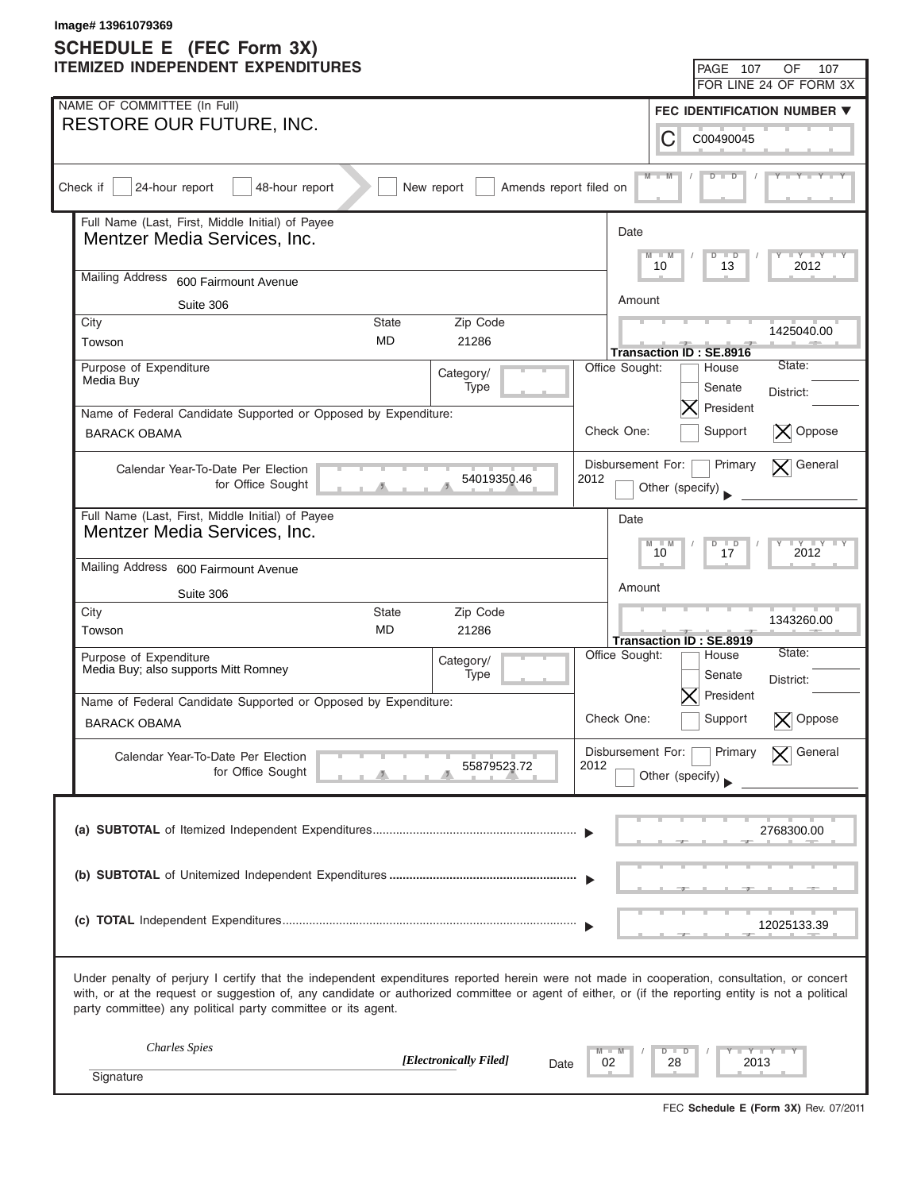Image# 13961079369

# SCHEDULE E (FEC Form 3X)
## ITEMIZED INDEPENDENT EXPENDITURES

PAGE 107 OF 107
FOR LINE 24 OF FORM 3X

NAME OF COMMITTEE (In Full)
RESTORE OUR FUTURE, INC.

FEC IDENTIFICATION NUMBER: C00490045

Check if: [ ] 24-hour report [ ] 48-hour report [ ] New report [ ] Amends report filed on

---

Full Name (Last, First, Middle Initial) of Payee: Mentzer Media Services, Inc.

Mailing Address: 600 Fairmount Avenue, Suite 306

City: Towson State: MD Zip Code: 21286

Date: 10/13/2012

Amount: 1425040.00

Transaction ID : SE.8916

Purpose of Expenditure: Media Buy

Category/Type:

Office Sought: [ ] House [ ] Senate [X] President State: District:

Name of Federal Candidate Supported or Opposed by Expenditure: BARACK OBAMA

Check One: [ ] Support [X] Oppose

Calendar Year-To-Date Per Election for Office Sought: 54019350.46

Disbursement For: 2012 [ ] Primary [X] General [ ] Other (specify)

---

Full Name (Last, First, Middle Initial) of Payee: Mentzer Media Services, Inc.

Mailing Address: 600 Fairmount Avenue, Suite 306

City: Towson State: MD Zip Code: 21286

Date: 10/17/2012

Amount: 1343260.00

Transaction ID : SE.8919

Purpose of Expenditure: Media Buy; also supports Mitt Romney

Category/Type:

Office Sought: [ ] House [ ] Senate [X] President State: District:

Name of Federal Candidate Supported or Opposed by Expenditure: BARACK OBAMA

Check One: [ ] Support [X] Oppose

Calendar Year-To-Date Per Election for Office Sought: 55879523.72

Disbursement For: 2012 [ ] Primary [X] General [ ] Other (specify)

---

**(a) SUBTOTAL** of Itemized Independent Expenditures: 2768300.00

**(b) SUBTOTAL** of Unitemized Independent Expenditures:

**(c) TOTAL** Independent Expenditures: 12025133.39

Under penalty of perjury I certify that the independent expenditures reported herein were not made in cooperation, consultation, or concert with, or at the request or suggestion of, any candidate or authorized committee or agent of either, or (if the reporting entity is not a political party committee) any political party committee or its agent.

*Charles Spies* *[Electronically Filed]*
Signature Date: 02/28/2013

FEC **Schedule E (Form 3X)** Rev. 07/2011